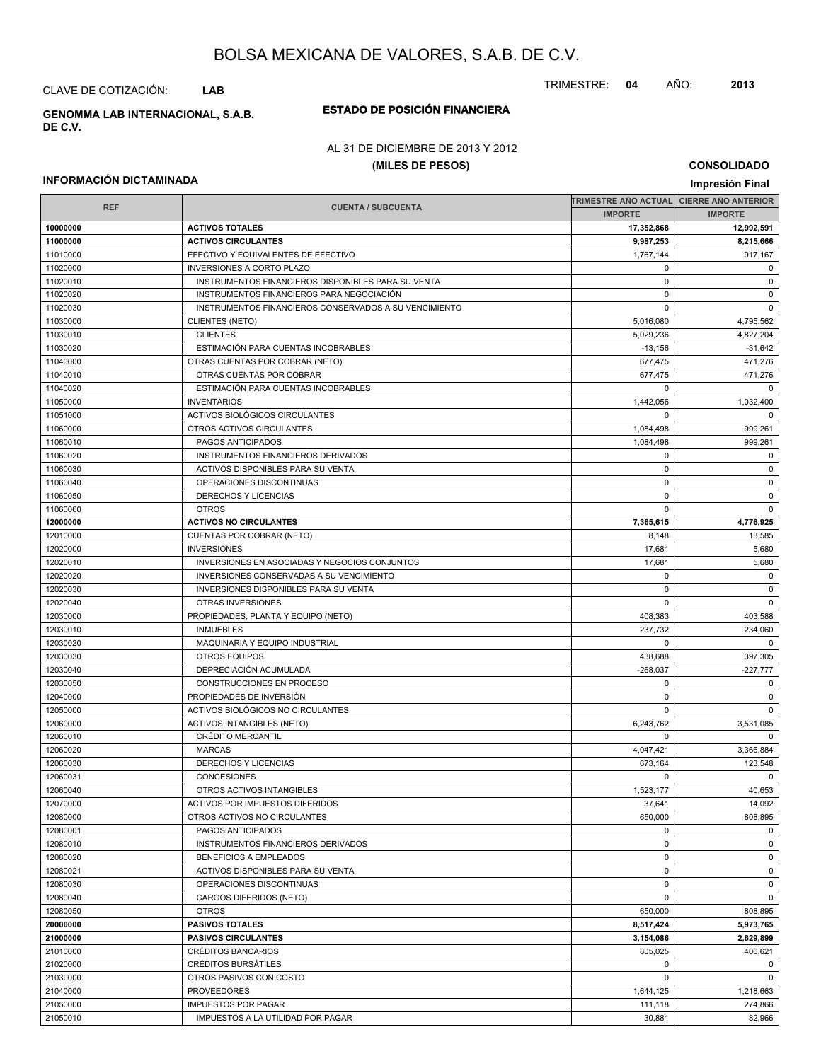# BOLSA MEXICANA DE VALORES, S.A.B. DE C.V.

CLAVE DE COTIZACIÓN: **LAB**

TRIMESTRE: **04** AÑO: **2013**

**GENOMMA LAB INTERNACIONAL, S.A.B. DE C.V.**

## ESTADO DE POSICIÓN FINANCIERA

AL 31 DE DICIEMBRE DE 2013 Y 2012

**(MILES DE PESOS)**

**CONSOLIDADO**

**INFORMACIÓN DICTAMINADA**

**Impresión Final**

| REF | CUENTA / SUBCUENTA | TRIMESTRE AÑO ACTUAL | CIERRE AÑO ANTERIOR |
|---|---|---|---|
| | | IMPORTE | IMPORTE |
| **10000000** | **ACTIVOS TOTALES** | **17,352,868** | **12,992,591** |
| **11000000** | **ACTIVOS CIRCULANTES** | **9,987,253** | **8,215,666** |
| 11010000 | EFECTIVO Y EQUIVALENTES DE EFECTIVO | 1,767,144 | 917,167 |
| 11020000 | INVERSIONES A CORTO PLAZO | 0 | 0 |
| 11020010 | INSTRUMENTOS FINANCIEROS DISPONIBLES PARA SU VENTA | 0 | 0 |
| 11020020 | INSTRUMENTOS FINANCIEROS PARA NEGOCIACIÓN | 0 | 0 |
| 11020030 | INSTRUMENTOS FINANCIEROS CONSERVADOS A SU VENCIMIENTO | 0 | 0 |
| 11030000 | CLIENTES (NETO) | 5,016,080 | 4,795,562 |
| 11030010 | CLIENTES | 5,029,236 | 4,827,204 |
| 11030020 | ESTIMACIÓN PARA CUENTAS INCOBRABLES | -13,156 | -31,642 |
| 11040000 | OTRAS CUENTAS POR COBRAR (NETO) | 677,475 | 471,276 |
| 11040010 | OTRAS CUENTAS POR COBRAR | 677,475 | 471,276 |
| 11040020 | ESTIMACIÓN PARA CUENTAS INCOBRABLES | 0 | 0 |
| 11050000 | INVENTARIOS | 1,442,056 | 1,032,400 |
| 11051000 | ACTIVOS BIOLÓGICOS CIRCULANTES | 0 | 0 |
| 11060000 | OTROS ACTIVOS CIRCULANTES | 1,084,498 | 999,261 |
| 11060010 | PAGOS ANTICIPADOS | 1,084,498 | 999,261 |
| 11060020 | INSTRUMENTOS FINANCIEROS DERIVADOS | 0 | 0 |
| 11060030 | ACTIVOS DISPONIBLES PARA SU VENTA | 0 | 0 |
| 11060040 | OPERACIONES DISCONTINUAS | 0 | 0 |
| 11060050 | DERECHOS Y LICENCIAS | 0 | 0 |
| 11060060 | OTROS | 0 | 0 |
| **12000000** | **ACTIVOS NO CIRCULANTES** | **7,365,615** | **4,776,925** |
| 12010000 | CUENTAS POR COBRAR (NETO) | 8,148 | 13,585 |
| 12020000 | INVERSIONES | 17,681 | 5,680 |
| 12020010 | INVERSIONES EN ASOCIADAS Y NEGOCIOS CONJUNTOS | 17,681 | 5,680 |
| 12020020 | INVERSIONES CONSERVADAS A SU VENCIMIENTO | 0 | 0 |
| 12020030 | INVERSIONES DISPONIBLES PARA SU VENTA | 0 | 0 |
| 12020040 | OTRAS INVERSIONES | 0 | 0 |
| 12030000 | PROPIEDADES, PLANTA Y EQUIPO (NETO) | 408,383 | 403,588 |
| 12030010 | INMUEBLES | 237,732 | 234,060 |
| 12030020 | MAQUINARIA Y EQUIPO INDUSTRIAL | 0 | 0 |
| 12030030 | OTROS EQUIPOS | 438,688 | 397,305 |
| 12030040 | DEPRECIACIÓN ACUMULADA | -268,037 | -227,777 |
| 12030050 | CONSTRUCCIONES EN PROCESO | 0 | 0 |
| 12040000 | PROPIEDADES DE INVERSIÓN | 0 | 0 |
| 12050000 | ACTIVOS BIOLÓGICOS NO CIRCULANTES | 0 | 0 |
| 12060000 | ACTIVOS INTANGIBLES (NETO) | 6,243,762 | 3,531,085 |
| 12060010 | CRÉDITO MERCANTIL | 0 | 0 |
| 12060020 | MARCAS | 4,047,421 | 3,366,884 |
| 12060030 | DERECHOS Y LICENCIAS | 673,164 | 123,548 |
| 12060031 | CONCESIONES | 0 | 0 |
| 12060040 | OTROS ACTIVOS INTANGIBLES | 1,523,177 | 40,653 |
| 12070000 | ACTIVOS POR IMPUESTOS DIFERIDOS | 37,641 | 14,092 |
| 12080000 | OTROS ACTIVOS NO CIRCULANTES | 650,000 | 808,895 |
| 12080001 | PAGOS ANTICIPADOS | 0 | 0 |
| 12080010 | INSTRUMENTOS FINANCIEROS DERIVADOS | 0 | 0 |
| 12080020 | BENEFICIOS A EMPLEADOS | 0 | 0 |
| 12080021 | ACTIVOS DISPONIBLES PARA SU VENTA | 0 | 0 |
| 12080030 | OPERACIONES DISCONTINUAS | 0 | 0 |
| 12080040 | CARGOS DIFERIDOS (NETO) | 0 | 0 |
| 12080050 | OTROS | 650,000 | 808,895 |
| **20000000** | **PASIVOS TOTALES** | **8,517,424** | **5,973,765** |
| **21000000** | **PASIVOS CIRCULANTES** | **3,154,086** | **2,629,899** |
| 21010000 | CRÉDITOS BANCARIOS | 805,025 | 406,621 |
| 21020000 | CRÉDITOS BURSÁTILES | 0 | 0 |
| 21030000 | OTROS PASIVOS CON COSTO | 0 | 0 |
| 21040000 | PROVEEDORES | 1,644,125 | 1,218,663 |
| 21050000 | IMPUESTOS POR PAGAR | 111,118 | 274,866 |
| 21050010 | IMPUESTOS A LA UTILIDAD POR PAGAR | 30,881 | 82,966 |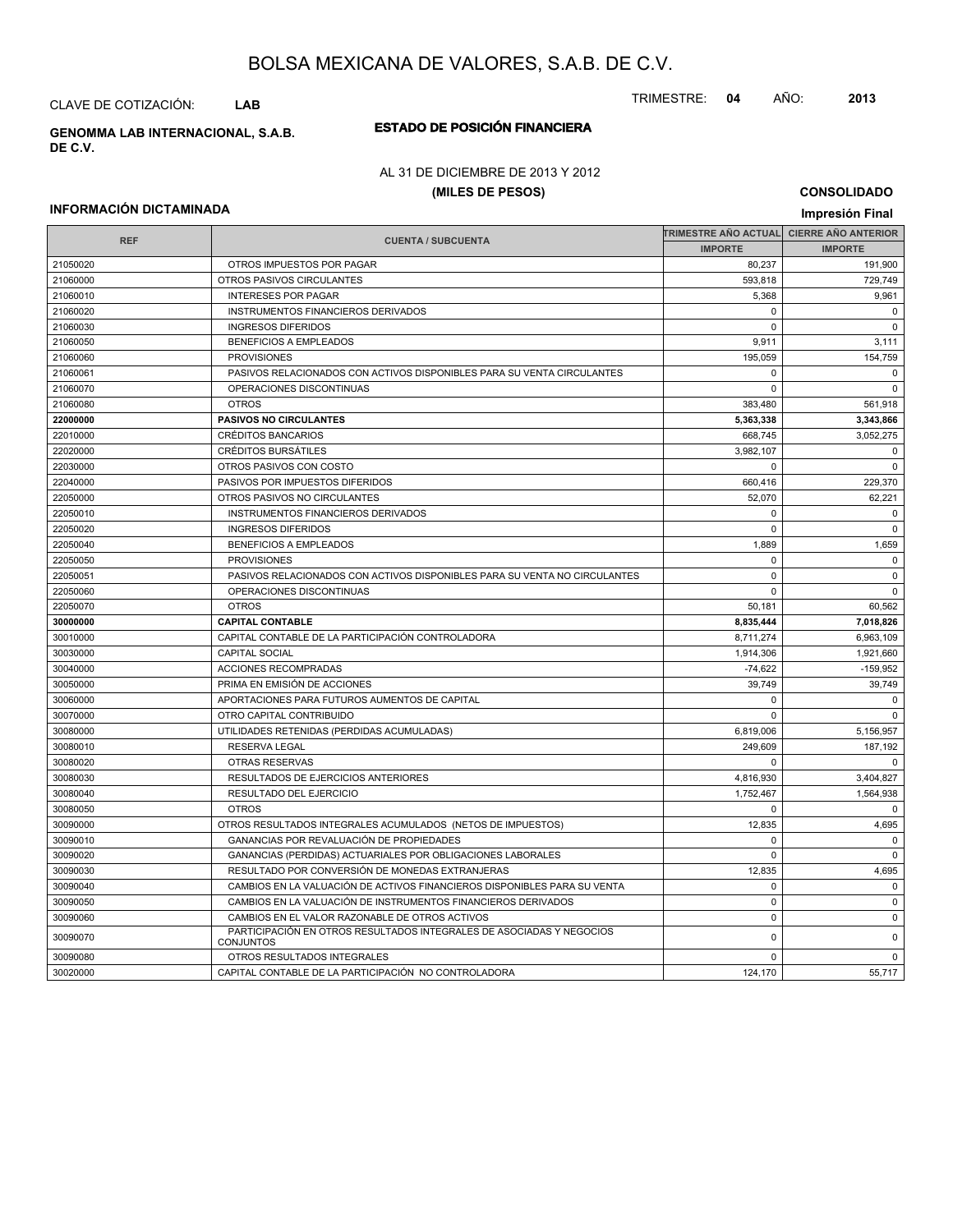# BOLSA MEXICANA DE VALORES, S.A.B. DE C.V.

CLAVE DE COTIZACIÓN: **LAB**

TRIMESTRE: **04** AÑO: **2013**

**GENOMMA LAB INTERNACIONAL, S.A.B. DE C.V.**

## ESTADO DE POSICIÓN FINANCIERA

AL 31 DE DICIEMBRE DE 2013 Y 2012

**(MILES DE PESOS)**

**CONSOLIDADO**

**INFORMACIÓN DICTAMINADA**

**Impresión Final**

| REF | CUENTA / SUBCUENTA | TRIMESTRE AÑO ACTUAL | CIERRE AÑO ANTERIOR |
|---|---|---|---|
| | | IMPORTE | IMPORTE |
| 21050020 | OTROS IMPUESTOS POR PAGAR | 80,237 | 191,900 |
| 21060000 | OTROS PASIVOS CIRCULANTES | 593,818 | 729,749 |
| 21060010 | INTERESES POR PAGAR | 5,368 | 9,961 |
| 21060020 | INSTRUMENTOS FINANCIEROS DERIVADOS | 0 | 0 |
| 21060030 | INGRESOS DIFERIDOS | 0 | 0 |
| 21060050 | BENEFICIOS A EMPLEADOS | 9,911 | 3,111 |
| 21060060 | PROVISIONES | 195,059 | 154,759 |
| 21060061 | PASIVOS RELACIONADOS CON ACTIVOS DISPONIBLES PARA SU VENTA CIRCULANTES | 0 | 0 |
| 21060070 | OPERACIONES DISCONTINUAS | 0 | 0 |
| 21060080 | OTROS | 383,480 | 561,918 |
| **22000000** | **PASIVOS NO CIRCULANTES** | **5,363,338** | **3,343,866** |
| 22010000 | CRÉDITOS BANCARIOS | 668,745 | 3,052,275 |
| 22020000 | CRÉDITOS BURSÁTILES | 3,982,107 | 0 |
| 22030000 | OTROS PASIVOS CON COSTO | 0 | 0 |
| 22040000 | PASIVOS POR IMPUESTOS DIFERIDOS | 660,416 | 229,370 |
| 22050000 | OTROS PASIVOS NO CIRCULANTES | 52,070 | 62,221 |
| 22050010 | INSTRUMENTOS FINANCIEROS DERIVADOS | 0 | 0 |
| 22050020 | INGRESOS DIFERIDOS | 0 | 0 |
| 22050040 | BENEFICIOS A EMPLEADOS | 1,889 | 1,659 |
| 22050050 | PROVISIONES | 0 | 0 |
| 22050051 | PASIVOS RELACIONADOS CON ACTIVOS DISPONIBLES PARA SU VENTA NO CIRCULANTES | 0 | 0 |
| 22050060 | OPERACIONES DISCONTINUAS | 0 | 0 |
| 22050070 | OTROS | 50,181 | 60,562 |
| **30000000** | **CAPITAL CONTABLE** | **8,835,444** | **7,018,826** |
| 30010000 | CAPITAL CONTABLE DE LA PARTICIPACIÓN CONTROLADORA | 8,711,274 | 6,963,109 |
| 30030000 | CAPITAL SOCIAL | 1,914,306 | 1,921,660 |
| 30040000 | ACCIONES RECOMPRADAS | -74,622 | -159,952 |
| 30050000 | PRIMA EN EMISIÓN DE ACCIONES | 39,749 | 39,749 |
| 30060000 | APORTACIONES PARA FUTUROS AUMENTOS DE CAPITAL | 0 | 0 |
| 30070000 | OTRO CAPITAL CONTRIBUIDO | 0 | 0 |
| 30080000 | UTILIDADES RETENIDAS (PERDIDAS ACUMULADAS) | 6,819,006 | 5,156,957 |
| 30080010 | RESERVA LEGAL | 249,609 | 187,192 |
| 30080020 | OTRAS RESERVAS | 0 | 0 |
| 30080030 | RESULTADOS DE EJERCICIOS ANTERIORES | 4,816,930 | 3,404,827 |
| 30080040 | RESULTADO DEL EJERCICIO | 1,752,467 | 1,564,938 |
| 30080050 | OTROS | 0 | 0 |
| 30090000 | OTROS RESULTADOS INTEGRALES ACUMULADOS (NETOS DE IMPUESTOS) | 12,835 | 4,695 |
| 30090010 | GANANCIAS POR REVALUACIÓN DE PROPIEDADES | 0 | 0 |
| 30090020 | GANANCIAS (PERDIDAS) ACTUARIALES POR OBLIGACIONES LABORALES | 0 | 0 |
| 30090030 | RESULTADO POR CONVERSIÓN DE MONEDAS EXTRANJERAS | 12,835 | 4,695 |
| 30090040 | CAMBIOS EN LA VALUACIÓN DE ACTIVOS FINANCIEROS DISPONIBLES PARA SU VENTA | 0 | 0 |
| 30090050 | CAMBIOS EN LA VALUACIÓN DE INSTRUMENTOS FINANCIEROS DERIVADOS | 0 | 0 |
| 30090060 | CAMBIOS EN EL VALOR RAZONABLE DE OTROS ACTIVOS | 0 | 0 |
| 30090070 | PARTICIPACIÓN EN OTROS RESULTADOS INTEGRALES DE ASOCIADAS Y NEGOCIOS CONJUNTOS | 0 | 0 |
| 30090080 | OTROS RESULTADOS INTEGRALES | 0 | 0 |
| 30020000 | CAPITAL CONTABLE DE LA PARTICIPACIÓN NO CONTROLADORA | 124,170 | 55,717 |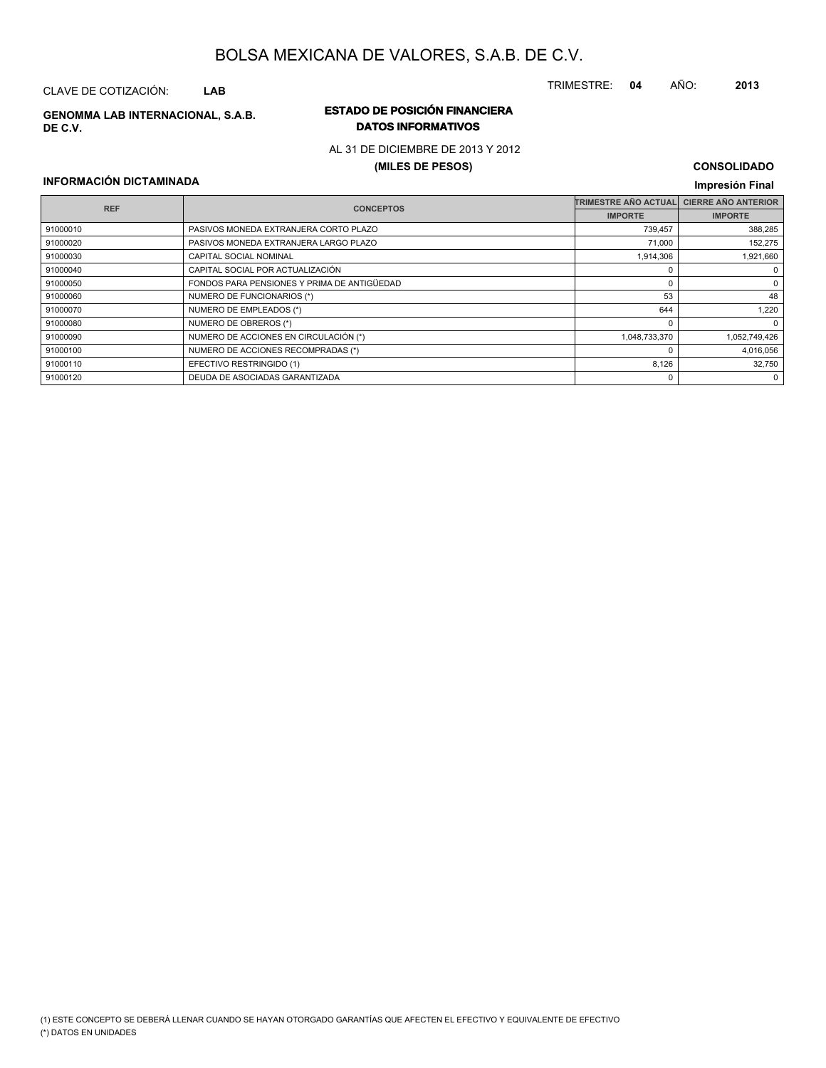# BOLSA MEXICANA DE VALORES, S.A.B. DE C.V.

CLAVE DE COTIZACIÓN: **LAB**

TRIMESTRE: **04** AÑO: **2013**

**GENOMMA LAB INTERNACIONAL, S.A.B. DE C.V.**

## ESTADO DE POSICIÓN FINANCIERA
## DATOS INFORMATIVOS

AL 31 DE DICIEMBRE DE 2013 Y 2012

**(MILES DE PESOS)**

**CONSOLIDADO**

**INFORMACIÓN DICTAMINADA**

**Impresión Final**

| REF | CONCEPTOS | TRIMESTRE AÑO ACTUAL | CIERRE AÑO ANTERIOR |
|---|---|---|---|
| | | IMPORTE | IMPORTE |
| 91000010 | PASIVOS MONEDA EXTRANJERA CORTO PLAZO | 739,457 | 388,285 |
| 91000020 | PASIVOS MONEDA EXTRANJERA LARGO PLAZO | 71,000 | 152,275 |
| 91000030 | CAPITAL SOCIAL NOMINAL | 1,914,306 | 1,921,660 |
| 91000040 | CAPITAL SOCIAL POR ACTUALIZACIÓN | 0 | 0 |
| 91000050 | FONDOS PARA PENSIONES Y PRIMA DE ANTIGÜEDAD | 0 | 0 |
| 91000060 | NUMERO DE FUNCIONARIOS (*) | 53 | 48 |
| 91000070 | NUMERO DE EMPLEADOS (*) | 644 | 1,220 |
| 91000080 | NUMERO DE OBREROS (*) | 0 | 0 |
| 91000090 | NUMERO DE ACCIONES EN CIRCULACIÓN (*) | 1,048,733,370 | 1,052,749,426 |
| 91000100 | NUMERO DE ACCIONES RECOMPRADAS (*) | 0 | 4,016,056 |
| 91000110 | EFECTIVO RESTRINGIDO (1) | 8,126 | 32,750 |
| 91000120 | DEUDA DE ASOCIADAS GARANTIZADA | 0 | 0 |

(1) ESTE CONCEPTO SE DEBERÁ LLENAR CUANDO SE HAYAN OTORGADO GARANTÍAS QUE AFECTEN EL EFECTIVO Y EQUIVALENTE DE EFECTIVO

(*) DATOS EN UNIDADES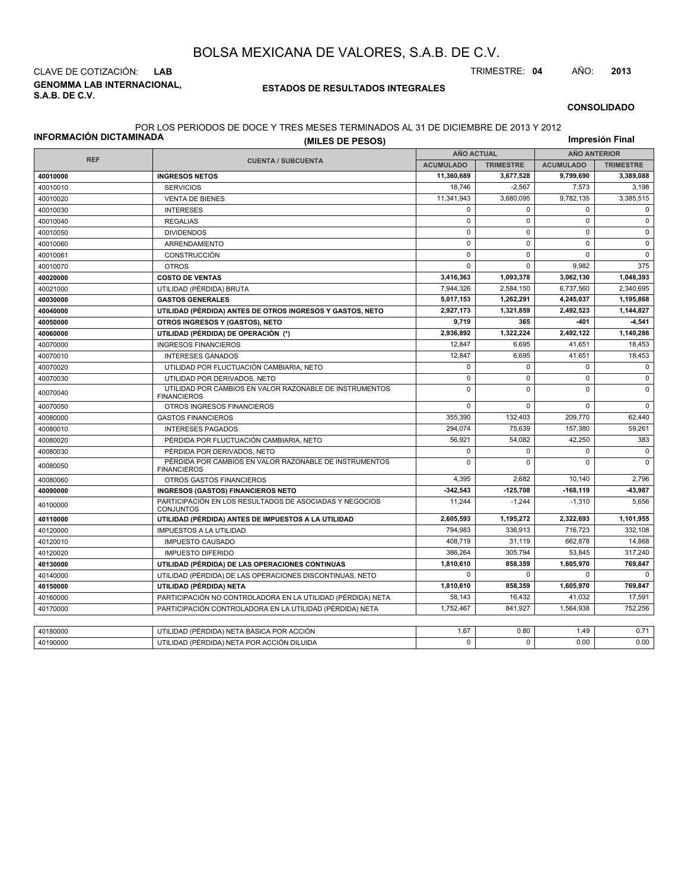# BOLSA MEXICANA DE VALORES, S.A.B. DE C.V.

CLAVE DE COTIZACIÓN: **LAB**

TRIMESTRE: **04** AÑO: **2013**

**GENOMMA LAB INTERNACIONAL, S.A.B. DE C.V.**

**ESTADOS DE RESULTADOS INTEGRALES**

**CONSOLIDADO**

**INFORMACIÓN DICTAMINADA**

POR LOS PERIODOS DE DOCE Y TRES MESES TERMINADOS AL 31 DE DICIEMBRE DE 2013 Y 2012

**(MILES DE PESOS)**

**Impresión Final**

| REF | CUENTA / SUBCUENTA | AÑO ACTUAL | | AÑO ANTERIOR | |
|---|---|---|---|---|---|
| | | ACUMULADO | TRIMESTRE | ACUMULADO | TRIMESTRE |
| **40010000** | **INGRESOS NETOS** | **11,360,689** | **3,677,528** | **9,799,690** | **3,389,088** |
| 40010010 | SERVICIOS | 18,746 | -2,567 | 7,573 | 3,198 |
| 40010020 | VENTA DE BIENES | 11,341,943 | 3,680,095 | 9,782,135 | 3,385,515 |
| 40010030 | INTERESES | 0 | 0 | 0 | 0 |
| 40010040 | REGALIAS | 0 | 0 | 0 | 0 |
| 40010050 | DIVIDENDOS | 0 | 0 | 0 | 0 |
| 40010060 | ARRENDAMIENTO | 0 | 0 | 0 | 0 |
| 40010061 | CONSTRUCCIÓN | 0 | 0 | 0 | 0 |
| 40010070 | OTROS | 0 | 0 | 9,982 | 375 |
| **40020000** | **COSTO DE VENTAS** | **3,416,363** | **1,093,378** | **3,062,130** | **1,048,393** |
| 40021000 | UTILIDAD (PÉRDIDA) BRUTA | 7,944,326 | 2,584,150 | 6,737,560 | 2,340,695 |
| **40030000** | **GASTOS GENERALES** | **5,017,153** | **1,262,291** | **4,245,037** | **1,195,868** |
| **40040000** | **UTILIDAD (PÉRDIDA) ANTES DE OTROS INGRESOS Y GASTOS, NETO** | **2,927,173** | **1,321,859** | **2,492,523** | **1,144,827** |
| **40050000** | **OTROS INGRESOS Y (GASTOS), NETO** | **9,719** | **365** | **-401** | **-4,541** |
| **40060000** | **UTILIDAD (PÉRDIDA) DE OPERACIÓN (\*)** | **2,936,892** | **1,322,224** | **2,492,122** | **1,140,286** |
| 40070000 | INGRESOS FINANCIEROS | 12,847 | 6,695 | 41,651 | 18,453 |
| 40070010 | INTERESES GANADOS | 12,847 | 6,695 | 41,651 | 18,453 |
| 40070020 | UTILIDAD POR FLUCTUACIÓN CAMBIARIA, NETO | 0 | 0 | 0 | 0 |
| 40070030 | UTILIDAD POR DERIVADOS, NETO | 0 | 0 | 0 | 0 |
| 40070040 | UTILIDAD POR CAMBIOS EN VALOR RAZONABLE DE INSTRUMENTOS FINANCIEROS | 0 | 0 | 0 | 0 |
| 40070050 | OTROS INGRESOS FINANCIEROS | 0 | 0 | 0 | 0 |
| 40080000 | GASTOS FINANCIEROS | 355,390 | 132,403 | 209,770 | 62,440 |
| 40080010 | INTERESES PAGADOS | 294,074 | 75,639 | 157,380 | 59,261 |
| 40080020 | PÉRDIDA POR FLUCTUACIÓN CAMBIARIA, NETO | 56,921 | 54,082 | 42,250 | 383 |
| 40080030 | PÉRDIDA POR DERIVADOS, NETO | 0 | 0 | 0 | 0 |
| 40080050 | PÉRDIDA POR CAMBIOS EN VALOR RAZONABLE DE INSTRUMENTOS FINANCIEROS | 0 | 0 | 0 | 0 |
| 40080060 | OTROS GASTOS FINANCIEROS | 4,395 | 2,682 | 10,140 | 2,796 |
| **40090000** | **INGRESOS (GASTOS) FINANCIEROS NETO** | **-342,543** | **-125,708** | **-168,119** | **-43,987** |
| 40100000 | PARTICIPACIÓN EN LOS RESULTADOS DE ASOCIADAS Y NEGOCIOS CONJUNTOS | 11,244 | -1,244 | -1,310 | 5,656 |
| **40110000** | **UTILIDAD (PÉRDIDA) ANTES DE IMPUESTOS A LA UTILIDAD** | **2,605,593** | **1,195,272** | **2,322,693** | **1,101,955** |
| 40120000 | IMPUESTOS A LA UTILIDAD | 794,983 | 336,913 | 716,723 | 332,108 |
| 40120010 | IMPUESTO CAUSADO | 408,719 | 31,119 | 662,878 | 14,868 |
| 40120020 | IMPUESTO DIFERIDO | 386,264 | 305,794 | 53,845 | 317,240 |
| **40130000** | **UTILIDAD (PÉRDIDA) DE LAS OPERACIONES CONTINUAS** | **1,810,610** | **858,359** | **1,605,970** | **769,847** |
| 40140000 | UTILIDAD (PÉRDIDA) DE LAS OPERACIONES DISCONTINUAS, NETO | 0 | 0 | 0 | 0 |
| **40150000** | **UTILIDAD (PÉRDIDA) NETA** | **1,810,610** | **858,359** | **1,605,970** | **769,847** |
| 40160000 | PARTICIPACIÓN NO CONTROLADORA EN LA UTILIDAD (PÉRDIDA) NETA | 58,143 | 16,432 | 41,032 | 17,591 |
| 40170000 | PARTICIPACIÓN CONTROLADORA EN LA UTILIDAD (PÉRDIDA) NETA | 1,752,467 | 841,927 | 1,564,938 | 752,256 |

| REF | CUENTA / SUBCUENTA | ACUMULADO | TRIMESTRE | ACUMULADO | TRIMESTRE |
|---|---|---|---|---|---|
| 40180000 | UTILIDAD (PÉRDIDA) NETA BÁSICA POR ACCIÓN | 1.67 | 0.80 | 1.49 | 0.71 |
| 40190000 | UTILIDAD (PÉRDIDA) NETA POR ACCIÓN DILUIDA | 0 | 0 | 0.00 | 0.00 |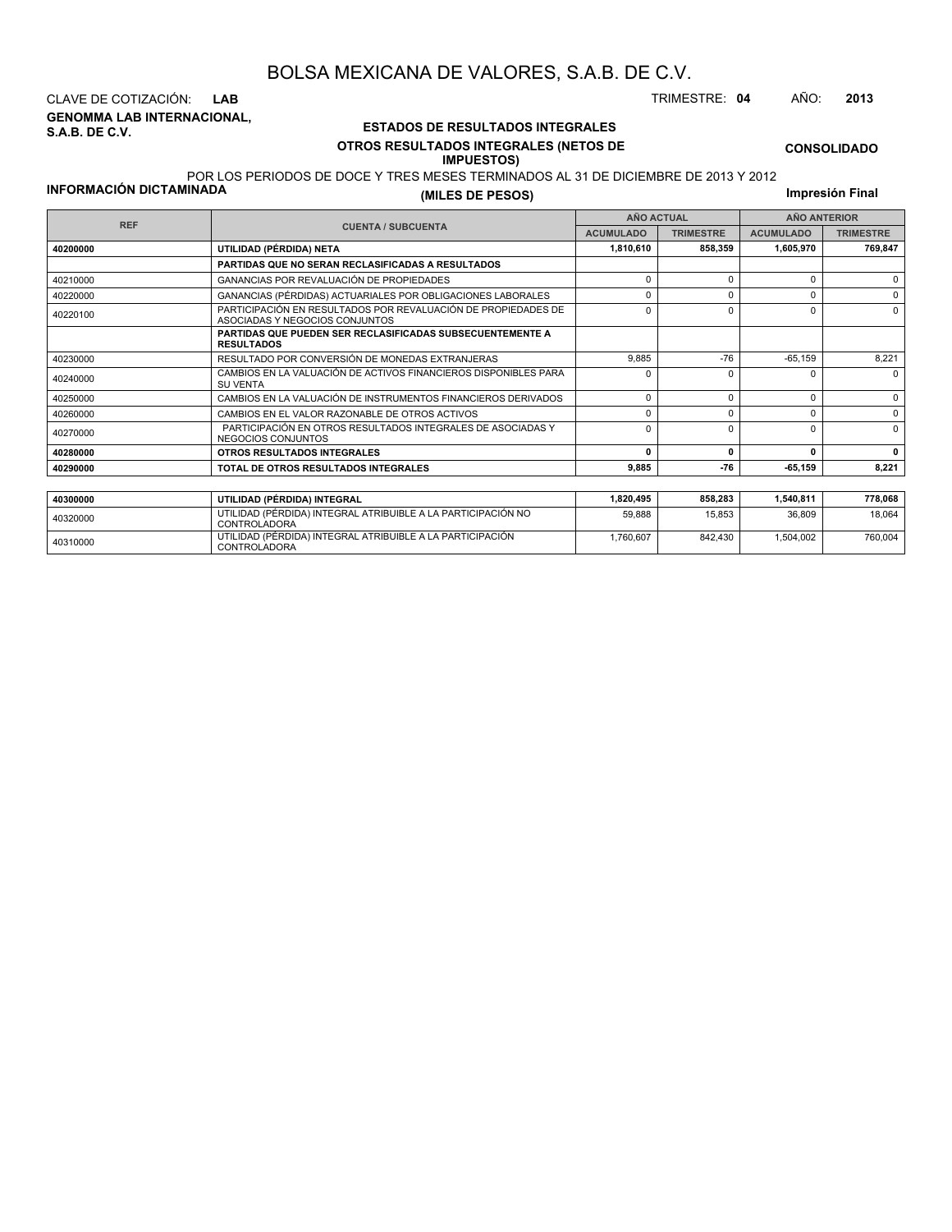# BOLSA MEXICANA DE VALORES, S.A.B. DE C.V.

CLAVE DE COTIZACIÓN: **LAB**

TRIMESTRE: **04** AÑO: **2013**

**GENOMMA LAB INTERNACIONAL, S.A.B. DE C.V.**

**ESTADOS DE RESULTADOS INTEGRALES**

**OTROS RESULTADOS INTEGRALES (NETOS DE IMPUESTOS)**

**CONSOLIDADO**

POR LOS PERIODOS DE DOCE Y TRES MESES TERMINADOS AL 31 DE DICIEMBRE DE 2013 Y 2012

**INFORMACIÓN DICTAMINADA**

**(MILES DE PESOS)**

**Impresión Final**

| REF | CUENTA / SUBCUENTA | AÑO ACTUAL | | AÑO ANTERIOR | |
|---|---|---|---|---|---|
| | | ACUMULADO | TRIMESTRE | ACUMULADO | TRIMESTRE |
| **40200000** | **UTILIDAD (PÉRDIDA) NETA** | **1,810,610** | **858,359** | **1,605,970** | **769,847** |
| | **PARTIDAS QUE NO SERAN RECLASIFICADAS A RESULTADOS** | | | | |
| 40210000 | GANANCIAS POR REVALUACIÓN DE PROPIEDADES | 0 | 0 | 0 | 0 |
| 40220000 | GANANCIAS (PÉRDIDAS) ACTUARIALES POR OBLIGACIONES LABORALES | 0 | 0 | 0 | 0 |
| 40220100 | PARTICIPACIÓN EN RESULTADOS POR REVALUACIÓN DE PROPIEDADES DE ASOCIADAS Y NEGOCIOS CONJUNTOS | 0 | 0 | 0 | 0 |
| | **PARTIDAS QUE PUEDEN SER RECLASIFICADAS SUBSECUENTEMENTE A RESULTADOS** | | | | |
| 40230000 | RESULTADO POR CONVERSIÓN DE MONEDAS EXTRANJERAS | 9,885 | -76 | -65,159 | 8,221 |
| 40240000 | CAMBIOS EN LA VALUACIÓN DE ACTIVOS FINANCIEROS DISPONIBLES PARA SU VENTA | 0 | 0 | 0 | 0 |
| 40250000 | CAMBIOS EN LA VALUACIÓN DE INSTRUMENTOS FINANCIEROS DERIVADOS | 0 | 0 | 0 | 0 |
| 40260000 | CAMBIOS EN EL VALOR RAZONABLE DE OTROS ACTIVOS | 0 | 0 | 0 | 0 |
| 40270000 | PARTICIPACIÓN EN OTROS RESULTADOS INTEGRALES DE ASOCIADAS Y NEGOCIOS CONJUNTOS | 0 | 0 | 0 | 0 |
| **40280000** | **OTROS RESULTADOS INTEGRALES** | **0** | **0** | **0** | **0** |
| **40290000** | **TOTAL DE OTROS RESULTADOS INTEGRALES** | **9,885** | **-76** | **-65,159** | **8,221** |

| REF | CUENTA / SUBCUENTA | ACUMULADO | TRIMESTRE | ACUMULADO | TRIMESTRE |
|---|---|---|---|---|---|
| **40300000** | **UTILIDAD (PÉRDIDA) INTEGRAL** | **1,820,495** | **858,283** | **1,540,811** | **778,068** |
| 40320000 | UTILIDAD (PÉRDIDA) INTEGRAL ATRIBUIBLE A LA PARTICIPACIÓN NO CONTROLADORA | 59,888 | 15,853 | 36,809 | 18,064 |
| 40310000 | UTILIDAD (PÉRDIDA) INTEGRAL ATRIBUIBLE A LA PARTICIPACIÓN CONTROLADORA | 1,760,607 | 842,430 | 1,504,002 | 760,004 |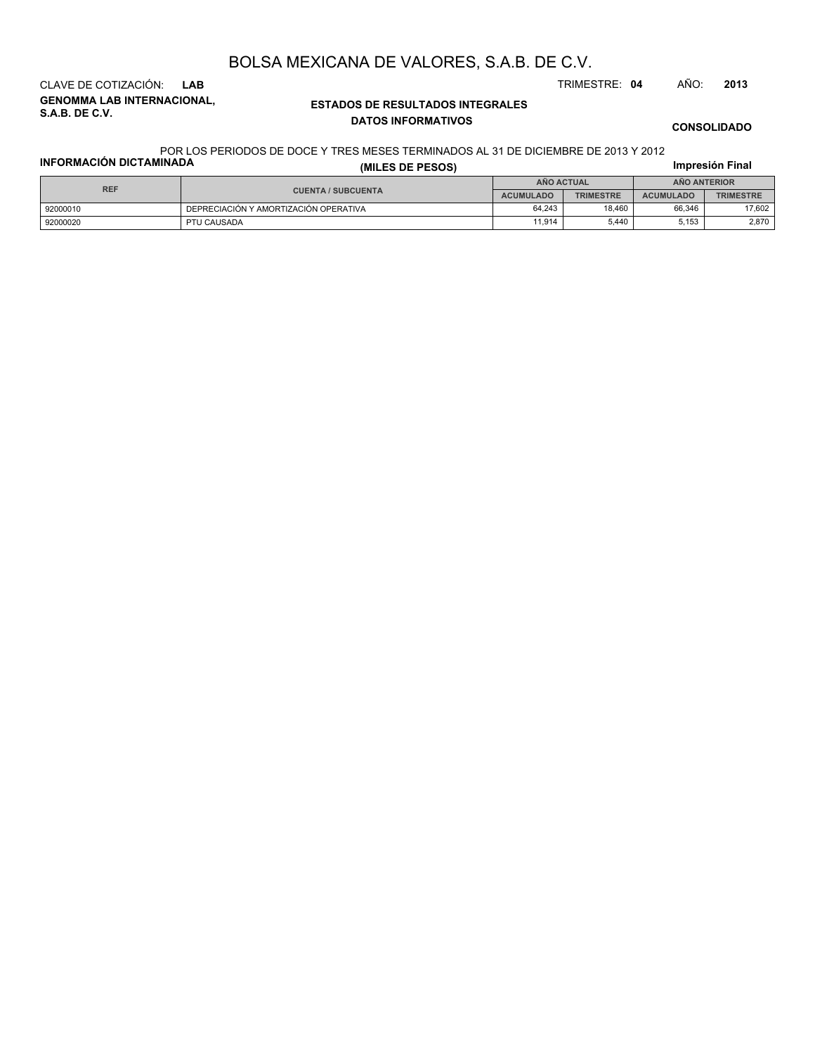# BOLSA MEXICANA DE VALORES, S.A.B. DE C.V.

CLAVE DE COTIZACIÓN: **LAB**

TRIMESTRE: **04** AÑO: **2013**

**GENOMMA LAB INTERNACIONAL, S.A.B. DE C.V.**

**ESTADOS DE RESULTADOS INTEGRALES**

**DATOS INFORMATIVOS**

**CONSOLIDADO**

POR LOS PERIODOS DE DOCE Y TRES MESES TERMINADOS AL 31 DE DICIEMBRE DE 2013 Y 2012

**INFORMACIÓN DICTAMINADA**

**(MILES DE PESOS)**

**Impresión Final**

| REF | CUENTA / SUBCUENTA | AÑO ACTUAL | | AÑO ANTERIOR | |
|---|---|---|---|---|---|
| | | ACUMULADO | TRIMESTRE | ACUMULADO | TRIMESTRE |
| 92000010 | DEPRECIACIÓN Y AMORTIZACIÓN OPERATIVA | 64,243 | 18,460 | 66,346 | 17,602 |
| 92000020 | PTU CAUSADA | 11,914 | 5,440 | 5,153 | 2,870 |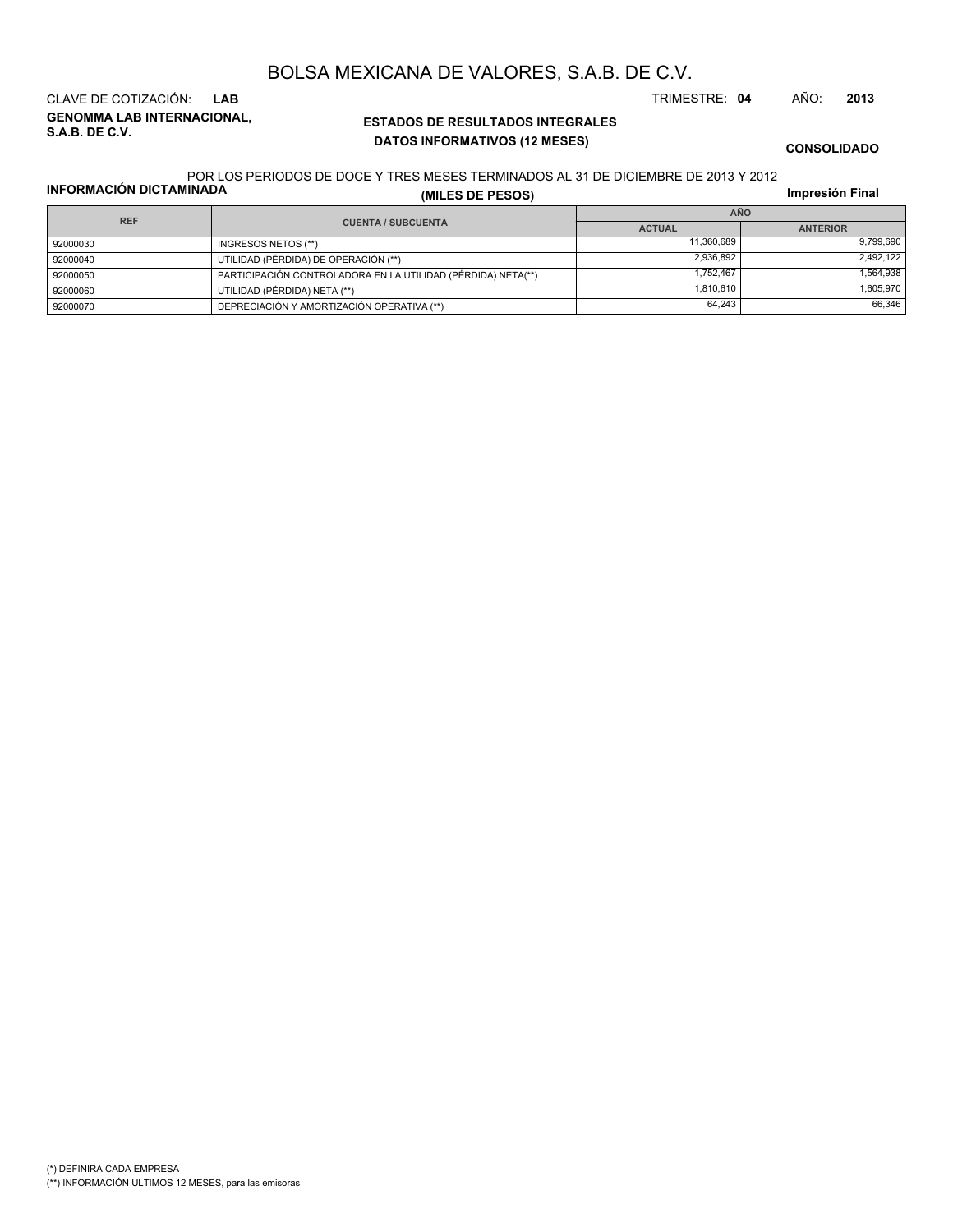# BOLSA MEXICANA DE VALORES, S.A.B. DE C.V.

CLAVE DE COTIZACIÓN: **LAB**

TRIMESTRE: **04** AÑO: **2013**

**GENOMMA LAB INTERNACIONAL, S.A.B. DE C.V.**

**ESTADOS DE RESULTADOS INTEGRALES**

**DATOS INFORMATIVOS (12 MESES)**

**CONSOLIDADO**

POR LOS PERIODOS DE DOCE Y TRES MESES TERMINADOS AL 31 DE DICIEMBRE DE 2013 Y 2012

**INFORMACIÓN DICTAMINADA**

**(MILES DE PESOS)**

**Impresión Final**

| REF | CUENTA / SUBCUENTA | AÑO | |
|---|---|---|---|
| | | ACTUAL | ANTERIOR |
| 92000030 | INGRESOS NETOS (**) | 11,360,689 | 9,799,690 |
| 92000040 | UTILIDAD (PÉRDIDA) DE OPERACIÓN (**) | 2,936,892 | 2,492,122 |
| 92000050 | PARTICIPACIÓN CONTROLADORA EN LA UTILIDAD (PÉRDIDA) NETA(**) | 1,752,467 | 1,564,938 |
| 92000060 | UTILIDAD (PÉRDIDA) NETA (**) | 1,810,610 | 1,605,970 |
| 92000070 | DEPRECIACIÓN Y AMORTIZACIÓN OPERATIVA (**) | 64,243 | 66,346 |

(*) DEFINIRA CADA EMPRESA

(**) INFORMACIÓN ULTIMOS 12 MESES, para las emisoras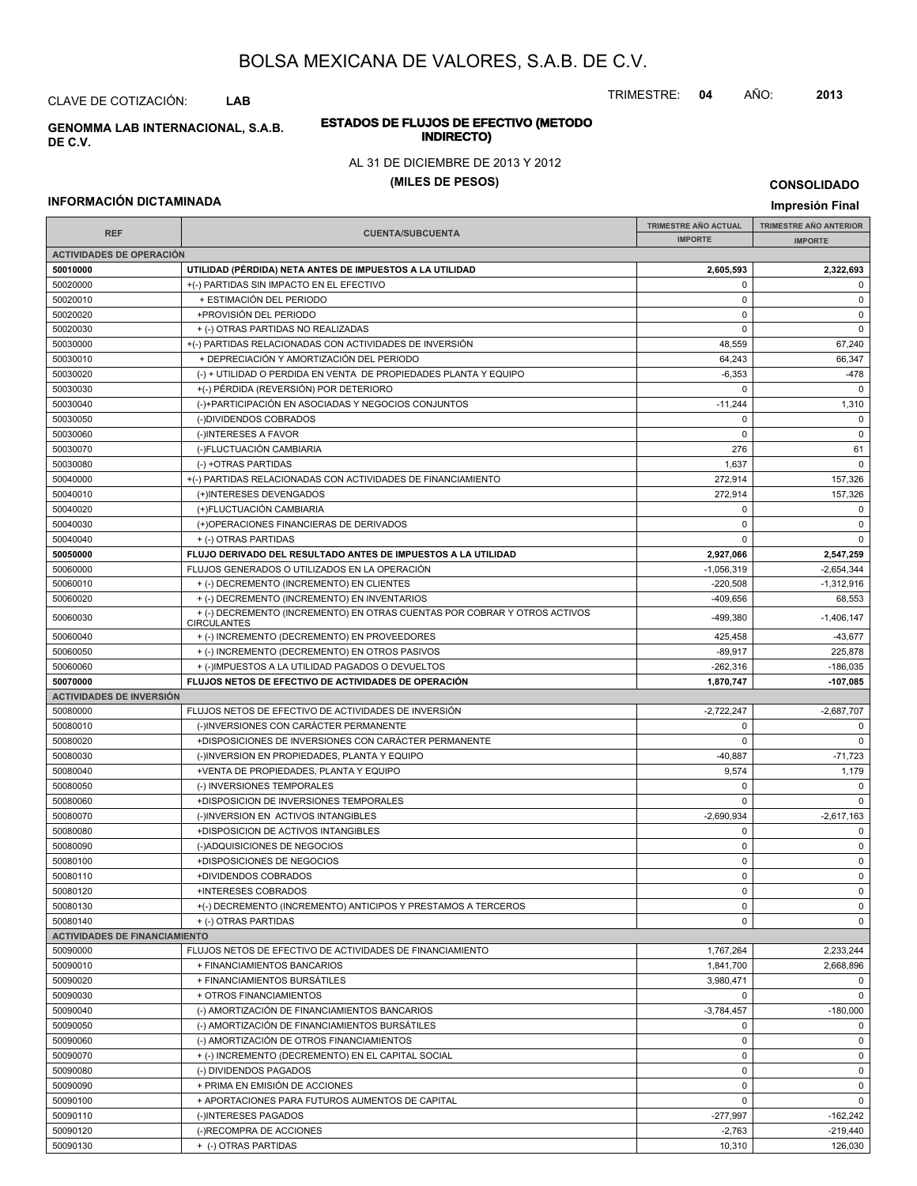# BOLSA MEXICANA DE VALORES, S.A.B. DE C.V.

CLAVE DE COTIZACIÓN: **LAB**

TRIMESTRE: **04** AÑO: **2013**

**GENOMMA LAB INTERNACIONAL, S.A.B. DE C.V.**

**ESTADOS DE FLUJOS DE EFECTIVO (METODO INDIRECTO)**

AL 31 DE DICIEMBRE DE 2013 Y 2012

**(MILES DE PESOS)**

**CONSOLIDADO**

**INFORMACIÓN DICTAMINADA**

**Impresión Final**

| REF | CUENTA/SUBCUENTA | TRIMESTRE AÑO ACTUAL IMPORTE | TRIMESTRE AÑO ANTERIOR IMPORTE |
|---|---|---|---|
| **ACTIVIDADES DE OPERACIÓN** | | | |
| **50010000** | **UTILIDAD (PÉRDIDA) NETA ANTES DE IMPUESTOS A LA UTILIDAD** | **2,605,593** | **2,322,693** |
| 50020000 | +(-) PARTIDAS SIN IMPACTO EN EL EFECTIVO | 0 | 0 |
| 50020010 | + ESTIMACIÓN DEL PERIODO | 0 | 0 |
| 50020020 | +PROVISIÓN DEL PERIODO | 0 | 0 |
| 50020030 | + (-) OTRAS PARTIDAS NO REALIZADAS | 0 | 0 |
| 50030000 | +(-) PARTIDAS RELACIONADAS CON ACTIVIDADES DE INVERSIÓN | 48,559 | 67,240 |
| 50030010 | + DEPRECIACIÓN Y AMORTIZACIÓN DEL PERIODO | 64,243 | 66,347 |
| 50030020 | (-) + UTILIDAD O PERDIDA EN VENTA DE PROPIEDADES PLANTA Y EQUIPO | -6,353 | -478 |
| 50030030 | +(-) PÉRDIDA (REVERSIÓN) POR DETERIORO | 0 | 0 |
| 50030040 | (-)+PARTICIPACIÓN EN ASOCIADAS Y NEGOCIOS CONJUNTOS | -11,244 | 1,310 |
| 50030050 | (-)DIVIDENDOS COBRADOS | 0 | 0 |
| 50030060 | (-)INTERESES A FAVOR | 0 | 0 |
| 50030070 | (-)FLUCTUACIÓN CAMBIARIA | 276 | 61 |
| 50030080 | (-) +OTRAS PARTIDAS | 1,637 | 0 |
| 50040000 | +(-) PARTIDAS RELACIONADAS CON ACTIVIDADES DE FINANCIAMIENTO | 272,914 | 157,326 |
| 50040010 | (+)INTERESES DEVENGADOS | 272,914 | 157,326 |
| 50040020 | (+)FLUCTUACIÓN CAMBIARIA | 0 | 0 |
| 50040030 | (+)OPERACIONES FINANCIERAS DE DERIVADOS | 0 | 0 |
| 50040040 | + (-) OTRAS PARTIDAS | 0 | 0 |
| **50050000** | **FLUJO DERIVADO DEL RESULTADO ANTES DE IMPUESTOS A LA UTILIDAD** | **2,927,066** | **2,547,259** |
| 50060000 | FLUJOS GENERADOS O UTILIZADOS EN LA OPERACIÓN | -1,056,319 | -2,654,344 |
| 50060010 | + (-) DECREMENTO (INCREMENTO) EN CLIENTES | -220,508 | -1,312,916 |
| 50060020 | + (-) DECREMENTO (INCREMENTO) EN INVENTARIOS | -409,656 | 68,553 |
| 50060030 | + (-) DECREMENTO (INCREMENTO) EN OTRAS CUENTAS POR COBRAR Y OTROS ACTIVOS CIRCULANTES | -499,380 | -1,406,147 |
| 50060040 | + (-) INCREMENTO (DECREMENTO) EN PROVEEDORES | 425,458 | -43,677 |
| 50060050 | + (-) INCREMENTO (DECREMENTO) EN OTROS PASIVOS | -89,917 | 225,878 |
| 50060060 | + (-)IMPUESTOS A LA UTILIDAD PAGADOS O DEVUELTOS | -262,316 | -186,035 |
| **50070000** | **FLUJOS NETOS DE EFECTIVO DE ACTIVIDADES DE OPERACIÓN** | **1,870,747** | **-107,085** |
| **ACTIVIDADES DE INVERSIÓN** | | | |
| 50080000 | FLUJOS NETOS DE EFECTIVO DE ACTIVIDADES DE INVERSIÓN | -2,722,247 | -2,687,707 |
| 50080010 | (-)INVERSIONES CON CARÁCTER PERMANENTE | 0 | 0 |
| 50080020 | +DISPOSICIONES DE INVERSIONES CON CARÁCTER PERMANENTE | 0 | 0 |
| 50080030 | (-)INVERSION EN PROPIEDADES, PLANTA Y EQUIPO | -40,887 | -71,723 |
| 50080040 | +VENTA DE PROPIEDADES, PLANTA Y EQUIPO | 9,574 | 1,179 |
| 50080050 | (-) INVERSIONES TEMPORALES | 0 | 0 |
| 50080060 | +DISPOSICION DE INVERSIONES TEMPORALES | 0 | 0 |
| 50080070 | (-)INVERSION EN ACTIVOS INTANGIBLES | -2,690,934 | -2,617,163 |
| 50080080 | +DISPOSICION DE ACTIVOS INTANGIBLES | 0 | 0 |
| 50080090 | (-)ADQUISICIONES DE NEGOCIOS | 0 | 0 |
| 50080100 | +DISPOSICIONES DE NEGOCIOS | 0 | 0 |
| 50080110 | +DIVIDENDOS COBRADOS | 0 | 0 |
| 50080120 | +INTERESES COBRADOS | 0 | 0 |
| 50080130 | +(-) DECREMENTO (INCREMENTO) ANTICIPOS Y PRESTAMOS A TERCEROS | 0 | 0 |
| 50080140 | + (-) OTRAS PARTIDAS | 0 | 0 |
| **ACTIVIDADES DE FINANCIAMIENTO** | | | |
| 50090000 | FLUJOS NETOS DE EFECTIVO DE ACTIVIDADES DE FINANCIAMIENTO | 1,767,264 | 2,233,244 |
| 50090010 | + FINANCIAMIENTOS BANCARIOS | 1,841,700 | 2,668,896 |
| 50090020 | + FINANCIAMIENTOS BURSÁTILES | 3,980,471 | 0 |
| 50090030 | + OTROS FINANCIAMIENTOS | 0 | 0 |
| 50090040 | (-) AMORTIZACIÓN DE FINANCIAMIENTOS BANCARIOS | -3,784,457 | -180,000 |
| 50090050 | (-) AMORTIZACIÓN DE FINANCIAMIENTOS BURSÁTILES | 0 | 0 |
| 50090060 | (-) AMORTIZACIÓN DE OTROS FINANCIAMIENTOS | 0 | 0 |
| 50090070 | + (-) INCREMENTO (DECREMENTO) EN EL CAPITAL SOCIAL | 0 | 0 |
| 50090080 | (-) DIVIDENDOS PAGADOS | 0 | 0 |
| 50090090 | + PRIMA EN EMISIÓN DE ACCIONES | 0 | 0 |
| 50090100 | + APORTACIONES PARA FUTUROS AUMENTOS DE CAPITAL | 0 | 0 |
| 50090110 | (-)INTERESES PAGADOS | -277,997 | -162,242 |
| 50090120 | (-)RECOMPRA DE ACCIONES | -2,763 | -219,440 |
| 50090130 | + (-) OTRAS PARTIDAS | 10,310 | 126,030 |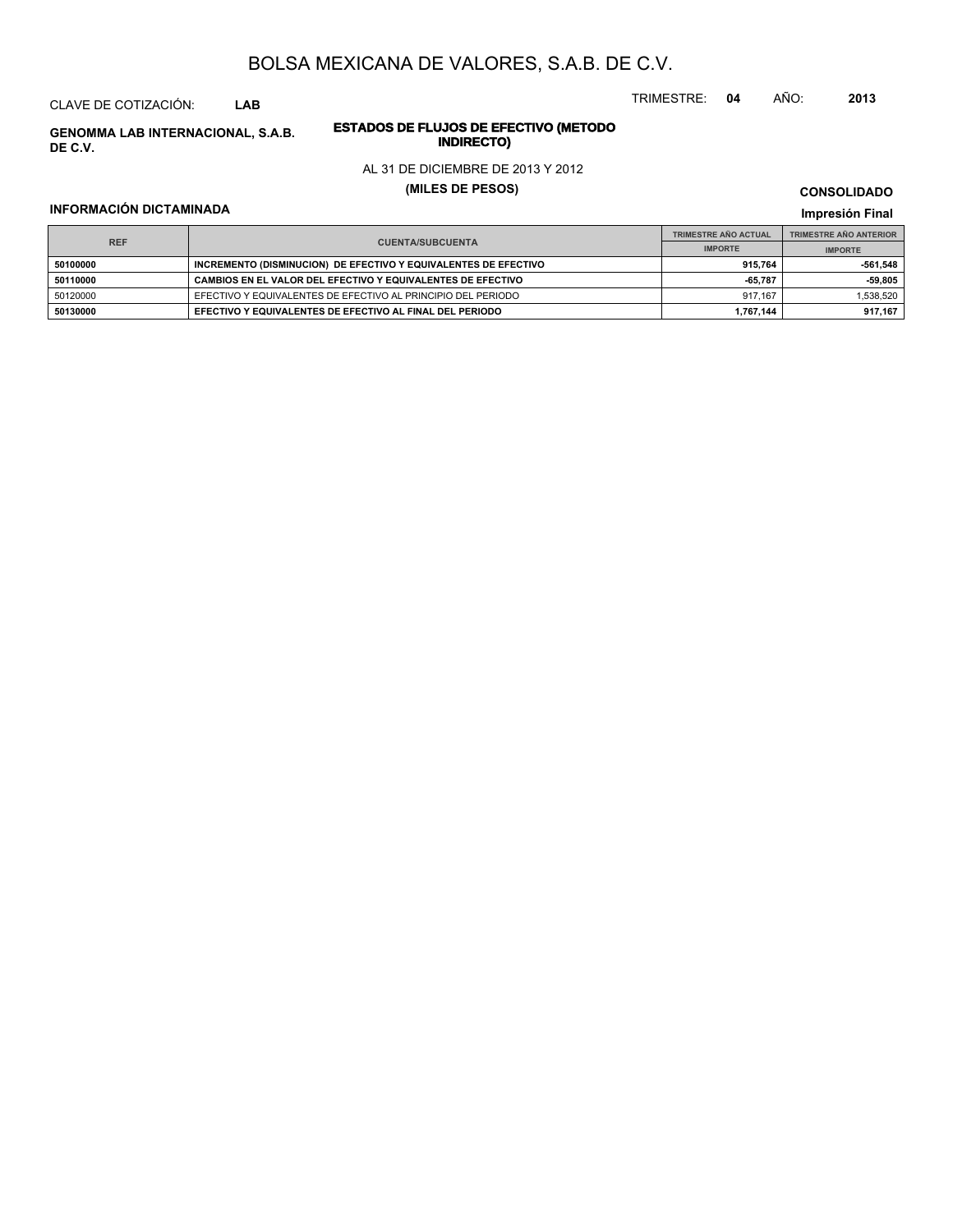# BOLSA MEXICANA DE VALORES, S.A.B. DE C.V.

CLAVE DE COTIZACIÓN: **LAB**

TRIMESTRE: **04** AÑO: **2013**

**GENOMMA LAB INTERNACIONAL, S.A.B. DE C.V.**

**ESTADOS DE FLUJOS DE EFECTIVO (METODO INDIRECTO)**

AL 31 DE DICIEMBRE DE 2013 Y 2012

**(MILES DE PESOS)**

**CONSOLIDADO**

**INFORMACIÓN DICTAMINADA**

**Impresión Final**

| REF | CUENTA/SUBCUENTA | TRIMESTRE AÑO ACTUAL | TRIMESTRE AÑO ANTERIOR |
|---|---|---|---|
| | | IMPORTE | IMPORTE |
| **50100000** | **INCREMENTO (DISMINUCION) DE EFECTIVO Y EQUIVALENTES DE EFECTIVO** | **915,764** | **-561,548** |
| **50110000** | **CAMBIOS EN EL VALOR DEL EFECTIVO Y EQUIVALENTES DE EFECTIVO** | **-65,787** | **-59,805** |
| 50120000 | EFECTIVO Y EQUIVALENTES DE EFECTIVO AL PRINCIPIO DEL PERIODO | 917,167 | 1,538,520 |
| **50130000** | **EFECTIVO Y EQUIVALENTES DE EFECTIVO AL FINAL DEL PERIODO** | **1,767,144** | **917,167** |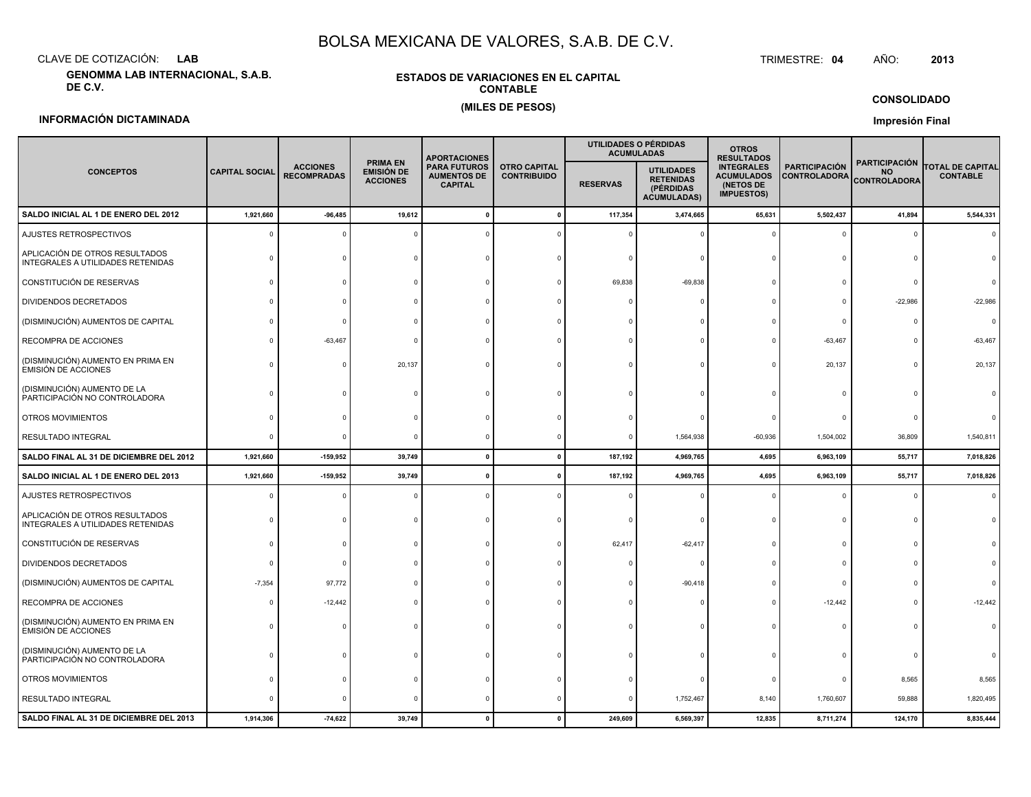# BOLSA MEXICANA DE VALORES, S.A.B. DE C.V.

CLAVE DE COTIZACIÓN: **LAB**

TRIMESTRE: **04** AÑO: **2013**

**GENOMMA LAB INTERNACIONAL, S.A.B. DE C.V.**

**ESTADOS DE VARIACIONES EN EL CAPITAL CONTABLE**

**(MILES DE PESOS)**

**CONSOLIDADO**

**INFORMACIÓN DICTAMINADA**

**Impresión Final**

| CONCEPTOS | CAPITAL SOCIAL | ACCIONES RECOMPRADAS | PRIMA EN EMISIÓN DE ACCIONES | APORTACIONES PARA FUTUROS AUMENTOS DE CAPITAL | OTRO CAPITAL CONTRIBUIDO | UTILIDADES O PÉRDIDAS ACUMULADAS | | OTROS RESULTADOS INTEGRALES ACUMULADOS (NETOS DE IMPUESTOS) | PARTICIPACIÓN CONTROLADORA | PARTICIPACIÓN NO CONTROLADORA | TOTAL DE CAPITAL CONTABLE |
|---|---|---|---|---|---|---|---|---|---|---|---|
| | | | | | | RESERVAS | UTILIDADES RETENIDAS (PÉRDIDAS ACUMULADAS) | | | | |
| **SALDO INICIAL AL 1 DE ENERO DEL 2012** | **1,921,660** | **-96,485** | **19,612** | **0** | **0** | **117,354** | **3,474,665** | **65,631** | **5,502,437** | **41,894** | **5,544,331** |
| AJUSTES RETROSPECTIVOS | 0 | 0 | 0 | 0 | 0 | 0 | 0 | 0 | 0 | 0 | 0 |
| APLICACIÓN DE OTROS RESULTADOS INTEGRALES A UTILIDADES RETENIDAS | 0 | 0 | 0 | 0 | 0 | 0 | 0 | 0 | 0 | 0 | 0 |
| CONSTITUCIÓN DE RESERVAS | 0 | 0 | 0 | 0 | 0 | 69,838 | -69,838 | 0 | 0 | 0 | 0 |
| DIVIDENDOS DECRETADOS | 0 | 0 | 0 | 0 | 0 | 0 | 0 | 0 | 0 | -22,986 | -22,986 |
| (DISMINUCIÓN) AUMENTOS DE CAPITAL | 0 | 0 | 0 | 0 | 0 | 0 | 0 | 0 | 0 | 0 | 0 |
| RECOMPRA DE ACCIONES | 0 | -63,467 | 0 | 0 | 0 | 0 | 0 | 0 | -63,467 | 0 | -63,467 |
| (DISMINUCIÓN) AUMENTO EN PRIMA EN EMISIÓN DE ACCIONES | 0 | 0 | 20,137 | 0 | 0 | 0 | 0 | 0 | 20,137 | 0 | 20,137 |
| (DISMINUCIÓN) AUMENTO DE LA PARTICIPACIÓN NO CONTROLADORA | 0 | 0 | 0 | 0 | 0 | 0 | 0 | 0 | 0 | 0 | 0 |
| OTROS MOVIMIENTOS | 0 | 0 | 0 | 0 | 0 | 0 | 0 | 0 | 0 | 0 | 0 |
| RESULTADO INTEGRAL | 0 | 0 | 0 | 0 | 0 | 0 | 1,564,938 | -60,936 | 1,504,002 | 36,809 | 1,540,811 |
| **SALDO FINAL AL 31 DE DICIEMBRE DEL 2012** | **1,921,660** | **-159,952** | **39,749** | **0** | **0** | **187,192** | **4,969,765** | **4,695** | **6,963,109** | **55,717** | **7,018,826** |
| **SALDO INICIAL AL 1 DE ENERO DEL 2013** | **1,921,660** | **-159,952** | **39,749** | **0** | **0** | **187,192** | **4,969,765** | **4,695** | **6,963,109** | **55,717** | **7,018,826** |
| AJUSTES RETROSPECTIVOS | 0 | 0 | 0 | 0 | 0 | 0 | 0 | 0 | 0 | 0 | 0 |
| APLICACIÓN DE OTROS RESULTADOS INTEGRALES A UTILIDADES RETENIDAS | 0 | 0 | 0 | 0 | 0 | 0 | 0 | 0 | 0 | 0 | 0 |
| CONSTITUCIÓN DE RESERVAS | 0 | 0 | 0 | 0 | 0 | 62,417 | -62,417 | 0 | 0 | 0 | 0 |
| DIVIDENDOS DECRETADOS | 0 | 0 | 0 | 0 | 0 | 0 | 0 | 0 | 0 | 0 | 0 |
| (DISMINUCIÓN) AUMENTOS DE CAPITAL | -7,354 | 97,772 | 0 | 0 | 0 | 0 | -90,418 | 0 | 0 | 0 | 0 |
| RECOMPRA DE ACCIONES | 0 | -12,442 | 0 | 0 | 0 | 0 | 0 | 0 | -12,442 | 0 | -12,442 |
| (DISMINUCIÓN) AUMENTO EN PRIMA EN EMISIÓN DE ACCIONES | 0 | 0 | 0 | 0 | 0 | 0 | 0 | 0 | 0 | 0 | 0 |
| (DISMINUCIÓN) AUMENTO DE LA PARTICIPACIÓN NO CONTROLADORA | 0 | 0 | 0 | 0 | 0 | 0 | 0 | 0 | 0 | 0 | 0 |
| OTROS MOVIMIENTOS | 0 | 0 | 0 | 0 | 0 | 0 | 0 | 0 | 0 | 8,565 | 8,565 |
| RESULTADO INTEGRAL | 0 | 0 | 0 | 0 | 0 | 0 | 1,752,467 | 8,140 | 1,760,607 | 59,888 | 1,820,495 |
| **SALDO FINAL AL 31 DE DICIEMBRE DEL 2013** | **1,914,306** | **-74,622** | **39,749** | **0** | **0** | **249,609** | **6,569,397** | **12,835** | **8,711,274** | **124,170** | **8,835,444** |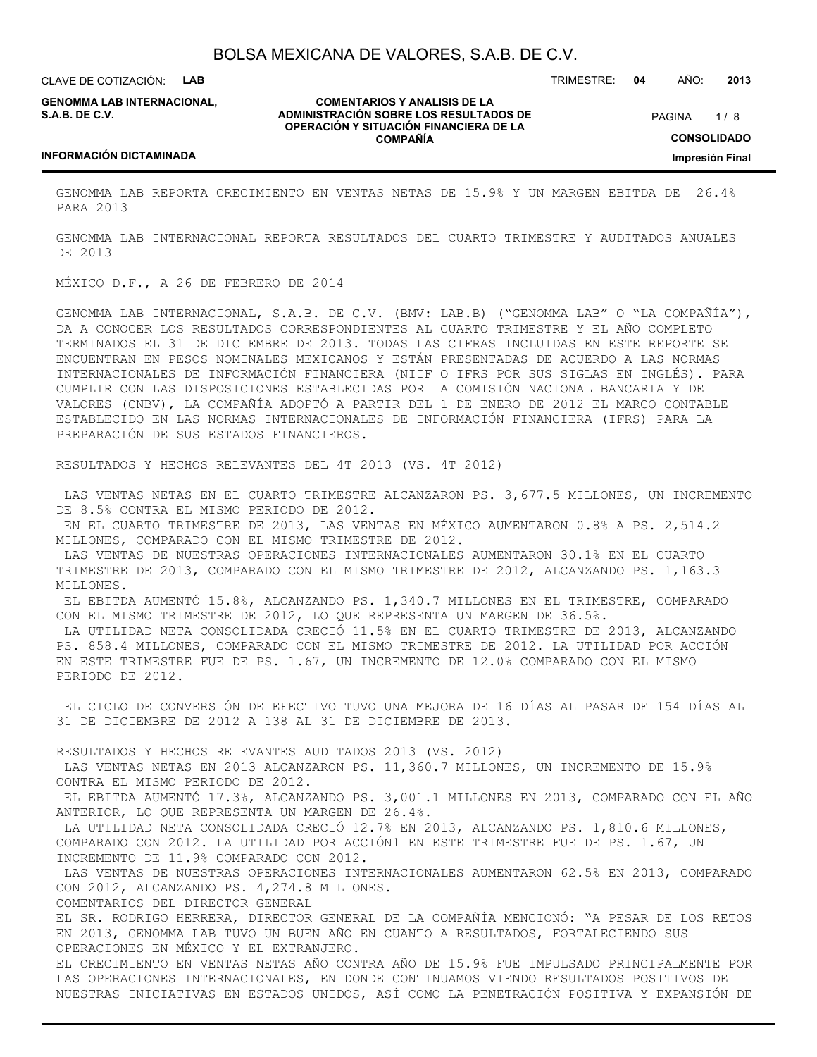GENOMMA LAB REPORTA CRECIMIENTO EN VENTAS NETAS DE 15.9% Y UN MARGEN EBITDA DE 26.4% PARA 2013

GENOMMA LAB INTERNACIONAL REPORTA RESULTADOS DEL CUARTO TRIMESTRE Y AUDITADOS ANUALES DE 2013

MÉXICO D.F., A 26 DE FEBRERO DE 2014

GENOMMA LAB INTERNACIONAL, S.A.B. DE C.V. (BMV: LAB.B) ("GENOMMA LAB" O "LA COMPAÑÍA"), DA A CONOCER LOS RESULTADOS CORRESPONDIENTES AL CUARTO TRIMESTRE Y EL AÑO COMPLETO TERMINADOS EL 31 DE DICIEMBRE DE 2013. TODAS LAS CIFRAS INCLUIDAS EN ESTE REPORTE SE ENCUENTRAN EN PESOS NOMINALES MEXICANOS Y ESTÁN PRESENTADAS DE ACUERDO A LAS NORMAS INTERNACIONALES DE INFORMACIÓN FINANCIERA (NIIF O IFRS POR SUS SIGLAS EN INGLÉS). PARA CUMPLIR CON LAS DISPOSICIONES ESTABLECIDAS POR LA COMISIÓN NACIONAL BANCARIA Y DE VALORES (CNBV), LA COMPAÑÍA ADOPTÓ A PARTIR DEL 1 DE ENERO DE 2012 EL MARCO CONTABLE ESTABLECIDO EN LAS NORMAS INTERNACIONALES DE INFORMACIÓN FINANCIERA (IFRS) PARA LA PREPARACIÓN DE SUS ESTADOS FINANCIEROS.

RESULTADOS Y HECHOS RELEVANTES DEL 4T 2013 (VS. 4T 2012)

LAS VENTAS NETAS EN EL CUARTO TRIMESTRE ALCANZARON PS. 3,677.5 MILLONES, UN INCREMENTO DE 8.5% CONTRA EL MISMO PERIODO DE 2012.
EN EL CUARTO TRIMESTRE DE 2013, LAS VENTAS EN MÉXICO AUMENTARON 0.8% A PS. 2,514.2 MILLONES, COMPARADO CON EL MISMO TRIMESTRE DE 2012.
LAS VENTAS DE NUESTRAS OPERACIONES INTERNACIONALES AUMENTARON 30.1% EN EL CUARTO TRIMESTRE DE 2013, COMPARADO CON EL MISMO TRIMESTRE DE 2012, ALCANZANDO PS. 1,163.3 MILLONES.
EL EBITDA AUMENTÓ 15.8%, ALCANZANDO PS. 1,340.7 MILLONES EN EL TRIMESTRE, COMPARADO CON EL MISMO TRIMESTRE DE 2012, LO QUE REPRESENTA UN MARGEN DE 36.5%.
LA UTILIDAD NETA CONSOLIDADA CRECIÓ 11.5% EN EL CUARTO TRIMESTRE DE 2013, ALCANZANDO PS. 858.4 MILLONES, COMPARADO CON EL MISMO TRIMESTRE DE 2012. LA UTILIDAD POR ACCIÓN EN ESTE TRIMESTRE FUE DE PS. 1.67, UN INCREMENTO DE 12.0% COMPARADO CON EL MISMO PERIODO DE 2012.

EL CICLO DE CONVERSIÓN DE EFECTIVO TUVO UNA MEJORA DE 16 DÍAS AL PASAR DE 154 DÍAS AL 31 DE DICIEMBRE DE 2012 A 138 AL 31 DE DICIEMBRE DE 2013.

RESULTADOS Y HECHOS RELEVANTES AUDITADOS 2013 (VS. 2012)
LAS VENTAS NETAS EN 2013 ALCANZARON PS. 11,360.7 MILLONES, UN INCREMENTO DE 15.9% CONTRA EL MISMO PERIODO DE 2012.
EL EBITDA AUMENTÓ 17.3%, ALCANZANDO PS. 3,001.1 MILLONES EN 2013, COMPARADO CON EL AÑO ANTERIOR, LO QUE REPRESENTA UN MARGEN DE 26.4%.
LA UTILIDAD NETA CONSOLIDADA CRECIÓ 12.7% EN 2013, ALCANZANDO PS. 1,810.6 MILLONES, COMPARADO CON 2012. LA UTILIDAD POR ACCIÓN1 EN ESTE TRIMESTRE FUE DE PS. 1.67, UN INCREMENTO DE 11.9% COMPARADO CON 2012.
LAS VENTAS DE NUESTRAS OPERACIONES INTERNACIONALES AUMENTARON 62.5% EN 2013, COMPARADO CON 2012, ALCANZANDO PS. 4,274.8 MILLONES.
COMENTARIOS DEL DIRECTOR GENERAL
EL SR. RODRIGO HERRERA, DIRECTOR GENERAL DE LA COMPAÑÍA MENCIONÓ: "A PESAR DE LOS RETOS EN 2013, GENOMMA LAB TUVO UN BUEN AÑO EN CUANTO A RESULTADOS, FORTALECIENDO SUS OPERACIONES EN MÉXICO Y EL EXTRANJERO.
EL CRECIMIENTO EN VENTAS NETAS AÑO CONTRA AÑO DE 15.9% FUE IMPULSADO PRINCIPALMENTE POR LAS OPERACIONES INTERNACIONALES, EN DONDE CONTINUAMOS VIENDO RESULTADOS POSITIVOS DE NUESTRAS INICIATIVAS EN ESTADOS UNIDOS, ASÍ COMO LA PENETRACIÓN POSITIVA Y EXPANSIÓN DE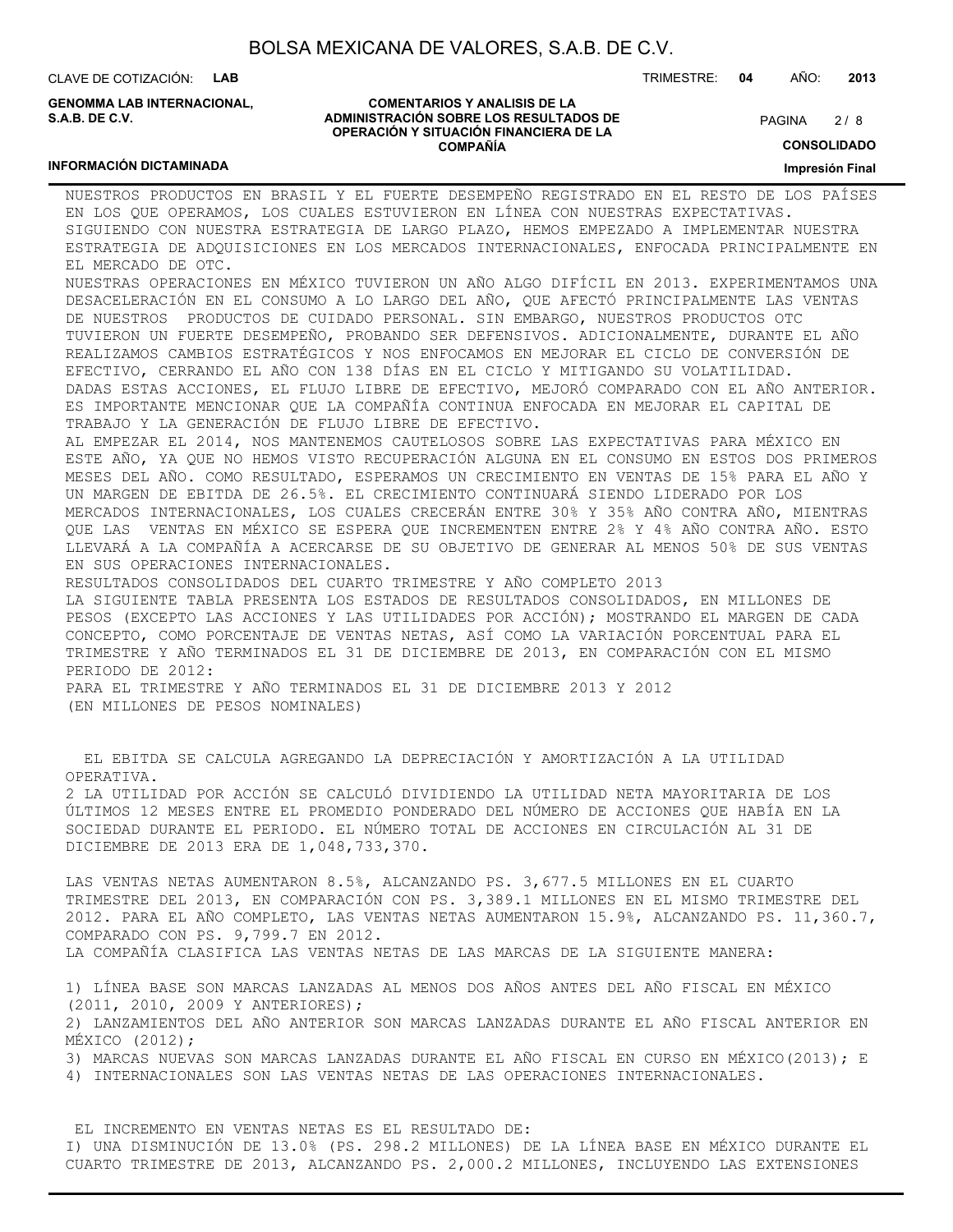NUESTROS PRODUCTOS EN BRASIL Y EL FUERTE DESEMPEÑO REGISTRADO EN EL RESTO DE LOS PAÍSES EN LOS QUE OPERAMOS, LOS CUALES ESTUVIERON EN LÍNEA CON NUESTRAS EXPECTATIVAS. SIGUIENDO CON NUESTRA ESTRATEGIA DE LARGO PLAZO, HEMOS EMPEZADO A IMPLEMENTAR NUESTRA ESTRATEGIA DE ADQUISICIONES EN LOS MERCADOS INTERNACIONALES, ENFOCADA PRINCIPALMENTE EN EL MERCADO DE OTC.

NUESTRAS OPERACIONES EN MÉXICO TUVIERON UN AÑO ALGO DIFÍCIL EN 2013. EXPERIMENTAMOS UNA DESACELERACIÓN EN EL CONSUMO A LO LARGO DEL AÑO, QUE AFECTÓ PRINCIPALMENTE LAS VENTAS DE NUESTROS PRODUCTOS DE CUIDADO PERSONAL. SIN EMBARGO, NUESTROS PRODUCTOS OTC TUVIERON UN FUERTE DESEMPEÑO, PROBANDO SER DEFENSIVOS. ADICIONALMENTE, DURANTE EL AÑO REALIZAMOS CAMBIOS ESTRATÉGICOS Y NOS ENFOCAMOS EN MEJORAR EL CICLO DE CONVERSIÓN DE EFECTIVO, CERRANDO EL AÑO CON 138 DÍAS EN EL CICLO Y MITIGANDO SU VOLATILIDAD.

DADAS ESTAS ACCIONES, EL FLUJO LIBRE DE EFECTIVO, MEJORÓ COMPARADO CON EL AÑO ANTERIOR. ES IMPORTANTE MENCIONAR QUE LA COMPAÑÍA CONTINUA ENFOCADA EN MEJORAR EL CAPITAL DE TRABAJO Y LA GENERACIÓN DE FLUJO LIBRE DE EFECTIVO.

AL EMPEZAR EL 2014, NOS MANTENEMOS CAUTELOSOS SOBRE LAS EXPECTATIVAS PARA MÉXICO EN ESTE AÑO, YA QUE NO HEMOS VISTO RECUPERACIÓN ALGUNA EN EL CONSUMO EN ESTOS DOS PRIMEROS MESES DEL AÑO. COMO RESULTADO, ESPERAMOS UN CRECIMIENTO EN VENTAS DE 15% PARA EL AÑO Y UN MARGEN DE EBITDA DE 26.5%. EL CRECIMIENTO CONTINUARÁ SIENDO LIDERADO POR LOS MERCADOS INTERNACIONALES, LOS CUALES CRECERÁN ENTRE 30% Y 35% AÑO CONTRA AÑO, MIENTRAS QUE LAS VENTAS EN MÉXICO SE ESPERA QUE INCREMENTEN ENTRE 2% Y 4% AÑO CONTRA AÑO. ESTO LLEVARÁ A LA COMPAÑÍA A ACERCARSE DE SU OBJETIVO DE GENERAR AL MENOS 50% DE SUS VENTAS EN SUS OPERACIONES INTERNACIONALES.

RESULTADOS CONSOLIDADOS DEL CUARTO TRIMESTRE Y AÑO COMPLETO 2013

LA SIGUIENTE TABLA PRESENTA LOS ESTADOS DE RESULTADOS CONSOLIDADOS, EN MILLONES DE PESOS (EXCEPTO LAS ACCIONES Y LAS UTILIDADES POR ACCIÓN); MOSTRANDO EL MARGEN DE CADA CONCEPTO, COMO PORCENTAJE DE VENTAS NETAS, ASÍ COMO LA VARIACIÓN PORCENTUAL PARA EL TRIMESTRE Y AÑO TERMINADOS EL 31 DE DICIEMBRE DE 2013, EN COMPARACIÓN CON EL MISMO PERIODO DE 2012:

PARA EL TRIMESTRE Y AÑO TERMINADOS EL 31 DE DICIEMBRE 2013 Y 2012
(EN MILLONES DE PESOS NOMINALES)

EL EBITDA SE CALCULA AGREGANDO LA DEPRECIACIÓN Y AMORTIZACIÓN A LA UTILIDAD OPERATIVA.

2 LA UTILIDAD POR ACCIÓN SE CALCULÓ DIVIDIENDO LA UTILIDAD NETA MAYORITARIA DE LOS ÚLTIMOS 12 MESES ENTRE EL PROMEDIO PONDERADO DEL NÚMERO DE ACCIONES QUE HABÍA EN LA SOCIEDAD DURANTE EL PERIODO. EL NÚMERO TOTAL DE ACCIONES EN CIRCULACIÓN AL 31 DE DICIEMBRE DE 2013 ERA DE 1,048,733,370.

LAS VENTAS NETAS AUMENTARON 8.5%, ALCANZANDO PS. 3,677.5 MILLONES EN EL CUARTO TRIMESTRE DEL 2013, EN COMPARACIÓN CON PS. 3,389.1 MILLONES EN EL MISMO TRIMESTRE DEL 2012. PARA EL AÑO COMPLETO, LAS VENTAS NETAS AUMENTARON 15.9%, ALCANZANDO PS. 11,360.7, COMPARADO CON PS. 9,799.7 EN 2012.

LA COMPAÑÍA CLASIFICA LAS VENTAS NETAS DE LAS MARCAS DE LA SIGUIENTE MANERA:

1) LÍNEA BASE SON MARCAS LANZADAS AL MENOS DOS AÑOS ANTES DEL AÑO FISCAL EN MÉXICO (2011, 2010, 2009 Y ANTERIORES);
2) LANZAMIENTOS DEL AÑO ANTERIOR SON MARCAS LANZADAS DURANTE EL AÑO FISCAL ANTERIOR EN MÉXICO (2012);
3) MARCAS NUEVAS SON MARCAS LANZADAS DURANTE EL AÑO FISCAL EN CURSO EN MÉXICO(2013); E
4) INTERNACIONALES SON LAS VENTAS NETAS DE LAS OPERACIONES INTERNACIONALES.

EL INCREMENTO EN VENTAS NETAS ES EL RESULTADO DE:

I) UNA DISMINUCIÓN DE 13.0% (PS. 298.2 MILLONES) DE LA LÍNEA BASE EN MÉXICO DURANTE EL CUARTO TRIMESTRE DE 2013, ALCANZANDO PS. 2,000.2 MILLONES, INCLUYENDO LAS EXTENSIONES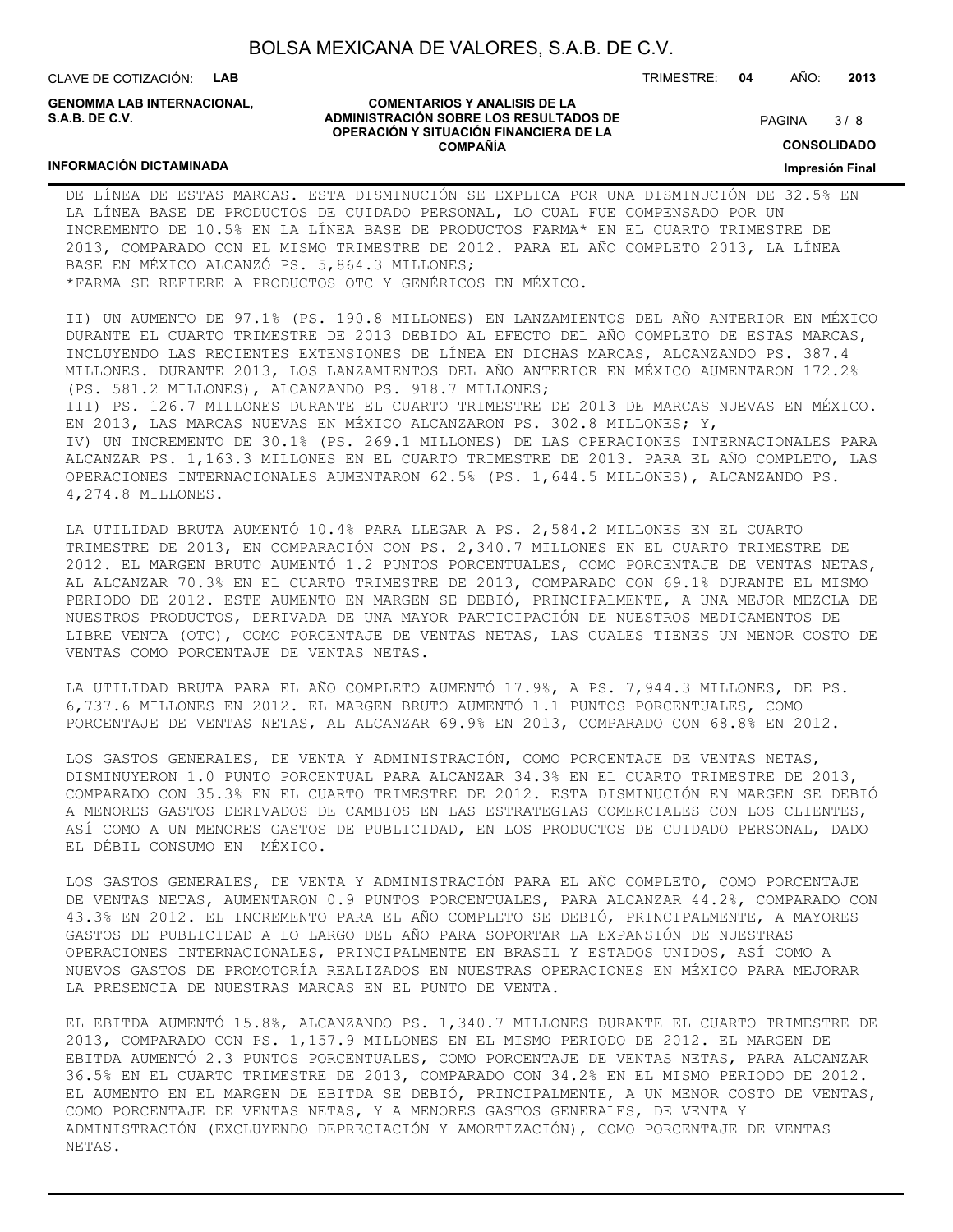DE LÍNEA DE ESTAS MARCAS. ESTA DISMINUCIÓN SE EXPLICA POR UNA DISMINUCIÓN DE 32.5% EN LA LÍNEA BASE DE PRODUCTOS DE CUIDADO PERSONAL, LO CUAL FUE COMPENSADO POR UN INCREMENTO DE 10.5% EN LA LÍNEA BASE DE PRODUCTOS FARMA* EN EL CUARTO TRIMESTRE DE 2013, COMPARADO CON EL MISMO TRIMESTRE DE 2012. PARA EL AÑO COMPLETO 2013, LA LÍNEA BASE EN MÉXICO ALCANZÓ PS. 5,864.3 MILLONES;
*FARMA SE REFIERE A PRODUCTOS OTC Y GENÉRICOS EN MÉXICO.

II) UN AUMENTO DE 97.1% (PS. 190.8 MILLONES) EN LANZAMIENTOS DEL AÑO ANTERIOR EN MÉXICO DURANTE EL CUARTO TRIMESTRE DE 2013 DEBIDO AL EFECTO DEL AÑO COMPLETO DE ESTAS MARCAS, INCLUYENDO LAS RECIENTES EXTENSIONES DE LÍNEA EN DICHAS MARCAS, ALCANZANDO PS. 387.4 MILLONES. DURANTE 2013, LOS LANZAMIENTOS DEL AÑO ANTERIOR EN MÉXICO AUMENTARON 172.2% (PS. 581.2 MILLONES), ALCANZANDO PS. 918.7 MILLONES;
III) PS. 126.7 MILLONES DURANTE EL CUARTO TRIMESTRE DE 2013 DE MARCAS NUEVAS EN MÉXICO. EN 2013, LAS MARCAS NUEVAS EN MÉXICO ALCANZARON PS. 302.8 MILLONES; Y,
IV) UN INCREMENTO DE 30.1% (PS. 269.1 MILLONES) DE LAS OPERACIONES INTERNACIONALES PARA ALCANZAR PS. 1,163.3 MILLONES EN EL CUARTO TRIMESTRE DE 2013. PARA EL AÑO COMPLETO, LAS OPERACIONES INTERNACIONALES AUMENTARON 62.5% (PS. 1,644.5 MILLONES), ALCANZANDO PS. 4,274.8 MILLONES.

LA UTILIDAD BRUTA AUMENTÓ 10.4% PARA LLEGAR A PS. 2,584.2 MILLONES EN EL CUARTO TRIMESTRE DE 2013, EN COMPARACIÓN CON PS. 2,340.7 MILLONES EN EL CUARTO TRIMESTRE DE 2012. EL MARGEN BRUTO AUMENTÓ 1.2 PUNTOS PORCENTUALES, COMO PORCENTAJE DE VENTAS NETAS, AL ALCANZAR 70.3% EN EL CUARTO TRIMESTRE DE 2013, COMPARADO CON 69.1% DURANTE EL MISMO PERIODO DE 2012. ESTE AUMENTO EN MARGEN SE DEBIÓ, PRINCIPALMENTE, A UNA MEJOR MEZCLA DE NUESTROS PRODUCTOS, DERIVADA DE UNA MAYOR PARTICIPACIÓN DE NUESTROS MEDICAMENTOS DE LIBRE VENTA (OTC), COMO PORCENTAJE DE VENTAS NETAS, LAS CUALES TIENES UN MENOR COSTO DE VENTAS COMO PORCENTAJE DE VENTAS NETAS.

LA UTILIDAD BRUTA PARA EL AÑO COMPLETO AUMENTÓ 17.9%, A PS. 7,944.3 MILLONES, DE PS. 6,737.6 MILLONES EN 2012. EL MARGEN BRUTO AUMENTÓ 1.1 PUNTOS PORCENTUALES, COMO PORCENTAJE DE VENTAS NETAS, AL ALCANZAR 69.9% EN 2013, COMPARADO CON 68.8% EN 2012.

LOS GASTOS GENERALES, DE VENTA Y ADMINISTRACIÓN, COMO PORCENTAJE DE VENTAS NETAS, DISMINUYERON 1.0 PUNTO PORCENTUAL PARA ALCANZAR 34.3% EN EL CUARTO TRIMESTRE DE 2013, COMPARADO CON 35.3% EN EL CUARTO TRIMESTRE DE 2012. ESTA DISMINUCIÓN EN MARGEN SE DEBIÓ A MENORES GASTOS DERIVADOS DE CAMBIOS EN LAS ESTRATEGIAS COMERCIALES CON LOS CLIENTES, ASÍ COMO A UN MENORES GASTOS DE PUBLICIDAD, EN LOS PRODUCTOS DE CUIDADO PERSONAL, DADO EL DÉBIL CONSUMO EN MÉXICO.

LOS GASTOS GENERALES, DE VENTA Y ADMINISTRACIÓN PARA EL AÑO COMPLETO, COMO PORCENTAJE DE VENTAS NETAS, AUMENTARON 0.9 PUNTOS PORCENTUALES, PARA ALCANZAR 44.2%, COMPARADO CON 43.3% EN 2012. EL INCREMENTO PARA EL AÑO COMPLETO SE DEBIÓ, PRINCIPALMENTE, A MAYORES GASTOS DE PUBLICIDAD A LO LARGO DEL AÑO PARA SOPORTAR LA EXPANSIÓN DE NUESTRAS OPERACIONES INTERNACIONALES, PRINCIPALMENTE EN BRASIL Y ESTADOS UNIDOS, ASÍ COMO A NUEVOS GASTOS DE PROMOTORÍA REALIZADOS EN NUESTRAS OPERACIONES EN MÉXICO PARA MEJORAR LA PRESENCIA DE NUESTRAS MARCAS EN EL PUNTO DE VENTA.

EL EBITDA AUMENTÓ 15.8%, ALCANZANDO PS. 1,340.7 MILLONES DURANTE EL CUARTO TRIMESTRE DE 2013, COMPARADO CON PS. 1,157.9 MILLONES EN EL MISMO PERIODO DE 2012. EL MARGEN DE EBITDA AUMENTÓ 2.3 PUNTOS PORCENTUALES, COMO PORCENTAJE DE VENTAS NETAS, PARA ALCANZAR 36.5% EN EL CUARTO TRIMESTRE DE 2013, COMPARADO CON 34.2% EN EL MISMO PERIODO DE 2012. EL AUMENTO EN EL MARGEN DE EBITDA SE DEBIÓ, PRINCIPALMENTE, A UN MENOR COSTO DE VENTAS, COMO PORCENTAJE DE VENTAS NETAS, Y A MENORES GASTOS GENERALES, DE VENTA Y ADMINISTRACIÓN (EXCLUYENDO DEPRECIACIÓN Y AMORTIZACIÓN), COMO PORCENTAJE DE VENTAS NETAS.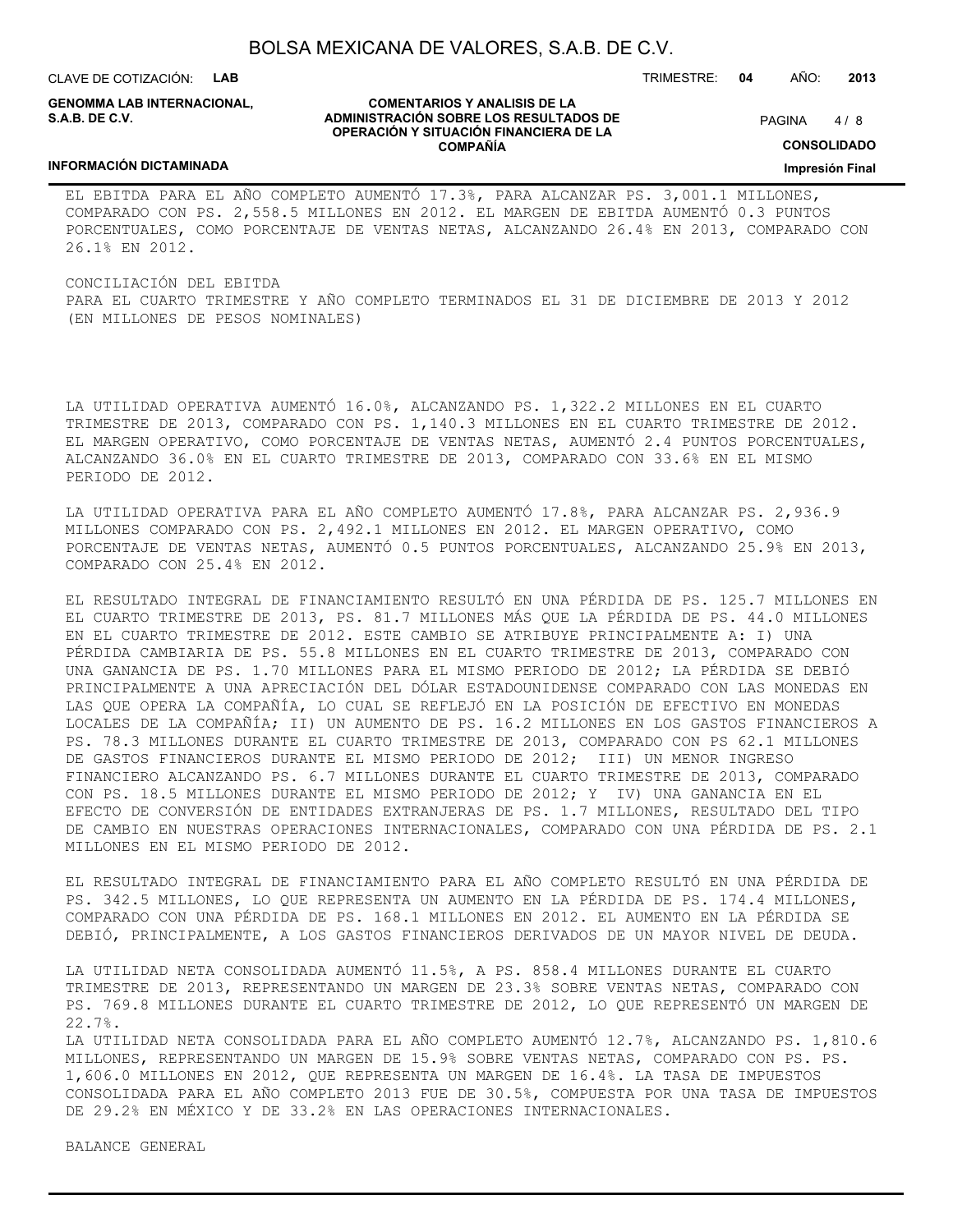EL EBITDA PARA EL AÑO COMPLETO AUMENTÓ 17.3%, PARA ALCANZAR PS. 3,001.1 MILLONES, COMPARADO CON PS. 2,558.5 MILLONES EN 2012. EL MARGEN DE EBITDA AUMENTÓ 0.3 PUNTOS PORCENTUALES, COMO PORCENTAJE DE VENTAS NETAS, ALCANZANDO 26.4% EN 2013, COMPARADO CON 26.1% EN 2012.

CONCILIACIÓN DEL EBITDA
PARA EL CUARTO TRIMESTRE Y AÑO COMPLETO TERMINADOS EL 31 DE DICIEMBRE DE 2013 Y 2012
(EN MILLONES DE PESOS NOMINALES)

LA UTILIDAD OPERATIVA AUMENTÓ 16.0%, ALCANZANDO PS. 1,322.2 MILLONES EN EL CUARTO TRIMESTRE DE 2013, COMPARADO CON PS. 1,140.3 MILLONES EN EL CUARTO TRIMESTRE DE 2012. EL MARGEN OPERATIVO, COMO PORCENTAJE DE VENTAS NETAS, AUMENTÓ 2.4 PUNTOS PORCENTUALES, ALCANZANDO 36.0% EN EL CUARTO TRIMESTRE DE 2013, COMPARADO CON 33.6% EN EL MISMO PERIODO DE 2012.

LA UTILIDAD OPERATIVA PARA EL AÑO COMPLETO AUMENTÓ 17.8%, PARA ALCANZAR PS. 2,936.9 MILLONES COMPARADO CON PS. 2,492.1 MILLONES EN 2012. EL MARGEN OPERATIVO, COMO PORCENTAJE DE VENTAS NETAS, AUMENTÓ 0.5 PUNTOS PORCENTUALES, ALCANZANDO 25.9% EN 2013, COMPARADO CON 25.4% EN 2012.

EL RESULTADO INTEGRAL DE FINANCIAMIENTO RESULTÓ EN UNA PÉRDIDA DE PS. 125.7 MILLONES EN EL CUARTO TRIMESTRE DE 2013, PS. 81.7 MILLONES MÁS QUE LA PÉRDIDA DE PS. 44.0 MILLONES EN EL CUARTO TRIMESTRE DE 2012. ESTE CAMBIO SE ATRIBUYE PRINCIPALMENTE A: I) UNA PÉRDIDA CAMBIARIA DE PS. 55.8 MILLONES EN EL CUARTO TRIMESTRE DE 2013, COMPARADO CON UNA GANANCIA DE PS. 1.70 MILLONES PARA EL MISMO PERIODO DE 2012; LA PÉRDIDA SE DEBIÓ PRINCIPALMENTE A UNA APRECIACIÓN DEL DÓLAR ESTADOUNIDENSE COMPARADO CON LAS MONEDAS EN LAS QUE OPERA LA COMPAÑÍA, LO CUAL SE REFLEJÓ EN LA POSICIÓN DE EFECTIVO EN MONEDAS LOCALES DE LA COMPAÑÍA; II) UN AUMENTO DE PS. 16.2 MILLONES EN LOS GASTOS FINANCIEROS A PS. 78.3 MILLONES DURANTE EL CUARTO TRIMESTRE DE 2013, COMPARADO CON PS 62.1 MILLONES DE GASTOS FINANCIEROS DURANTE EL MISMO PERIODO DE 2012; III) UN MENOR INGRESO FINANCIERO ALCANZANDO PS. 6.7 MILLONES DURANTE EL CUARTO TRIMESTRE DE 2013, COMPARADO CON PS. 18.5 MILLONES DURANTE EL MISMO PERIODO DE 2012; Y IV) UNA GANANCIA EN EL EFECTO DE CONVERSIÓN DE ENTIDADES EXTRANJERAS DE PS. 1.7 MILLONES, RESULTADO DEL TIPO DE CAMBIO EN NUESTRAS OPERACIONES INTERNACIONALES, COMPARADO CON UNA PÉRDIDA DE PS. 2.1 MILLONES EN EL MISMO PERIODO DE 2012.

EL RESULTADO INTEGRAL DE FINANCIAMIENTO PARA EL AÑO COMPLETO RESULTÓ EN UNA PÉRDIDA DE PS. 342.5 MILLONES, LO QUE REPRESENTA UN AUMENTO EN LA PÉRDIDA DE PS. 174.4 MILLONES, COMPARADO CON UNA PÉRDIDA DE PS. 168.1 MILLONES EN 2012. EL AUMENTO EN LA PÉRDIDA SE DEBIÓ, PRINCIPALMENTE, A LOS GASTOS FINANCIEROS DERIVADOS DE UN MAYOR NIVEL DE DEUDA.

LA UTILIDAD NETA CONSOLIDADA AUMENTÓ 11.5%, A PS. 858.4 MILLONES DURANTE EL CUARTO TRIMESTRE DE 2013, REPRESENTANDO UN MARGEN DE 23.3% SOBRE VENTAS NETAS, COMPARADO CON PS. 769.8 MILLONES DURANTE EL CUARTO TRIMESTRE DE 2012, LO QUE REPRESENTÓ UN MARGEN DE 22.7%.
LA UTILIDAD NETA CONSOLIDADA PARA EL AÑO COMPLETO AUMENTÓ 12.7%, ALCANZANDO PS. 1,810.6 MILLONES, REPRESENTANDO UN MARGEN DE 15.9% SOBRE VENTAS NETAS, COMPARADO CON PS. PS. 1,606.0 MILLONES EN 2012, QUE REPRESENTA UN MARGEN DE 16.4%. LA TASA DE IMPUESTOS CONSOLIDADA PARA EL AÑO COMPLETO 2013 FUE DE 30.5%, COMPUESTA POR UNA TASA DE IMPUESTOS DE 29.2% EN MÉXICO Y DE 33.2% EN LAS OPERACIONES INTERNACIONALES.

BALANCE GENERAL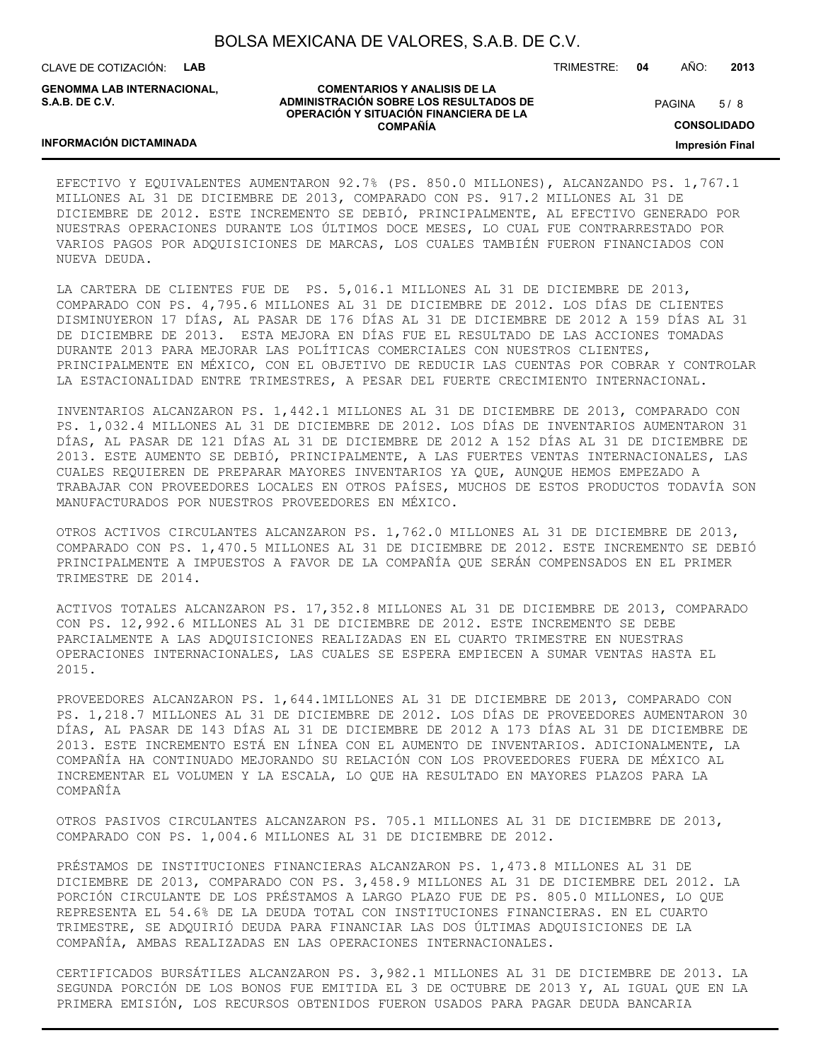EFECTIVO Y EQUIVALENTES AUMENTARON 92.7% (PS. 850.0 MILLONES), ALCANZANDO PS. 1,767.1 MILLONES AL 31 DE DICIEMBRE DE 2013, COMPARADO CON PS. 917.2 MILLONES AL 31 DE DICIEMBRE DE 2012. ESTE INCREMENTO SE DEBIÓ, PRINCIPALMENTE, AL EFECTIVO GENERADO POR NUESTRAS OPERACIONES DURANTE LOS ÚLTIMOS DOCE MESES, LO CUAL FUE CONTRARRESTADO POR VARIOS PAGOS POR ADQUISICIONES DE MARCAS, LOS CUALES TAMBIÉN FUERON FINANCIADOS CON NUEVA DEUDA.

LA CARTERA DE CLIENTES FUE DE PS. 5,016.1 MILLONES AL 31 DE DICIEMBRE DE 2013, COMPARADO CON PS. 4,795.6 MILLONES AL 31 DE DICIEMBRE DE 2012. LOS DÍAS DE CLIENTES DISMINUYERON 17 DÍAS, AL PASAR DE 176 DÍAS AL 31 DE DICIEMBRE DE 2012 A 159 DÍAS AL 31 DE DICIEMBRE DE 2013. ESTA MEJORA EN DÍAS FUE EL RESULTADO DE LAS ACCIONES TOMADAS DURANTE 2013 PARA MEJORAR LAS POLÍTICAS COMERCIALES CON NUESTROS CLIENTES, PRINCIPALMENTE EN MÉXICO, CON EL OBJETIVO DE REDUCIR LAS CUENTAS POR COBRAR Y CONTROLAR LA ESTACIONALIDAD ENTRE TRIMESTRES, A PESAR DEL FUERTE CRECIMIENTO INTERNACIONAL.

INVENTARIOS ALCANZARON PS. 1,442.1 MILLONES AL 31 DE DICIEMBRE DE 2013, COMPARADO CON PS. 1,032.4 MILLONES AL 31 DE DICIEMBRE DE 2012. LOS DÍAS DE INVENTARIOS AUMENTARON 31 DÍAS, AL PASAR DE 121 DÍAS AL 31 DE DICIEMBRE DE 2012 A 152 DÍAS AL 31 DE DICIEMBRE DE 2013. ESTE AUMENTO SE DEBIÓ, PRINCIPALMENTE, A LAS FUERTES VENTAS INTERNACIONALES, LAS CUALES REQUIEREN DE PREPARAR MAYORES INVENTARIOS YA QUE, AUNQUE HEMOS EMPEZADO A TRABAJAR CON PROVEEDORES LOCALES EN OTROS PAÍSES, MUCHOS DE ESTOS PRODUCTOS TODAVÍA SON MANUFACTURADOS POR NUESTROS PROVEEDORES EN MÉXICO.

OTROS ACTIVOS CIRCULANTES ALCANZARON PS. 1,762.0 MILLONES AL 31 DE DICIEMBRE DE 2013, COMPARADO CON PS. 1,470.5 MILLONES AL 31 DE DICIEMBRE DE 2012. ESTE INCREMENTO SE DEBIÓ PRINCIPALMENTE A IMPUESTOS A FAVOR DE LA COMPAÑÍA QUE SERÁN COMPENSADOS EN EL PRIMER TRIMESTRE DE 2014.

ACTIVOS TOTALES ALCANZARON PS. 17,352.8 MILLONES AL 31 DE DICIEMBRE DE 2013, COMPARADO CON PS. 12,992.6 MILLONES AL 31 DE DICIEMBRE DE 2012. ESTE INCREMENTO SE DEBE PARCIALMENTE A LAS ADQUISICIONES REALIZADAS EN EL CUARTO TRIMESTRE EN NUESTRAS OPERACIONES INTERNACIONALES, LAS CUALES SE ESPERA EMPIECEN A SUMAR VENTAS HASTA EL 2015.

PROVEEDORES ALCANZARON PS. 1,644.1MILLONES AL 31 DE DICIEMBRE DE 2013, COMPARADO CON PS. 1,218.7 MILLONES AL 31 DE DICIEMBRE DE 2012. LOS DÍAS DE PROVEEDORES AUMENTARON 30 DÍAS, AL PASAR DE 143 DÍAS AL 31 DE DICIEMBRE DE 2012 A 173 DÍAS AL 31 DE DICIEMBRE DE 2013. ESTE INCREMENTO ESTÁ EN LÍNEA CON EL AUMENTO DE INVENTARIOS. ADICIONALMENTE, LA COMPAÑÍA HA CONTINUADO MEJORANDO SU RELACIÓN CON LOS PROVEEDORES FUERA DE MÉXICO AL INCREMENTAR EL VOLUMEN Y LA ESCALA, LO QUE HA RESULTADO EN MAYORES PLAZOS PARA LA COMPAÑÍA

OTROS PASIVOS CIRCULANTES ALCANZARON PS. 705.1 MILLONES AL 31 DE DICIEMBRE DE 2013, COMPARADO CON PS. 1,004.6 MILLONES AL 31 DE DICIEMBRE DE 2012.

PRÉSTAMOS DE INSTITUCIONES FINANCIERAS ALCANZARON PS. 1,473.8 MILLONES AL 31 DE DICIEMBRE DE 2013, COMPARADO CON PS. 3,458.9 MILLONES AL 31 DE DICIEMBRE DEL 2012. LA PORCIÓN CIRCULANTE DE LOS PRÉSTAMOS A LARGO PLAZO FUE DE PS. 805.0 MILLONES, LO QUE REPRESENTA EL 54.6% DE LA DEUDA TOTAL CON INSTITUCIONES FINANCIERAS. EN EL CUARTO TRIMESTRE, SE ADQUIRIÓ DEUDA PARA FINANCIAR LAS DOS ÚLTIMAS ADQUISICIONES DE LA COMPAÑÍA, AMBAS REALIZADAS EN LAS OPERACIONES INTERNACIONALES.

CERTIFICADOS BURSÁTILES ALCANZARON PS. 3,982.1 MILLONES AL 31 DE DICIEMBRE DE 2013. LA SEGUNDA PORCIÓN DE LOS BONOS FUE EMITIDA EL 3 DE OCTUBRE DE 2013 Y, AL IGUAL QUE EN LA PRIMERA EMISIÓN, LOS RECURSOS OBTENIDOS FUERON USADOS PARA PAGAR DEUDA BANCARIA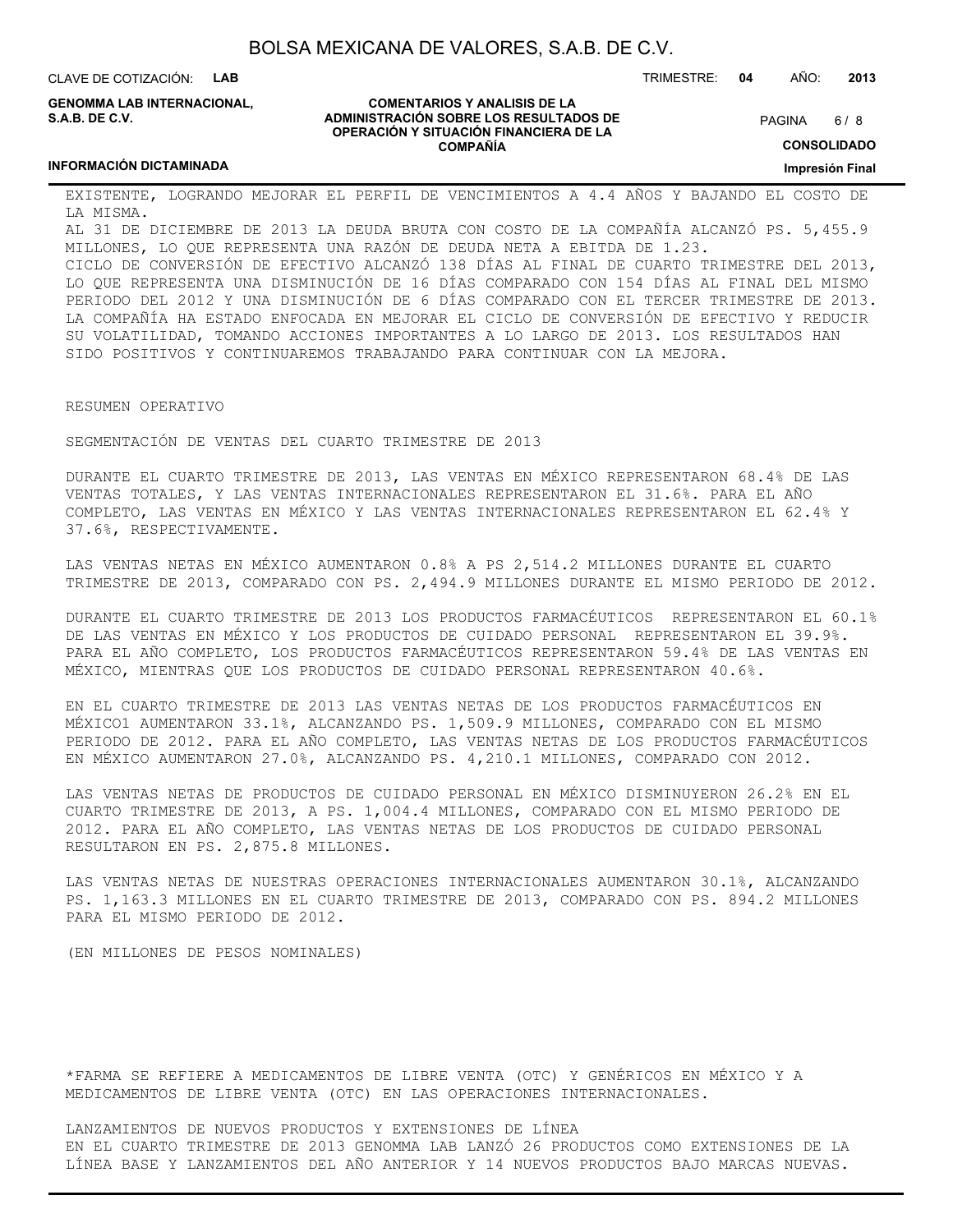EXISTENTE, LOGRANDO MEJORAR EL PERFIL DE VENCIMIENTOS A 4.4 AÑOS Y BAJANDO EL COSTO DE LA MISMA.
AL 31 DE DICIEMBRE DE 2013 LA DEUDA BRUTA CON COSTO DE LA COMPAÑÍA ALCANZÓ PS. 5,455.9 MILLONES, LO QUE REPRESENTA UNA RAZÓN DE DEUDA NETA A EBITDA DE 1.23.
CICLO DE CONVERSIÓN DE EFECTIVO ALCANZÓ 138 DÍAS AL FINAL DE CUARTO TRIMESTRE DEL 2013, LO QUE REPRESENTA UNA DISMINUCIÓN DE 16 DÍAS COMPARADO CON 154 DÍAS AL FINAL DEL MISMO PERIODO DEL 2012 Y UNA DISMINUCIÓN DE 6 DÍAS COMPARADO CON EL TERCER TRIMESTRE DE 2013. LA COMPAÑÍA HA ESTADO ENFOCADA EN MEJORAR EL CICLO DE CONVERSIÓN DE EFECTIVO Y REDUCIR SU VOLATILIDAD, TOMANDO ACCIONES IMPORTANTES A LO LARGO DE 2013. LOS RESULTADOS HAN SIDO POSITIVOS Y CONTINUAREMOS TRABAJANDO PARA CONTINUAR CON LA MEJORA.

RESUMEN OPERATIVO

SEGMENTACIÓN DE VENTAS DEL CUARTO TRIMESTRE DE 2013

DURANTE EL CUARTO TRIMESTRE DE 2013, LAS VENTAS EN MÉXICO REPRESENTARON 68.4% DE LAS VENTAS TOTALES, Y LAS VENTAS INTERNACIONALES REPRESENTARON EL 31.6%. PARA EL AÑO COMPLETO, LAS VENTAS EN MÉXICO Y LAS VENTAS INTERNACIONALES REPRESENTARON EL 62.4% Y 37.6%, RESPECTIVAMENTE.

LAS VENTAS NETAS EN MÉXICO AUMENTARON 0.8% A PS 2,514.2 MILLONES DURANTE EL CUARTO TRIMESTRE DE 2013, COMPARADO CON PS. 2,494.9 MILLONES DURANTE EL MISMO PERIODO DE 2012.

DURANTE EL CUARTO TRIMESTRE DE 2013 LOS PRODUCTOS FARMACÉUTICOS REPRESENTARON EL 60.1% DE LAS VENTAS EN MÉXICO Y LOS PRODUCTOS DE CUIDADO PERSONAL REPRESENTARON EL 39.9%. PARA EL AÑO COMPLETO, LOS PRODUCTOS FARMACÉUTICOS REPRESENTARON 59.4% DE LAS VENTAS EN MÉXICO, MIENTRAS QUE LOS PRODUCTOS DE CUIDADO PERSONAL REPRESENTARON 40.6%.

EN EL CUARTO TRIMESTRE DE 2013 LAS VENTAS NETAS DE LOS PRODUCTOS FARMACÉUTICOS EN MÉXICO1 AUMENTARON 33.1%, ALCANZANDO PS. 1,509.9 MILLONES, COMPARADO CON EL MISMO PERIODO DE 2012. PARA EL AÑO COMPLETO, LAS VENTAS NETAS DE LOS PRODUCTOS FARMACÉUTICOS EN MÉXICO AUMENTARON 27.0%, ALCANZANDO PS. 4,210.1 MILLONES, COMPARADO CON 2012.

LAS VENTAS NETAS DE PRODUCTOS DE CUIDADO PERSONAL EN MÉXICO DISMINUYERON 26.2% EN EL CUARTO TRIMESTRE DE 2013, A PS. 1,004.4 MILLONES, COMPARADO CON EL MISMO PERIODO DE 2012. PARA EL AÑO COMPLETO, LAS VENTAS NETAS DE LOS PRODUCTOS DE CUIDADO PERSONAL RESULTARON EN PS. 2,875.8 MILLONES.

LAS VENTAS NETAS DE NUESTRAS OPERACIONES INTERNACIONALES AUMENTARON 30.1%, ALCANZANDO PS. 1,163.3 MILLONES EN EL CUARTO TRIMESTRE DE 2013, COMPARADO CON PS. 894.2 MILLONES PARA EL MISMO PERIODO DE 2012.

(EN MILLONES DE PESOS NOMINALES)

*FARMA SE REFIERE A MEDICAMENTOS DE LIBRE VENTA (OTC) Y GENÉRICOS EN MÉXICO Y A MEDICAMENTOS DE LIBRE VENTA (OTC) EN LAS OPERACIONES INTERNACIONALES.

LANZAMIENTOS DE NUEVOS PRODUCTOS Y EXTENSIONES DE LÍNEA
EN EL CUARTO TRIMESTRE DE 2013 GENOMMA LAB LANZÓ 26 PRODUCTOS COMO EXTENSIONES DE LA LÍNEA BASE Y LANZAMIENTOS DEL AÑO ANTERIOR Y 14 NUEVOS PRODUCTOS BAJO MARCAS NUEVAS.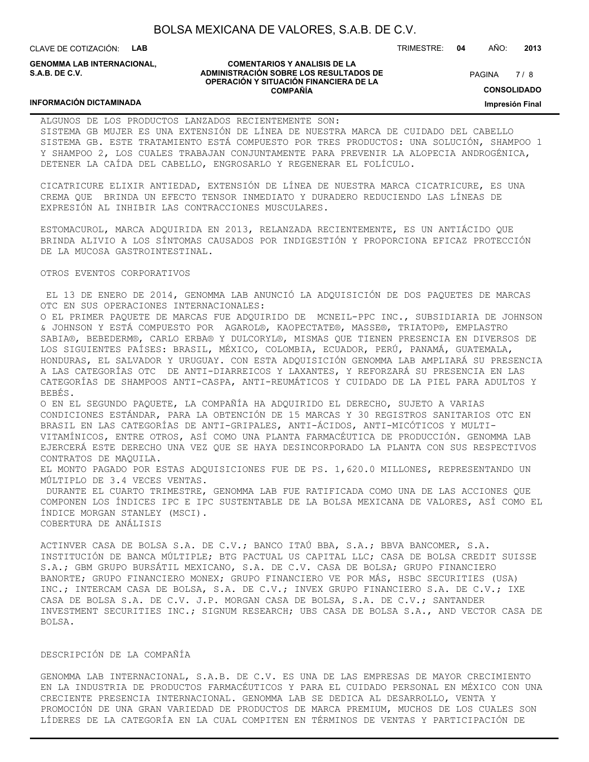ALGUNOS DE LOS PRODUCTOS LANZADOS RECIENTEMENTE SON:
SISTEMA GB MUJER ES UNA EXTENSIÓN DE LÍNEA DE NUESTRA MARCA DE CUIDADO DEL CABELLO SISTEMA GB. ESTE TRATAMIENTO ESTÁ COMPUESTO POR TRES PRODUCTOS: UNA SOLUCIÓN, SHAMPOO 1 Y SHAMPOO 2, LOS CUALES TRABAJAN CONJUNTAMENTE PARA PREVENIR LA ALOPECIA ANDROGÉNICA, DETENER LA CAÍDA DEL CABELLO, ENGROSARLO Y REGENERAR EL FOLÍCULO.

CICATRICURE ELIXIR ANTIEDAD, EXTENSIÓN DE LÍNEA DE NUESTRA MARCA CICATRICURE, ES UNA CREMA QUE BRINDA UN EFECTO TENSOR INMEDIATO Y DURADERO REDUCIENDO LAS LÍNEAS DE EXPRESIÓN AL INHIBIR LAS CONTRACCIONES MUSCULARES.

ESTOMACUROL, MARCA ADQUIRIDA EN 2013, RELANZADA RECIENTEMENTE, ES UN ANTIÁCIDO QUE BRINDA ALIVIO A LOS SÍNTOMAS CAUSADOS POR INDIGESTIÓN Y PROPORCIONA EFICAZ PROTECCIÓN DE LA MUCOSA GASTROINTESTINAL.

OTROS EVENTOS CORPORATIVOS

EL 13 DE ENERO DE 2014, GENOMMA LAB ANUNCIÓ LA ADQUISICIÓN DE DOS PAQUETES DE MARCAS OTC EN SUS OPERACIONES INTERNACIONALES:

O EL PRIMER PAQUETE DE MARCAS FUE ADQUIRIDO DE MCNEIL-PPC INC., SUBSIDIARIA DE JOHNSON & JOHNSON Y ESTÁ COMPUESTO POR AGAROL®, KAOPECTATE®, MASSE®, TRIATOP®, EMPLASTRO SABIA®, BEBEDERM®, CARLO ERBA® Y DULCORYL®, MISMAS QUE TIENEN PRESENCIA EN DIVERSOS DE LOS SIGUIENTES PAÍSES: BRASIL, MÉXICO, COLOMBIA, ECUADOR, PERÚ, PANAMÁ, GUATEMALA, HONDURAS, EL SALVADOR Y URUGUAY. CON ESTA ADQUISICIÓN GENOMMA LAB AMPLIARÁ SU PRESENCIA A LAS CATEGORÍAS OTC DE ANTI-DIARREICOS Y LAXANTES, Y REFORZARÁ SU PRESENCIA EN LAS CATEGORÍAS DE SHAMPOOS ANTI-CASPA, ANTI-REUMÁTICOS Y CUIDADO DE LA PIEL PARA ADULTOS Y BEBÉS.

O EN EL SEGUNDO PAQUETE, LA COMPAÑÍA HA ADQUIRIDO EL DERECHO, SUJETO A VARIAS CONDICIONES ESTÁNDAR, PARA LA OBTENCIÓN DE 15 MARCAS Y 30 REGISTROS SANITARIOS OTC EN BRASIL EN LAS CATEGORÍAS DE ANTI-GRIPALES, ANTI-ÁCIDOS, ANTI-MICÓTICOS Y MULTI-VITAMÍNICOS, ENTRE OTROS, ASÍ COMO UNA PLANTA FARMACÉUTICA DE PRODUCCIÓN. GENOMMA LAB EJERCERÁ ESTE DERECHO UNA VEZ QUE SE HAYA DESINCORPORADO LA PLANTA CON SUS RESPECTIVOS CONTRATOS DE MAQUILA.

EL MONTO PAGADO POR ESTAS ADQUISICIONES FUE DE PS. 1,620.0 MILLONES, REPRESENTANDO UN MÚLTIPLO DE 3.4 VECES VENTAS.

DURANTE EL CUARTO TRIMESTRE, GENOMMA LAB FUE RATIFICADA COMO UNA DE LAS ACCIONES QUE COMPONEN LOS ÍNDICES IPC E IPC SUSTENTABLE DE LA BOLSA MEXICANA DE VALORES, ASÍ COMO EL ÍNDICE MORGAN STANLEY (MSCI).

COBERTURA DE ANÁLISIS

ACTINVER CASA DE BOLSA S.A. DE C.V.; BANCO ITAÚ BBA, S.A.; BBVA BANCOMER, S.A. INSTITUCIÓN DE BANCA MÚLTIPLE; BTG PACTUAL US CAPITAL LLC; CASA DE BOLSA CREDIT SUISSE S.A.; GBM GRUPO BURSÁTIL MEXICANO, S.A. DE C.V. CASA DE BOLSA; GRUPO FINANCIERO BANORTE; GRUPO FINANCIERO MONEX; GRUPO FINANCIERO VE POR MÁS, HSBC SECURITIES (USA) INC.; INTERCAM CASA DE BOLSA, S.A. DE C.V.; INVEX GRUPO FINANCIERO S.A. DE C.V.; IXE CASA DE BOLSA S.A. DE C.V. J.P. MORGAN CASA DE BOLSA, S.A. DE C.V.; SANTANDER INVESTMENT SECURITIES INC.; SIGNUM RESEARCH; UBS CASA DE BOLSA S.A., AND VECTOR CASA DE BOLSA.

DESCRIPCIÓN DE LA COMPAÑÍA

GENOMMA LAB INTERNACIONAL, S.A.B. DE C.V. ES UNA DE LAS EMPRESAS DE MAYOR CRECIMIENTO EN LA INDUSTRIA DE PRODUCTOS FARMACÉUTICOS Y PARA EL CUIDADO PERSONAL EN MÉXICO CON UNA CRECIENTE PRESENCIA INTERNACIONAL. GENOMMA LAB SE DEDICA AL DESARROLLO, VENTA Y PROMOCIÓN DE UNA GRAN VARIEDAD DE PRODUCTOS DE MARCA PREMIUM, MUCHOS DE LOS CUALES SON LÍDERES DE LA CATEGORÍA EN LA CUAL COMPITEN EN TÉRMINOS DE VENTAS Y PARTICIPACIÓN DE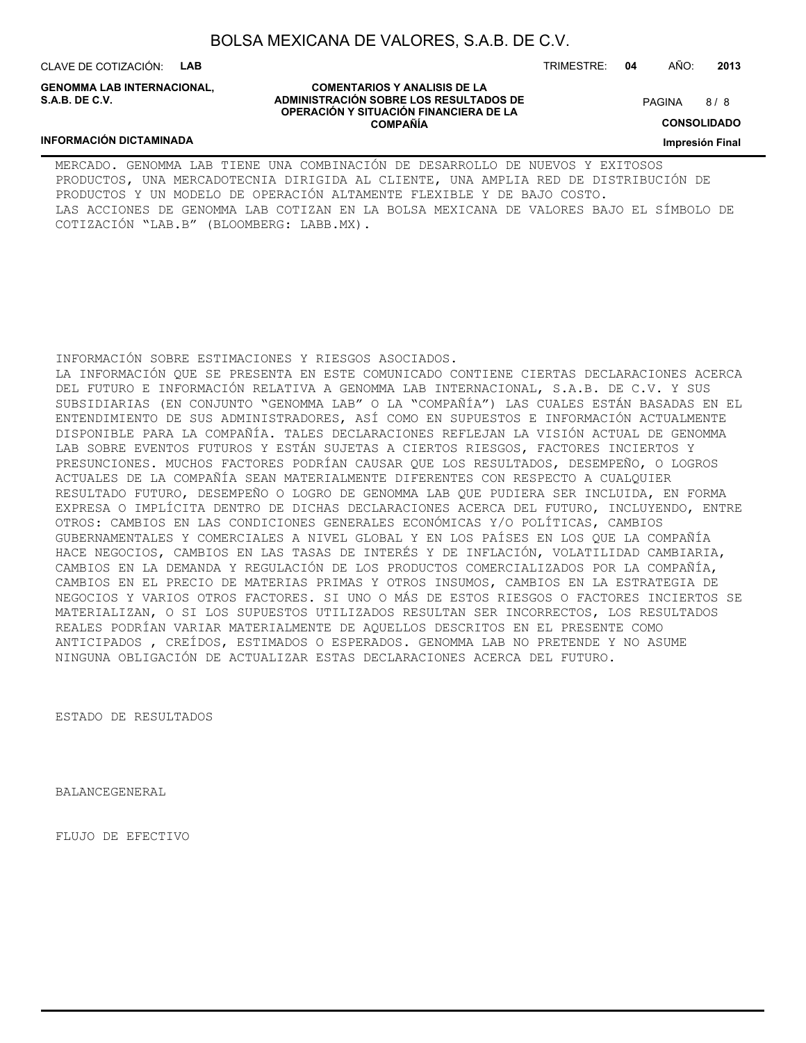MERCADO. GENOMMA LAB TIENE UNA COMBINACIÓN DE DESARROLLO DE NUEVOS Y EXITOSOS PRODUCTOS, UNA MERCADOTECNIA DIRIGIDA AL CLIENTE, UNA AMPLIA RED DE DISTRIBUCIÓN DE PRODUCTOS Y UN MODELO DE OPERACIÓN ALTAMENTE FLEXIBLE Y DE BAJO COSTO.
LAS ACCIONES DE GENOMMA LAB COTIZAN EN LA BOLSA MEXICANA DE VALORES BAJO EL SÍMBOLO DE COTIZACIÓN "LAB.B" (BLOOMBERG: LABB.MX).

INFORMACIÓN SOBRE ESTIMACIONES Y RIESGOS ASOCIADOS.
LA INFORMACIÓN QUE SE PRESENTA EN ESTE COMUNICADO CONTIENE CIERTAS DECLARACIONES ACERCA DEL FUTURO E INFORMACIÓN RELATIVA A GENOMMA LAB INTERNACIONAL, S.A.B. DE C.V. Y SUS SUBSIDIARIAS (EN CONJUNTO "GENOMMA LAB" O LA "COMPAÑÍA") LAS CUALES ESTÁN BASADAS EN EL ENTENDIMIENTO DE SUS ADMINISTRADORES, ASÍ COMO EN SUPUESTOS E INFORMACIÓN ACTUALMENTE DISPONIBLE PARA LA COMPAÑÍA. TALES DECLARACIONES REFLEJAN LA VISIÓN ACTUAL DE GENOMMA LAB SOBRE EVENTOS FUTUROS Y ESTÁN SUJETAS A CIERTOS RIESGOS, FACTORES INCIERTOS Y PRESUNCIONES. MUCHOS FACTORES PODRÍAN CAUSAR QUE LOS RESULTADOS, DESEMPEÑO, O LOGROS ACTUALES DE LA COMPAÑÍA SEAN MATERIALMENTE DIFERENTES CON RESPECTO A CUALQUIER RESULTADO FUTURO, DESEMPEÑO O LOGRO DE GENOMMA LAB QUE PUDIERA SER INCLUIDA, EN FORMA EXPRESA O IMPLÍCITA DENTRO DE DICHAS DECLARACIONES ACERCA DEL FUTURO, INCLUYENDO, ENTRE OTROS: CAMBIOS EN LAS CONDICIONES GENERALES ECONÓMICAS Y/O POLÍTICAS, CAMBIOS GUBERNAMENTALES Y COMERCIALES A NIVEL GLOBAL Y EN LOS PAÍSES EN LOS QUE LA COMPAÑÍA HACE NEGOCIOS, CAMBIOS EN LAS TASAS DE INTERÉS Y DE INFLACIÓN, VOLATILIDAD CAMBIARIA, CAMBIOS EN LA DEMANDA Y REGULACIÓN DE LOS PRODUCTOS COMERCIALIZADOS POR LA COMPAÑÍA, CAMBIOS EN EL PRECIO DE MATERIAS PRIMAS Y OTROS INSUMOS, CAMBIOS EN LA ESTRATEGIA DE NEGOCIOS Y VARIOS OTROS FACTORES. SI UNO O MÁS DE ESTOS RIESGOS O FACTORES INCIERTOS SE MATERIALIZAN, O SI LOS SUPUESTOS UTILIZADOS RESULTAN SER INCORRECTOS, LOS RESULTADOS REALES PODRÍAN VARIAR MATERIALMENTE DE AQUELLOS DESCRITOS EN EL PRESENTE COMO ANTICIPADOS , CREÍDOS, ESTIMADOS O ESPERADOS. GENOMMA LAB NO PRETENDE Y NO ASUME NINGUNA OBLIGACIÓN DE ACTUALIZAR ESTAS DECLARACIONES ACERCA DEL FUTURO.

ESTADO DE RESULTADOS

BALANCEGENERAL

FLUJO DE EFECTIVO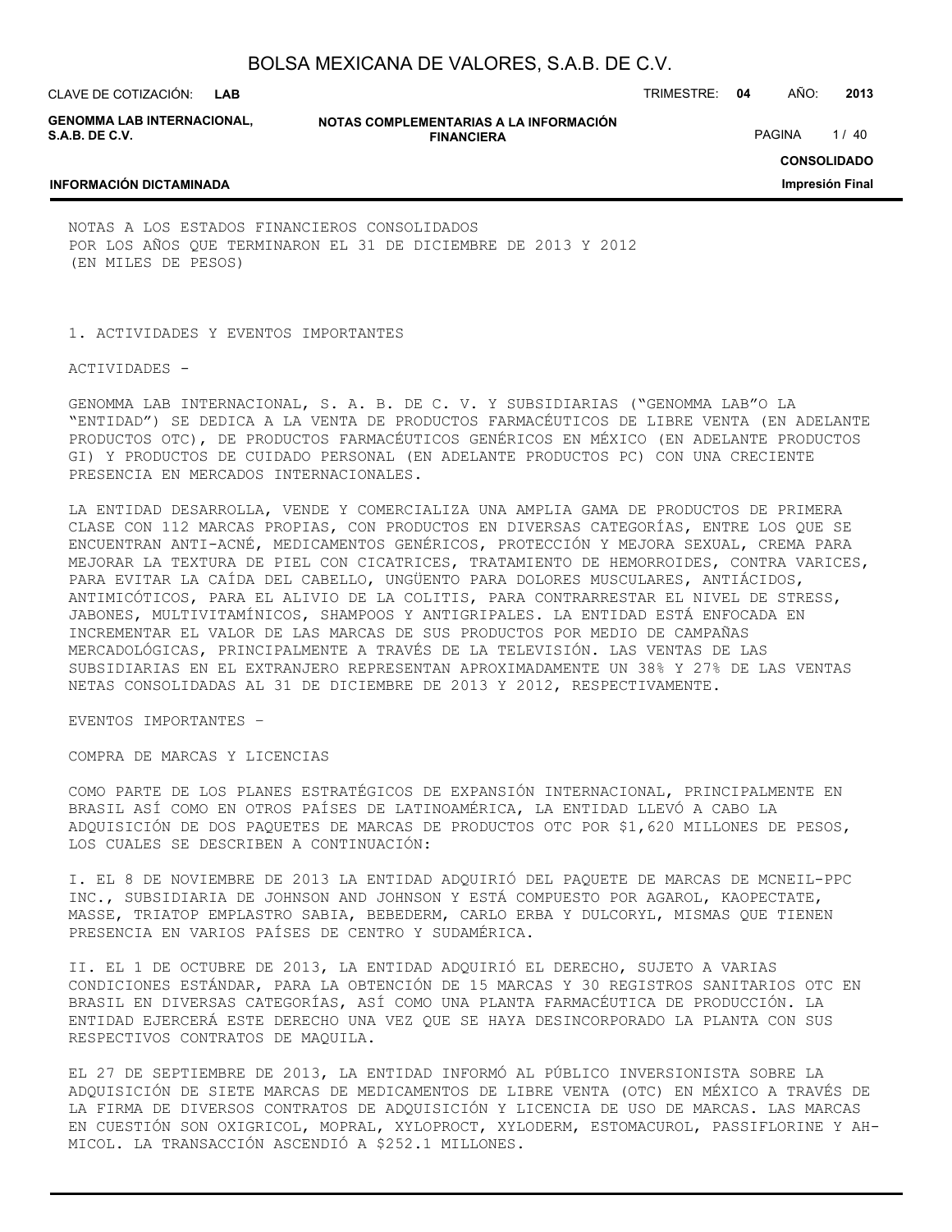NOTAS A LOS ESTADOS FINANCIEROS CONSOLIDADOS
POR LOS AÑOS QUE TERMINARON EL 31 DE DICIEMBRE DE 2013 Y 2012
(EN MILES DE PESOS)

## 1. ACTIVIDADES Y EVENTOS IMPORTANTES

ACTIVIDADES -

GENOMMA LAB INTERNACIONAL, S. A. B. DE C. V. Y SUBSIDIARIAS ("GENOMMA LAB"O LA "ENTIDAD") SE DEDICA A LA VENTA DE PRODUCTOS FARMACÉUTICOS DE LIBRE VENTA (EN ADELANTE PRODUCTOS OTC), DE PRODUCTOS FARMACÉUTICOS GENÉRICOS EN MÉXICO (EN ADELANTE PRODUCTOS GI) Y PRODUCTOS DE CUIDADO PERSONAL (EN ADELANTE PRODUCTOS PC) CON UNA CRECIENTE PRESENCIA EN MERCADOS INTERNACIONALES.

LA ENTIDAD DESARROLLA, VENDE Y COMERCIALIZA UNA AMPLIA GAMA DE PRODUCTOS DE PRIMERA CLASE CON 112 MARCAS PROPIAS, CON PRODUCTOS EN DIVERSAS CATEGORÍAS, ENTRE LOS QUE SE ENCUENTRAN ANTI-ACNÉ, MEDICAMENTOS GENÉRICOS, PROTECCIÓN Y MEJORA SEXUAL, CREMA PARA MEJORAR LA TEXTURA DE PIEL CON CICATRICES, TRATAMIENTO DE HEMORROIDES, CONTRA VARICES, PARA EVITAR LA CAÍDA DEL CABELLO, UNGÜENTO PARA DOLORES MUSCULARES, ANTIÁCIDOS, ANTIMICÓTICOS, PARA EL ALIVIO DE LA COLITIS, PARA CONTRARRESTAR EL NIVEL DE STRESS, JABONES, MULTIVITAMÍNICOS, SHAMPOOS Y ANTIGRIPALES. LA ENTIDAD ESTÁ ENFOCADA EN INCREMENTAR EL VALOR DE LAS MARCAS DE SUS PRODUCTOS POR MEDIO DE CAMPAÑAS MERCADOLÓGICAS, PRINCIPALMENTE A TRAVÉS DE LA TELEVISIÓN. LAS VENTAS DE LAS SUBSIDIARIAS EN EL EXTRANJERO REPRESENTAN APROXIMADAMENTE UN 38% Y 27% DE LAS VENTAS NETAS CONSOLIDADAS AL 31 DE DICIEMBRE DE 2013 Y 2012, RESPECTIVAMENTE.

EVENTOS IMPORTANTES –

COMPRA DE MARCAS Y LICENCIAS

COMO PARTE DE LOS PLANES ESTRATÉGICOS DE EXPANSIÓN INTERNACIONAL, PRINCIPALMENTE EN BRASIL ASÍ COMO EN OTROS PAÍSES DE LATINOAMÉRICA, LA ENTIDAD LLEVÓ A CABO LA ADQUISICIÓN DE DOS PAQUETES DE MARCAS DE PRODUCTOS OTC POR $1,620 MILLONES DE PESOS, LOS CUALES SE DESCRIBEN A CONTINUACIÓN:

I. EL 8 DE NOVIEMBRE DE 2013 LA ENTIDAD ADQUIRIÓ DEL PAQUETE DE MARCAS DE MCNEIL-PPC INC., SUBSIDIARIA DE JOHNSON AND JOHNSON Y ESTÁ COMPUESTO POR AGAROL, KAOPECTATE, MASSE, TRIATOP EMPLASTRO SABIA, BEBEDERM, CARLO ERBA Y DULCORYL, MISMAS QUE TIENEN PRESENCIA EN VARIOS PAÍSES DE CENTRO Y SUDAMÉRICA.

II. EL 1 DE OCTUBRE DE 2013, LA ENTIDAD ADQUIRIÓ EL DERECHO, SUJETO A VARIAS CONDICIONES ESTÁNDAR, PARA LA OBTENCIÓN DE 15 MARCAS Y 30 REGISTROS SANITARIOS OTC EN BRASIL EN DIVERSAS CATEGORÍAS, ASÍ COMO UNA PLANTA FARMACÉUTICA DE PRODUCCIÓN. LA ENTIDAD EJERCERÁ ESTE DERECHO UNA VEZ QUE SE HAYA DESINCORPORADO LA PLANTA CON SUS RESPECTIVOS CONTRATOS DE MAQUILA.

EL 27 DE SEPTIEMBRE DE 2013, LA ENTIDAD INFORMÓ AL PÚBLICO INVERSIONISTA SOBRE LA ADQUISICIÓN DE SIETE MARCAS DE MEDICAMENTOS DE LIBRE VENTA (OTC) EN MÉXICO A TRAVÉS DE LA FIRMA DE DIVERSOS CONTRATOS DE ADQUISICIÓN Y LICENCIA DE USO DE MARCAS. LAS MARCAS EN CUESTIÓN SON OXIGRICOL, MOPRAL, XYLOPROCT, XYLODERM, ESTOMACUROL, PASSIFLORINE Y AH-MICOL. LA TRANSACCIÓN ASCENDIÓ A $252.1 MILLONES.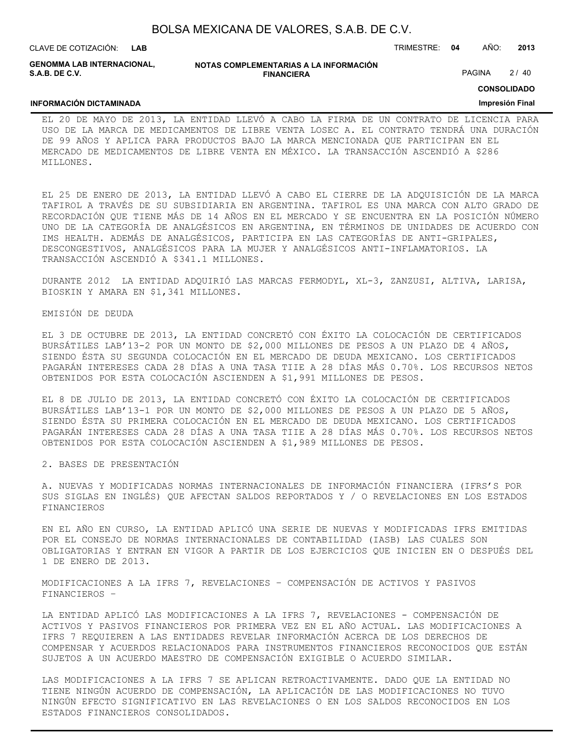EL 20 DE MAYO DE 2013, LA ENTIDAD LLEVÓ A CABO LA FIRMA DE UN CONTRATO DE LICENCIA PARA USO DE LA MARCA DE MEDICAMENTOS DE LIBRE VENTA LOSEC A. EL CONTRATO TENDRÁ UNA DURACIÓN DE 99 AÑOS Y APLICA PARA PRODUCTOS BAJO LA MARCA MENCIONADA QUE PARTICIPAN EN EL MERCADO DE MEDICAMENTOS DE LIBRE VENTA EN MÉXICO. LA TRANSACCIÓN ASCENDIÓ A $286 MILLONES.

EL 25 DE ENERO DE 2013, LA ENTIDAD LLEVÓ A CABO EL CIERRE DE LA ADQUISICIÓN DE LA MARCA TAFIROL A TRAVÉS DE SU SUBSIDIARIA EN ARGENTINA. TAFIROL ES UNA MARCA CON ALTO GRADO DE RECORDACIÓN QUE TIENE MÁS DE 14 AÑOS EN EL MERCADO Y SE ENCUENTRA EN LA POSICIÓN NÚMERO UNO DE LA CATEGORÍA DE ANALGÉSICOS EN ARGENTINA, EN TÉRMINOS DE UNIDADES DE ACUERDO CON IMS HEALTH. ADEMÁS DE ANALGÉSICOS, PARTICIPA EN LAS CATEGORÍAS DE ANTI-GRIPALES, DESCONGESTIVOS, ANALGÉSICOS PARA LA MUJER Y ANALGÉSICOS ANTI-INFLAMATORIOS. LA TRANSACCIÓN ASCENDIÓ A $341.1 MILLONES.

DURANTE 2012 LA ENTIDAD ADQUIRIÓ LAS MARCAS FERMODYL, XL-3, ZANZUSI, ALTIVA, LARISA, BIOSKIN Y AMARA EN $1,341 MILLONES.

EMISIÓN DE DEUDA

EL 3 DE OCTUBRE DE 2013, LA ENTIDAD CONCRETÓ CON ÉXITO LA COLOCACIÓN DE CERTIFICADOS BURSÁTILES LAB'13-2 POR UN MONTO DE $2,000 MILLONES DE PESOS A UN PLAZO DE 4 AÑOS, SIENDO ÉSTA SU SEGUNDA COLOCACIÓN EN EL MERCADO DE DEUDA MEXICANO. LOS CERTIFICADOS PAGARÁN INTERESES CADA 28 DÍAS A UNA TASA TIIE A 28 DÍAS MÁS 0.70%. LOS RECURSOS NETOS OBTENIDOS POR ESTA COLOCACIÓN ASCIENDEN A $1,991 MILLONES DE PESOS.

EL 8 DE JULIO DE 2013, LA ENTIDAD CONCRETÓ CON ÉXITO LA COLOCACIÓN DE CERTIFICADOS BURSÁTILES LAB'13-1 POR UN MONTO DE $2,000 MILLONES DE PESOS A UN PLAZO DE 5 AÑOS, SIENDO ÉSTA SU PRIMERA COLOCACIÓN EN EL MERCADO DE DEUDA MEXICANO. LOS CERTIFICADOS PAGARÁN INTERESES CADA 28 DÍAS A UNA TASA TIIE A 28 DÍAS MÁS 0.70%. LOS RECURSOS NETOS OBTENIDOS POR ESTA COLOCACIÓN ASCIENDEN A $1,989 MILLONES DE PESOS.

## 2. BASES DE PRESENTACIÓN

### A. NUEVAS Y MODIFICADAS NORMAS INTERNACIONALES DE INFORMACIÓN FINANCIERA (IFRS'S POR SUS SIGLAS EN INGLÉS) QUE AFECTAN SALDOS REPORTADOS Y / O REVELACIONES EN LOS ESTADOS FINANCIEROS

EN EL AÑO EN CURSO, LA ENTIDAD APLICÓ UNA SERIE DE NUEVAS Y MODIFICADAS IFRS EMITIDAS POR EL CONSEJO DE NORMAS INTERNACIONALES DE CONTABILIDAD (IASB) LAS CUALES SON OBLIGATORIAS Y ENTRAN EN VIGOR A PARTIR DE LOS EJERCICIOS QUE INICIEN EN O DESPUÉS DEL 1 DE ENERO DE 2013.

MODIFICACIONES A LA IFRS 7, REVELACIONES – COMPENSACIÓN DE ACTIVOS Y PASIVOS FINANCIEROS –

LA ENTIDAD APLICÓ LAS MODIFICACIONES A LA IFRS 7, REVELACIONES - COMPENSACIÓN DE ACTIVOS Y PASIVOS FINANCIEROS POR PRIMERA VEZ EN EL AÑO ACTUAL. LAS MODIFICACIONES A IFRS 7 REQUIEREN A LAS ENTIDADES REVELAR INFORMACIÓN ACERCA DE LOS DERECHOS DE COMPENSAR Y ACUERDOS RELACIONADOS PARA INSTRUMENTOS FINANCIEROS RECONOCIDOS QUE ESTÁN SUJETOS A UN ACUERDO MAESTRO DE COMPENSACIÓN EXIGIBLE O ACUERDO SIMILAR.

LAS MODIFICACIONES A LA IFRS 7 SE APLICAN RETROACTIVAMENTE. DADO QUE LA ENTIDAD NO TIENE NINGÚN ACUERDO DE COMPENSACIÓN, LA APLICACIÓN DE LAS MODIFICACIONES NO TUVO NINGÚN EFECTO SIGNIFICATIVO EN LAS REVELACIONES O EN LOS SALDOS RECONOCIDOS EN LOS ESTADOS FINANCIEROS CONSOLIDADOS.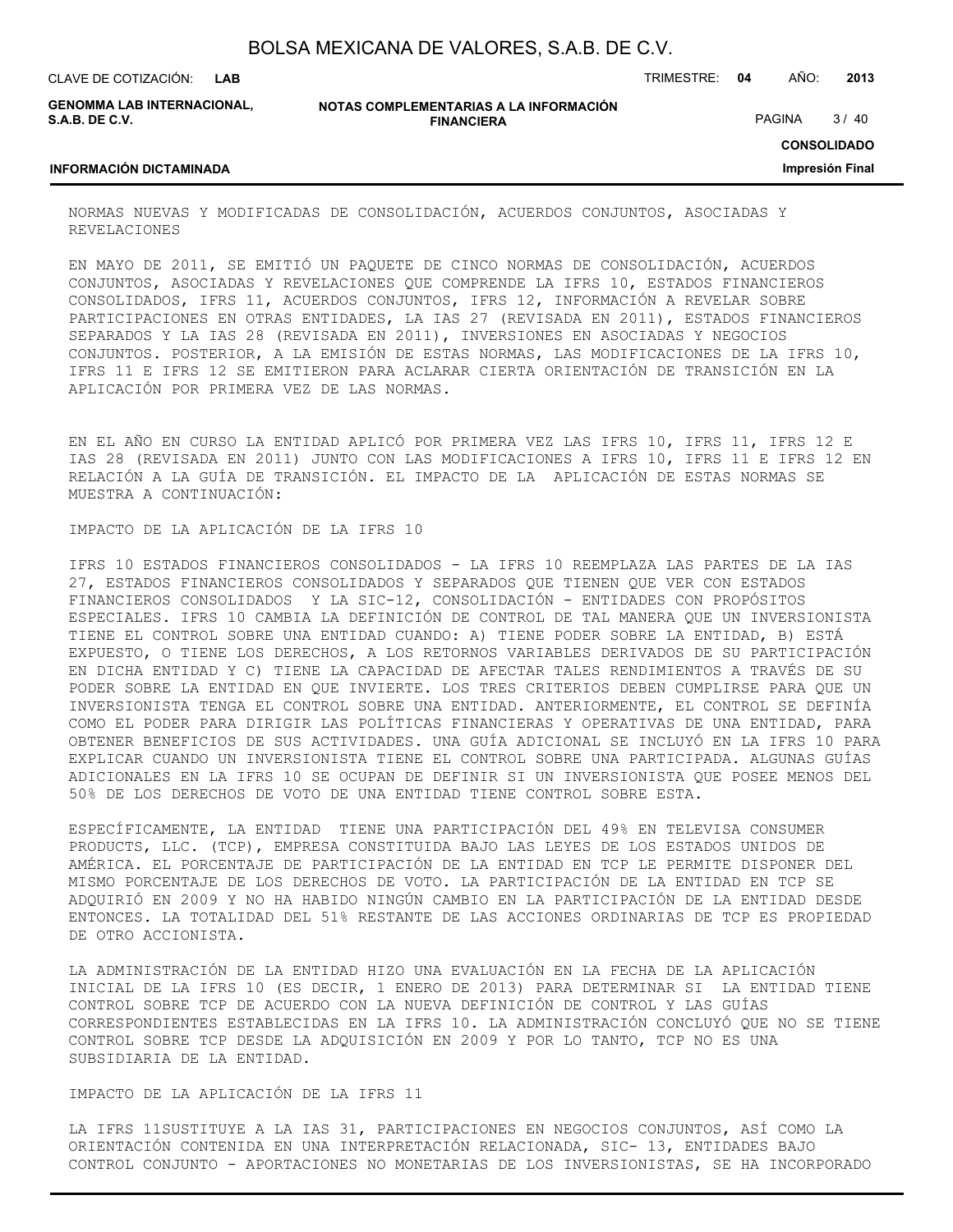NORMAS NUEVAS Y MODIFICADAS DE CONSOLIDACIÓN, ACUERDOS CONJUNTOS, ASOCIADAS Y REVELACIONES

EN MAYO DE 2011, SE EMITIÓ UN PAQUETE DE CINCO NORMAS DE CONSOLIDACIÓN, ACUERDOS CONJUNTOS, ASOCIADAS Y REVELACIONES QUE COMPRENDE LA IFRS 10, ESTADOS FINANCIEROS CONSOLIDADOS, IFRS 11, ACUERDOS CONJUNTOS, IFRS 12, INFORMACIÓN A REVELAR SOBRE PARTICIPACIONES EN OTRAS ENTIDADES, LA IAS 27 (REVISADA EN 2011), ESTADOS FINANCIEROS SEPARADOS Y LA IAS 28 (REVISADA EN 2011), INVERSIONES EN ASOCIADAS Y NEGOCIOS CONJUNTOS. POSTERIOR, A LA EMISIÓN DE ESTAS NORMAS, LAS MODIFICACIONES DE LA IFRS 10, IFRS 11 E IFRS 12 SE EMITIERON PARA ACLARAR CIERTA ORIENTACIÓN DE TRANSICIÓN EN LA APLICACIÓN POR PRIMERA VEZ DE LAS NORMAS.

EN EL AÑO EN CURSO LA ENTIDAD APLICÓ POR PRIMERA VEZ LAS IFRS 10, IFRS 11, IFRS 12 E IAS 28 (REVISADA EN 2011) JUNTO CON LAS MODIFICACIONES A IFRS 10, IFRS 11 E IFRS 12 EN RELACIÓN A LA GUÍA DE TRANSICIÓN. EL IMPACTO DE LA APLICACIÓN DE ESTAS NORMAS SE MUESTRA A CONTINUACIÓN:

IMPACTO DE LA APLICACIÓN DE LA IFRS 10

IFRS 10 ESTADOS FINANCIEROS CONSOLIDADOS - LA IFRS 10 REEMPLAZA LAS PARTES DE LA IAS 27, ESTADOS FINANCIEROS CONSOLIDADOS Y SEPARADOS QUE TIENEN QUE VER CON ESTADOS FINANCIEROS CONSOLIDADOS Y LA SIC-12, CONSOLIDACIÓN - ENTIDADES CON PROPÓSITOS ESPECIALES. IFRS 10 CAMBIA LA DEFINICIÓN DE CONTROL DE TAL MANERA QUE UN INVERSIONISTA TIENE EL CONTROL SOBRE UNA ENTIDAD CUANDO: A) TIENE PODER SOBRE LA ENTIDAD, B) ESTÁ EXPUESTO, O TIENE LOS DERECHOS, A LOS RETORNOS VARIABLES DERIVADOS DE SU PARTICIPACIÓN EN DICHA ENTIDAD Y C) TIENE LA CAPACIDAD DE AFECTAR TALES RENDIMIENTOS A TRAVÉS DE SU PODER SOBRE LA ENTIDAD EN QUE INVIERTE. LOS TRES CRITERIOS DEBEN CUMPLIRSE PARA QUE UN INVERSIONISTA TENGA EL CONTROL SOBRE UNA ENTIDAD. ANTERIORMENTE, EL CONTROL SE DEFINÍA COMO EL PODER PARA DIRIGIR LAS POLÍTICAS FINANCIERAS Y OPERATIVAS DE UNA ENTIDAD, PARA OBTENER BENEFICIOS DE SUS ACTIVIDADES. UNA GUÍA ADICIONAL SE INCLUYÓ EN LA IFRS 10 PARA EXPLICAR CUANDO UN INVERSIONISTA TIENE EL CONTROL SOBRE UNA PARTICIPADA. ALGUNAS GUÍAS ADICIONALES EN LA IFRS 10 SE OCUPAN DE DEFINIR SI UN INVERSIONISTA QUE POSEE MENOS DEL 50% DE LOS DERECHOS DE VOTO DE UNA ENTIDAD TIENE CONTROL SOBRE ESTA.

ESPECÍFICAMENTE, LA ENTIDAD TIENE UNA PARTICIPACIÓN DEL 49% EN TELEVISA CONSUMER PRODUCTS, LLC. (TCP), EMPRESA CONSTITUIDA BAJO LAS LEYES DE LOS ESTADOS UNIDOS DE AMÉRICA. EL PORCENTAJE DE PARTICIPACIÓN DE LA ENTIDAD EN TCP LE PERMITE DISPONER DEL MISMO PORCENTAJE DE LOS DERECHOS DE VOTO. LA PARTICIPACIÓN DE LA ENTIDAD EN TCP SE ADQUIRIÓ EN 2009 Y NO HA HABIDO NINGÚN CAMBIO EN LA PARTICIPACIÓN DE LA ENTIDAD DESDE ENTONCES. LA TOTALIDAD DEL 51% RESTANTE DE LAS ACCIONES ORDINARIAS DE TCP ES PROPIEDAD DE OTRO ACCIONISTA.

LA ADMINISTRACIÓN DE LA ENTIDAD HIZO UNA EVALUACIÓN EN LA FECHA DE LA APLICACIÓN INICIAL DE LA IFRS 10 (ES DECIR, 1 ENERO DE 2013) PARA DETERMINAR SI LA ENTIDAD TIENE CONTROL SOBRE TCP DE ACUERDO CON LA NUEVA DEFINICIÓN DE CONTROL Y LAS GUÍAS CORRESPONDIENTES ESTABLECIDAS EN LA IFRS 10. LA ADMINISTRACIÓN CONCLUYÓ QUE NO SE TIENE CONTROL SOBRE TCP DESDE LA ADQUISICIÓN EN 2009 Y POR LO TANTO, TCP NO ES UNA SUBSIDIARIA DE LA ENTIDAD.

IMPACTO DE LA APLICACIÓN DE LA IFRS 11

LA IFRS 11SUSTITUYE A LA IAS 31, PARTICIPACIONES EN NEGOCIOS CONJUNTOS, ASÍ COMO LA ORIENTACIÓN CONTENIDA EN UNA INTERPRETACIÓN RELACIONADA, SIC- 13, ENTIDADES BAJO CONTROL CONJUNTO - APORTACIONES NO MONETARIAS DE LOS INVERSIONISTAS, SE HA INCORPORADO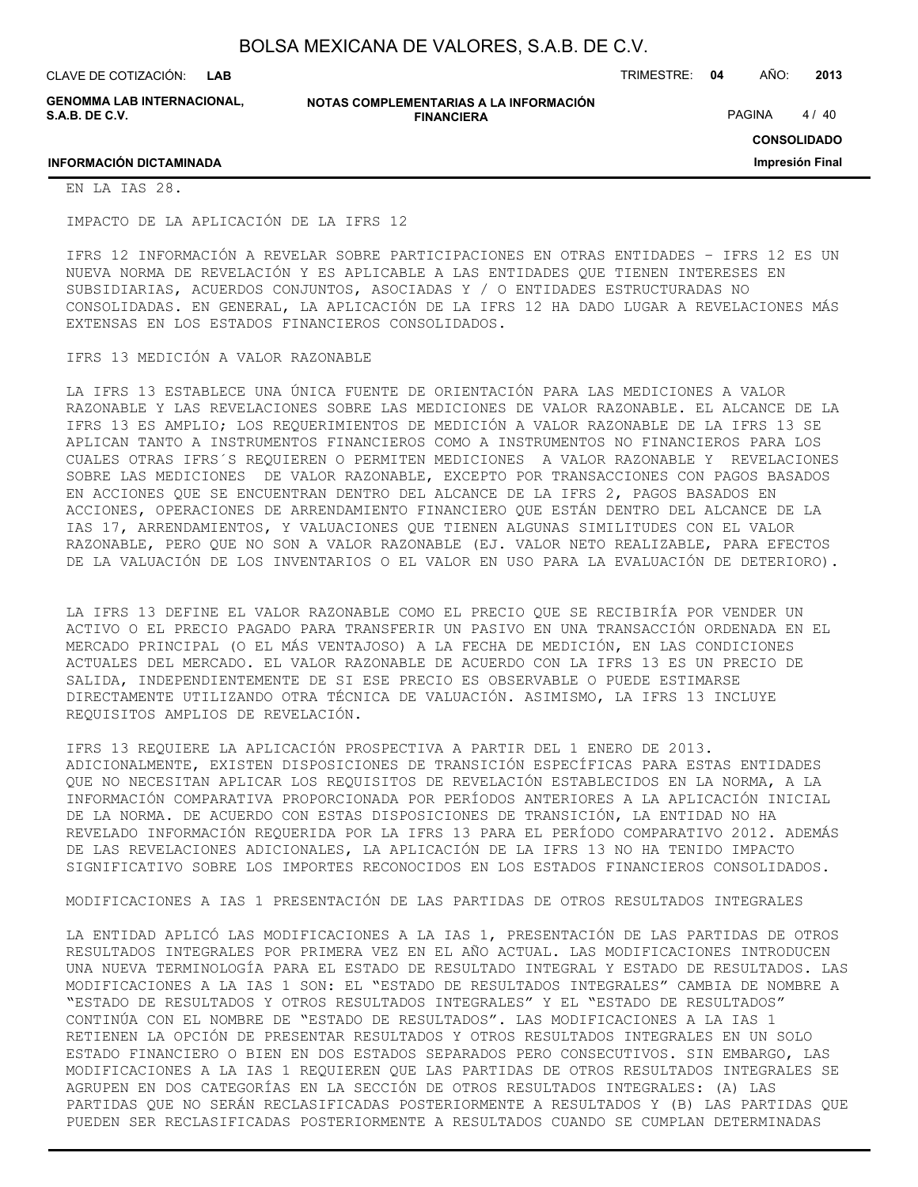EN LA IAS 28.

IMPACTO DE LA APLICACIÓN DE LA IFRS 12

IFRS 12 INFORMACIÓN A REVELAR SOBRE PARTICIPACIONES EN OTRAS ENTIDADES – IFRS 12 ES UN NUEVA NORMA DE REVELACIÓN Y ES APLICABLE A LAS ENTIDADES QUE TIENEN INTERESES EN SUBSIDIARIAS, ACUERDOS CONJUNTOS, ASOCIADAS Y / O ENTIDADES ESTRUCTURADAS NO CONSOLIDADAS. EN GENERAL, LA APLICACIÓN DE LA IFRS 12 HA DADO LUGAR A REVELACIONES MÁS EXTENSAS EN LOS ESTADOS FINANCIEROS CONSOLIDADOS.

IFRS 13 MEDICIÓN A VALOR RAZONABLE

LA IFRS 13 ESTABLECE UNA ÚNICA FUENTE DE ORIENTACIÓN PARA LAS MEDICIONES A VALOR RAZONABLE Y LAS REVELACIONES SOBRE LAS MEDICIONES DE VALOR RAZONABLE. EL ALCANCE DE LA IFRS 13 ES AMPLIO; LOS REQUERIMIENTOS DE MEDICIÓN A VALOR RAZONABLE DE LA IFRS 13 SE APLICAN TANTO A INSTRUMENTOS FINANCIEROS COMO A INSTRUMENTOS NO FINANCIEROS PARA LOS CUALES OTRAS IFRS´S REQUIEREN O PERMITEN MEDICIONES A VALOR RAZONABLE Y REVELACIONES SOBRE LAS MEDICIONES DE VALOR RAZONABLE, EXCEPTO POR TRANSACCIONES CON PAGOS BASADOS EN ACCIONES QUE SE ENCUENTRAN DENTRO DEL ALCANCE DE LA IFRS 2, PAGOS BASADOS EN ACCIONES, OPERACIONES DE ARRENDAMIENTO FINANCIERO QUE ESTÁN DENTRO DEL ALCANCE DE LA IAS 17, ARRENDAMIENTOS, Y VALUACIONES QUE TIENEN ALGUNAS SIMILITUDES CON EL VALOR RAZONABLE, PERO QUE NO SON A VALOR RAZONABLE (EJ. VALOR NETO REALIZABLE, PARA EFECTOS DE LA VALUACIÓN DE LOS INVENTARIOS O EL VALOR EN USO PARA LA EVALUACIÓN DE DETERIORO).

LA IFRS 13 DEFINE EL VALOR RAZONABLE COMO EL PRECIO QUE SE RECIBIRÍA POR VENDER UN ACTIVO O EL PRECIO PAGADO PARA TRANSFERIR UN PASIVO EN UNA TRANSACCIÓN ORDENADA EN EL MERCADO PRINCIPAL (O EL MÁS VENTAJOSO) A LA FECHA DE MEDICIÓN, EN LAS CONDICIONES ACTUALES DEL MERCADO. EL VALOR RAZONABLE DE ACUERDO CON LA IFRS 13 ES UN PRECIO DE SALIDA, INDEPENDIENTEMENTE DE SI ESE PRECIO ES OBSERVABLE O PUEDE ESTIMARSE DIRECTAMENTE UTILIZANDO OTRA TÉCNICA DE VALUACIÓN. ASIMISMO, LA IFRS 13 INCLUYE REQUISITOS AMPLIOS DE REVELACIÓN.

IFRS 13 REQUIERE LA APLICACIÓN PROSPECTIVA A PARTIR DEL 1 ENERO DE 2013. ADICIONALMENTE, EXISTEN DISPOSICIONES DE TRANSICIÓN ESPECÍFICAS PARA ESTAS ENTIDADES QUE NO NECESITAN APLICAR LOS REQUISITOS DE REVELACIÓN ESTABLECIDOS EN LA NORMA, A LA INFORMACIÓN COMPARATIVA PROPORCIONADA POR PERÍODOS ANTERIORES A LA APLICACIÓN INICIAL DE LA NORMA. DE ACUERDO CON ESTAS DISPOSICIONES DE TRANSICIÓN, LA ENTIDAD NO HA REVELADO INFORMACIÓN REQUERIDA POR LA IFRS 13 PARA EL PERÍODO COMPARATIVO 2012. ADEMÁS DE LAS REVELACIONES ADICIONALES, LA APLICACIÓN DE LA IFRS 13 NO HA TENIDO IMPACTO SIGNIFICATIVO SOBRE LOS IMPORTES RECONOCIDOS EN LOS ESTADOS FINANCIEROS CONSOLIDADOS.

MODIFICACIONES A IAS 1 PRESENTACIÓN DE LAS PARTIDAS DE OTROS RESULTADOS INTEGRALES

LA ENTIDAD APLICÓ LAS MODIFICACIONES A LA IAS 1, PRESENTACIÓN DE LAS PARTIDAS DE OTROS RESULTADOS INTEGRALES POR PRIMERA VEZ EN EL AÑO ACTUAL. LAS MODIFICACIONES INTRODUCEN UNA NUEVA TERMINOLOGÍA PARA EL ESTADO DE RESULTADO INTEGRAL Y ESTADO DE RESULTADOS. LAS MODIFICACIONES A LA IAS 1 SON: EL "ESTADO DE RESULTADOS INTEGRALES" CAMBIA DE NOMBRE A "ESTADO DE RESULTADOS Y OTROS RESULTADOS INTEGRALES" Y EL "ESTADO DE RESULTADOS" CONTINÚA CON EL NOMBRE DE "ESTADO DE RESULTADOS". LAS MODIFICACIONES A LA IAS 1 RETIENEN LA OPCIÓN DE PRESENTAR RESULTADOS Y OTROS RESULTADOS INTEGRALES EN UN SOLO ESTADO FINANCIERO O BIEN EN DOS ESTADOS SEPARADOS PERO CONSECUTIVOS. SIN EMBARGO, LAS MODIFICACIONES A LA IAS 1 REQUIEREN QUE LAS PARTIDAS DE OTROS RESULTADOS INTEGRALES SE AGRUPEN EN DOS CATEGORÍAS EN LA SECCIÓN DE OTROS RESULTADOS INTEGRALES: (A) LAS PARTIDAS QUE NO SERÁN RECLASIFICADAS POSTERIORMENTE A RESULTADOS Y (B) LAS PARTIDAS QUE PUEDEN SER RECLASIFICADAS POSTERIORMENTE A RESULTADOS CUANDO SE CUMPLAN DETERMINADAS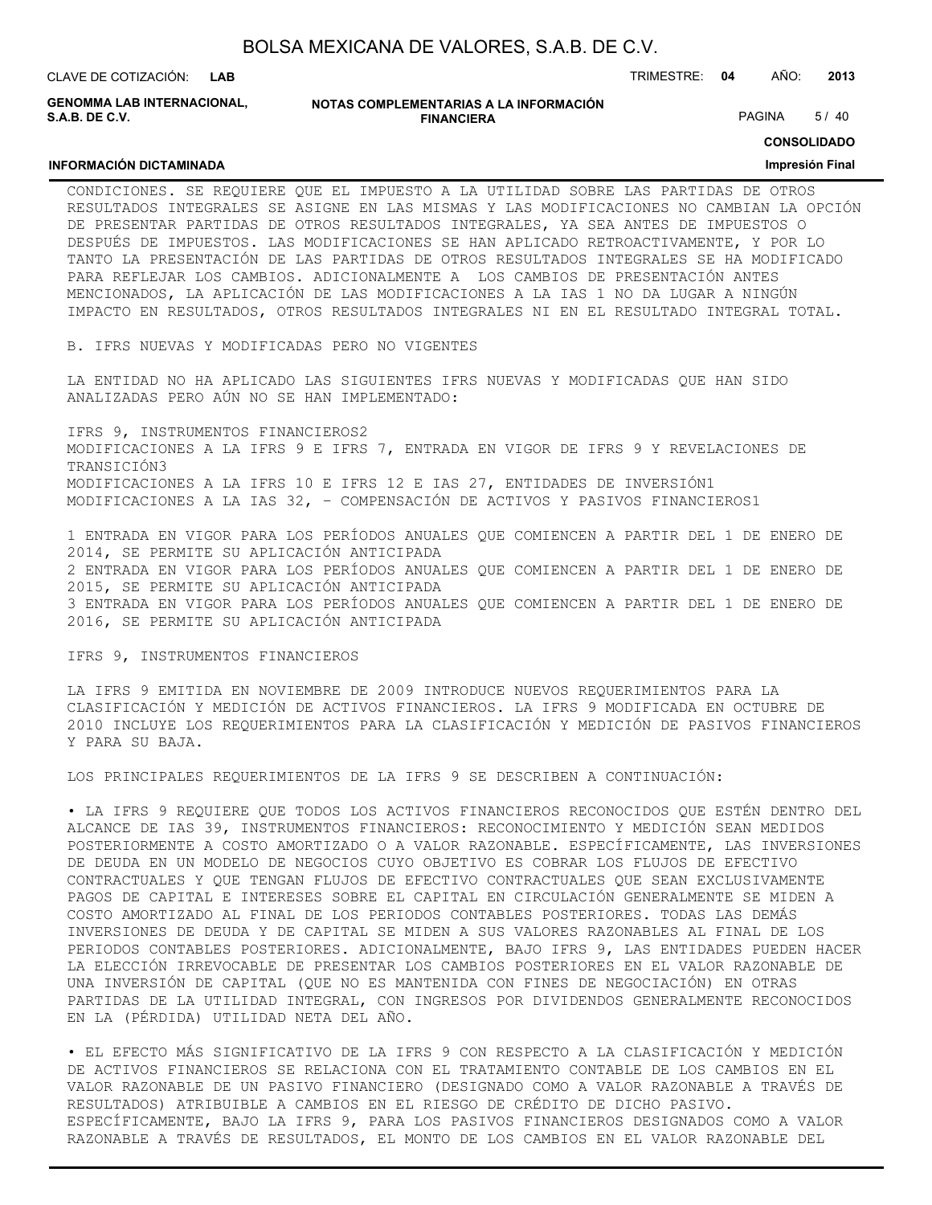CONDICIONES. SE REQUIERE QUE EL IMPUESTO A LA UTILIDAD SOBRE LAS PARTIDAS DE OTROS RESULTADOS INTEGRALES SE ASIGNE EN LAS MISMAS Y LAS MODIFICACIONES NO CAMBIAN LA OPCIÓN DE PRESENTAR PARTIDAS DE OTROS RESULTADOS INTEGRALES, YA SEA ANTES DE IMPUESTOS O DESPUÉS DE IMPUESTOS. LAS MODIFICACIONES SE HAN APLICADO RETROACTIVAMENTE, Y POR LO TANTO LA PRESENTACIÓN DE LAS PARTIDAS DE OTROS RESULTADOS INTEGRALES SE HA MODIFICADO PARA REFLEJAR LOS CAMBIOS. ADICIONALMENTE A LOS CAMBIOS DE PRESENTACIÓN ANTES MENCIONADOS, LA APLICACIÓN DE LAS MODIFICACIONES A LA IAS 1 NO DA LUGAR A NINGÚN IMPACTO EN RESULTADOS, OTROS RESULTADOS INTEGRALES NI EN EL RESULTADO INTEGRAL TOTAL.

B. IFRS NUEVAS Y MODIFICADAS PERO NO VIGENTES

LA ENTIDAD NO HA APLICADO LAS SIGUIENTES IFRS NUEVAS Y MODIFICADAS QUE HAN SIDO ANALIZADAS PERO AÚN NO SE HAN IMPLEMENTADO:

IFRS 9, INSTRUMENTOS FINANCIEROS[2]
MODIFICACIONES A LA IFRS 9 E IFRS 7, ENTRADA EN VIGOR DE IFRS 9 Y REVELACIONES DE TRANSICIÓN[3]
MODIFICACIONES A LA IFRS 10 E IFRS 12 E IAS 27, ENTIDADES DE INVERSIÓN[1]
MODIFICACIONES A LA IAS 32, – COMPENSACIÓN DE ACTIVOS Y PASIVOS FINANCIEROS[1]

1 ENTRADA EN VIGOR PARA LOS PERÍODOS ANUALES QUE COMIENCEN A PARTIR DEL 1 DE ENERO DE 2014, SE PERMITE SU APLICACIÓN ANTICIPADA
2 ENTRADA EN VIGOR PARA LOS PERÍODOS ANUALES QUE COMIENCEN A PARTIR DEL 1 DE ENERO DE 2015, SE PERMITE SU APLICACIÓN ANTICIPADA
3 ENTRADA EN VIGOR PARA LOS PERÍODOS ANUALES QUE COMIENCEN A PARTIR DEL 1 DE ENERO DE 2016, SE PERMITE SU APLICACIÓN ANTICIPADA

IFRS 9, INSTRUMENTOS FINANCIEROS

LA IFRS 9 EMITIDA EN NOVIEMBRE DE 2009 INTRODUCE NUEVOS REQUERIMIENTOS PARA LA CLASIFICACIÓN Y MEDICIÓN DE ACTIVOS FINANCIEROS. LA IFRS 9 MODIFICADA EN OCTUBRE DE 2010 INCLUYE LOS REQUERIMIENTOS PARA LA CLASIFICACIÓN Y MEDICIÓN DE PASIVOS FINANCIEROS Y PARA SU BAJA.

LOS PRINCIPALES REQUERIMIENTOS DE LA IFRS 9 SE DESCRIBEN A CONTINUACIÓN:

• LA IFRS 9 REQUIERE QUE TODOS LOS ACTIVOS FINANCIEROS RECONOCIDOS QUE ESTÉN DENTRO DEL ALCANCE DE IAS 39, INSTRUMENTOS FINANCIEROS: RECONOCIMIENTO Y MEDICIÓN SEAN MEDIDOS POSTERIORMENTE A COSTO AMORTIZADO O A VALOR RAZONABLE. ESPECÍFICAMENTE, LAS INVERSIONES DE DEUDA EN UN MODELO DE NEGOCIOS CUYO OBJETIVO ES COBRAR LOS FLUJOS DE EFECTIVO CONTRACTUALES Y QUE TENGAN FLUJOS DE EFECTIVO CONTRACTUALES QUE SEAN EXCLUSIVAMENTE PAGOS DE CAPITAL E INTERESES SOBRE EL CAPITAL EN CIRCULACIÓN GENERALMENTE SE MIDEN A COSTO AMORTIZADO AL FINAL DE LOS PERIODOS CONTABLES POSTERIORES. TODAS LAS DEMÁS INVERSIONES DE DEUDA Y DE CAPITAL SE MIDEN A SUS VALORES RAZONABLES AL FINAL DE LOS PERIODOS CONTABLES POSTERIORES. ADICIONALMENTE, BAJO IFRS 9, LAS ENTIDADES PUEDEN HACER LA ELECCIÓN IRREVOCABLE DE PRESENTAR LOS CAMBIOS POSTERIORES EN EL VALOR RAZONABLE DE UNA INVERSIÓN DE CAPITAL (QUE NO ES MANTENIDA CON FINES DE NEGOCIACIÓN) EN OTRAS PARTIDAS DE LA UTILIDAD INTEGRAL, CON INGRESOS POR DIVIDENDOS GENERALMENTE RECONOCIDOS EN LA (PÉRDIDA) UTILIDAD NETA DEL AÑO.

• EL EFECTO MÁS SIGNIFICATIVO DE LA IFRS 9 CON RESPECTO A LA CLASIFICACIÓN Y MEDICIÓN DE ACTIVOS FINANCIEROS SE RELACIONA CON EL TRATAMIENTO CONTABLE DE LOS CAMBIOS EN EL VALOR RAZONABLE DE UN PASIVO FINANCIERO (DESIGNADO COMO A VALOR RAZONABLE A TRAVÉS DE RESULTADOS) ATRIBUIBLE A CAMBIOS EN EL RIESGO DE CRÉDITO DE DICHO PASIVO. ESPECÍFICAMENTE, BAJO LA IFRS 9, PARA LOS PASIVOS FINANCIEROS DESIGNADOS COMO A VALOR RAZONABLE A TRAVÉS DE RESULTADOS, EL MONTO DE LOS CAMBIOS EN EL VALOR RAZONABLE DEL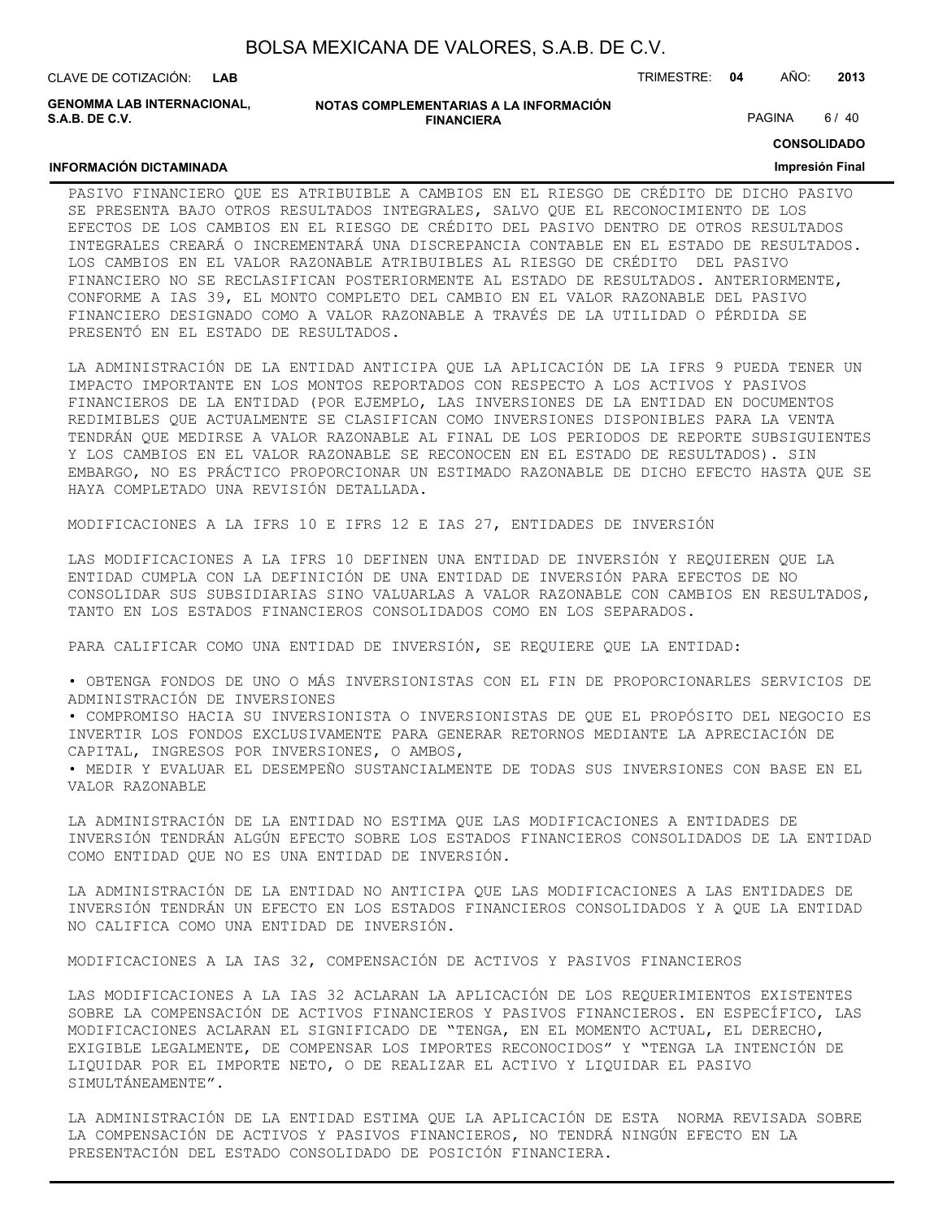PASIVO FINANCIERO QUE ES ATRIBUIBLE A CAMBIOS EN EL RIESGO DE CRÉDITO DE DICHO PASIVO SE PRESENTA BAJO OTROS RESULTADOS INTEGRALES, SALVO QUE EL RECONOCIMIENTO DE LOS EFECTOS DE LOS CAMBIOS EN EL RIESGO DE CRÉDITO DEL PASIVO DENTRO DE OTROS RESULTADOS INTEGRALES CREARÁ O INCREMENTARÁ UNA DISCREPANCIA CONTABLE EN EL ESTADO DE RESULTADOS. LOS CAMBIOS EN EL VALOR RAZONABLE ATRIBUIBLES AL RIESGO DE CRÉDITO DEL PASIVO FINANCIERO NO SE RECLASIFICAN POSTERIORMENTE AL ESTADO DE RESULTADOS. ANTERIORMENTE, CONFORME A IAS 39, EL MONTO COMPLETO DEL CAMBIO EN EL VALOR RAZONABLE DEL PASIVO FINANCIERO DESIGNADO COMO A VALOR RAZONABLE A TRAVÉS DE LA UTILIDAD O PÉRDIDA SE PRESENTÓ EN EL ESTADO DE RESULTADOS.

LA ADMINISTRACIÓN DE LA ENTIDAD ANTICIPA QUE LA APLICACIÓN DE LA IFRS 9 PUEDA TENER UN IMPACTO IMPORTANTE EN LOS MONTOS REPORTADOS CON RESPECTO A LOS ACTIVOS Y PASIVOS FINANCIEROS DE LA ENTIDAD (POR EJEMPLO, LAS INVERSIONES DE LA ENTIDAD EN DOCUMENTOS REDIMIBLES QUE ACTUALMENTE SE CLASIFICAN COMO INVERSIONES DISPONIBLES PARA LA VENTA TENDRÁN QUE MEDIRSE A VALOR RAZONABLE AL FINAL DE LOS PERIODOS DE REPORTE SUBSIGUIENTES Y LOS CAMBIOS EN EL VALOR RAZONABLE SE RECONOCEN EN EL ESTADO DE RESULTADOS). SIN EMBARGO, NO ES PRÁCTICO PROPORCIONAR UN ESTIMADO RAZONABLE DE DICHO EFECTO HASTA QUE SE HAYA COMPLETADO UNA REVISIÓN DETALLADA.

MODIFICACIONES A LA IFRS 10 E IFRS 12 E IAS 27, ENTIDADES DE INVERSIÓN

LAS MODIFICACIONES A LA IFRS 10 DEFINEN UNA ENTIDAD DE INVERSIÓN Y REQUIEREN QUE LA ENTIDAD CUMPLA CON LA DEFINICIÓN DE UNA ENTIDAD DE INVERSIÓN PARA EFECTOS DE NO CONSOLIDAR SUS SUBSIDIARIAS SINO VALUARLAS A VALOR RAZONABLE CON CAMBIOS EN RESULTADOS, TANTO EN LOS ESTADOS FINANCIEROS CONSOLIDADOS COMO EN LOS SEPARADOS.

PARA CALIFICAR COMO UNA ENTIDAD DE INVERSIÓN, SE REQUIERE QUE LA ENTIDAD:

• OBTENGA FONDOS DE UNO O MÁS INVERSIONISTAS CON EL FIN DE PROPORCIONARLES SERVICIOS DE ADMINISTRACIÓN DE INVERSIONES
• COMPROMISO HACIA SU INVERSIONISTA O INVERSIONISTAS DE QUE EL PROPÓSITO DEL NEGOCIO ES INVERTIR LOS FONDOS EXCLUSIVAMENTE PARA GENERAR RETORNOS MEDIANTE LA APRECIACIÓN DE CAPITAL, INGRESOS POR INVERSIONES, O AMBOS,
• MEDIR Y EVALUAR EL DESEMPEÑO SUSTANCIALMENTE DE TODAS SUS INVERSIONES CON BASE EN EL VALOR RAZONABLE

LA ADMINISTRACIÓN DE LA ENTIDAD NO ESTIMA QUE LAS MODIFICACIONES A ENTIDADES DE INVERSIÓN TENDRÁN ALGÚN EFECTO SOBRE LOS ESTADOS FINANCIEROS CONSOLIDADOS DE LA ENTIDAD COMO ENTIDAD QUE NO ES UNA ENTIDAD DE INVERSIÓN.

LA ADMINISTRACIÓN DE LA ENTIDAD NO ANTICIPA QUE LAS MODIFICACIONES A LAS ENTIDADES DE INVERSIÓN TENDRÁN UN EFECTO EN LOS ESTADOS FINANCIEROS CONSOLIDADOS Y A QUE LA ENTIDAD NO CALIFICA COMO UNA ENTIDAD DE INVERSIÓN.

MODIFICACIONES A LA IAS 32, COMPENSACIÓN DE ACTIVOS Y PASIVOS FINANCIEROS

LAS MODIFICACIONES A LA IAS 32 ACLARAN LA APLICACIÓN DE LOS REQUERIMIENTOS EXISTENTES SOBRE LA COMPENSACIÓN DE ACTIVOS FINANCIEROS Y PASIVOS FINANCIEROS. EN ESPECÍFICO, LAS MODIFICACIONES ACLARAN EL SIGNIFICADO DE "TENGA, EN EL MOMENTO ACTUAL, EL DERECHO, EXIGIBLE LEGALMENTE, DE COMPENSAR LOS IMPORTES RECONOCIDOS" Y "TENGA LA INTENCIÓN DE LIQUIDAR POR EL IMPORTE NETO, O DE REALIZAR EL ACTIVO Y LIQUIDAR EL PASIVO SIMULTÁNEAMENTE".

LA ADMINISTRACIÓN DE LA ENTIDAD ESTIMA QUE LA APLICACIÓN DE ESTA NORMA REVISADA SOBRE LA COMPENSACIÓN DE ACTIVOS Y PASIVOS FINANCIEROS, NO TENDRÁ NINGÚN EFECTO EN LA PRESENTACIÓN DEL ESTADO CONSOLIDADO DE POSICIÓN FINANCIERA.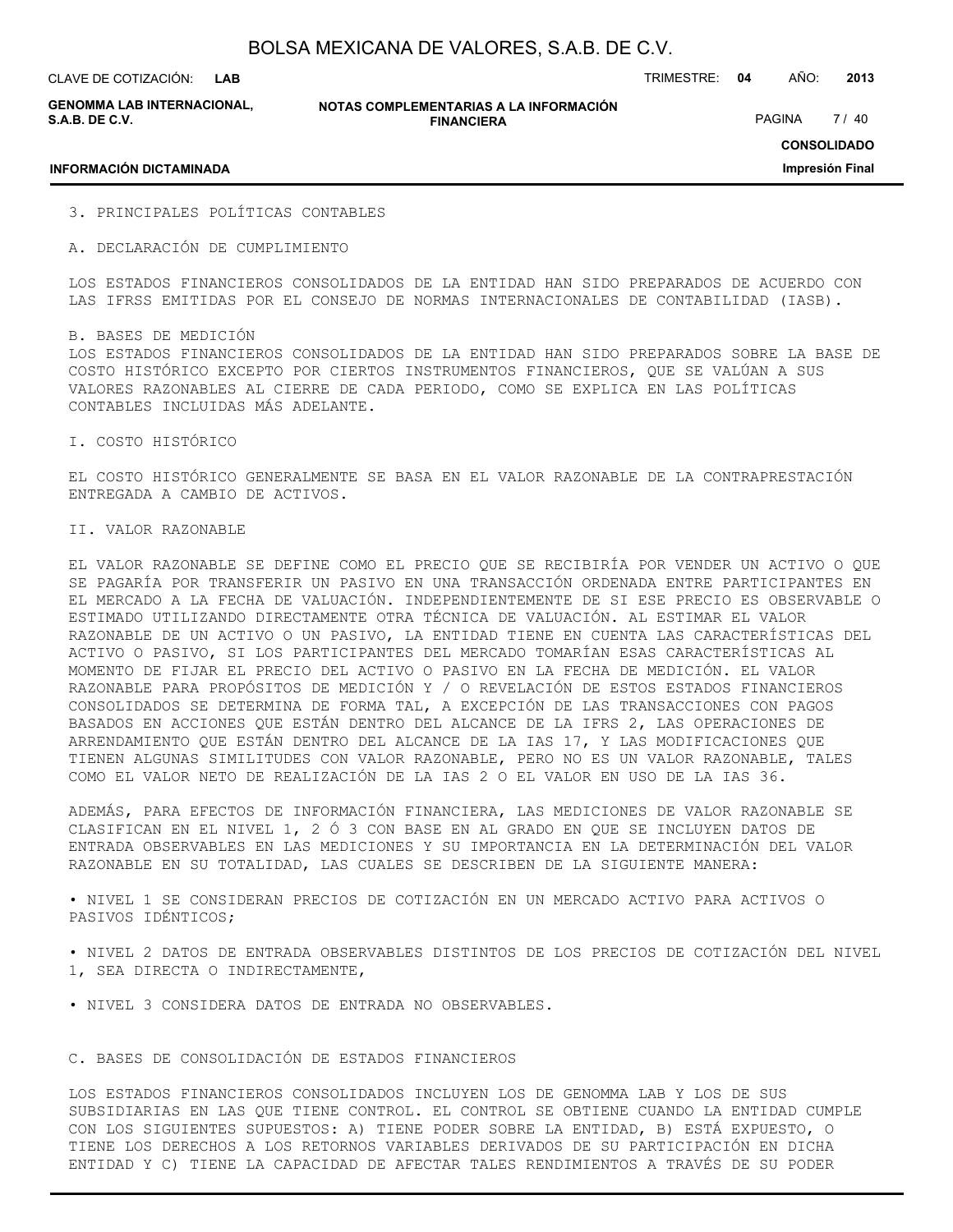## 3. PRINCIPALES POLÍTICAS CONTABLES

### A. DECLARACIÓN DE CUMPLIMIENTO

LOS ESTADOS FINANCIEROS CONSOLIDADOS DE LA ENTIDAD HAN SIDO PREPARADOS DE ACUERDO CON LAS IFRSS EMITIDAS POR EL CONSEJO DE NORMAS INTERNACIONALES DE CONTABILIDAD (IASB).

### B. BASES DE MEDICIÓN

LOS ESTADOS FINANCIEROS CONSOLIDADOS DE LA ENTIDAD HAN SIDO PREPARADOS SOBRE LA BASE DE COSTO HISTÓRICO EXCEPTO POR CIERTOS INSTRUMENTOS FINANCIEROS, QUE SE VALÚAN A SUS VALORES RAZONABLES AL CIERRE DE CADA PERIODO, COMO SE EXPLICA EN LAS POLÍTICAS CONTABLES INCLUIDAS MÁS ADELANTE.

#### I. COSTO HISTÓRICO

EL COSTO HISTÓRICO GENERALMENTE SE BASA EN EL VALOR RAZONABLE DE LA CONTRAPRESTACIÓN ENTREGADA A CAMBIO DE ACTIVOS.

#### II. VALOR RAZONABLE

EL VALOR RAZONABLE SE DEFINE COMO EL PRECIO QUE SE RECIBIRÍA POR VENDER UN ACTIVO O QUE SE PAGARÍA POR TRANSFERIR UN PASIVO EN UNA TRANSACCIÓN ORDENADA ENTRE PARTICIPANTES EN EL MERCADO A LA FECHA DE VALUACIÓN. INDEPENDIENTEMENTE DE SI ESE PRECIO ES OBSERVABLE O ESTIMADO UTILIZANDO DIRECTAMENTE OTRA TÉCNICA DE VALUACIÓN. AL ESTIMAR EL VALOR RAZONABLE DE UN ACTIVO O UN PASIVO, LA ENTIDAD TIENE EN CUENTA LAS CARACTERÍSTICAS DEL ACTIVO O PASIVO, SI LOS PARTICIPANTES DEL MERCADO TOMARÍAN ESAS CARACTERÍSTICAS AL MOMENTO DE FIJAR EL PRECIO DEL ACTIVO O PASIVO EN LA FECHA DE MEDICIÓN. EL VALOR RAZONABLE PARA PROPÓSITOS DE MEDICIÓN Y / O REVELACIÓN DE ESTOS ESTADOS FINANCIEROS CONSOLIDADOS SE DETERMINA DE FORMA TAL, A EXCEPCIÓN DE LAS TRANSACCIONES CON PAGOS BASADOS EN ACCIONES QUE ESTÁN DENTRO DEL ALCANCE DE LA IFRS 2, LAS OPERACIONES DE ARRENDAMIENTO QUE ESTÁN DENTRO DEL ALCANCE DE LA IAS 17, Y LAS MODIFICACIONES QUE TIENEN ALGUNAS SIMILITUDES CON VALOR RAZONABLE, PERO NO ES UN VALOR RAZONABLE, TALES COMO EL VALOR NETO DE REALIZACIÓN DE LA IAS 2 O EL VALOR EN USO DE LA IAS 36.

ADEMÁS, PARA EFECTOS DE INFORMACIÓN FINANCIERA, LAS MEDICIONES DE VALOR RAZONABLE SE CLASIFICAN EN EL NIVEL 1, 2 Ó 3 CON BASE EN AL GRADO EN QUE SE INCLUYEN DATOS DE ENTRADA OBSERVABLES EN LAS MEDICIONES Y SU IMPORTANCIA EN LA DETERMINACIÓN DEL VALOR RAZONABLE EN SU TOTALIDAD, LAS CUALES SE DESCRIBEN DE LA SIGUIENTE MANERA:

- NIVEL 1 SE CONSIDERAN PRECIOS DE COTIZACIÓN EN UN MERCADO ACTIVO PARA ACTIVOS O PASIVOS IDÉNTICOS;
- NIVEL 2 DATOS DE ENTRADA OBSERVABLES DISTINTOS DE LOS PRECIOS DE COTIZACIÓN DEL NIVEL 1, SEA DIRECTA O INDIRECTAMENTE,
- NIVEL 3 CONSIDERA DATOS DE ENTRADA NO OBSERVABLES.

### C. BASES DE CONSOLIDACIÓN DE ESTADOS FINANCIEROS

LOS ESTADOS FINANCIEROS CONSOLIDADOS INCLUYEN LOS DE GENOMMA LAB Y LOS DE SUS SUBSIDIARIAS EN LAS QUE TIENE CONTROL. EL CONTROL SE OBTIENE CUANDO LA ENTIDAD CUMPLE CON LOS SIGUIENTES SUPUESTOS: A) TIENE PODER SOBRE LA ENTIDAD, B) ESTÁ EXPUESTO, O TIENE LOS DERECHOS A LOS RETORNOS VARIABLES DERIVADOS DE SU PARTICIPACIÓN EN DICHA ENTIDAD Y C) TIENE LA CAPACIDAD DE AFECTAR TALES RENDIMIENTOS A TRAVÉS DE SU PODER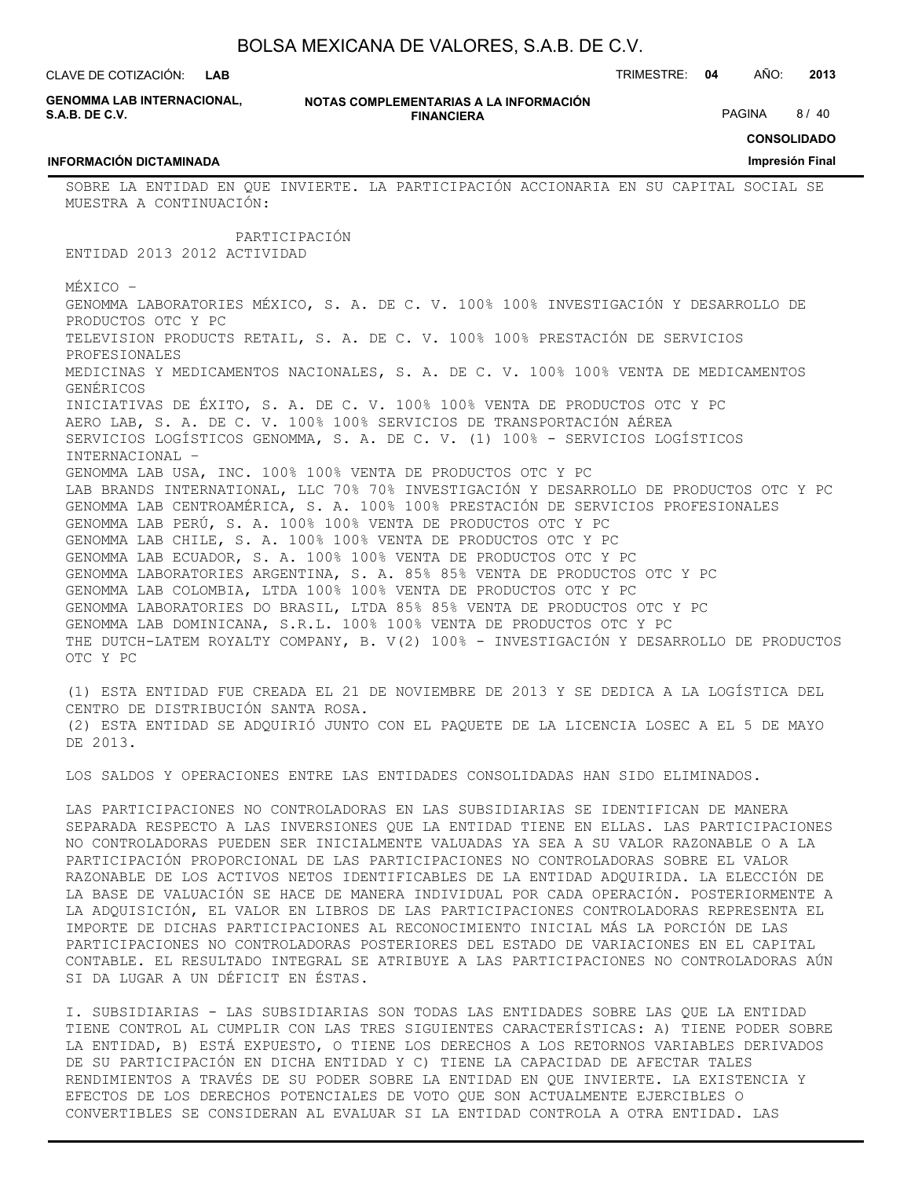SOBRE LA ENTIDAD EN QUE INVIERTE. LA PARTICIPACIÓN ACCIONARIA EN SU CAPITAL SOCIAL SE MUESTRA A CONTINUACIÓN:

| ENTIDAD | PARTICIPACIÓN 2013 | PARTICIPACIÓN 2012 | ACTIVIDAD |
|---|---|---|---|
| MÉXICO – | | | |
| GENOMMA LABORATORIES MÉXICO, S. A. DE C. V. | 100% | 100% | INVESTIGACIÓN Y DESARROLLO DE PRODUCTOS OTC Y PC |
| TELEVISION PRODUCTS RETAIL, S. A. DE C. V. | 100% | 100% | PRESTACIÓN DE SERVICIOS PROFESIONALES |
| MEDICINAS Y MEDICAMENTOS NACIONALES, S. A. DE C. V. | 100% | 100% | VENTA DE MEDICAMENTOS GENÉRICOS |
| INICIATIVAS DE ÉXITO, S. A. DE C. V. | 100% | 100% | VENTA DE PRODUCTOS OTC Y PC |
| AERO LAB, S. A. DE C. V. | 100% | 100% | SERVICIOS DE TRANSPORTACIÓN AÉREA |
| SERVICIOS LOGÍSTICOS GENOMMA, S. A. DE C. V. (1) | 100% | - | SERVICIOS LOGÍSTICOS |
| INTERNACIONAL – | | | |
| GENOMMA LAB USA, INC. | 100% | 100% | VENTA DE PRODUCTOS OTC Y PC |
| LAB BRANDS INTERNATIONAL, LLC | 70% | 70% | INVESTIGACIÓN Y DESARROLLO DE PRODUCTOS OTC Y PC |
| GENOMMA LAB CENTROAMÉRICA, S. A. | 100% | 100% | PRESTACIÓN DE SERVICIOS PROFESIONALES |
| GENOMMA LAB PERÚ, S. A. | 100% | 100% | VENTA DE PRODUCTOS OTC Y PC |
| GENOMMA LAB CHILE, S. A. | 100% | 100% | VENTA DE PRODUCTOS OTC Y PC |
| GENOMMA LAB ECUADOR, S. A. | 100% | 100% | VENTA DE PRODUCTOS OTC Y PC |
| GENOMMA LABORATORIES ARGENTINA, S. A. | 85% | 85% | VENTA DE PRODUCTOS OTC Y PC |
| GENOMMA LAB COLOMBIA, LTDA | 100% | 100% | VENTA DE PRODUCTOS OTC Y PC |
| GENOMMA LABORATORIES DO BRASIL, LTDA | 85% | 85% | VENTA DE PRODUCTOS OTC Y PC |
| GENOMMA LAB DOMINICANA, S.R.L. | 100% | 100% | VENTA DE PRODUCTOS OTC Y PC |
| THE DUTCH-LATEM ROYALTY COMPANY, B. V(2) | 100% | - | INVESTIGACIÓN Y DESARROLLO DE PRODUCTOS OTC Y PC |

(1) ESTA ENTIDAD FUE CREADA EL 21 DE NOVIEMBRE DE 2013 Y SE DEDICA A LA LOGÍSTICA DEL CENTRO DE DISTRIBUCIÓN SANTA ROSA.
(2) ESTA ENTIDAD SE ADQUIRIÓ JUNTO CON EL PAQUETE DE LA LICENCIA LOSEC A EL 5 DE MAYO DE 2013.

LOS SALDOS Y OPERACIONES ENTRE LAS ENTIDADES CONSOLIDADAS HAN SIDO ELIMINADOS.

LAS PARTICIPACIONES NO CONTROLADORAS EN LAS SUBSIDIARIAS SE IDENTIFICAN DE MANERA SEPARADA RESPECTO A LAS INVERSIONES QUE LA ENTIDAD TIENE EN ELLAS. LAS PARTICIPACIONES NO CONTROLADORAS PUEDEN SER INICIALMENTE VALUADAS YA SEA A SU VALOR RAZONABLE O A LA PARTICIPACIÓN PROPORCIONAL DE LAS PARTICIPACIONES NO CONTROLADORAS SOBRE EL VALOR RAZONABLE DE LOS ACTIVOS NETOS IDENTIFICABLES DE LA ENTIDAD ADQUIRIDA. LA ELECCIÓN DE LA BASE DE VALUACIÓN SE HACE DE MANERA INDIVIDUAL POR CADA OPERACIÓN. POSTERIORMENTE A LA ADQUISICIÓN, EL VALOR EN LIBROS DE LAS PARTICIPACIONES CONTROLADORAS REPRESENTA EL IMPORTE DE DICHAS PARTICIPACIONES AL RECONOCIMIENTO INICIAL MÁS LA PORCIÓN DE LAS PARTICIPACIONES NO CONTROLADORAS POSTERIORES DEL ESTADO DE VARIACIONES EN EL CAPITAL CONTABLE. EL RESULTADO INTEGRAL SE ATRIBUYE A LAS PARTICIPACIONES NO CONTROLADORAS AÚN SI DA LUGAR A UN DÉFICIT EN ÉSTAS.

I. SUBSIDIARIAS - LAS SUBSIDIARIAS SON TODAS LAS ENTIDADES SOBRE LAS QUE LA ENTIDAD TIENE CONTROL AL CUMPLIR CON LAS TRES SIGUIENTES CARACTERÍSTICAS: A) TIENE PODER SOBRE LA ENTIDAD, B) ESTÁ EXPUESTO, O TIENE LOS DERECHOS A LOS RETORNOS VARIABLES DERIVADOS DE SU PARTICIPACIÓN EN DICHA ENTIDAD Y C) TIENE LA CAPACIDAD DE AFECTAR TALES RENDIMIENTOS A TRAVÉS DE SU PODER SOBRE LA ENTIDAD EN QUE INVIERTE. LA EXISTENCIA Y EFECTOS DE LOS DERECHOS POTENCIALES DE VOTO QUE SON ACTUALMENTE EJERCIBLES O CONVERTIBLES SE CONSIDERAN AL EVALUAR SI LA ENTIDAD CONTROLA A OTRA ENTIDAD. LAS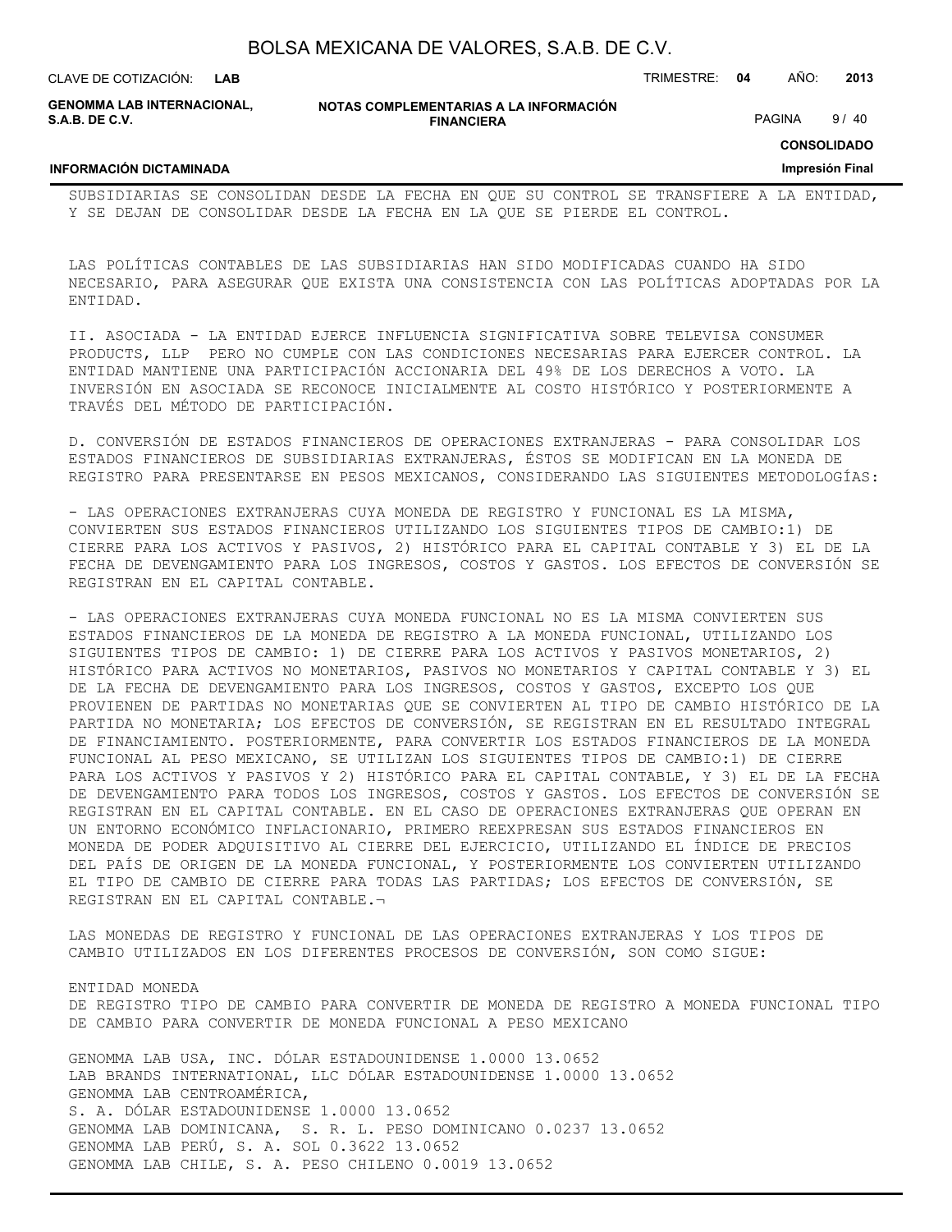SUBSIDIARIAS SE CONSOLIDAN DESDE LA FECHA EN QUE SU CONTROL SE TRANSFIERE A LA ENTIDAD, Y SE DEJAN DE CONSOLIDAR DESDE LA FECHA EN LA QUE SE PIERDE EL CONTROL.

LAS POLÍTICAS CONTABLES DE LAS SUBSIDIARIAS HAN SIDO MODIFICADAS CUANDO HA SIDO NECESARIO, PARA ASEGURAR QUE EXISTA UNA CONSISTENCIA CON LAS POLÍTICAS ADOPTADAS POR LA ENTIDAD.

II. ASOCIADA - LA ENTIDAD EJERCE INFLUENCIA SIGNIFICATIVA SOBRE TELEVISA CONSUMER PRODUCTS, LLP PERO NO CUMPLE CON LAS CONDICIONES NECESARIAS PARA EJERCER CONTROL. LA ENTIDAD MANTIENE UNA PARTICIPACIÓN ACCIONARIA DEL 49% DE LOS DERECHOS A VOTO. LA INVERSIÓN EN ASOCIADA SE RECONOCE INICIALMENTE AL COSTO HISTÓRICO Y POSTERIORMENTE A TRAVÉS DEL MÉTODO DE PARTICIPACIÓN.

D. CONVERSIÓN DE ESTADOS FINANCIEROS DE OPERACIONES EXTRANJERAS - PARA CONSOLIDAR LOS ESTADOS FINANCIEROS DE SUBSIDIARIAS EXTRANJERAS, ÉSTOS SE MODIFICAN EN LA MONEDA DE REGISTRO PARA PRESENTARSE EN PESOS MEXICANOS, CONSIDERANDO LAS SIGUIENTES METODOLOGÍAS:

- LAS OPERACIONES EXTRANJERAS CUYA MONEDA DE REGISTRO Y FUNCIONAL ES LA MISMA, CONVIERTEN SUS ESTADOS FINANCIEROS UTILIZANDO LOS SIGUIENTES TIPOS DE CAMBIO:1) DE CIERRE PARA LOS ACTIVOS Y PASIVOS, 2) HISTÓRICO PARA EL CAPITAL CONTABLE Y 3) EL DE LA FECHA DE DEVENGAMIENTO PARA LOS INGRESOS, COSTOS Y GASTOS. LOS EFECTOS DE CONVERSIÓN SE REGISTRAN EN EL CAPITAL CONTABLE.

- LAS OPERACIONES EXTRANJERAS CUYA MONEDA FUNCIONAL NO ES LA MISMA CONVIERTEN SUS ESTADOS FINANCIEROS DE LA MONEDA DE REGISTRO A LA MONEDA FUNCIONAL, UTILIZANDO LOS SIGUIENTES TIPOS DE CAMBIO: 1) DE CIERRE PARA LOS ACTIVOS Y PASIVOS MONETARIOS, 2) HISTÓRICO PARA ACTIVOS NO MONETARIOS, PASIVOS NO MONETARIOS Y CAPITAL CONTABLE Y 3) EL DE LA FECHA DE DEVENGAMIENTO PARA LOS INGRESOS, COSTOS Y GASTOS, EXCEPTO LOS QUE PROVIENEN DE PARTIDAS NO MONETARIAS QUE SE CONVIERTEN AL TIPO DE CAMBIO HISTÓRICO DE LA PARTIDA NO MONETARIA; LOS EFECTOS DE CONVERSIÓN, SE REGISTRAN EN EL RESULTADO INTEGRAL DE FINANCIAMIENTO. POSTERIORMENTE, PARA CONVERTIR LOS ESTADOS FINANCIEROS DE LA MONEDA FUNCIONAL AL PESO MEXICANO, SE UTILIZAN LOS SIGUIENTES TIPOS DE CAMBIO:1) DE CIERRE PARA LOS ACTIVOS Y PASIVOS Y 2) HISTÓRICO PARA EL CAPITAL CONTABLE, Y 3) EL DE LA FECHA DE DEVENGAMIENTO PARA TODOS LOS INGRESOS, COSTOS Y GASTOS. LOS EFECTOS DE CONVERSIÓN SE REGISTRAN EN EL CAPITAL CONTABLE. EN EL CASO DE OPERACIONES EXTRANJERAS QUE OPERAN EN UN ENTORNO ECONÓMICO INFLACIONARIO, PRIMERO REEXPRESAN SUS ESTADOS FINANCIEROS EN MONEDA DE PODER ADQUISITIVO AL CIERRE DEL EJERCICIO, UTILIZANDO EL ÍNDICE DE PRECIOS DEL PAÍS DE ORIGEN DE LA MONEDA FUNCIONAL, Y POSTERIORMENTE LOS CONVIERTEN UTILIZANDO EL TIPO DE CAMBIO DE CIERRE PARA TODAS LAS PARTIDAS; LOS EFECTOS DE CONVERSIÓN, SE REGISTRAN EN EL CAPITAL CONTABLE.¬

LAS MONEDAS DE REGISTRO Y FUNCIONAL DE LAS OPERACIONES EXTRANJERAS Y LOS TIPOS DE CAMBIO UTILIZADOS EN LOS DIFERENTES PROCESOS DE CONVERSIÓN, SON COMO SIGUE:

| ENTIDAD | MONEDA DE REGISTRO | TIPO DE CAMBIO PARA CONVERTIR DE MONEDA DE REGISTRO A MONEDA FUNCIONAL | TIPO DE CAMBIO PARA CONVERTIR DE MONEDA FUNCIONAL A PESO MEXICANO |
|---|---|---|---|
| GENOMMA LAB USA, INC. | DÓLAR ESTADOUNIDENSE | 1.0000 | 13.0652 |
| LAB BRANDS INTERNATIONAL, LLC | DÓLAR ESTADOUNIDENSE | 1.0000 | 13.0652 |
| GENOMMA LAB CENTROAMÉRICA, S. A. | DÓLAR ESTADOUNIDENSE | 1.0000 | 13.0652 |
| GENOMMA LAB DOMINICANA, S. R. L. | PESO DOMINICANO | 0.0237 | 13.0652 |
| GENOMMA LAB PERÚ, S. A. | SOL | 0.3622 | 13.0652 |
| GENOMMA LAB CHILE, S. A. | PESO CHILENO | 0.0019 | 13.0652 |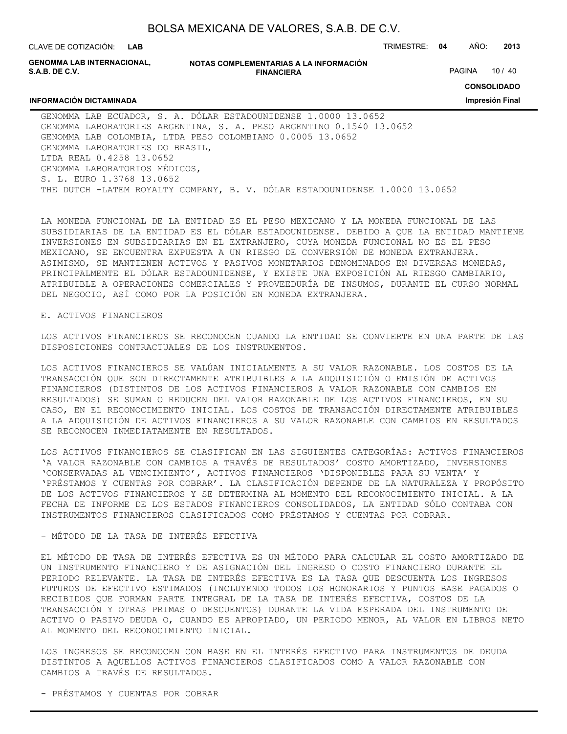GENOMMA LAB ECUADOR, S. A. DÓLAR ESTADOUNIDENSE 1.0000 13.0652
GENOMMA LABORATORIES ARGENTINA, S. A. PESO ARGENTINO 0.1540 13.0652
GENOMMA LAB COLOMBIA, LTDA PESO COLOMBIANO 0.0005 13.0652
GENOMMA LABORATORIES DO BRASIL,
LTDA REAL 0.4258 13.0652
GENOMMA LABORATORIOS MÉDICOS,
S. L. EURO 1.3768 13.0652
THE DUTCH -LATEM ROYALTY COMPANY, B. V. DÓLAR ESTADOUNIDENSE 1.0000 13.0652

LA MONEDA FUNCIONAL DE LA ENTIDAD ES EL PESO MEXICANO Y LA MONEDA FUNCIONAL DE LAS SUBSIDIARIAS DE LA ENTIDAD ES EL DÓLAR ESTADOUNIDENSE. DEBIDO A QUE LA ENTIDAD MANTIENE INVERSIONES EN SUBSIDIARIAS EN EL EXTRANJERO, CUYA MONEDA FUNCIONAL NO ES EL PESO MEXICANO, SE ENCUENTRA EXPUESTA A UN RIESGO DE CONVERSIÓN DE MONEDA EXTRANJERA. ASIMISMO, SE MANTIENEN ACTIVOS Y PASIVOS MONETARIOS DENOMINADOS EN DIVERSAS MONEDAS, PRINCIPALMENTE EL DÓLAR ESTADOUNIDENSE, Y EXISTE UNA EXPOSICIÓN AL RIESGO CAMBIARIO, ATRIBUIBLE A OPERACIONES COMERCIALES Y PROVEEDURÍA DE INSUMOS, DURANTE EL CURSO NORMAL DEL NEGOCIO, ASÍ COMO POR LA POSICIÓN EN MONEDA EXTRANJERA.

E. ACTIVOS FINANCIEROS

LOS ACTIVOS FINANCIEROS SE RECONOCEN CUANDO LA ENTIDAD SE CONVIERTE EN UNA PARTE DE LAS DISPOSICIONES CONTRACTUALES DE LOS INSTRUMENTOS.

LOS ACTIVOS FINANCIEROS SE VALÚAN INICIALMENTE A SU VALOR RAZONABLE. LOS COSTOS DE LA TRANSACCIÓN QUE SON DIRECTAMENTE ATRIBUIBLES A LA ADQUISICIÓN O EMISIÓN DE ACTIVOS FINANCIEROS (DISTINTOS DE LOS ACTIVOS FINANCIEROS A VALOR RAZONABLE CON CAMBIOS EN RESULTADOS) SE SUMAN O REDUCEN DEL VALOR RAZONABLE DE LOS ACTIVOS FINANCIEROS, EN SU CASO, EN EL RECONOCIMIENTO INICIAL. LOS COSTOS DE TRANSACCIÓN DIRECTAMENTE ATRIBUIBLES A LA ADQUISICIÓN DE ACTIVOS FINANCIEROS A SU VALOR RAZONABLE CON CAMBIOS EN RESULTADOS SE RECONOCEN INMEDIATAMENTE EN RESULTADOS.

LOS ACTIVOS FINANCIEROS SE CLASIFICAN EN LAS SIGUIENTES CATEGORÍAS: ACTIVOS FINANCIEROS 'A VALOR RAZONABLE CON CAMBIOS A TRAVÉS DE RESULTADOS' COSTO AMORTIZADO, INVERSIONES 'CONSERVADAS AL VENCIMIENTO', ACTIVOS FINANCIEROS 'DISPONIBLES PARA SU VENTA' Y 'PRÉSTAMOS Y CUENTAS POR COBRAR'. LA CLASIFICACIÓN DEPENDE DE LA NATURALEZA Y PROPÓSITO DE LOS ACTIVOS FINANCIEROS Y SE DETERMINA AL MOMENTO DEL RECONOCIMIENTO INICIAL. A LA FECHA DE INFORME DE LOS ESTADOS FINANCIEROS CONSOLIDADOS, LA ENTIDAD SÓLO CONTABA CON INSTRUMENTOS FINANCIEROS CLASIFICADOS COMO PRÉSTAMOS Y CUENTAS POR COBRAR.

- MÉTODO DE LA TASA DE INTERÉS EFECTIVA

EL MÉTODO DE TASA DE INTERÉS EFECTIVA ES UN MÉTODO PARA CALCULAR EL COSTO AMORTIZADO DE UN INSTRUMENTO FINANCIERO Y DE ASIGNACIÓN DEL INGRESO O COSTO FINANCIERO DURANTE EL PERIODO RELEVANTE. LA TASA DE INTERÉS EFECTIVA ES LA TASA QUE DESCUENTA LOS INGRESOS FUTUROS DE EFECTIVO ESTIMADOS (INCLUYENDO TODOS LOS HONORARIOS Y PUNTOS BASE PAGADOS O RECIBIDOS QUE FORMAN PARTE INTEGRAL DE LA TASA DE INTERÉS EFECTIVA, COSTOS DE LA TRANSACCIÓN Y OTRAS PRIMAS O DESCUENTOS) DURANTE LA VIDA ESPERADA DEL INSTRUMENTO DE ACTIVO O PASIVO DEUDA O, CUANDO ES APROPIADO, UN PERIODO MENOR, AL VALOR EN LIBROS NETO AL MOMENTO DEL RECONOCIMIENTO INICIAL.

LOS INGRESOS SE RECONOCEN CON BASE EN EL INTERÉS EFECTIVO PARA INSTRUMENTOS DE DEUDA DISTINTOS A AQUELLOS ACTIVOS FINANCIEROS CLASIFICADOS COMO A VALOR RAZONABLE CON CAMBIOS A TRAVÉS DE RESULTADOS.

- PRÉSTAMOS Y CUENTAS POR COBRAR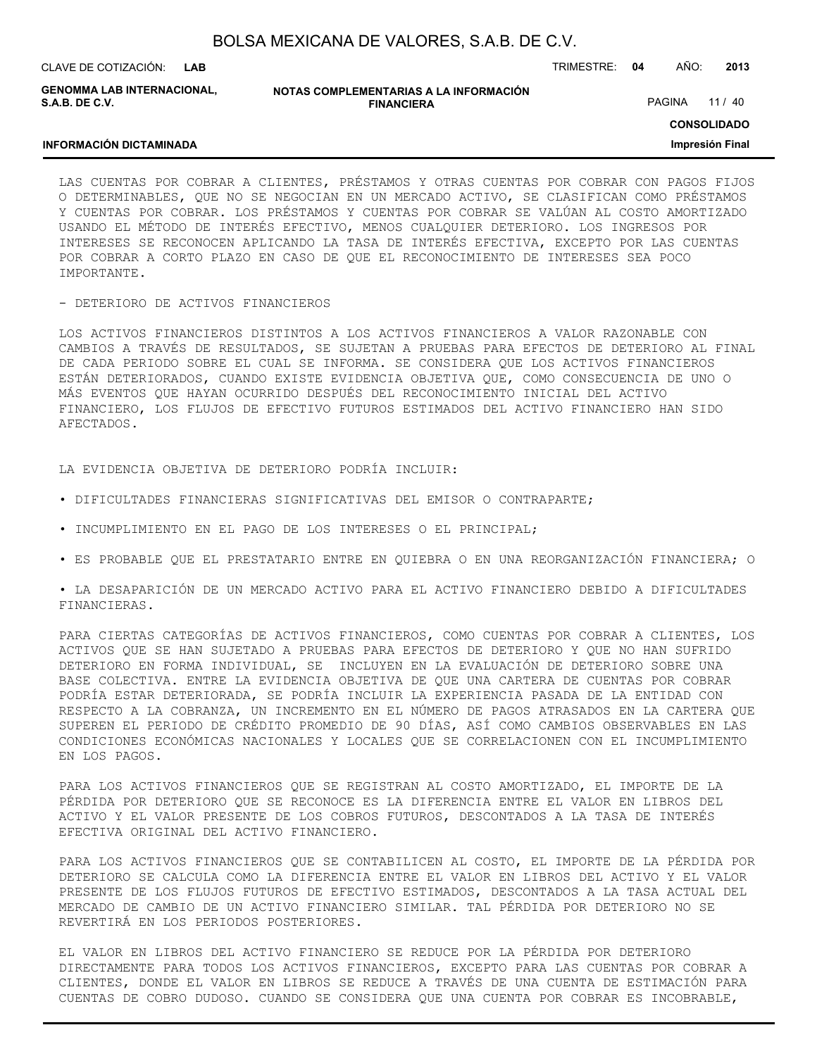LAS CUENTAS POR COBRAR A CLIENTES, PRÉSTAMOS Y OTRAS CUENTAS POR COBRAR CON PAGOS FIJOS O DETERMINABLES, QUE NO SE NEGOCIAN EN UN MERCADO ACTIVO, SE CLASIFICAN COMO PRÉSTAMOS Y CUENTAS POR COBRAR. LOS PRÉSTAMOS Y CUENTAS POR COBRAR SE VALÚAN AL COSTO AMORTIZADO USANDO EL MÉTODO DE INTERÉS EFECTIVO, MENOS CUALQUIER DETERIORO. LOS INGRESOS POR INTERESES SE RECONOCEN APLICANDO LA TASA DE INTERÉS EFECTIVA, EXCEPTO POR LAS CUENTAS POR COBRAR A CORTO PLAZO EN CASO DE QUE EL RECONOCIMIENTO DE INTERESES SEA POCO IMPORTANTE.

- DETERIORO DE ACTIVOS FINANCIEROS

LOS ACTIVOS FINANCIEROS DISTINTOS A LOS ACTIVOS FINANCIEROS A VALOR RAZONABLE CON CAMBIOS A TRAVÉS DE RESULTADOS, SE SUJETAN A PRUEBAS PARA EFECTOS DE DETERIORO AL FINAL DE CADA PERIODO SOBRE EL CUAL SE INFORMA. SE CONSIDERA QUE LOS ACTIVOS FINANCIEROS ESTÁN DETERIORADOS, CUANDO EXISTE EVIDENCIA OBJETIVA QUE, COMO CONSECUENCIA DE UNO O MÁS EVENTOS QUE HAYAN OCURRIDO DESPUÉS DEL RECONOCIMIENTO INICIAL DEL ACTIVO FINANCIERO, LOS FLUJOS DE EFECTIVO FUTUROS ESTIMADOS DEL ACTIVO FINANCIERO HAN SIDO AFECTADOS.

LA EVIDENCIA OBJETIVA DE DETERIORO PODRÍA INCLUIR:

- DIFICULTADES FINANCIERAS SIGNIFICATIVAS DEL EMISOR O CONTRAPARTE;
- INCUMPLIMIENTO EN EL PAGO DE LOS INTERESES O EL PRINCIPAL;
- ES PROBABLE QUE EL PRESTATARIO ENTRE EN QUIEBRA O EN UNA REORGANIZACIÓN FINANCIERA; O
- LA DESAPARICIÓN DE UN MERCADO ACTIVO PARA EL ACTIVO FINANCIERO DEBIDO A DIFICULTADES FINANCIERAS.

PARA CIERTAS CATEGORÍAS DE ACTIVOS FINANCIEROS, COMO CUENTAS POR COBRAR A CLIENTES, LOS ACTIVOS QUE SE HAN SUJETADO A PRUEBAS PARA EFECTOS DE DETERIORO Y QUE NO HAN SUFRIDO DETERIORO EN FORMA INDIVIDUAL, SE INCLUYEN EN LA EVALUACIÓN DE DETERIORO SOBRE UNA BASE COLECTIVA. ENTRE LA EVIDENCIA OBJETIVA DE QUE UNA CARTERA DE CUENTAS POR COBRAR PODRÍA ESTAR DETERIORADA, SE PODRÍA INCLUIR LA EXPERIENCIA PASADA DE LA ENTIDAD CON RESPECTO A LA COBRANZA, UN INCREMENTO EN EL NÚMERO DE PAGOS ATRASADOS EN LA CARTERA QUE SUPEREN EL PERIODO DE CRÉDITO PROMEDIO DE 90 DÍAS, ASÍ COMO CAMBIOS OBSERVABLES EN LAS CONDICIONES ECONÓMICAS NACIONALES Y LOCALES QUE SE CORRELACIONEN CON EL INCUMPLIMIENTO EN LOS PAGOS.

PARA LOS ACTIVOS FINANCIEROS QUE SE REGISTRAN AL COSTO AMORTIZADO, EL IMPORTE DE LA PÉRDIDA POR DETERIORO QUE SE RECONOCE ES LA DIFERENCIA ENTRE EL VALOR EN LIBROS DEL ACTIVO Y EL VALOR PRESENTE DE LOS COBROS FUTUROS, DESCONTADOS A LA TASA DE INTERÉS EFECTIVA ORIGINAL DEL ACTIVO FINANCIERO.

PARA LOS ACTIVOS FINANCIEROS QUE SE CONTABILICEN AL COSTO, EL IMPORTE DE LA PÉRDIDA POR DETERIORO SE CALCULA COMO LA DIFERENCIA ENTRE EL VALOR EN LIBROS DEL ACTIVO Y EL VALOR PRESENTE DE LOS FLUJOS FUTUROS DE EFECTIVO ESTIMADOS, DESCONTADOS A LA TASA ACTUAL DEL MERCADO DE CAMBIO DE UN ACTIVO FINANCIERO SIMILAR. TAL PÉRDIDA POR DETERIORO NO SE REVERTIRÁ EN LOS PERIODOS POSTERIORES.

EL VALOR EN LIBROS DEL ACTIVO FINANCIERO SE REDUCE POR LA PÉRDIDA POR DETERIORO DIRECTAMENTE PARA TODOS LOS ACTIVOS FINANCIEROS, EXCEPTO PARA LAS CUENTAS POR COBRAR A CLIENTES, DONDE EL VALOR EN LIBROS SE REDUCE A TRAVÉS DE UNA CUENTA DE ESTIMACIÓN PARA CUENTAS DE COBRO DUDOSO. CUANDO SE CONSIDERA QUE UNA CUENTA POR COBRAR ES INCOBRABLE,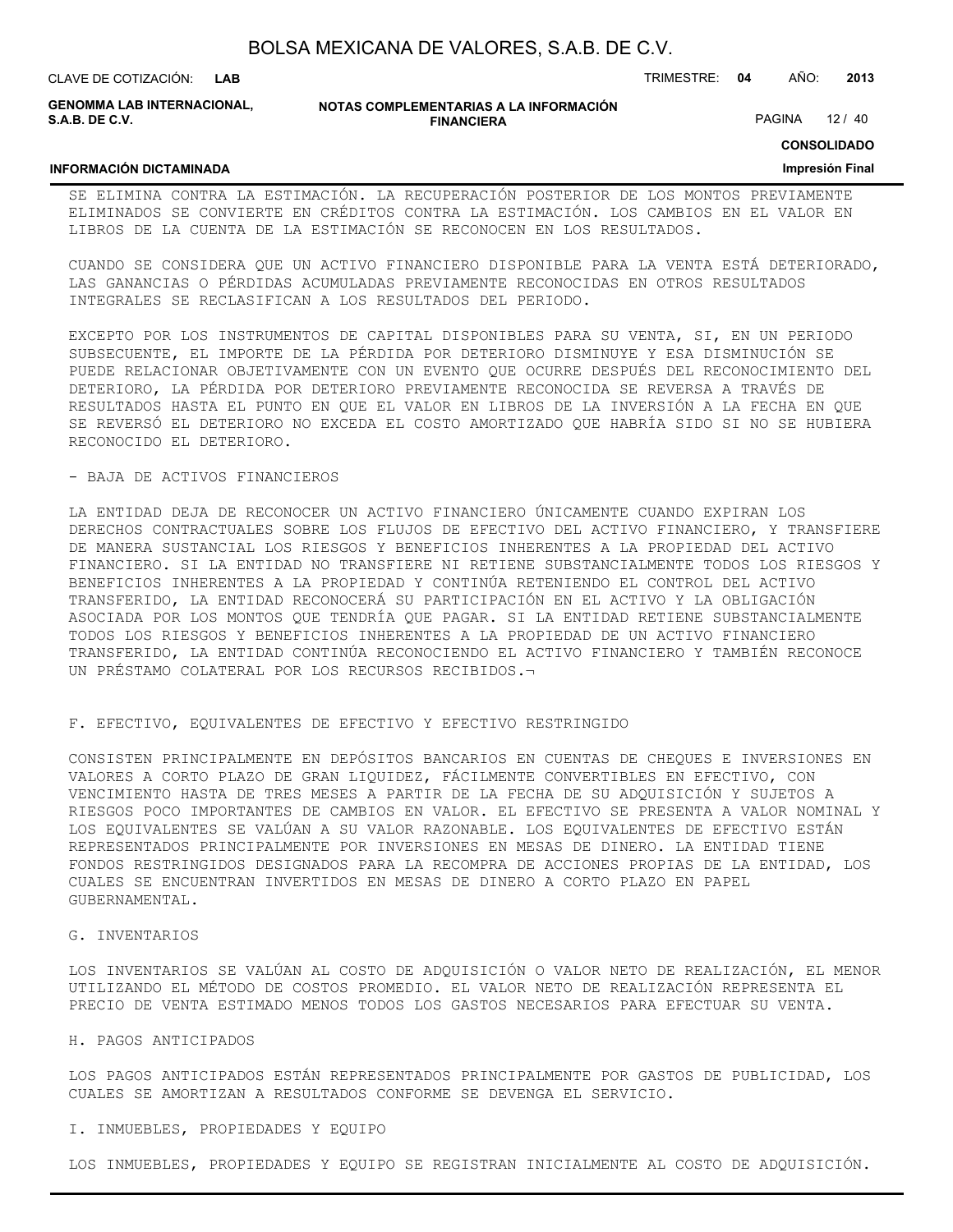SE ELIMINA CONTRA LA ESTIMACIÓN. LA RECUPERACIÓN POSTERIOR DE LOS MONTOS PREVIAMENTE ELIMINADOS SE CONVIERTE EN CRÉDITOS CONTRA LA ESTIMACIÓN. LOS CAMBIOS EN EL VALOR EN LIBROS DE LA CUENTA DE LA ESTIMACIÓN SE RECONOCEN EN LOS RESULTADOS.

CUANDO SE CONSIDERA QUE UN ACTIVO FINANCIERO DISPONIBLE PARA LA VENTA ESTÁ DETERIORADO, LAS GANANCIAS O PÉRDIDAS ACUMULADAS PREVIAMENTE RECONOCIDAS EN OTROS RESULTADOS INTEGRALES SE RECLASIFICAN A LOS RESULTADOS DEL PERIODO.

EXCEPTO POR LOS INSTRUMENTOS DE CAPITAL DISPONIBLES PARA SU VENTA, SI, EN UN PERIODO SUBSECUENTE, EL IMPORTE DE LA PÉRDIDA POR DETERIORO DISMINUYE Y ESA DISMINUCIÓN SE PUEDE RELACIONAR OBJETIVAMENTE CON UN EVENTO QUE OCURRE DESPUÉS DEL RECONOCIMIENTO DEL DETERIORO, LA PÉRDIDA POR DETERIORO PREVIAMENTE RECONOCIDA SE REVERSA A TRAVÉS DE RESULTADOS HASTA EL PUNTO EN QUE EL VALOR EN LIBROS DE LA INVERSIÓN A LA FECHA EN QUE SE REVERSÓ EL DETERIORO NO EXCEDA EL COSTO AMORTIZADO QUE HABRÍA SIDO SI NO SE HUBIERA RECONOCIDO EL DETERIORO.

- BAJA DE ACTIVOS FINANCIEROS

LA ENTIDAD DEJA DE RECONOCER UN ACTIVO FINANCIERO ÚNICAMENTE CUANDO EXPIRAN LOS DERECHOS CONTRACTUALES SOBRE LOS FLUJOS DE EFECTIVO DEL ACTIVO FINANCIERO, Y TRANSFIERE DE MANERA SUSTANCIAL LOS RIESGOS Y BENEFICIOS INHERENTES A LA PROPIEDAD DEL ACTIVO FINANCIERO. SI LA ENTIDAD NO TRANSFIERE NI RETIENE SUBSTANCIALMENTE TODOS LOS RIESGOS Y BENEFICIOS INHERENTES A LA PROPIEDAD Y CONTINÚA RETENIENDO EL CONTROL DEL ACTIVO TRANSFERIDO, LA ENTIDAD RECONOCERÁ SU PARTICIPACIÓN EN EL ACTIVO Y LA OBLIGACIÓN ASOCIADA POR LOS MONTOS QUE TENDRÍA QUE PAGAR. SI LA ENTIDAD RETIENE SUBSTANCIALMENTE TODOS LOS RIESGOS Y BENEFICIOS INHERENTES A LA PROPIEDAD DE UN ACTIVO FINANCIERO TRANSFERIDO, LA ENTIDAD CONTINÚA RECONOCIENDO EL ACTIVO FINANCIERO Y TAMBIÉN RECONOCE UN PRÉSTAMO COLATERAL POR LOS RECURSOS RECIBIDOS.¬

F. EFECTIVO, EQUIVALENTES DE EFECTIVO Y EFECTIVO RESTRINGIDO

CONSISTEN PRINCIPALMENTE EN DEPÓSITOS BANCARIOS EN CUENTAS DE CHEQUES E INVERSIONES EN VALORES A CORTO PLAZO DE GRAN LIQUIDEZ, FÁCILMENTE CONVERTIBLES EN EFECTIVO, CON VENCIMIENTO HASTA DE TRES MESES A PARTIR DE LA FECHA DE SU ADQUISICIÓN Y SUJETOS A RIESGOS POCO IMPORTANTES DE CAMBIOS EN VALOR. EL EFECTIVO SE PRESENTA A VALOR NOMINAL Y LOS EQUIVALENTES SE VALÚAN A SU VALOR RAZONABLE. LOS EQUIVALENTES DE EFECTIVO ESTÁN REPRESENTADOS PRINCIPALMENTE POR INVERSIONES EN MESAS DE DINERO. LA ENTIDAD TIENE FONDOS RESTRINGIDOS DESIGNADOS PARA LA RECOMPRA DE ACCIONES PROPIAS DE LA ENTIDAD, LOS CUALES SE ENCUENTRAN INVERTIDOS EN MESAS DE DINERO A CORTO PLAZO EN PAPEL GUBERNAMENTAL.

G. INVENTARIOS

LOS INVENTARIOS SE VALÚAN AL COSTO DE ADQUISICIÓN O VALOR NETO DE REALIZACIÓN, EL MENOR UTILIZANDO EL MÉTODO DE COSTOS PROMEDIO. EL VALOR NETO DE REALIZACIÓN REPRESENTA EL PRECIO DE VENTA ESTIMADO MENOS TODOS LOS GASTOS NECESARIOS PARA EFECTUAR SU VENTA.

H. PAGOS ANTICIPADOS

LOS PAGOS ANTICIPADOS ESTÁN REPRESENTADOS PRINCIPALMENTE POR GASTOS DE PUBLICIDAD, LOS CUALES SE AMORTIZAN A RESULTADOS CONFORME SE DEVENGA EL SERVICIO.

I. INMUEBLES, PROPIEDADES Y EQUIPO

LOS INMUEBLES, PROPIEDADES Y EQUIPO SE REGISTRAN INICIALMENTE AL COSTO DE ADQUISICIÓN.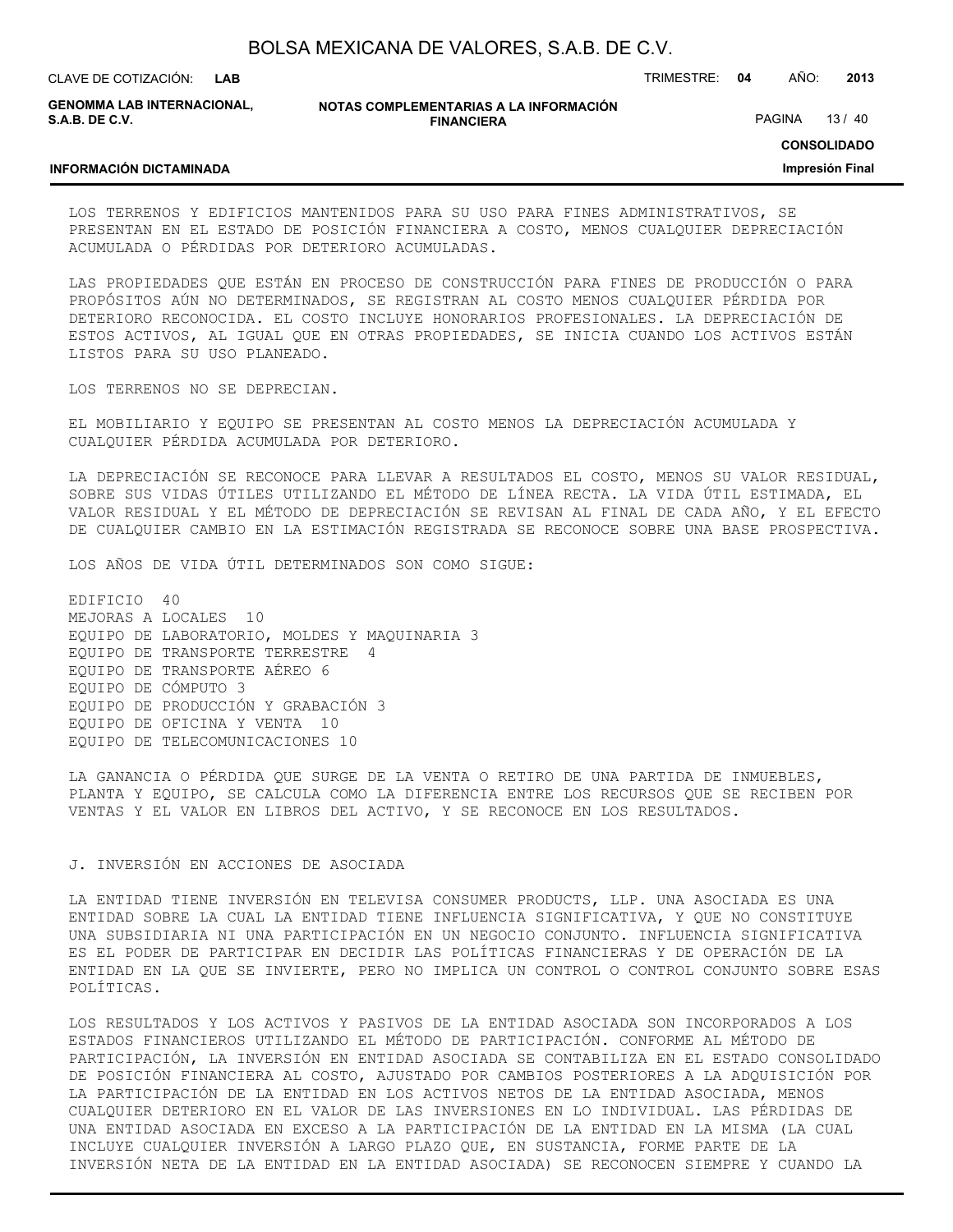LOS TERRENOS Y EDIFICIOS MANTENIDOS PARA SU USO PARA FINES ADMINISTRATIVOS, SE PRESENTAN EN EL ESTADO DE POSICIÓN FINANCIERA A COSTO, MENOS CUALQUIER DEPRECIACIÓN ACUMULADA O PÉRDIDAS POR DETERIORO ACUMULADAS.

LAS PROPIEDADES QUE ESTÁN EN PROCESO DE CONSTRUCCIÓN PARA FINES DE PRODUCCIÓN O PARA PROPÓSITOS AÚN NO DETERMINADOS, SE REGISTRAN AL COSTO MENOS CUALQUIER PÉRDIDA POR DETERIORO RECONOCIDA. EL COSTO INCLUYE HONORARIOS PROFESIONALES. LA DEPRECIACIÓN DE ESTOS ACTIVOS, AL IGUAL QUE EN OTRAS PROPIEDADES, SE INICIA CUANDO LOS ACTIVOS ESTÁN LISTOS PARA SU USO PLANEADO.

LOS TERRENOS NO SE DEPRECIAN.

EL MOBILIARIO Y EQUIPO SE PRESENTAN AL COSTO MENOS LA DEPRECIACIÓN ACUMULADA Y CUALQUIER PÉRDIDA ACUMULADA POR DETERIORO.

LA DEPRECIACIÓN SE RECONOCE PARA LLEVAR A RESULTADOS EL COSTO, MENOS SU VALOR RESIDUAL, SOBRE SUS VIDAS ÚTILES UTILIZANDO EL MÉTODO DE LÍNEA RECTA. LA VIDA ÚTIL ESTIMADA, EL VALOR RESIDUAL Y EL MÉTODO DE DEPRECIACIÓN SE REVISAN AL FINAL DE CADA AÑO, Y EL EFECTO DE CUALQUIER CAMBIO EN LA ESTIMACIÓN REGISTRADA SE RECONOCE SOBRE UNA BASE PROSPECTIVA.

LOS AÑOS DE VIDA ÚTIL DETERMINADOS SON COMO SIGUE:

EDIFICIO 40
MEJORAS A LOCALES 10
EQUIPO DE LABORATORIO, MOLDES Y MAQUINARIA 3
EQUIPO DE TRANSPORTE TERRESTRE 4
EQUIPO DE TRANSPORTE AÉREO 6
EQUIPO DE CÓMPUTO 3
EQUIPO DE PRODUCCIÓN Y GRABACIÓN 3
EQUIPO DE OFICINA Y VENTA 10
EQUIPO DE TELECOMUNICACIONES 10

LA GANANCIA O PÉRDIDA QUE SURGE DE LA VENTA O RETIRO DE UNA PARTIDA DE INMUEBLES, PLANTA Y EQUIPO, SE CALCULA COMO LA DIFERENCIA ENTRE LOS RECURSOS QUE SE RECIBEN POR VENTAS Y EL VALOR EN LIBROS DEL ACTIVO, Y SE RECONOCE EN LOS RESULTADOS.

J. INVERSIÓN EN ACCIONES DE ASOCIADA

LA ENTIDAD TIENE INVERSIÓN EN TELEVISA CONSUMER PRODUCTS, LLP. UNA ASOCIADA ES UNA ENTIDAD SOBRE LA CUAL LA ENTIDAD TIENE INFLUENCIA SIGNIFICATIVA, Y QUE NO CONSTITUYE UNA SUBSIDIARIA NI UNA PARTICIPACIÓN EN UN NEGOCIO CONJUNTO. INFLUENCIA SIGNIFICATIVA ES EL PODER DE PARTICIPAR EN DECIDIR LAS POLÍTICAS FINANCIERAS Y DE OPERACIÓN DE LA ENTIDAD EN LA QUE SE INVIERTE, PERO NO IMPLICA UN CONTROL O CONTROL CONJUNTO SOBRE ESAS POLÍTICAS.

LOS RESULTADOS Y LOS ACTIVOS Y PASIVOS DE LA ENTIDAD ASOCIADA SON INCORPORADOS A LOS ESTADOS FINANCIEROS UTILIZANDO EL MÉTODO DE PARTICIPACIÓN. CONFORME AL MÉTODO DE PARTICIPACIÓN, LA INVERSIÓN EN ENTIDAD ASOCIADA SE CONTABILIZA EN EL ESTADO CONSOLIDADO DE POSICIÓN FINANCIERA AL COSTO, AJUSTADO POR CAMBIOS POSTERIORES A LA ADQUISICIÓN POR LA PARTICIPACIÓN DE LA ENTIDAD EN LOS ACTIVOS NETOS DE LA ENTIDAD ASOCIADA, MENOS CUALQUIER DETERIORO EN EL VALOR DE LAS INVERSIONES EN LO INDIVIDUAL. LAS PÉRDIDAS DE UNA ENTIDAD ASOCIADA EN EXCESO A LA PARTICIPACIÓN DE LA ENTIDAD EN LA MISMA (LA CUAL INCLUYE CUALQUIER INVERSIÓN A LARGO PLAZO QUE, EN SUSTANCIA, FORME PARTE DE LA INVERSIÓN NETA DE LA ENTIDAD EN LA ENTIDAD ASOCIADA) SE RECONOCEN SIEMPRE Y CUANDO LA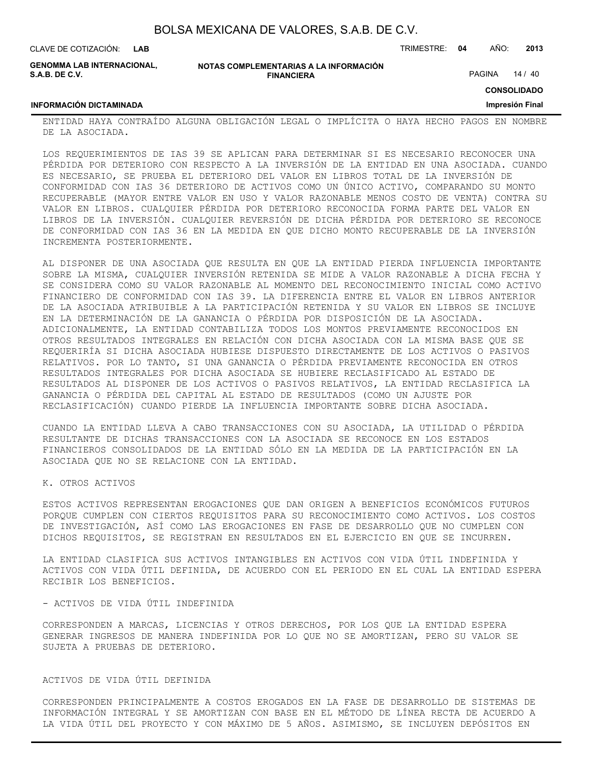ENTIDAD HAYA CONTRAÍDO ALGUNA OBLIGACIÓN LEGAL O IMPLÍCITA O HAYA HECHO PAGOS EN NOMBRE DE LA ASOCIADA.

LOS REQUERIMIENTOS DE IAS 39 SE APLICAN PARA DETERMINAR SI ES NECESARIO RECONOCER UNA PÉRDIDA POR DETERIORO CON RESPECTO A LA INVERSIÓN DE LA ENTIDAD EN UNA ASOCIADA. CUANDO ES NECESARIO, SE PRUEBA EL DETERIORO DEL VALOR EN LIBROS TOTAL DE LA INVERSIÓN DE CONFORMIDAD CON IAS 36 DETERIORO DE ACTIVOS COMO UN ÚNICO ACTIVO, COMPARANDO SU MONTO RECUPERABLE (MAYOR ENTRE VALOR EN USO Y VALOR RAZONABLE MENOS COSTO DE VENTA) CONTRA SU VALOR EN LIBROS. CUALQUIER PÉRDIDA POR DETERIORO RECONOCIDA FORMA PARTE DEL VALOR EN LIBROS DE LA INVERSIÓN. CUALQUIER REVERSIÓN DE DICHA PÉRDIDA POR DETERIORO SE RECONOCE DE CONFORMIDAD CON IAS 36 EN LA MEDIDA EN QUE DICHO MONTO RECUPERABLE DE LA INVERSIÓN INCREMENTA POSTERIORMENTE.

AL DISPONER DE UNA ASOCIADA QUE RESULTA EN QUE LA ENTIDAD PIERDA INFLUENCIA IMPORTANTE SOBRE LA MISMA, CUALQUIER INVERSIÓN RETENIDA SE MIDE A VALOR RAZONABLE A DICHA FECHA Y SE CONSIDERA COMO SU VALOR RAZONABLE AL MOMENTO DEL RECONOCIMIENTO INICIAL COMO ACTIVO FINANCIERO DE CONFORMIDAD CON IAS 39. LA DIFERENCIA ENTRE EL VALOR EN LIBROS ANTERIOR DE LA ASOCIADA ATRIBUIBLE A LA PARTICIPACIÓN RETENIDA Y SU VALOR EN LIBROS SE INCLUYE EN LA DETERMINACIÓN DE LA GANANCIA O PÉRDIDA POR DISPOSICIÓN DE LA ASOCIADA. ADICIONALMENTE, LA ENTIDAD CONTABILIZA TODOS LOS MONTOS PREVIAMENTE RECONOCIDOS EN OTROS RESULTADOS INTEGRALES EN RELACIÓN CON DICHA ASOCIADA CON LA MISMA BASE QUE SE REQUERIRÍA SI DICHA ASOCIADA HUBIESE DISPUESTO DIRECTAMENTE DE LOS ACTIVOS O PASIVOS RELATIVOS. POR LO TANTO, SI UNA GANANCIA O PÉRDIDA PREVIAMENTE RECONOCIDA EN OTROS RESULTADOS INTEGRALES POR DICHA ASOCIADA SE HUBIERE RECLASIFICADO AL ESTADO DE RESULTADOS AL DISPONER DE LOS ACTIVOS O PASIVOS RELATIVOS, LA ENTIDAD RECLASIFICA LA GANANCIA O PÉRDIDA DEL CAPITAL AL ESTADO DE RESULTADOS (COMO UN AJUSTE POR RECLASIFICACIÓN) CUANDO PIERDE LA INFLUENCIA IMPORTANTE SOBRE DICHA ASOCIADA.

CUANDO LA ENTIDAD LLEVA A CABO TRANSACCIONES CON SU ASOCIADA, LA UTILIDAD O PÉRDIDA RESULTANTE DE DICHAS TRANSACCIONES CON LA ASOCIADA SE RECONOCE EN LOS ESTADOS FINANCIEROS CONSOLIDADOS DE LA ENTIDAD SÓLO EN LA MEDIDA DE LA PARTICIPACIÓN EN LA ASOCIADA QUE NO SE RELACIONE CON LA ENTIDAD.

K. OTROS ACTIVOS

ESTOS ACTIVOS REPRESENTAN EROGACIONES QUE DAN ORIGEN A BENEFICIOS ECONÓMICOS FUTUROS PORQUE CUMPLEN CON CIERTOS REQUISITOS PARA SU RECONOCIMIENTO COMO ACTIVOS. LOS COSTOS DE INVESTIGACIÓN, ASÍ COMO LAS EROGACIONES EN FASE DE DESARROLLO QUE NO CUMPLEN CON DICHOS REQUISITOS, SE REGISTRAN EN RESULTADOS EN EL EJERCICIO EN QUE SE INCURREN.

LA ENTIDAD CLASIFICA SUS ACTIVOS INTANGIBLES EN ACTIVOS CON VIDA ÚTIL INDEFINIDA Y ACTIVOS CON VIDA ÚTIL DEFINIDA, DE ACUERDO CON EL PERIODO EN EL CUAL LA ENTIDAD ESPERA RECIBIR LOS BENEFICIOS.

- ACTIVOS DE VIDA ÚTIL INDEFINIDA

CORRESPONDEN A MARCAS, LICENCIAS Y OTROS DERECHOS, POR LOS QUE LA ENTIDAD ESPERA GENERAR INGRESOS DE MANERA INDEFINIDA POR LO QUE NO SE AMORTIZAN, PERO SU VALOR SE SUJETA A PRUEBAS DE DETERIORO.

ACTIVOS DE VIDA ÚTIL DEFINIDA

CORRESPONDEN PRINCIPALMENTE A COSTOS EROGADOS EN LA FASE DE DESARROLLO DE SISTEMAS DE INFORMACIÓN INTEGRAL Y SE AMORTIZAN CON BASE EN EL MÉTODO DE LÍNEA RECTA DE ACUERDO A LA VIDA ÚTIL DEL PROYECTO Y CON MÁXIMO DE 5 AÑOS. ASIMISMO, SE INCLUYEN DEPÓSITOS EN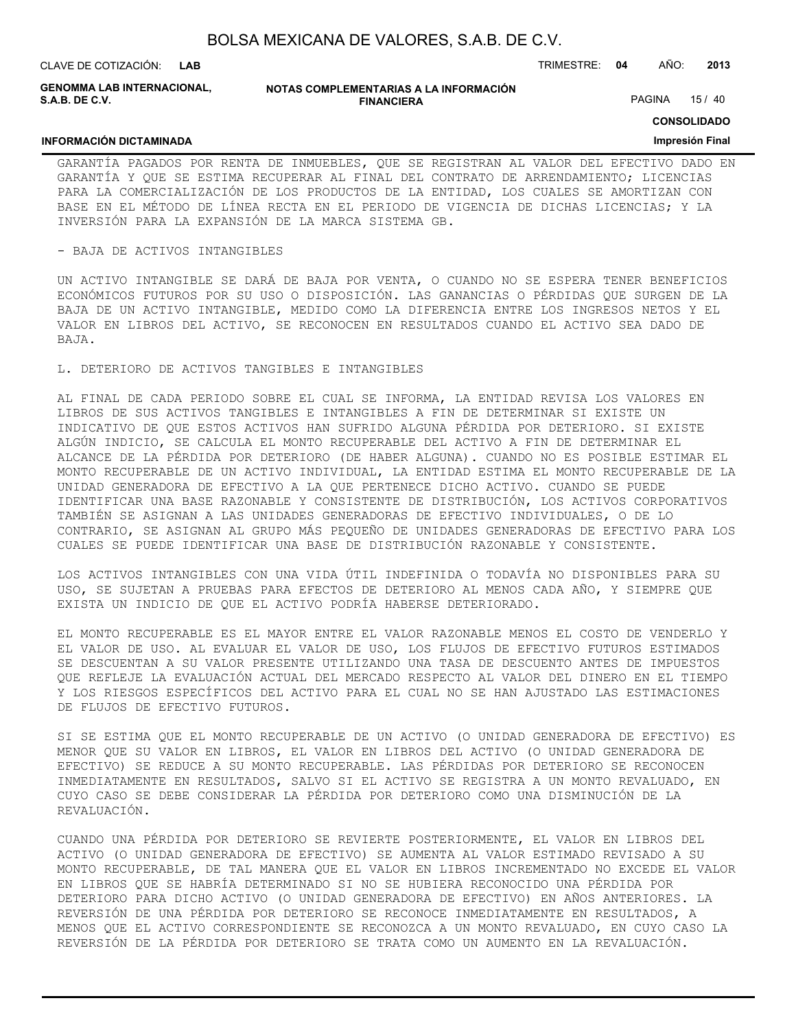GARANTÍA PAGADOS POR RENTA DE INMUEBLES, QUE SE REGISTRAN AL VALOR DEL EFECTIVO DADO EN GARANTÍA Y QUE SE ESTIMA RECUPERAR AL FINAL DEL CONTRATO DE ARRENDAMIENTO; LICENCIAS PARA LA COMERCIALIZACIÓN DE LOS PRODUCTOS DE LA ENTIDAD, LOS CUALES SE AMORTIZAN CON BASE EN EL MÉTODO DE LÍNEA RECTA EN EL PERIODO DE VIGENCIA DE DICHAS LICENCIAS; Y LA INVERSIÓN PARA LA EXPANSIÓN DE LA MARCA SISTEMA GB.

- BAJA DE ACTIVOS INTANGIBLES

UN ACTIVO INTANGIBLE SE DARÁ DE BAJA POR VENTA, O CUANDO NO SE ESPERA TENER BENEFICIOS ECONÓMICOS FUTUROS POR SU USO O DISPOSICIÓN. LAS GANANCIAS O PÉRDIDAS QUE SURGEN DE LA BAJA DE UN ACTIVO INTANGIBLE, MEDIDO COMO LA DIFERENCIA ENTRE LOS INGRESOS NETOS Y EL VALOR EN LIBROS DEL ACTIVO, SE RECONOCEN EN RESULTADOS CUANDO EL ACTIVO SEA DADO DE BAJA.

L. DETERIORO DE ACTIVOS TANGIBLES E INTANGIBLES

AL FINAL DE CADA PERIODO SOBRE EL CUAL SE INFORMA, LA ENTIDAD REVISA LOS VALORES EN LIBROS DE SUS ACTIVOS TANGIBLES E INTANGIBLES A FIN DE DETERMINAR SI EXISTE UN INDICATIVO DE QUE ESTOS ACTIVOS HAN SUFRIDO ALGUNA PÉRDIDA POR DETERIORO. SI EXISTE ALGÚN INDICIO, SE CALCULA EL MONTO RECUPERABLE DEL ACTIVO A FIN DE DETERMINAR EL ALCANCE DE LA PÉRDIDA POR DETERIORO (DE HABER ALGUNA). CUANDO NO ES POSIBLE ESTIMAR EL MONTO RECUPERABLE DE UN ACTIVO INDIVIDUAL, LA ENTIDAD ESTIMA EL MONTO RECUPERABLE DE LA UNIDAD GENERADORA DE EFECTIVO A LA QUE PERTENECE DICHO ACTIVO. CUANDO SE PUEDE IDENTIFICAR UNA BASE RAZONABLE Y CONSISTENTE DE DISTRIBUCIÓN, LOS ACTIVOS CORPORATIVOS TAMBIÉN SE ASIGNAN A LAS UNIDADES GENERADORAS DE EFECTIVO INDIVIDUALES, O DE LO CONTRARIO, SE ASIGNAN AL GRUPO MÁS PEQUEÑO DE UNIDADES GENERADORAS DE EFECTIVO PARA LOS CUALES SE PUEDE IDENTIFICAR UNA BASE DE DISTRIBUCIÓN RAZONABLE Y CONSISTENTE.

LOS ACTIVOS INTANGIBLES CON UNA VIDA ÚTIL INDEFINIDA O TODAVÍA NO DISPONIBLES PARA SU USO, SE SUJETAN A PRUEBAS PARA EFECTOS DE DETERIORO AL MENOS CADA AÑO, Y SIEMPRE QUE EXISTA UN INDICIO DE QUE EL ACTIVO PODRÍA HABERSE DETERIORADO.

EL MONTO RECUPERABLE ES EL MAYOR ENTRE EL VALOR RAZONABLE MENOS EL COSTO DE VENDERLO Y EL VALOR DE USO. AL EVALUAR EL VALOR DE USO, LOS FLUJOS DE EFECTIVO FUTUROS ESTIMADOS SE DESCUENTAN A SU VALOR PRESENTE UTILIZANDO UNA TASA DE DESCUENTO ANTES DE IMPUESTOS QUE REFLEJE LA EVALUACIÓN ACTUAL DEL MERCADO RESPECTO AL VALOR DEL DINERO EN EL TIEMPO Y LOS RIESGOS ESPECÍFICOS DEL ACTIVO PARA EL CUAL NO SE HAN AJUSTADO LAS ESTIMACIONES DE FLUJOS DE EFECTIVO FUTUROS.

SI SE ESTIMA QUE EL MONTO RECUPERABLE DE UN ACTIVO (O UNIDAD GENERADORA DE EFECTIVO) ES MENOR QUE SU VALOR EN LIBROS, EL VALOR EN LIBROS DEL ACTIVO (O UNIDAD GENERADORA DE EFECTIVO) SE REDUCE A SU MONTO RECUPERABLE. LAS PÉRDIDAS POR DETERIORO SE RECONOCEN INMEDIATAMENTE EN RESULTADOS, SALVO SI EL ACTIVO SE REGISTRA A UN MONTO REVALUADO, EN CUYO CASO SE DEBE CONSIDERAR LA PÉRDIDA POR DETERIORO COMO UNA DISMINUCIÓN DE LA REVALUACIÓN.

CUANDO UNA PÉRDIDA POR DETERIORO SE REVIERTE POSTERIORMENTE, EL VALOR EN LIBROS DEL ACTIVO (O UNIDAD GENERADORA DE EFECTIVO) SE AUMENTA AL VALOR ESTIMADO REVISADO A SU MONTO RECUPERABLE, DE TAL MANERA QUE EL VALOR EN LIBROS INCREMENTADO NO EXCEDE EL VALOR EN LIBROS QUE SE HABRÍA DETERMINADO SI NO SE HUBIERA RECONOCIDO UNA PÉRDIDA POR DETERIORO PARA DICHO ACTIVO (O UNIDAD GENERADORA DE EFECTIVO) EN AÑOS ANTERIORES. LA REVERSIÓN DE UNA PÉRDIDA POR DETERIORO SE RECONOCE INMEDIATAMENTE EN RESULTADOS, A MENOS QUE EL ACTIVO CORRESPONDIENTE SE RECONOZCA A UN MONTO REVALUADO, EN CUYO CASO LA REVERSIÓN DE LA PÉRDIDA POR DETERIORO SE TRATA COMO UN AUMENTO EN LA REVALUACIÓN.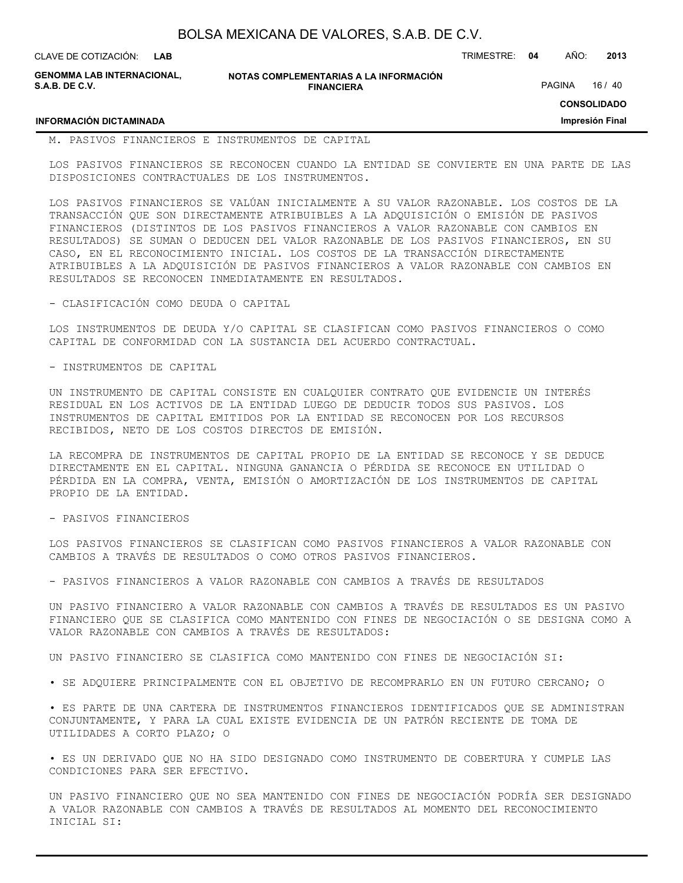M. PASIVOS FINANCIEROS E INSTRUMENTOS DE CAPITAL

LOS PASIVOS FINANCIEROS SE RECONOCEN CUANDO LA ENTIDAD SE CONVIERTE EN UNA PARTE DE LAS DISPOSICIONES CONTRACTUALES DE LOS INSTRUMENTOS.

LOS PASIVOS FINANCIEROS SE VALÚAN INICIALMENTE A SU VALOR RAZONABLE. LOS COSTOS DE LA TRANSACCIÓN QUE SON DIRECTAMENTE ATRIBUIBLES A LA ADQUISICIÓN O EMISIÓN DE PASIVOS FINANCIEROS (DISTINTOS DE LOS PASIVOS FINANCIEROS A VALOR RAZONABLE CON CAMBIOS EN RESULTADOS) SE SUMAN O DEDUCEN DEL VALOR RAZONABLE DE LOS PASIVOS FINANCIEROS, EN SU CASO, EN EL RECONOCIMIENTO INICIAL. LOS COSTOS DE LA TRANSACCIÓN DIRECTAMENTE ATRIBUIBLES A LA ADQUISICIÓN DE PASIVOS FINANCIEROS A VALOR RAZONABLE CON CAMBIOS EN RESULTADOS SE RECONOCEN INMEDIATAMENTE EN RESULTADOS.

- CLASIFICACIÓN COMO DEUDA O CAPITAL

LOS INSTRUMENTOS DE DEUDA Y/O CAPITAL SE CLASIFICAN COMO PASIVOS FINANCIEROS O COMO CAPITAL DE CONFORMIDAD CON LA SUSTANCIA DEL ACUERDO CONTRACTUAL.

- INSTRUMENTOS DE CAPITAL

UN INSTRUMENTO DE CAPITAL CONSISTE EN CUALQUIER CONTRATO QUE EVIDENCIE UN INTERÉS RESIDUAL EN LOS ACTIVOS DE LA ENTIDAD LUEGO DE DEDUCIR TODOS SUS PASIVOS. LOS INSTRUMENTOS DE CAPITAL EMITIDOS POR LA ENTIDAD SE RECONOCEN POR LOS RECURSOS RECIBIDOS, NETO DE LOS COSTOS DIRECTOS DE EMISIÓN.

LA RECOMPRA DE INSTRUMENTOS DE CAPITAL PROPIO DE LA ENTIDAD SE RECONOCE Y SE DEDUCE DIRECTAMENTE EN EL CAPITAL. NINGUNA GANANCIA O PÉRDIDA SE RECONOCE EN UTILIDAD O PÉRDIDA EN LA COMPRA, VENTA, EMISIÓN O AMORTIZACIÓN DE LOS INSTRUMENTOS DE CAPITAL PROPIO DE LA ENTIDAD.

- PASIVOS FINANCIEROS

LOS PASIVOS FINANCIEROS SE CLASIFICAN COMO PASIVOS FINANCIEROS A VALOR RAZONABLE CON CAMBIOS A TRAVÉS DE RESULTADOS O COMO OTROS PASIVOS FINANCIEROS.

- PASIVOS FINANCIEROS A VALOR RAZONABLE CON CAMBIOS A TRAVÉS DE RESULTADOS

UN PASIVO FINANCIERO A VALOR RAZONABLE CON CAMBIOS A TRAVÉS DE RESULTADOS ES UN PASIVO FINANCIERO QUE SE CLASIFICA COMO MANTENIDO CON FINES DE NEGOCIACIÓN O SE DESIGNA COMO A VALOR RAZONABLE CON CAMBIOS A TRAVÉS DE RESULTADOS:

UN PASIVO FINANCIERO SE CLASIFICA COMO MANTENIDO CON FINES DE NEGOCIACIÓN SI:

• SE ADQUIERE PRINCIPALMENTE CON EL OBJETIVO DE RECOMPRARLO EN UN FUTURO CERCANO; O

• ES PARTE DE UNA CARTERA DE INSTRUMENTOS FINANCIEROS IDENTIFICADOS QUE SE ADMINISTRAN CONJUNTAMENTE, Y PARA LA CUAL EXISTE EVIDENCIA DE UN PATRÓN RECIENTE DE TOMA DE UTILIDADES A CORTO PLAZO; O

• ES UN DERIVADO QUE NO HA SIDO DESIGNADO COMO INSTRUMENTO DE COBERTURA Y CUMPLE LAS CONDICIONES PARA SER EFECTIVO.

UN PASIVO FINANCIERO QUE NO SEA MANTENIDO CON FINES DE NEGOCIACIÓN PODRÍA SER DESIGNADO A VALOR RAZONABLE CON CAMBIOS A TRAVÉS DE RESULTADOS AL MOMENTO DEL RECONOCIMIENTO INICIAL SI: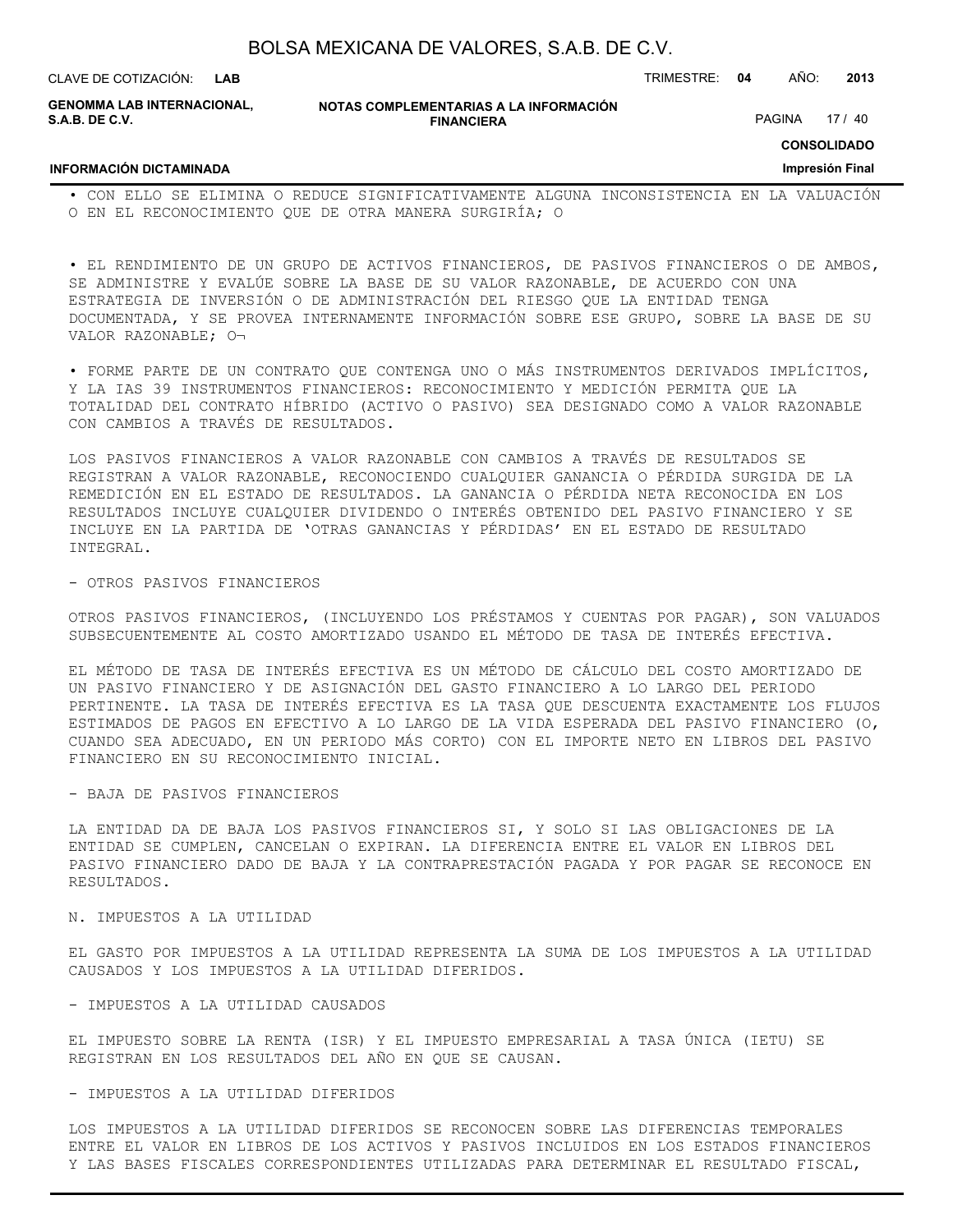• CON ELLO SE ELIMINA O REDUCE SIGNIFICATIVAMENTE ALGUNA INCONSISTENCIA EN LA VALUACIÓN O EN EL RECONOCIMIENTO QUE DE OTRA MANERA SURGIRÍA; O

• EL RENDIMIENTO DE UN GRUPO DE ACTIVOS FINANCIEROS, DE PASIVOS FINANCIEROS O DE AMBOS, SE ADMINISTRE Y EVALÚE SOBRE LA BASE DE SU VALOR RAZONABLE, DE ACUERDO CON UNA ESTRATEGIA DE INVERSIÓN O DE ADMINISTRACIÓN DEL RIESGO QUE LA ENTIDAD TENGA DOCUMENTADA, Y SE PROVEA INTERNAMENTE INFORMACIÓN SOBRE ESE GRUPO, SOBRE LA BASE DE SU VALOR RAZONABLE; O¬

• FORME PARTE DE UN CONTRATO QUE CONTENGA UNO O MÁS INSTRUMENTOS DERIVADOS IMPLÍCITOS, Y LA IAS 39 INSTRUMENTOS FINANCIEROS: RECONOCIMIENTO Y MEDICIÓN PERMITA QUE LA TOTALIDAD DEL CONTRATO HÍBRIDO (ACTIVO O PASIVO) SEA DESIGNADO COMO A VALOR RAZONABLE CON CAMBIOS A TRAVÉS DE RESULTADOS.

LOS PASIVOS FINANCIEROS A VALOR RAZONABLE CON CAMBIOS A TRAVÉS DE RESULTADOS SE REGISTRAN A VALOR RAZONABLE, RECONOCIENDO CUALQUIER GANANCIA O PÉRDIDA SURGIDA DE LA REMEDICIÓN EN EL ESTADO DE RESULTADOS. LA GANANCIA O PÉRDIDA NETA RECONOCIDA EN LOS RESULTADOS INCLUYE CUALQUIER DIVIDENDO O INTERÉS OBTENIDO DEL PASIVO FINANCIERO Y SE INCLUYE EN LA PARTIDA DE 'OTRAS GANANCIAS Y PÉRDIDAS' EN EL ESTADO DE RESULTADO INTEGRAL.

- OTROS PASIVOS FINANCIEROS

OTROS PASIVOS FINANCIEROS, (INCLUYENDO LOS PRÉSTAMOS Y CUENTAS POR PAGAR), SON VALUADOS SUBSECUENTEMENTE AL COSTO AMORTIZADO USANDO EL MÉTODO DE TASA DE INTERÉS EFECTIVA.

EL MÉTODO DE TASA DE INTERÉS EFECTIVA ES UN MÉTODO DE CÁLCULO DEL COSTO AMORTIZADO DE UN PASIVO FINANCIERO Y DE ASIGNACIÓN DEL GASTO FINANCIERO A LO LARGO DEL PERIODO PERTINENTE. LA TASA DE INTERÉS EFECTIVA ES LA TASA QUE DESCUENTA EXACTAMENTE LOS FLUJOS ESTIMADOS DE PAGOS EN EFECTIVO A LO LARGO DE LA VIDA ESPERADA DEL PASIVO FINANCIERO (O, CUANDO SEA ADECUADO, EN UN PERIODO MÁS CORTO) CON EL IMPORTE NETO EN LIBROS DEL PASIVO FINANCIERO EN SU RECONOCIMIENTO INICIAL.

- BAJA DE PASIVOS FINANCIEROS

LA ENTIDAD DA DE BAJA LOS PASIVOS FINANCIEROS SI, Y SOLO SI LAS OBLIGACIONES DE LA ENTIDAD SE CUMPLEN, CANCELAN O EXPIRAN. LA DIFERENCIA ENTRE EL VALOR EN LIBROS DEL PASIVO FINANCIERO DADO DE BAJA Y LA CONTRAPRESTACIÓN PAGADA Y POR PAGAR SE RECONOCE EN RESULTADOS.

N. IMPUESTOS A LA UTILIDAD

EL GASTO POR IMPUESTOS A LA UTILIDAD REPRESENTA LA SUMA DE LOS IMPUESTOS A LA UTILIDAD CAUSADOS Y LOS IMPUESTOS A LA UTILIDAD DIFERIDOS.

- IMPUESTOS A LA UTILIDAD CAUSADOS

EL IMPUESTO SOBRE LA RENTA (ISR) Y EL IMPUESTO EMPRESARIAL A TASA ÚNICA (IETU) SE REGISTRAN EN LOS RESULTADOS DEL AÑO EN QUE SE CAUSAN.

- IMPUESTOS A LA UTILIDAD DIFERIDOS

LOS IMPUESTOS A LA UTILIDAD DIFERIDOS SE RECONOCEN SOBRE LAS DIFERENCIAS TEMPORALES ENTRE EL VALOR EN LIBROS DE LOS ACTIVOS Y PASIVOS INCLUIDOS EN LOS ESTADOS FINANCIEROS Y LAS BASES FISCALES CORRESPONDIENTES UTILIZADAS PARA DETERMINAR EL RESULTADO FISCAL,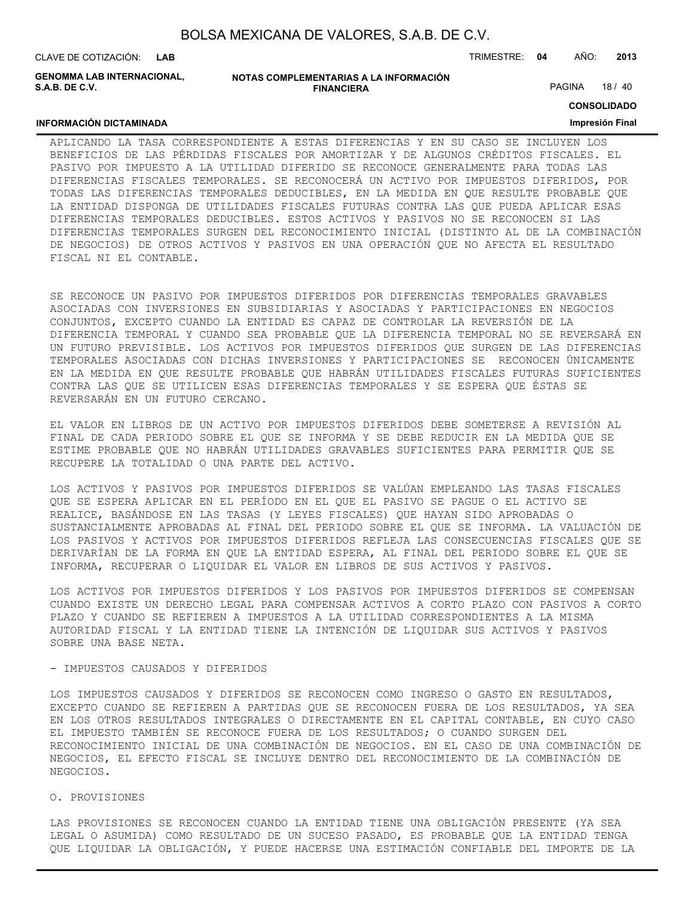APLICANDO LA TASA CORRESPONDIENTE A ESTAS DIFERENCIAS Y EN SU CASO SE INCLUYEN LOS BENEFICIOS DE LAS PÉRDIDAS FISCALES POR AMORTIZAR Y DE ALGUNOS CRÉDITOS FISCALES. EL PASIVO POR IMPUESTO A LA UTILIDAD DIFERIDO SE RECONOCE GENERALMENTE PARA TODAS LAS DIFERENCIAS FISCALES TEMPORALES. SE RECONOCERÁ UN ACTIVO POR IMPUESTOS DIFERIDOS, POR TODAS LAS DIFERENCIAS TEMPORALES DEDUCIBLES, EN LA MEDIDA EN QUE RESULTE PROBABLE QUE LA ENTIDAD DISPONGA DE UTILIDADES FISCALES FUTURAS CONTRA LAS QUE PUEDA APLICAR ESAS DIFERENCIAS TEMPORALES DEDUCIBLES. ESTOS ACTIVOS Y PASIVOS NO SE RECONOCEN SI LAS DIFERENCIAS TEMPORALES SURGEN DEL RECONOCIMIENTO INICIAL (DISTINTO AL DE LA COMBINACIÓN DE NEGOCIOS) DE OTROS ACTIVOS Y PASIVOS EN UNA OPERACIÓN QUE NO AFECTA EL RESULTADO FISCAL NI EL CONTABLE.

SE RECONOCE UN PASIVO POR IMPUESTOS DIFERIDOS POR DIFERENCIAS TEMPORALES GRAVABLES ASOCIADAS CON INVERSIONES EN SUBSIDIARIAS Y ASOCIADAS Y PARTICIPACIONES EN NEGOCIOS CONJUNTOS, EXCEPTO CUANDO LA ENTIDAD ES CAPAZ DE CONTROLAR LA REVERSIÓN DE LA DIFERENCIA TEMPORAL Y CUANDO SEA PROBABLE QUE LA DIFERENCIA TEMPORAL NO SE REVERSARÁ EN UN FUTURO PREVISIBLE. LOS ACTIVOS POR IMPUESTOS DIFERIDOS QUE SURGEN DE LAS DIFERENCIAS TEMPORALES ASOCIADAS CON DICHAS INVERSIONES Y PARTICIPACIONES SE RECONOCEN ÚNICAMENTE EN LA MEDIDA EN QUE RESULTE PROBABLE QUE HABRÁN UTILIDADES FISCALES FUTURAS SUFICIENTES CONTRA LAS QUE SE UTILICEN ESAS DIFERENCIAS TEMPORALES Y SE ESPERA QUE ÉSTAS SE REVERSARÁN EN UN FUTURO CERCANO.

EL VALOR EN LIBROS DE UN ACTIVO POR IMPUESTOS DIFERIDOS DEBE SOMETERSE A REVISIÓN AL FINAL DE CADA PERIODO SOBRE EL QUE SE INFORMA Y SE DEBE REDUCIR EN LA MEDIDA QUE SE ESTIME PROBABLE QUE NO HABRÁN UTILIDADES GRAVABLES SUFICIENTES PARA PERMITIR QUE SE RECUPERE LA TOTALIDAD O UNA PARTE DEL ACTIVO.

LOS ACTIVOS Y PASIVOS POR IMPUESTOS DIFERIDOS SE VALÚAN EMPLEANDO LAS TASAS FISCALES QUE SE ESPERA APLICAR EN EL PERÍODO EN EL QUE EL PASIVO SE PAGUE O EL ACTIVO SE REALICE, BASÁNDOSE EN LAS TASAS (Y LEYES FISCALES) QUE HAYAN SIDO APROBADAS O SUSTANCIALMENTE APROBADAS AL FINAL DEL PERIODO SOBRE EL QUE SE INFORMA. LA VALUACIÓN DE LOS PASIVOS Y ACTIVOS POR IMPUESTOS DIFERIDOS REFLEJA LAS CONSECUENCIAS FISCALES QUE SE DERIVARÍAN DE LA FORMA EN QUE LA ENTIDAD ESPERA, AL FINAL DEL PERIODO SOBRE EL QUE SE INFORMA, RECUPERAR O LIQUIDAR EL VALOR EN LIBROS DE SUS ACTIVOS Y PASIVOS.

LOS ACTIVOS POR IMPUESTOS DIFERIDOS Y LOS PASIVOS POR IMPUESTOS DIFERIDOS SE COMPENSAN CUANDO EXISTE UN DERECHO LEGAL PARA COMPENSAR ACTIVOS A CORTO PLAZO CON PASIVOS A CORTO PLAZO Y CUANDO SE REFIEREN A IMPUESTOS A LA UTILIDAD CORRESPONDIENTES A LA MISMA AUTORIDAD FISCAL Y LA ENTIDAD TIENE LA INTENCIÓN DE LIQUIDAR SUS ACTIVOS Y PASIVOS SOBRE UNA BASE NETA.

- IMPUESTOS CAUSADOS Y DIFERIDOS

LOS IMPUESTOS CAUSADOS Y DIFERIDOS SE RECONOCEN COMO INGRESO O GASTO EN RESULTADOS, EXCEPTO CUANDO SE REFIEREN A PARTIDAS QUE SE RECONOCEN FUERA DE LOS RESULTADOS, YA SEA EN LOS OTROS RESULTADOS INTEGRALES O DIRECTAMENTE EN EL CAPITAL CONTABLE, EN CUYO CASO EL IMPUESTO TAMBIÉN SE RECONOCE FUERA DE LOS RESULTADOS; O CUANDO SURGEN DEL RECONOCIMIENTO INICIAL DE UNA COMBINACIÓN DE NEGOCIOS. EN EL CASO DE UNA COMBINACIÓN DE NEGOCIOS, EL EFECTO FISCAL SE INCLUYE DENTRO DEL RECONOCIMIENTO DE LA COMBINACIÓN DE NEGOCIOS.

O. PROVISIONES

LAS PROVISIONES SE RECONOCEN CUANDO LA ENTIDAD TIENE UNA OBLIGACIÓN PRESENTE (YA SEA LEGAL O ASUMIDA) COMO RESULTADO DE UN SUCESO PASADO, ES PROBABLE QUE LA ENTIDAD TENGA QUE LIQUIDAR LA OBLIGACIÓN, Y PUEDE HACERSE UNA ESTIMACIÓN CONFIABLE DEL IMPORTE DE LA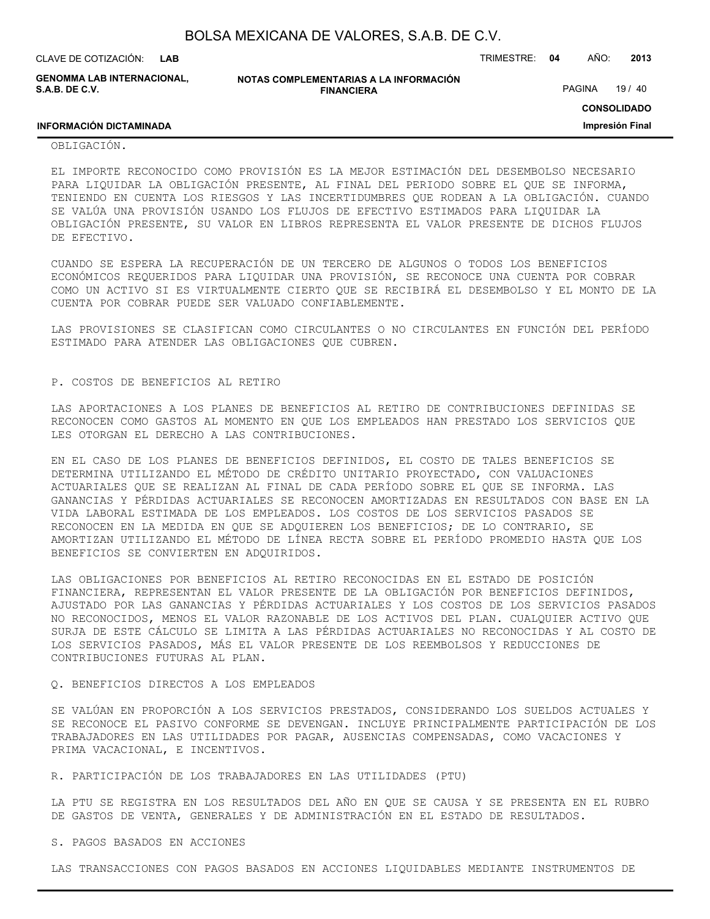OBLIGACIÓN.

EL IMPORTE RECONOCIDO COMO PROVISIÓN ES LA MEJOR ESTIMACIÓN DEL DESEMBOLSO NECESARIO PARA LIQUIDAR LA OBLIGACIÓN PRESENTE, AL FINAL DEL PERIODO SOBRE EL QUE SE INFORMA, TENIENDO EN CUENTA LOS RIESGOS Y LAS INCERTIDUMBRES QUE RODEAN A LA OBLIGACIÓN. CUANDO SE VALÚA UNA PROVISIÓN USANDO LOS FLUJOS DE EFECTIVO ESTIMADOS PARA LIQUIDAR LA OBLIGACIÓN PRESENTE, SU VALOR EN LIBROS REPRESENTA EL VALOR PRESENTE DE DICHOS FLUJOS DE EFECTIVO.

CUANDO SE ESPERA LA RECUPERACIÓN DE UN TERCERO DE ALGUNOS O TODOS LOS BENEFICIOS ECONÓMICOS REQUERIDOS PARA LIQUIDAR UNA PROVISIÓN, SE RECONOCE UNA CUENTA POR COBRAR COMO UN ACTIVO SI ES VIRTUALMENTE CIERTO QUE SE RECIBIRÁ EL DESEMBOLSO Y EL MONTO DE LA CUENTA POR COBRAR PUEDE SER VALUADO CONFIABLEMENTE.

LAS PROVISIONES SE CLASIFICAN COMO CIRCULANTES O NO CIRCULANTES EN FUNCIÓN DEL PERÍODO ESTIMADO PARA ATENDER LAS OBLIGACIONES QUE CUBREN.

P. COSTOS DE BENEFICIOS AL RETIRO

LAS APORTACIONES A LOS PLANES DE BENEFICIOS AL RETIRO DE CONTRIBUCIONES DEFINIDAS SE RECONOCEN COMO GASTOS AL MOMENTO EN QUE LOS EMPLEADOS HAN PRESTADO LOS SERVICIOS QUE LES OTORGAN EL DERECHO A LAS CONTRIBUCIONES.

EN EL CASO DE LOS PLANES DE BENEFICIOS DEFINIDOS, EL COSTO DE TALES BENEFICIOS SE DETERMINA UTILIZANDO EL MÉTODO DE CRÉDITO UNITARIO PROYECTADO, CON VALUACIONES ACTUARIALES QUE SE REALIZAN AL FINAL DE CADA PERÍODO SOBRE EL QUE SE INFORMA. LAS GANANCIAS Y PÉRDIDAS ACTUARIALES SE RECONOCEN AMORTIZADAS EN RESULTADOS CON BASE EN LA VIDA LABORAL ESTIMADA DE LOS EMPLEADOS. LOS COSTOS DE LOS SERVICIOS PASADOS SE RECONOCEN EN LA MEDIDA EN QUE SE ADQUIEREN LOS BENEFICIOS; DE LO CONTRARIO, SE AMORTIZAN UTILIZANDO EL MÉTODO DE LÍNEA RECTA SOBRE EL PERÍODO PROMEDIO HASTA QUE LOS BENEFICIOS SE CONVIERTEN EN ADQUIRIDOS.

LAS OBLIGACIONES POR BENEFICIOS AL RETIRO RECONOCIDAS EN EL ESTADO DE POSICIÓN FINANCIERA, REPRESENTAN EL VALOR PRESENTE DE LA OBLIGACIÓN POR BENEFICIOS DEFINIDOS, AJUSTADO POR LAS GANANCIAS Y PÉRDIDAS ACTUARIALES Y LOS COSTOS DE LOS SERVICIOS PASADOS NO RECONOCIDOS, MENOS EL VALOR RAZONABLE DE LOS ACTIVOS DEL PLAN. CUALQUIER ACTIVO QUE SURJA DE ESTE CÁLCULO SE LIMITA A LAS PÉRDIDAS ACTUARIALES NO RECONOCIDAS Y AL COSTO DE LOS SERVICIOS PASADOS, MÁS EL VALOR PRESENTE DE LOS REEMBOLSOS Y REDUCCIONES DE CONTRIBUCIONES FUTURAS AL PLAN.

Q. BENEFICIOS DIRECTOS A LOS EMPLEADOS

SE VALÚAN EN PROPORCIÓN A LOS SERVICIOS PRESTADOS, CONSIDERANDO LOS SUELDOS ACTUALES Y SE RECONOCE EL PASIVO CONFORME SE DEVENGAN. INCLUYE PRINCIPALMENTE PARTICIPACIÓN DE LOS TRABAJADORES EN LAS UTILIDADES POR PAGAR, AUSENCIAS COMPENSADAS, COMO VACACIONES Y PRIMA VACACIONAL, E INCENTIVOS.

R. PARTICIPACIÓN DE LOS TRABAJADORES EN LAS UTILIDADES (PTU)

LA PTU SE REGISTRA EN LOS RESULTADOS DEL AÑO EN QUE SE CAUSA Y SE PRESENTA EN EL RUBRO DE GASTOS DE VENTA, GENERALES Y DE ADMINISTRACIÓN EN EL ESTADO DE RESULTADOS.

S. PAGOS BASADOS EN ACCIONES

LAS TRANSACCIONES CON PAGOS BASADOS EN ACCIONES LIQUIDABLES MEDIANTE INSTRUMENTOS DE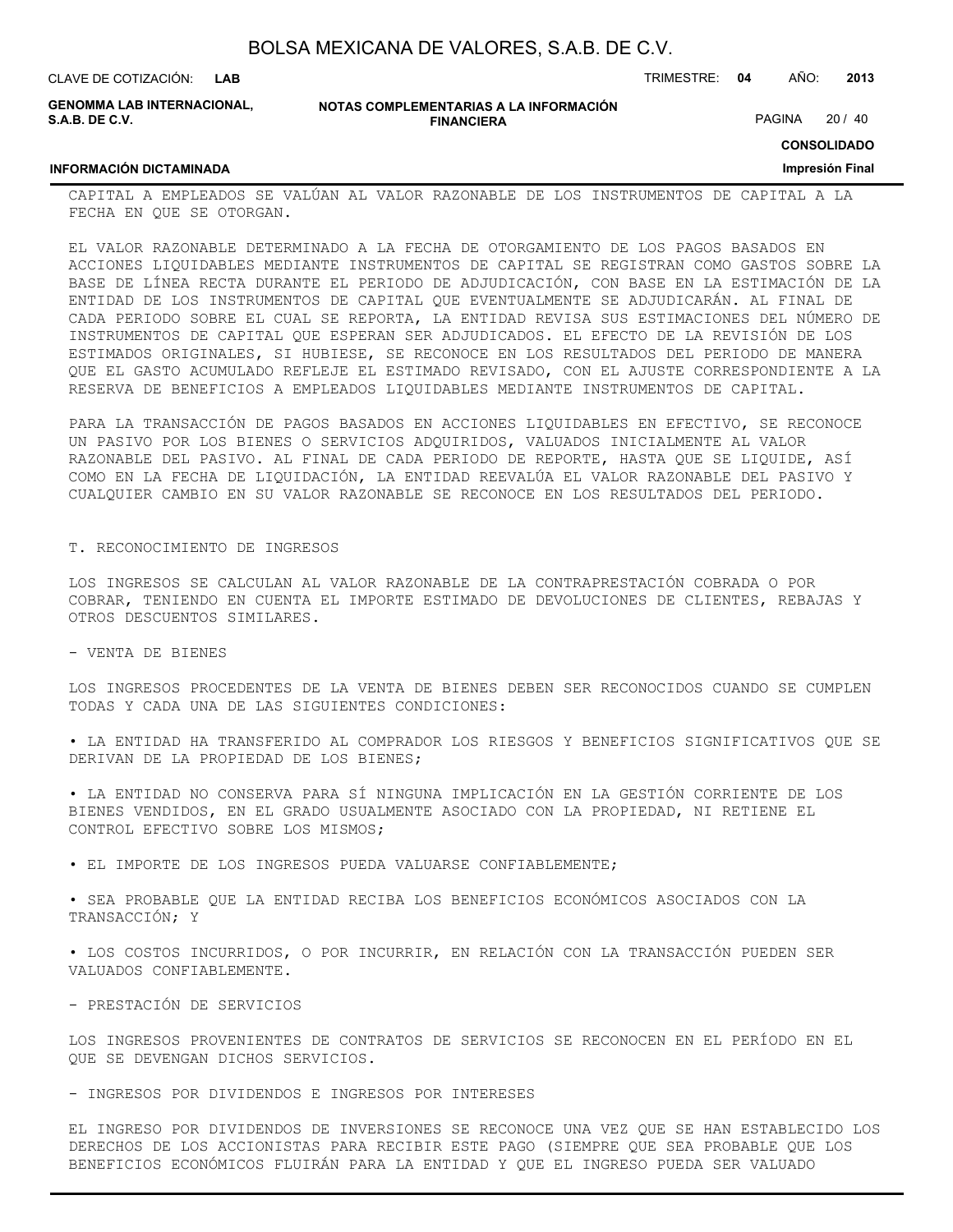CAPITAL A EMPLEADOS SE VALÚAN AL VALOR RAZONABLE DE LOS INSTRUMENTOS DE CAPITAL A LA FECHA EN QUE SE OTORGAN.

EL VALOR RAZONABLE DETERMINADO A LA FECHA DE OTORGAMIENTO DE LOS PAGOS BASADOS EN ACCIONES LIQUIDABLES MEDIANTE INSTRUMENTOS DE CAPITAL SE REGISTRAN COMO GASTOS SOBRE LA BASE DE LÍNEA RECTA DURANTE EL PERIODO DE ADJUDICACIÓN, CON BASE EN LA ESTIMACIÓN DE LA ENTIDAD DE LOS INSTRUMENTOS DE CAPITAL QUE EVENTUALMENTE SE ADJUDICARÁN. AL FINAL DE CADA PERIODO SOBRE EL CUAL SE REPORTA, LA ENTIDAD REVISA SUS ESTIMACIONES DEL NÚMERO DE INSTRUMENTOS DE CAPITAL QUE ESPERAN SER ADJUDICADOS. EL EFECTO DE LA REVISIÓN DE LOS ESTIMADOS ORIGINALES, SI HUBIESE, SE RECONOCE EN LOS RESULTADOS DEL PERIODO DE MANERA QUE EL GASTO ACUMULADO REFLEJE EL ESTIMADO REVISADO, CON EL AJUSTE CORRESPONDIENTE A LA RESERVA DE BENEFICIOS A EMPLEADOS LIQUIDABLES MEDIANTE INSTRUMENTOS DE CAPITAL.

PARA LA TRANSACCIÓN DE PAGOS BASADOS EN ACCIONES LIQUIDABLES EN EFECTIVO, SE RECONOCE UN PASIVO POR LOS BIENES O SERVICIOS ADQUIRIDOS, VALUADOS INICIALMENTE AL VALOR RAZONABLE DEL PASIVO. AL FINAL DE CADA PERIODO DE REPORTE, HASTA QUE SE LIQUIDE, ASÍ COMO EN LA FECHA DE LIQUIDACIÓN, LA ENTIDAD REEVALÚA EL VALOR RAZONABLE DEL PASIVO Y CUALQUIER CAMBIO EN SU VALOR RAZONABLE SE RECONOCE EN LOS RESULTADOS DEL PERIODO.

## T. RECONOCIMIENTO DE INGRESOS

LOS INGRESOS SE CALCULAN AL VALOR RAZONABLE DE LA CONTRAPRESTACIÓN COBRADA O POR COBRAR, TENIENDO EN CUENTA EL IMPORTE ESTIMADO DE DEVOLUCIONES DE CLIENTES, REBAJAS Y OTROS DESCUENTOS SIMILARES.

- VENTA DE BIENES

LOS INGRESOS PROCEDENTES DE LA VENTA DE BIENES DEBEN SER RECONOCIDOS CUANDO SE CUMPLEN TODAS Y CADA UNA DE LAS SIGUIENTES CONDICIONES:

• LA ENTIDAD HA TRANSFERIDO AL COMPRADOR LOS RIESGOS Y BENEFICIOS SIGNIFICATIVOS QUE SE DERIVAN DE LA PROPIEDAD DE LOS BIENES;

• LA ENTIDAD NO CONSERVA PARA SÍ NINGUNA IMPLICACIÓN EN LA GESTIÓN CORRIENTE DE LOS BIENES VENDIDOS, EN EL GRADO USUALMENTE ASOCIADO CON LA PROPIEDAD, NI RETIENE EL CONTROL EFECTIVO SOBRE LOS MISMOS;

• EL IMPORTE DE LOS INGRESOS PUEDA VALUARSE CONFIABLEMENTE;

• SEA PROBABLE QUE LA ENTIDAD RECIBA LOS BENEFICIOS ECONÓMICOS ASOCIADOS CON LA TRANSACCIÓN; Y

• LOS COSTOS INCURRIDOS, O POR INCURRIR, EN RELACIÓN CON LA TRANSACCIÓN PUEDEN SER VALUADOS CONFIABLEMENTE.

- PRESTACIÓN DE SERVICIOS

LOS INGRESOS PROVENIENTES DE CONTRATOS DE SERVICIOS SE RECONOCEN EN EL PERÍODO EN EL QUE SE DEVENGAN DICHOS SERVICIOS.

- INGRESOS POR DIVIDENDOS E INGRESOS POR INTERESES

EL INGRESO POR DIVIDENDOS DE INVERSIONES SE RECONOCE UNA VEZ QUE SE HAN ESTABLECIDO LOS DERECHOS DE LOS ACCIONISTAS PARA RECIBIR ESTE PAGO (SIEMPRE QUE SEA PROBABLE QUE LOS BENEFICIOS ECONÓMICOS FLUIRÁN PARA LA ENTIDAD Y QUE EL INGRESO PUEDA SER VALUADO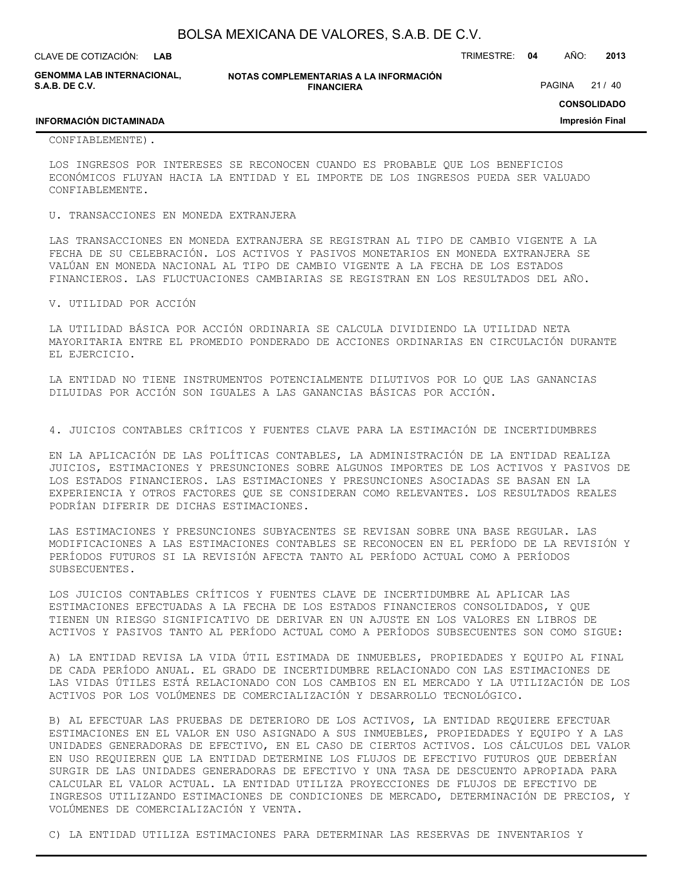CONFIABLEMENTE).

LOS INGRESOS POR INTERESES SE RECONOCEN CUANDO ES PROBABLE QUE LOS BENEFICIOS ECONÓMICOS FLUYAN HACIA LA ENTIDAD Y EL IMPORTE DE LOS INGRESOS PUEDA SER VALUADO CONFIABLEMENTE.

U. TRANSACCIONES EN MONEDA EXTRANJERA

LAS TRANSACCIONES EN MONEDA EXTRANJERA SE REGISTRAN AL TIPO DE CAMBIO VIGENTE A LA FECHA DE SU CELEBRACIÓN. LOS ACTIVOS Y PASIVOS MONETARIOS EN MONEDA EXTRANJERA SE VALÚAN EN MONEDA NACIONAL AL TIPO DE CAMBIO VIGENTE A LA FECHA DE LOS ESTADOS FINANCIEROS. LAS FLUCTUACIONES CAMBIARIAS SE REGISTRAN EN LOS RESULTADOS DEL AÑO.

V. UTILIDAD POR ACCIÓN

LA UTILIDAD BÁSICA POR ACCIÓN ORDINARIA SE CALCULA DIVIDIENDO LA UTILIDAD NETA MAYORITARIA ENTRE EL PROMEDIO PONDERADO DE ACCIONES ORDINARIAS EN CIRCULACIÓN DURANTE EL EJERCICIO.

LA ENTIDAD NO TIENE INSTRUMENTOS POTENCIALMENTE DILUTIVOS POR LO QUE LAS GANANCIAS DILUIDAS POR ACCIÓN SON IGUALES A LAS GANANCIAS BÁSICAS POR ACCIÓN.

4. JUICIOS CONTABLES CRÍTICOS Y FUENTES CLAVE PARA LA ESTIMACIÓN DE INCERTIDUMBRES

EN LA APLICACIÓN DE LAS POLÍTICAS CONTABLES, LA ADMINISTRACIÓN DE LA ENTIDAD REALIZA JUICIOS, ESTIMACIONES Y PRESUNCIONES SOBRE ALGUNOS IMPORTES DE LOS ACTIVOS Y PASIVOS DE LOS ESTADOS FINANCIEROS. LAS ESTIMACIONES Y PRESUNCIONES ASOCIADAS SE BASAN EN LA EXPERIENCIA Y OTROS FACTORES QUE SE CONSIDERAN COMO RELEVANTES. LOS RESULTADOS REALES PODRÍAN DIFERIR DE DICHAS ESTIMACIONES.

LAS ESTIMACIONES Y PRESUNCIONES SUBYACENTES SE REVISAN SOBRE UNA BASE REGULAR. LAS MODIFICACIONES A LAS ESTIMACIONES CONTABLES SE RECONOCEN EN EL PERÍODO DE LA REVISIÓN Y PERÍODOS FUTUROS SI LA REVISIÓN AFECTA TANTO AL PERÍODO ACTUAL COMO A PERÍODOS SUBSECUENTES.

LOS JUICIOS CONTABLES CRÍTICOS Y FUENTES CLAVE DE INCERTIDUMBRE AL APLICAR LAS ESTIMACIONES EFECTUADAS A LA FECHA DE LOS ESTADOS FINANCIEROS CONSOLIDADOS, Y QUE TIENEN UN RIESGO SIGNIFICATIVO DE DERIVAR EN UN AJUSTE EN LOS VALORES EN LIBROS DE ACTIVOS Y PASIVOS TANTO AL PERÍODO ACTUAL COMO A PERÍODOS SUBSECUENTES SON COMO SIGUE:

A) LA ENTIDAD REVISA LA VIDA ÚTIL ESTIMADA DE INMUEBLES, PROPIEDADES Y EQUIPO AL FINAL DE CADA PERÍODO ANUAL. EL GRADO DE INCERTIDUMBRE RELACIONADO CON LAS ESTIMACIONES DE LAS VIDAS ÚTILES ESTÁ RELACIONADO CON LOS CAMBIOS EN EL MERCADO Y LA UTILIZACIÓN DE LOS ACTIVOS POR LOS VOLÚMENES DE COMERCIALIZACIÓN Y DESARROLLO TECNOLÓGICO.

B) AL EFECTUAR LAS PRUEBAS DE DETERIORO DE LOS ACTIVOS, LA ENTIDAD REQUIERE EFECTUAR ESTIMACIONES EN EL VALOR EN USO ASIGNADO A SUS INMUEBLES, PROPIEDADES Y EQUIPO Y A LAS UNIDADES GENERADORAS DE EFECTIVO, EN EL CASO DE CIERTOS ACTIVOS. LOS CÁLCULOS DEL VALOR EN USO REQUIEREN QUE LA ENTIDAD DETERMINE LOS FLUJOS DE EFECTIVO FUTUROS QUE DEBERÍAN SURGIR DE LAS UNIDADES GENERADORAS DE EFECTIVO Y UNA TASA DE DESCUENTO APROPIADA PARA CALCULAR EL VALOR ACTUAL. LA ENTIDAD UTILIZA PROYECCIONES DE FLUJOS DE EFECTIVO DE INGRESOS UTILIZANDO ESTIMACIONES DE CONDICIONES DE MERCADO, DETERMINACIÓN DE PRECIOS, Y VOLÚMENES DE COMERCIALIZACIÓN Y VENTA.

C) LA ENTIDAD UTILIZA ESTIMACIONES PARA DETERMINAR LAS RESERVAS DE INVENTARIOS Y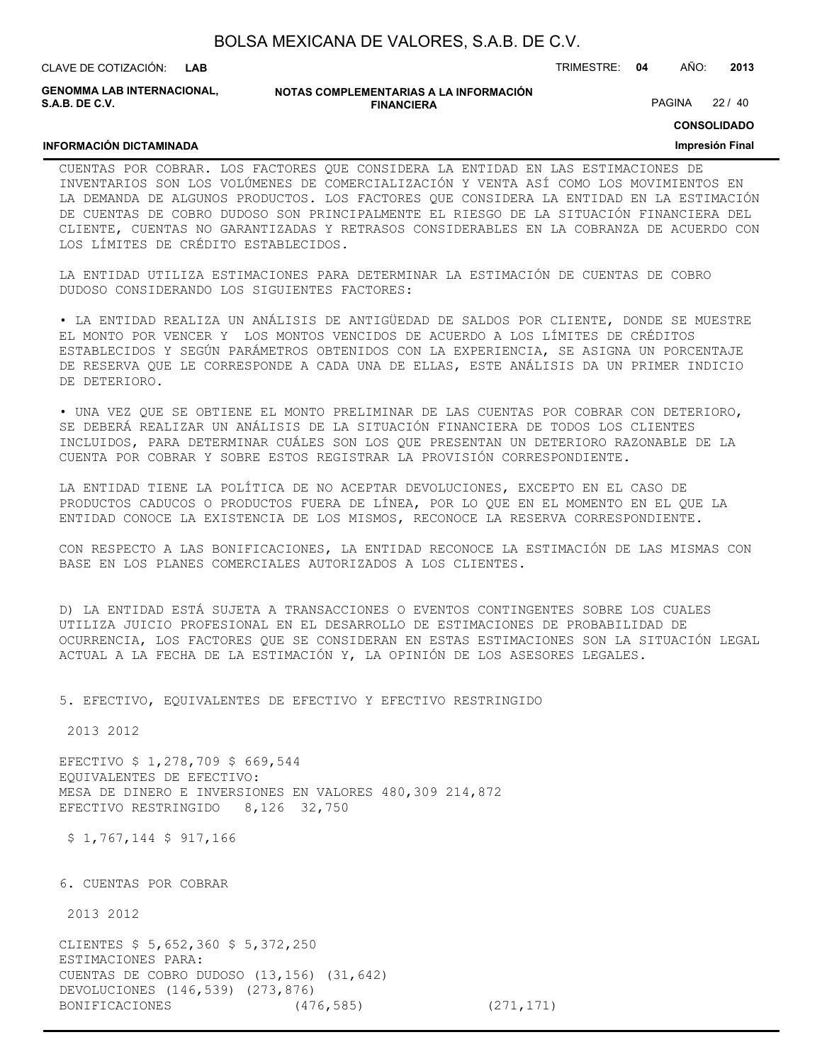CUENTAS POR COBRAR. LOS FACTORES QUE CONSIDERA LA ENTIDAD EN LAS ESTIMACIONES DE INVENTARIOS SON LOS VOLÚMENES DE COMERCIALIZACIÓN Y VENTA ASÍ COMO LOS MOVIMIENTOS EN LA DEMANDA DE ALGUNOS PRODUCTOS. LOS FACTORES QUE CONSIDERA LA ENTIDAD EN LA ESTIMACIÓN DE CUENTAS DE COBRO DUDOSO SON PRINCIPALMENTE EL RIESGO DE LA SITUACIÓN FINANCIERA DEL CLIENTE, CUENTAS NO GARANTIZADAS Y RETRASOS CONSIDERABLES EN LA COBRANZA DE ACUERDO CON LOS LÍMITES DE CRÉDITO ESTABLECIDOS.

LA ENTIDAD UTILIZA ESTIMACIONES PARA DETERMINAR LA ESTIMACIÓN DE CUENTAS DE COBRO DUDOSO CONSIDERANDO LOS SIGUIENTES FACTORES:

• LA ENTIDAD REALIZA UN ANÁLISIS DE ANTIGÜEDAD DE SALDOS POR CLIENTE, DONDE SE MUESTRE EL MONTO POR VENCER Y LOS MONTOS VENCIDOS DE ACUERDO A LOS LÍMITES DE CRÉDITOS ESTABLECIDOS Y SEGÚN PARÁMETROS OBTENIDOS CON LA EXPERIENCIA, SE ASIGNA UN PORCENTAJE DE RESERVA QUE LE CORRESPONDE A CADA UNA DE ELLAS, ESTE ANÁLISIS DA UN PRIMER INDICIO DE DETERIORO.

• UNA VEZ QUE SE OBTIENE EL MONTO PRELIMINAR DE LAS CUENTAS POR COBRAR CON DETERIORO, SE DEBERÁ REALIZAR UN ANÁLISIS DE LA SITUACIÓN FINANCIERA DE TODOS LOS CLIENTES INCLUIDOS, PARA DETERMINAR CUÁLES SON LOS QUE PRESENTAN UN DETERIORO RAZONABLE DE LA CUENTA POR COBRAR Y SOBRE ESTOS REGISTRAR LA PROVISIÓN CORRESPONDIENTE.

LA ENTIDAD TIENE LA POLÍTICA DE NO ACEPTAR DEVOLUCIONES, EXCEPTO EN EL CASO DE PRODUCTOS CADUCOS O PRODUCTOS FUERA DE LÍNEA, POR LO QUE EN EL MOMENTO EN EL QUE LA ENTIDAD CONOCE LA EXISTENCIA DE LOS MISMOS, RECONOCE LA RESERVA CORRESPONDIENTE.

CON RESPECTO A LAS BONIFICACIONES, LA ENTIDAD RECONOCE LA ESTIMACIÓN DE LAS MISMAS CON BASE EN LOS PLANES COMERCIALES AUTORIZADOS A LOS CLIENTES.

D) LA ENTIDAD ESTÁ SUJETA A TRANSACCIONES O EVENTOS CONTINGENTES SOBRE LOS CUALES UTILIZA JUICIO PROFESIONAL EN EL DESARROLLO DE ESTIMACIONES DE PROBABILIDAD DE OCURRENCIA, LOS FACTORES QUE SE CONSIDERAN EN ESTAS ESTIMACIONES SON LA SITUACIÓN LEGAL ACTUAL A LA FECHA DE LA ESTIMACIÓN Y, LA OPINIÓN DE LOS ASESORES LEGALES.

## 5. EFECTIVO, EQUIVALENTES DE EFECTIVO Y EFECTIVO RESTRINGIDO

| | 2013 | 2012 |
|---|---|---|
| EFECTIVO | $ 1,278,709 | $ 669,544 |
| EQUIVALENTES DE EFECTIVO: | | |
| MESA DE DINERO E INVERSIONES EN VALORES | 480,309 | 214,872 |
| EFECTIVO RESTRINGIDO | 8,126 | 32,750 |
| | $ 1,767,144 | $ 917,166 |

## 6. CUENTAS POR COBRAR

| | 2013 | 2012 |
|---|---|---|
| CLIENTES | $ 5,652,360 | $ 5,372,250 |
| ESTIMACIONES PARA: | | |
| CUENTAS DE COBRO DUDOSO | (13,156) | (31,642) |
| DEVOLUCIONES | (146,539) | (273,876) |
| BONIFICACIONES | (476,585) | (271,171) |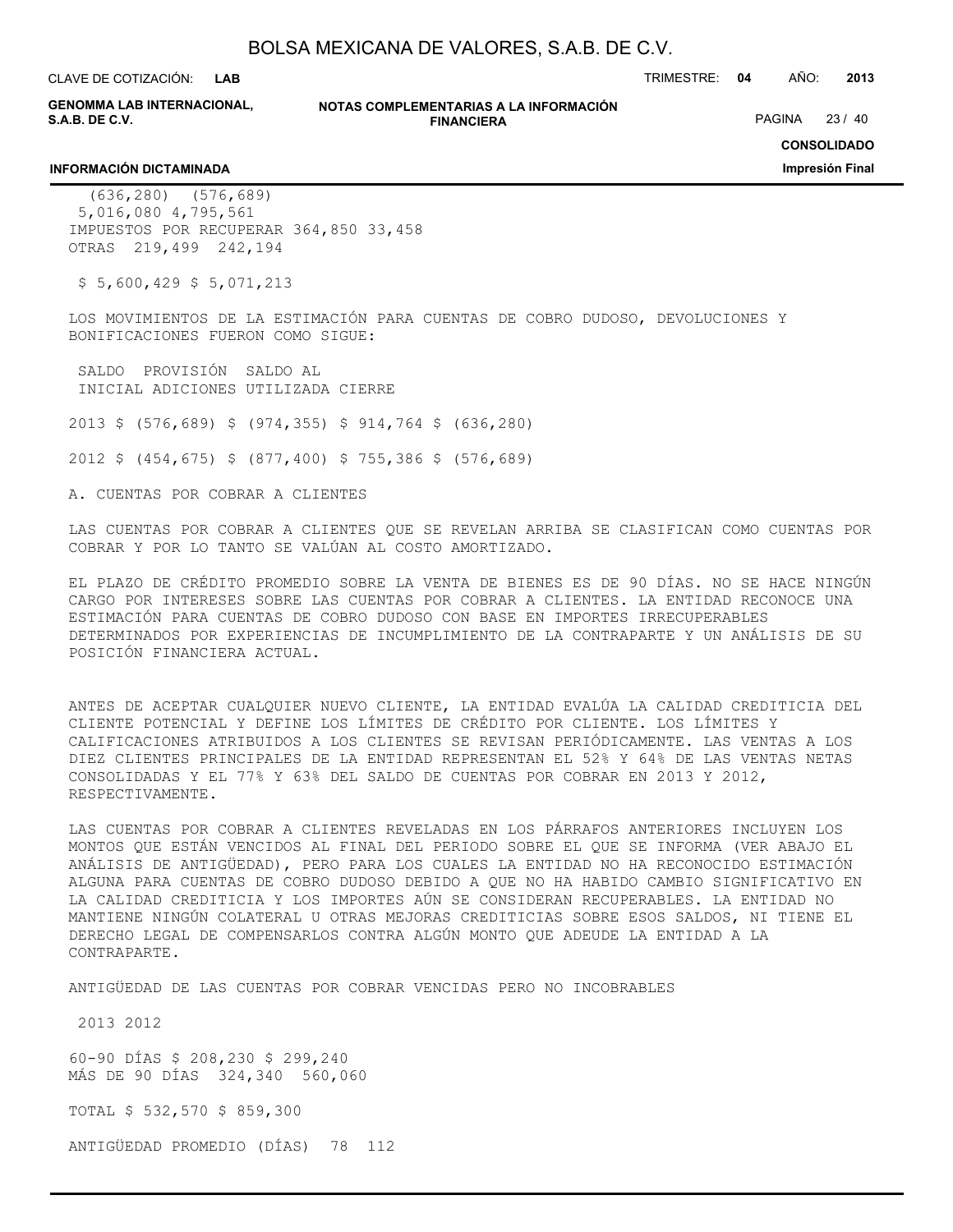| | | |
|---|---|---|
| | (636,280) | (576,689) |
| | 5,016,080 | 4,795,561 |
| IMPUESTOS POR RECUPERAR | 364,850 | 33,458 |
| OTRAS | 219,499 | 242,194 |
| | $ 5,600,429 | $ 5,071,213 |

LOS MOVIMIENTOS DE LA ESTIMACIÓN PARA CUENTAS DE COBRO DUDOSO, DEVOLUCIONES Y BONIFICACIONES FUERON COMO SIGUE:

| | SALDO INICIAL | ADICIONES | PROVISIÓN UTILIZADA | SALDO AL CIERRE |
|---|---|---|---|---|
| 2013 | $ (576,689) | $ (974,355) | $ 914,764 | $ (636,280) |
| 2012 | $ (454,675) | $ (877,400) | $ 755,386 | $ (576,689) |

A. CUENTAS POR COBRAR A CLIENTES

LAS CUENTAS POR COBRAR A CLIENTES QUE SE REVELAN ARRIBA SE CLASIFICAN COMO CUENTAS POR COBRAR Y POR LO TANTO SE VALÚAN AL COSTO AMORTIZADO.

EL PLAZO DE CRÉDITO PROMEDIO SOBRE LA VENTA DE BIENES ES DE 90 DÍAS. NO SE HACE NINGÚN CARGO POR INTERESES SOBRE LAS CUENTAS POR COBRAR A CLIENTES. LA ENTIDAD RECONOCE UNA ESTIMACIÓN PARA CUENTAS DE COBRO DUDOSO CON BASE EN IMPORTES IRRECUPERABLES DETERMINADOS POR EXPERIENCIAS DE INCUMPLIMIENTO DE LA CONTRAPARTE Y UN ANÁLISIS DE SU POSICIÓN FINANCIERA ACTUAL.

ANTES DE ACEPTAR CUALQUIER NUEVO CLIENTE, LA ENTIDAD EVALÚA LA CALIDAD CREDITICIA DEL CLIENTE POTENCIAL Y DEFINE LOS LÍMITES DE CRÉDITO POR CLIENTE. LOS LÍMITES Y CALIFICACIONES ATRIBUIDOS A LOS CLIENTES SE REVISAN PERIÓDICAMENTE. LAS VENTAS A LOS DIEZ CLIENTES PRINCIPALES DE LA ENTIDAD REPRESENTAN EL 52% Y 64% DE LAS VENTAS NETAS CONSOLIDADAS Y EL 77% Y 63% DEL SALDO DE CUENTAS POR COBRAR EN 2013 Y 2012, RESPECTIVAMENTE.

LAS CUENTAS POR COBRAR A CLIENTES REVELADAS EN LOS PÁRRAFOS ANTERIORES INCLUYEN LOS MONTOS QUE ESTÁN VENCIDOS AL FINAL DEL PERIODO SOBRE EL QUE SE INFORMA (VER ABAJO EL ANÁLISIS DE ANTIGÜEDAD), PERO PARA LOS CUALES LA ENTIDAD NO HA RECONOCIDO ESTIMACIÓN ALGUNA PARA CUENTAS DE COBRO DUDOSO DEBIDO A QUE NO HA HABIDO CAMBIO SIGNIFICATIVO EN LA CALIDAD CREDITICIA Y LOS IMPORTES AÚN SE CONSIDERAN RECUPERABLES. LA ENTIDAD NO MANTIENE NINGÚN COLATERAL U OTRAS MEJORAS CREDITICIAS SOBRE ESOS SALDOS, NI TIENE EL DERECHO LEGAL DE COMPENSARLOS CONTRA ALGÚN MONTO QUE ADEUDE LA ENTIDAD A LA CONTRAPARTE.

ANTIGÜEDAD DE LAS CUENTAS POR COBRAR VENCIDAS PERO NO INCOBRABLES

| | 2013 | 2012 |
|---|---|---|
| 60-90 DÍAS | $ 208,230 | $ 299,240 |
| MÁS DE 90 DÍAS | 324,340 | 560,060 |
| TOTAL | $ 532,570 | $ 859,300 |
| ANTIGÜEDAD PROMEDIO (DÍAS) | 78 | 112 |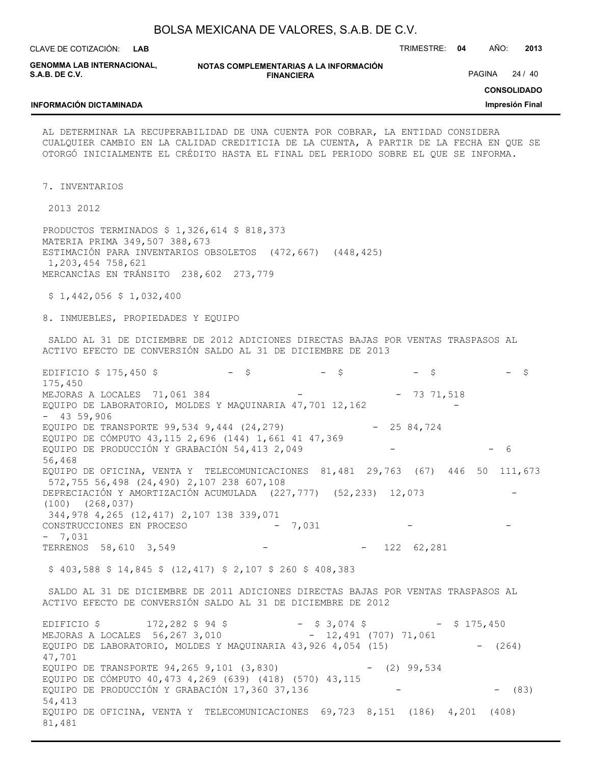AL DETERMINAR LA RECUPERABILIDAD DE UNA CUENTA POR COBRAR, LA ENTIDAD CONSIDERA CUALQUIER CAMBIO EN LA CALIDAD CREDITICIA DE LA CUENTA, A PARTIR DE LA FECHA EN QUE SE OTORGÓ INICIALMENTE EL CRÉDITO HASTA EL FINAL DEL PERIODO SOBRE EL QUE SE INFORMA.

## 7. INVENTARIOS

| | 2013 | 2012 |
|---|---|---|
| PRODUCTOS TERMINADOS | $ 1,326,614 | $ 818,373 |
| MATERIA PRIMA | 349,507 | 388,673 |
| ESTIMACIÓN PARA INVENTARIOS OBSOLETOS | (472,667) | (448,425) |
| | 1,203,454 | 758,621 |
| MERCANCÍAS EN TRÁNSITO | 238,602 | 273,779 |
| | $ 1,442,056 | $ 1,032,400 |

## 8. INMUEBLES, PROPIEDADES Y EQUIPO

| | SALDO AL 31 DE DICIEMBRE DE 2012 | ADICIONES DIRECTAS | BAJAS POR VENTAS | TRASPASOS AL ACTIVO | EFECTO DE CONVERSIÓN | SALDO AL 31 DE DICIEMBRE DE 2013 |
|---|---|---|---|---|---|---|
| EDIFICIO | $ 175,450 | $ - | $ - | $ - | $ - | $ 175,450 |
| MEJORAS A LOCALES | 71,061 | 384 | - | - | 73 | 71,518 |
| EQUIPO DE LABORATORIO, MOLDES Y MAQUINARIA | 47,701 | 12,162 | - | - | 43 | 59,906 |
| EQUIPO DE TRANSPORTE | 99,534 | 9,444 | (24,279) | - | 25 | 84,724 |
| EQUIPO DE CÓMPUTO | 43,115 | 2,696 | (144) | 1,661 | 41 | 47,369 |
| EQUIPO DE PRODUCCIÓN Y GRABACIÓN | 54,413 | 2,049 | - | - | 6 | 56,468 |
| EQUIPO DE OFICINA, VENTA Y TELECOMUNICACIONES | 81,481 | 29,763 | (67) | 446 | 50 | 111,673 |
| | 572,755 | 56,498 | (24,490) | 2,107 | 238 | 607,108 |
| DEPRECIACIÓN Y AMORTIZACIÓN ACUMULADA | (227,777) | (52,233) | 12,073 | - | (100) | (268,037) |
| | 344,978 | 4,265 | (12,417) | 2,107 | 138 | 339,071 |
| CONSTRUCCIONES EN PROCESO | - | 7,031 | - | - | - | 7,031 |
| TERRENOS | 58,610 | 3,549 | - | - | 122 | 62,281 |
| | $ 403,588 | $ 14,845 | $ (12,417) | $ 2,107 | $ 260 | $ 408,383 |

| | SALDO AL 31 DE DICIEMBRE DE 2011 | ADICIONES DIRECTAS | BAJAS POR VENTAS | TRASPASOS AL ACTIVO | EFECTO DE CONVERSIÓN | SALDO AL 31 DE DICIEMBRE DE 2012 |
|---|---|---|---|---|---|---|
| EDIFICIO | $ 172,282 | $ 94 | $ - | $ 3,074 | $ - | $ 175,450 |
| MEJORAS A LOCALES | 56,267 | 3,010 | - | 12,491 | (707) | 71,061 |
| EQUIPO DE LABORATORIO, MOLDES Y MAQUINARIA | 43,926 | 4,054 | (15) | - | (264) | 47,701 |
| EQUIPO DE TRANSPORTE | 94,265 | 9,101 | (3,830) | - | (2) | 99,534 |
| EQUIPO DE CÓMPUTO | 40,473 | 4,269 | (639) | (418) | (570) | 43,115 |
| EQUIPO DE PRODUCCIÓN Y GRABACIÓN | 17,360 | 37,136 | - | - | (83) | 54,413 |
| EQUIPO DE OFICINA, VENTA Y TELECOMUNICACIONES | 69,723 | 8,151 | (186) | 4,201 | (408) | 81,481 |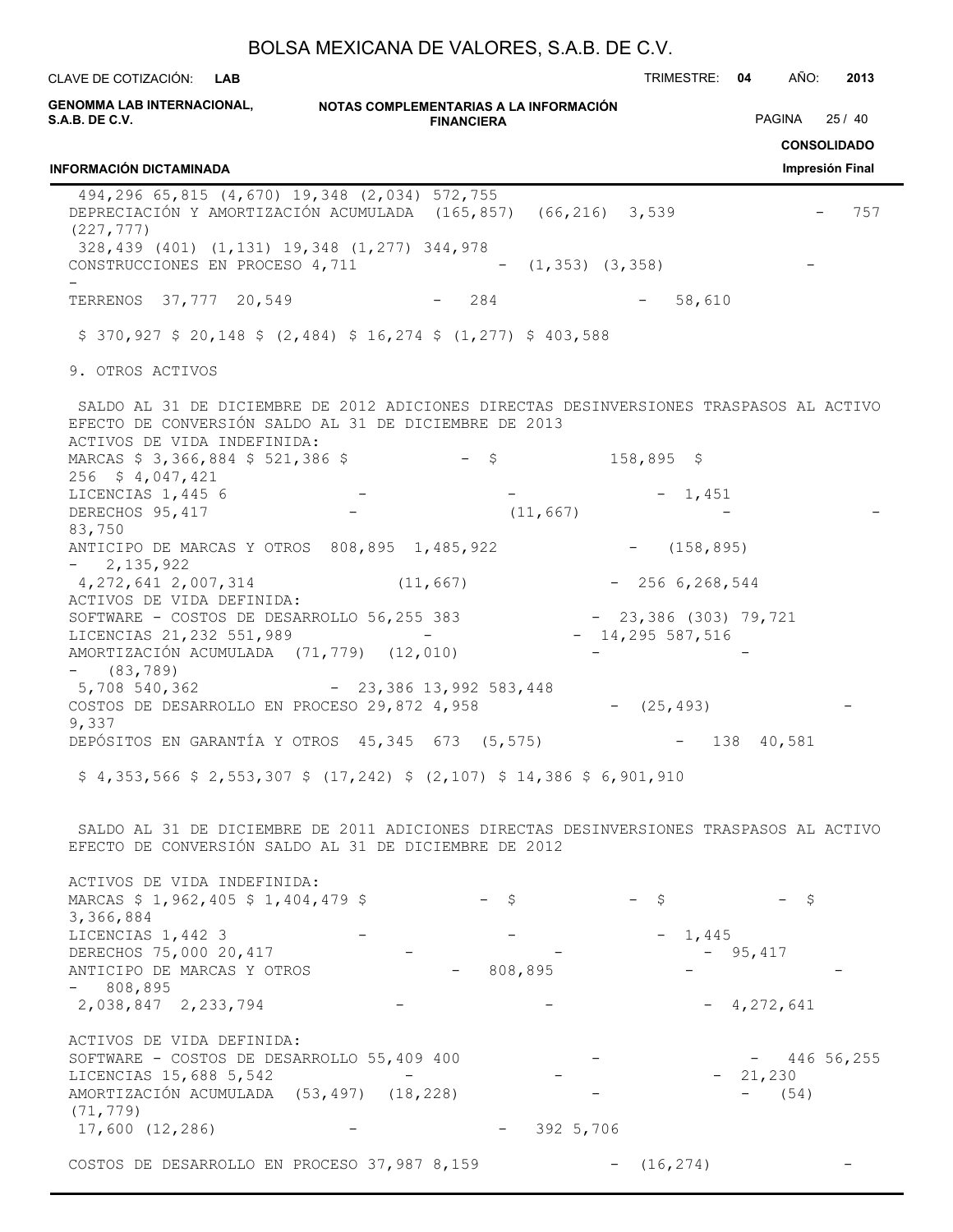| | | | | | | |
|---|---|---|---|---|---|---|
| | 494,296 | 65,815 | (4,670) | 19,348 | (2,034) | 572,755 |
| DEPRECIACIÓN Y AMORTIZACIÓN ACUMULADA | (165,857) | (66,216) | 3,539 | - | 757 | (227,777) |
| | 328,439 | (401) | (1,131) | 19,348 | (1,277) | 344,978 |
| CONSTRUCCIONES EN PROCESO | 4,711 | - | (1,353) | (3,358) | - | - |
| TERRENOS | 37,777 | 20,549 | - | 284 | - | 58,610 |
| | $ 370,927 | $ 20,148 | $ (2,484) | $ 16,274 | $ (1,277) | $ 403,588 |

9. OTROS ACTIVOS

| | SALDO AL 31 DE DICIEMBRE DE 2012 | ADICIONES DIRECTAS | DESINVERSIONES | TRASPASOS AL ACTIVO | EFECTO DE CONVERSIÓN | SALDO AL 31 DE DICIEMBRE DE 2013 |
|---|---|---|---|---|---|---|
| ACTIVOS DE VIDA INDEFINIDA: | | | | | | |
| MARCAS | $ 3,366,884 | $ 521,386 | $ - | $ 158,895 | $ 256 | $ 4,047,421 |
| LICENCIAS | 1,445 | 6 | - | - | - | 1,451 |
| DERECHOS | 95,417 | - | (11,667) | - | - | 83,750 |
| ANTICIPO DE MARCAS Y OTROS | 808,895 | 1,485,922 | - | (158,895) | - | 2,135,922 |
| | 4,272,641 | 2,007,314 | (11,667) | - | 256 | 6,268,544 |
| ACTIVOS DE VIDA DEFINIDA: | | | | | | |
| SOFTWARE - COSTOS DE DESARROLLO | 56,255 | 383 | - | 23,386 | (303) | 79,721 |
| LICENCIAS | 21,232 | 551,989 | - | - | 14,295 | 587,516 |
| AMORTIZACIÓN ACUMULADA | (71,779) | (12,010) | - | - | - | (83,789) |
| | 5,708 | 540,362 | - | 23,386 | 13,992 | 583,448 |
| COSTOS DE DESARROLLO EN PROCESO | 29,872 | 4,958 | - | (25,493) | - | 9,337 |
| DEPÓSITOS EN GARANTÍA Y OTROS | 45,345 | 673 | (5,575) | - | 138 | 40,581 |
| | $ 4,353,566 | $ 2,553,307 | $ (17,242) | $ (2,107) | $ 14,386 | $ 6,901,910 |

| | SALDO AL 31 DE DICIEMBRE DE 2011 | ADICIONES DIRECTAS | DESINVERSIONES | TRASPASOS AL ACTIVO | EFECTO DE CONVERSIÓN | SALDO AL 31 DE DICIEMBRE DE 2012 |
|---|---|---|---|---|---|---|
| ACTIVOS DE VIDA INDEFINIDA: | | | | | | |
| MARCAS | $ 1,962,405 | $ 1,404,479 | $ - | $ - | $ - | $ 3,366,884 |
| LICENCIAS | 1,442 | 3 | - | - | - | 1,445 |
| DERECHOS | 75,000 | 20,417 | - | - | - | 95,417 |
| ANTICIPO DE MARCAS Y OTROS | - | 808,895 | - | - | - | 808,895 |
| | 2,038,847 | 2,233,794 | - | - | - | 4,272,641 |
| ACTIVOS DE VIDA DEFINIDA: | | | | | | |
| SOFTWARE - COSTOS DE DESARROLLO | 55,409 | 400 | - | - | 446 | 56,255 |
| LICENCIAS | 15,688 | 5,542 | - | - | - | 21,230 |
| AMORTIZACIÓN ACUMULADA | (53,497) | (18,228) | - | - | (54) | (71,779) |
| | 17,600 | (12,286) | - | - | 392 | 5,706 |
| COSTOS DE DESARROLLO EN PROCESO | 37,987 | 8,159 | - | (16,274) | - | |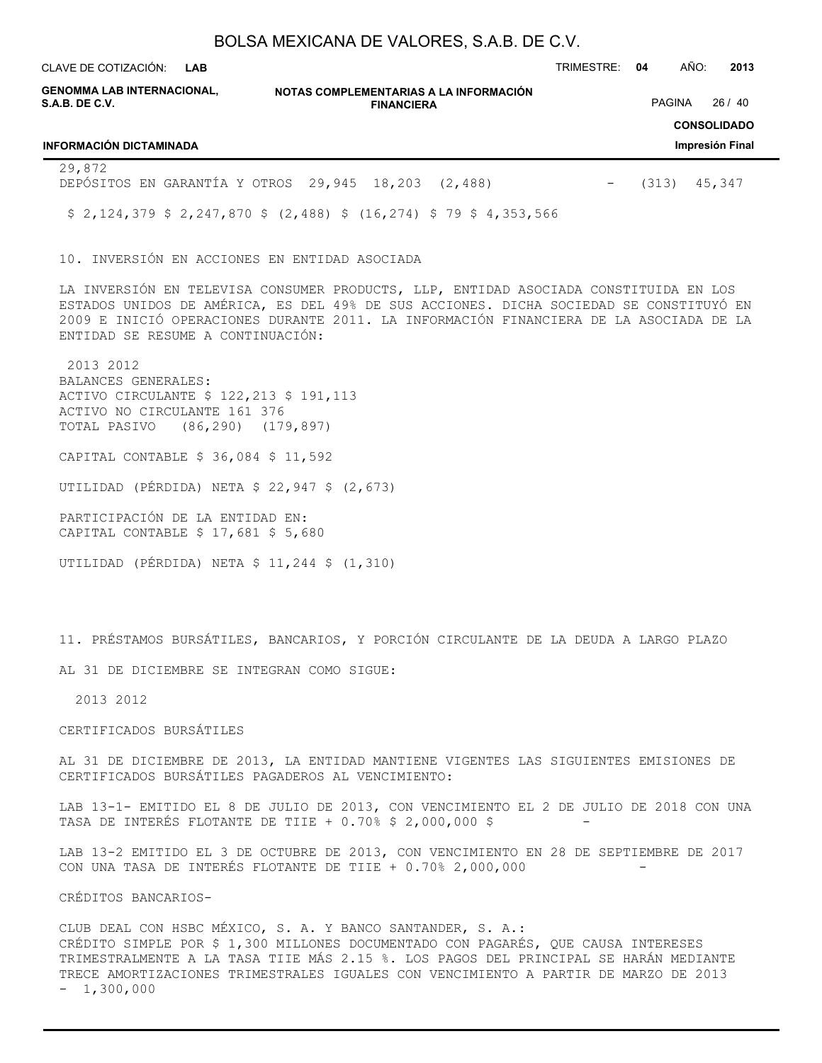| | | | | | | |
|---|---|---|---|---|---|---|
| 29,872 | | | | | | |
| DEPÓSITOS EN GARANTÍA Y OTROS | 29,945 | 18,203 | (2,488) | - | (313) | 45,347 |
| | $ 2,124,379 | $ 2,247,870 | $ (2,488) | $ (16,274) | $ 79 | $ 4,353,566 |

10. INVERSIÓN EN ACCIONES EN ENTIDAD ASOCIADA

LA INVERSIÓN EN TELEVISA CONSUMER PRODUCTS, LLP, ENTIDAD ASOCIADA CONSTITUIDA EN LOS ESTADOS UNIDOS DE AMÉRICA, ES DEL 49% DE SUS ACCIONES. DICHA SOCIEDAD SE CONSTITUYÓ EN 2009 E INICIÓ OPERACIONES DURANTE 2011. LA INFORMACIÓN FINANCIERA DE LA ASOCIADA DE LA ENTIDAD SE RESUME A CONTINUACIÓN:

| | 2013 | 2012 |
|---|---|---|
| BALANCES GENERALES: | | |
| ACTIVO CIRCULANTE | $ 122,213 | $ 191,113 |
| ACTIVO NO CIRCULANTE | 161 | 376 |
| TOTAL PASIVO | (86,290) | (179,897) |
| CAPITAL CONTABLE | $ 36,084 | $ 11,592 |
| UTILIDAD (PÉRDIDA) NETA | $ 22,947 | $ (2,673) |
| PARTICIPACIÓN DE LA ENTIDAD EN: | | |
| CAPITAL CONTABLE | $ 17,681 | $ 5,680 |
| UTILIDAD (PÉRDIDA) NETA | $ 11,244 | $ (1,310) |

11. PRÉSTAMOS BURSÁTILES, BANCARIOS, Y PORCIÓN CIRCULANTE DE LA DEUDA A LARGO PLAZO

AL 31 DE DICIEMBRE SE INTEGRAN COMO SIGUE:

| | 2013 | 2012 |
|---|---|---|
| CERTIFICADOS BURSÁTILES | | |
| AL 31 DE DICIEMBRE DE 2013, LA ENTIDAD MANTIENE VIGENTES LAS SIGUIENTES EMISIONES DE CERTIFICADOS BURSÁTILES PAGADEROS AL VENCIMIENTO: | | |
| LAB 13-1- EMITIDO EL 8 DE JULIO DE 2013, CON VENCIMIENTO EL 2 DE JULIO DE 2018 CON UNA TASA DE INTERÉS FLOTANTE DE TIIE + 0.70% | $ 2,000,000 | $ - |
| LAB 13-2 EMITIDO EL 3 DE OCTUBRE DE 2013, CON VENCIMIENTO EN 28 DE SEPTIEMBRE DE 2017 CON UNA TASA DE INTERÉS FLOTANTE DE TIIE + 0.70% | 2,000,000 | - |
| CRÉDITOS BANCARIOS- | | |
| CLUB DEAL CON HSBC MÉXICO, S. A. Y BANCO SANTANDER, S. A.: CRÉDITO SIMPLE POR $ 1,300 MILLONES DOCUMENTADO CON PAGARÉS, QUE CAUSA INTERESES TRIMESTRALMENTE A LA TASA TIIE MÁS 2.15 %. LOS PAGOS DEL PRINCIPAL SE HARÁN MEDIANTE TRECE AMORTIZACIONES TRIMESTRALES IGUALES CON VENCIMIENTO A PARTIR DE MARZO DE 2013 | - | 1,300,000 |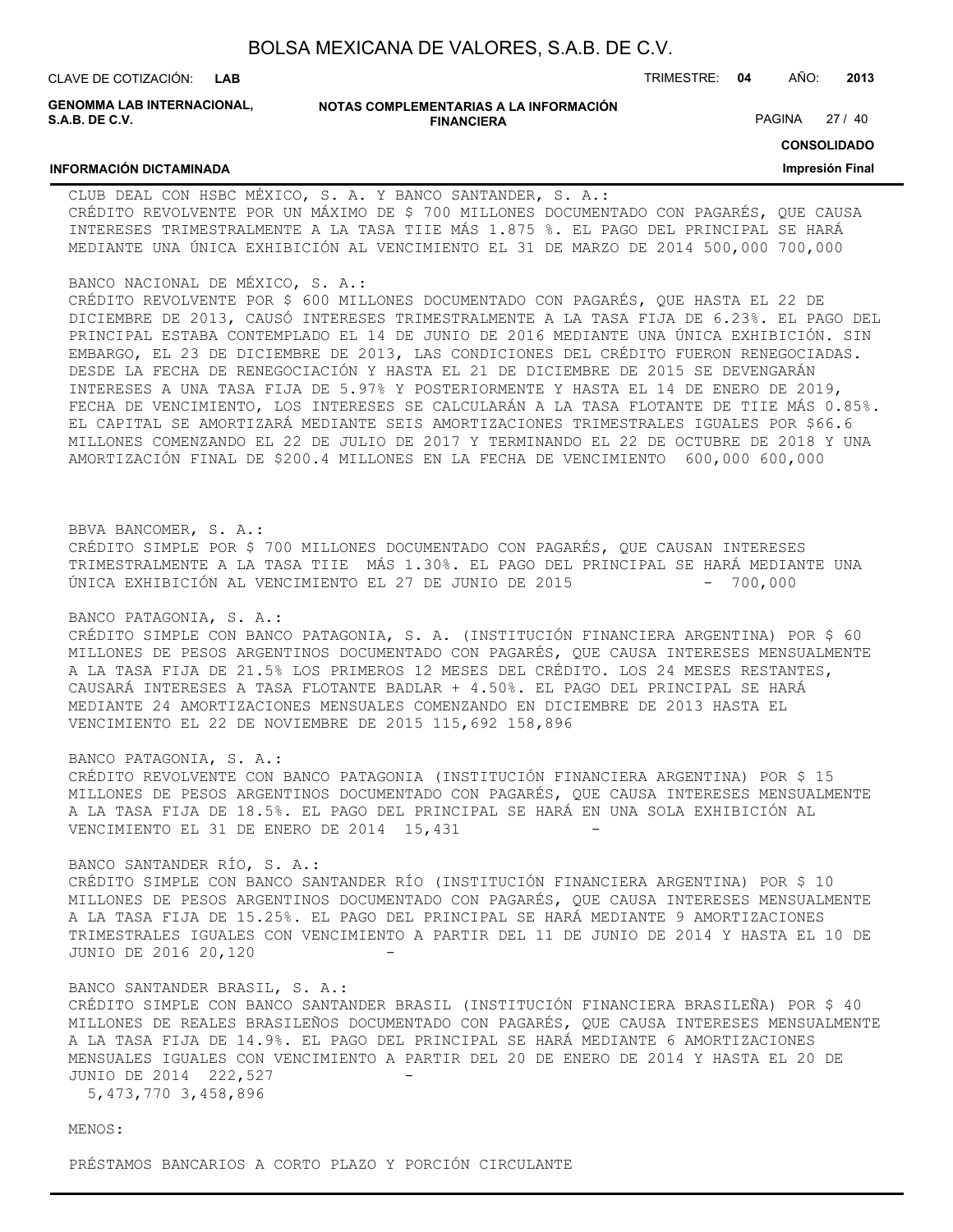CLUB DEAL CON HSBC MÉXICO, S. A. Y BANCO SANTANDER, S. A.:
CRÉDITO REVOLVENTE POR UN MÁXIMO DE $ 700 MILLONES DOCUMENTADO CON PAGARÉS, QUE CAUSA INTERESES TRIMESTRALMENTE A LA TASA TIIE MÁS 1.875 %. EL PAGO DEL PRINCIPAL SE HARÁ MEDIANTE UNA ÚNICA EXHIBICIÓN AL VENCIMIENTO EL 31 DE MARZO DE 2014 500,000 700,000

BANCO NACIONAL DE MÉXICO, S. A.:
CRÉDITO REVOLVENTE POR $ 600 MILLONES DOCUMENTADO CON PAGARÉS, QUE HASTA EL 22 DE DICIEMBRE DE 2013, CAUSÓ INTERESES TRIMESTRALMENTE A LA TASA FIJA DE 6.23%. EL PAGO DEL PRINCIPAL ESTABA CONTEMPLADO EL 14 DE JUNIO DE 2016 MEDIANTE UNA ÚNICA EXHIBICIÓN. SIN EMBARGO, EL 23 DE DICIEMBRE DE 2013, LAS CONDICIONES DEL CRÉDITO FUERON RENEGOCIADAS. DESDE LA FECHA DE RENEGOCIACIÓN Y HASTA EL 21 DE DICIEMBRE DE 2015 SE DEVENGARÁN INTERESES A UNA TASA FIJA DE 5.97% Y POSTERIORMENTE Y HASTA EL 14 DE ENERO DE 2019, FECHA DE VENCIMIENTO, LOS INTERESES SE CALCULARÁN A LA TASA FLOTANTE DE TIIE MÁS 0.85%. EL CAPITAL SE AMORTIZARÁ MEDIANTE SEIS AMORTIZACIONES TRIMESTRALES IGUALES POR $66.6 MILLONES COMENZANDO EL 22 DE JULIO DE 2017 Y TERMINANDO EL 22 DE OCTUBRE DE 2018 Y UNA AMORTIZACIÓN FINAL DE $200.4 MILLONES EN LA FECHA DE VENCIMIENTO 600,000 600,000

BBVA BANCOMER, S. A.:
CRÉDITO SIMPLE POR $ 700 MILLONES DOCUMENTADO CON PAGARÉS, QUE CAUSAN INTERESES TRIMESTRALMENTE A LA TASA TIIE MÁS 1.30%. EL PAGO DEL PRINCIPAL SE HARÁ MEDIANTE UNA ÚNICA EXHIBICIÓN AL VENCIMIENTO EL 27 DE JUNIO DE 2015 - 700,000

BANCO PATAGONIA, S. A.:
CRÉDITO SIMPLE CON BANCO PATAGONIA, S. A. (INSTITUCIÓN FINANCIERA ARGENTINA) POR $ 60 MILLONES DE PESOS ARGENTINOS DOCUMENTADO CON PAGARÉS, QUE CAUSA INTERESES MENSUALMENTE A LA TASA FIJA DE 21.5% LOS PRIMEROS 12 MESES DEL CRÉDITO. LOS 24 MESES RESTANTES, CAUSARÁ INTERESES A TASA FLOTANTE BADLAR + 4.50%. EL PAGO DEL PRINCIPAL SE HARÁ MEDIANTE 24 AMORTIZACIONES MENSUALES COMENZANDO EN DICIEMBRE DE 2013 HASTA EL VENCIMIENTO EL 22 DE NOVIEMBRE DE 2015 115,692 158,896

BANCO PATAGONIA, S. A.:
CRÉDITO REVOLVENTE CON BANCO PATAGONIA (INSTITUCIÓN FINANCIERA ARGENTINA) POR $ 15 MILLONES DE PESOS ARGENTINOS DOCUMENTADO CON PAGARÉS, QUE CAUSA INTERESES MENSUALMENTE A LA TASA FIJA DE 18.5%. EL PAGO DEL PRINCIPAL SE HARÁ EN UNA SOLA EXHIBICIÓN AL VENCIMIENTO EL 31 DE ENERO DE 2014 15,431 -

BANCO SANTANDER RÍO, S. A.:
CRÉDITO SIMPLE CON BANCO SANTANDER RÍO (INSTITUCIÓN FINANCIERA ARGENTINA) POR $ 10 MILLONES DE PESOS ARGENTINOS DOCUMENTADO CON PAGARÉS, QUE CAUSA INTERESES MENSUALMENTE A LA TASA FIJA DE 15.25%. EL PAGO DEL PRINCIPAL SE HARÁ MEDIANTE 9 AMORTIZACIONES TRIMESTRALES IGUALES CON VENCIMIENTO A PARTIR DEL 11 DE JUNIO DE 2014 Y HASTA EL 10 DE JUNIO DE 2016 20,120 -

BANCO SANTANDER BRASIL, S. A.:
CRÉDITO SIMPLE CON BANCO SANTANDER BRASIL (INSTITUCIÓN FINANCIERA BRASILEÑA) POR $ 40 MILLONES DE REALES BRASILEÑOS DOCUMENTADO CON PAGARÉS, QUE CAUSA INTERESES MENSUALMENTE A LA TASA FIJA DE 14.9%. EL PAGO DEL PRINCIPAL SE HARÁ MEDIANTE 6 AMORTIZACIONES MENSUALES IGUALES CON VENCIMIENTO A PARTIR DEL 20 DE ENERO DE 2014 Y HASTA EL 20 DE JUNIO DE 2014 222,527 -

5,473,770 3,458,896

MENOS:

PRÉSTAMOS BANCARIOS A CORTO PLAZO Y PORCIÓN CIRCULANTE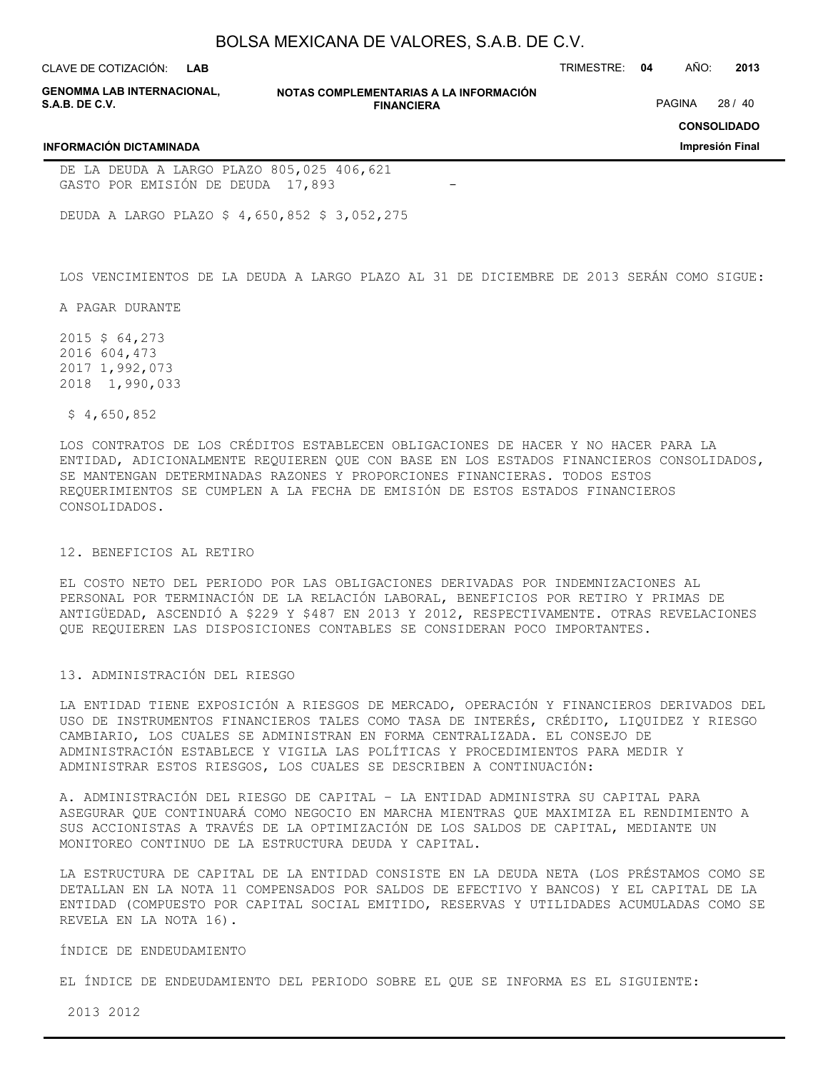| | | |
|---|---|---|
| DE LA DEUDA A LARGO PLAZO | 805,025 | 406,621 |
| GASTO POR EMISIÓN DE DEUDA | 17,893 | - |
| DEUDA A LARGO PLAZO | $ 4,650,852 | $ 3,052,275 |

LOS VENCIMIENTOS DE LA DEUDA A LARGO PLAZO AL 31 DE DICIEMBRE DE 2013 SERÁN COMO SIGUE:

| A PAGAR DURANTE | |
|---|---|
| 2015 | $ 64,273 |
| 2016 | 604,473 |
| 2017 | 1,992,073 |
| 2018 | 1,990,033 |
| | $ 4,650,852 |

LOS CONTRATOS DE LOS CRÉDITOS ESTABLECEN OBLIGACIONES DE HACER Y NO HACER PARA LA ENTIDAD, ADICIONALMENTE REQUIEREN QUE CON BASE EN LOS ESTADOS FINANCIEROS CONSOLIDADOS, SE MANTENGAN DETERMINADAS RAZONES Y PROPORCIONES FINANCIERAS. TODOS ESTOS REQUERIMIENTOS SE CUMPLEN A LA FECHA DE EMISIÓN DE ESTOS ESTADOS FINANCIEROS CONSOLIDADOS.

## 12. BENEFICIOS AL RETIRO

EL COSTO NETO DEL PERIODO POR LAS OBLIGACIONES DERIVADAS POR INDEMNIZACIONES AL PERSONAL POR TERMINACIÓN DE LA RELACIÓN LABORAL, BENEFICIOS POR RETIRO Y PRIMAS DE ANTIGÜEDAD, ASCENDIÓ A $229 Y $487 EN 2013 Y 2012, RESPECTIVAMENTE. OTRAS REVELACIONES QUE REQUIEREN LAS DISPOSICIONES CONTABLES SE CONSIDERAN POCO IMPORTANTES.

## 13. ADMINISTRACIÓN DEL RIESGO

LA ENTIDAD TIENE EXPOSICIÓN A RIESGOS DE MERCADO, OPERACIÓN Y FINANCIEROS DERIVADOS DEL USO DE INSTRUMENTOS FINANCIEROS TALES COMO TASA DE INTERÉS, CRÉDITO, LIQUIDEZ Y RIESGO CAMBIARIO, LOS CUALES SE ADMINISTRAN EN FORMA CENTRALIZADA. EL CONSEJO DE ADMINISTRACIÓN ESTABLECE Y VIGILA LAS POLÍTICAS Y PROCEDIMIENTOS PARA MEDIR Y ADMINISTRAR ESTOS RIESGOS, LOS CUALES SE DESCRIBEN A CONTINUACIÓN:

A. ADMINISTRACIÓN DEL RIESGO DE CAPITAL – LA ENTIDAD ADMINISTRA SU CAPITAL PARA ASEGURAR QUE CONTINUARÁ COMO NEGOCIO EN MARCHA MIENTRAS QUE MAXIMIZA EL RENDIMIENTO A SUS ACCIONISTAS A TRAVÉS DE LA OPTIMIZACIÓN DE LOS SALDOS DE CAPITAL, MEDIANTE UN MONITOREO CONTINUO DE LA ESTRUCTURA DEUDA Y CAPITAL.

LA ESTRUCTURA DE CAPITAL DE LA ENTIDAD CONSISTE EN LA DEUDA NETA (LOS PRÉSTAMOS COMO SE DETALLAN EN LA NOTA 11 COMPENSADOS POR SALDOS DE EFECTIVO Y BANCOS) Y EL CAPITAL DE LA ENTIDAD (COMPUESTO POR CAPITAL SOCIAL EMITIDO, RESERVAS Y UTILIDADES ACUMULADAS COMO SE REVELA EN LA NOTA 16).

ÍNDICE DE ENDEUDAMIENTO

EL ÍNDICE DE ENDEUDAMIENTO DEL PERIODO SOBRE EL QUE SE INFORMA ES EL SIGUIENTE:

2013 2012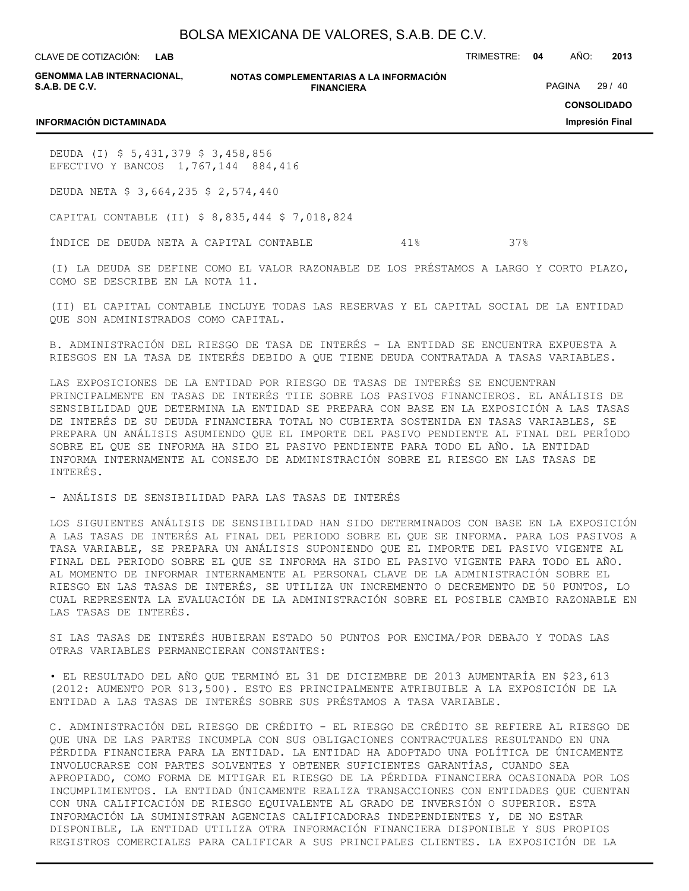| | | |
|---|---|---|
| DEUDA (I) | $ 5,431,379 | $ 3,458,856 |
| EFECTIVO Y BANCOS | 1,767,144 | 884,416 |
| DEUDA NETA | $ 3,664,235 | $ 2,574,440 |
| CAPITAL CONTABLE (II) | $ 8,835,444 | $ 7,018,824 |
| ÍNDICE DE DEUDA NETA A CAPITAL CONTABLE | 41% | 37% |

(I) LA DEUDA SE DEFINE COMO EL VALOR RAZONABLE DE LOS PRÉSTAMOS A LARGO Y CORTO PLAZO, COMO SE DESCRIBE EN LA NOTA 11.

(II) EL CAPITAL CONTABLE INCLUYE TODAS LAS RESERVAS Y EL CAPITAL SOCIAL DE LA ENTIDAD QUE SON ADMINISTRADOS COMO CAPITAL.

B. ADMINISTRACIÓN DEL RIESGO DE TASA DE INTERÉS - LA ENTIDAD SE ENCUENTRA EXPUESTA A RIESGOS EN LA TASA DE INTERÉS DEBIDO A QUE TIENE DEUDA CONTRATADA A TASAS VARIABLES.

LAS EXPOSICIONES DE LA ENTIDAD POR RIESGO DE TASAS DE INTERÉS SE ENCUENTRAN PRINCIPALMENTE EN TASAS DE INTERÉS TIIE SOBRE LOS PASIVOS FINANCIEROS. EL ANÁLISIS DE SENSIBILIDAD QUE DETERMINA LA ENTIDAD SE PREPARA CON BASE EN LA EXPOSICIÓN A LAS TASAS DE INTERÉS DE SU DEUDA FINANCIERA TOTAL NO CUBIERTA SOSTENIDA EN TASAS VARIABLES, SE PREPARA UN ANÁLISIS ASUMIENDO QUE EL IMPORTE DEL PASIVO PENDIENTE AL FINAL DEL PERÍODO SOBRE EL QUE SE INFORMA HA SIDO EL PASIVO PENDIENTE PARA TODO EL AÑO. LA ENTIDAD INFORMA INTERNAMENTE AL CONSEJO DE ADMINISTRACIÓN SOBRE EL RIESGO EN LAS TASAS DE INTERÉS.

- ANÁLISIS DE SENSIBILIDAD PARA LAS TASAS DE INTERÉS

LOS SIGUIENTES ANÁLISIS DE SENSIBILIDAD HAN SIDO DETERMINADOS CON BASE EN LA EXPOSICIÓN A LAS TASAS DE INTERÉS AL FINAL DEL PERIODO SOBRE EL QUE SE INFORMA. PARA LOS PASIVOS A TASA VARIABLE, SE PREPARA UN ANÁLISIS SUPONIENDO QUE EL IMPORTE DEL PASIVO VIGENTE AL FINAL DEL PERIODO SOBRE EL QUE SE INFORMA HA SIDO EL PASIVO VIGENTE PARA TODO EL AÑO. AL MOMENTO DE INFORMAR INTERNAMENTE AL PERSONAL CLAVE DE LA ADMINISTRACIÓN SOBRE EL RIESGO EN LAS TASAS DE INTERÉS, SE UTILIZA UN INCREMENTO O DECREMENTO DE 50 PUNTOS, LO CUAL REPRESENTA LA EVALUACIÓN DE LA ADMINISTRACIÓN SOBRE EL POSIBLE CAMBIO RAZONABLE EN LAS TASAS DE INTERÉS.

SI LAS TASAS DE INTERÉS HUBIERAN ESTADO 50 PUNTOS POR ENCIMA/POR DEBAJO Y TODAS LAS OTRAS VARIABLES PERMANECIERAN CONSTANTES:

• EL RESULTADO DEL AÑO QUE TERMINÓ EL 31 DE DICIEMBRE DE 2013 AUMENTARÍA EN $23,613 (2012: AUMENTO POR $13,500). ESTO ES PRINCIPALMENTE ATRIBUIBLE A LA EXPOSICIÓN DE LA ENTIDAD A LAS TASAS DE INTERÉS SOBRE SUS PRÉSTAMOS A TASA VARIABLE.

C. ADMINISTRACIÓN DEL RIESGO DE CRÉDITO - EL RIESGO DE CRÉDITO SE REFIERE AL RIESGO DE QUE UNA DE LAS PARTES INCUMPLA CON SUS OBLIGACIONES CONTRACTUALES RESULTANDO EN UNA PÉRDIDA FINANCIERA PARA LA ENTIDAD. LA ENTIDAD HA ADOPTADO UNA POLÍTICA DE ÚNICAMENTE INVOLUCRARSE CON PARTES SOLVENTES Y OBTENER SUFICIENTES GARANTÍAS, CUANDO SEA APROPIADO, COMO FORMA DE MITIGAR EL RIESGO DE LA PÉRDIDA FINANCIERA OCASIONADA POR LOS INCUMPLIMIENTOS. LA ENTIDAD ÚNICAMENTE REALIZA TRANSACCIONES CON ENTIDADES QUE CUENTAN CON UNA CALIFICACIÓN DE RIESGO EQUIVALENTE AL GRADO DE INVERSIÓN O SUPERIOR. ESTA INFORMACIÓN LA SUMINISTRAN AGENCIAS CALIFICADORAS INDEPENDIENTES Y, DE NO ESTAR DISPONIBLE, LA ENTIDAD UTILIZA OTRA INFORMACIÓN FINANCIERA DISPONIBLE Y SUS PROPIOS REGISTROS COMERCIALES PARA CALIFICAR A SUS PRINCIPALES CLIENTES. LA EXPOSICIÓN DE LA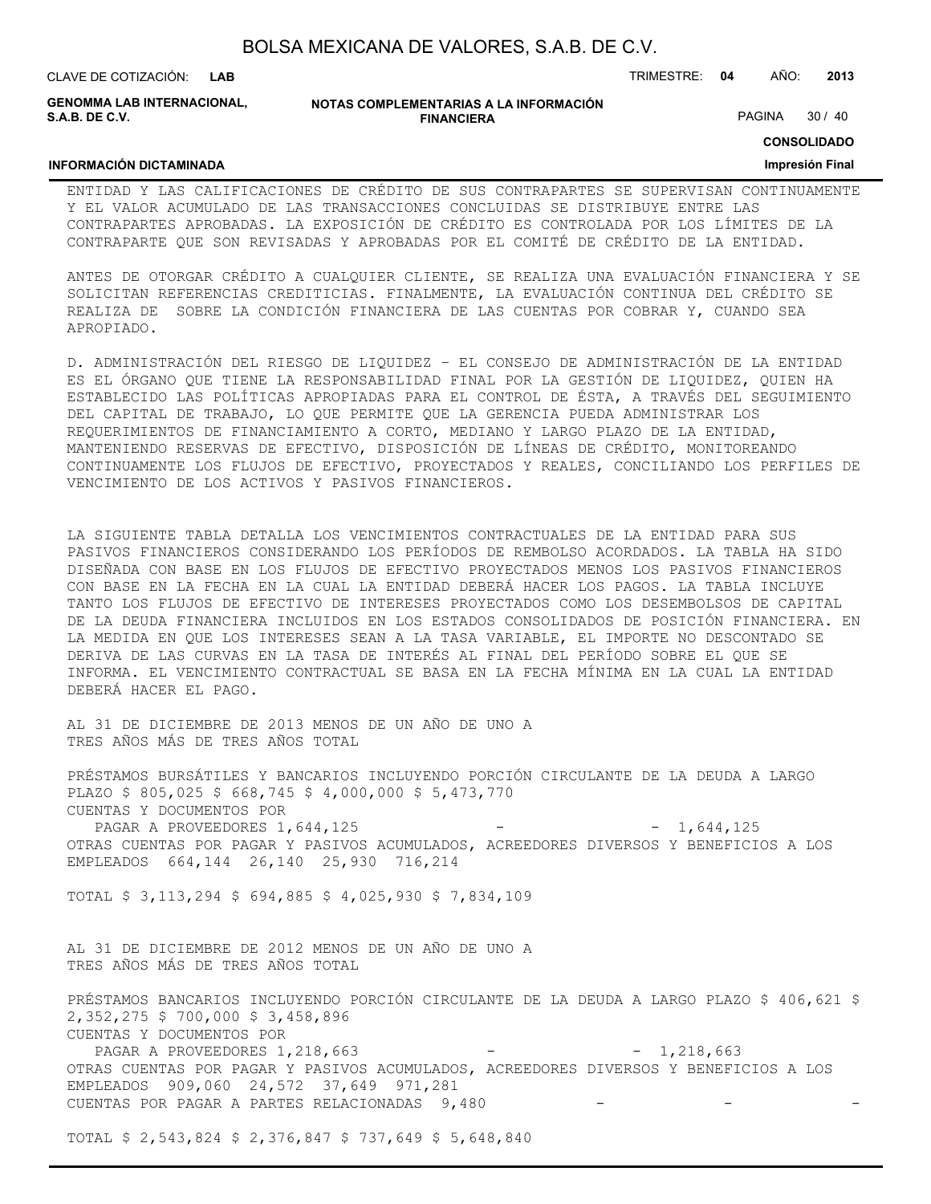ENTIDAD Y LAS CALIFICACIONES DE CRÉDITO DE SUS CONTRAPARTES SE SUPERVISAN CONTINUAMENTE Y EL VALOR ACUMULADO DE LAS TRANSACCIONES CONCLUIDAS SE DISTRIBUYE ENTRE LAS CONTRAPARTES APROBADAS. LA EXPOSICIÓN DE CRÉDITO ES CONTROLADA POR LOS LÍMITES DE LA CONTRAPARTE QUE SON REVISADAS Y APROBADAS POR EL COMITÉ DE CRÉDITO DE LA ENTIDAD.

ANTES DE OTORGAR CRÉDITO A CUALQUIER CLIENTE, SE REALIZA UNA EVALUACIÓN FINANCIERA Y SE SOLICITAN REFERENCIAS CREDITICIAS. FINALMENTE, LA EVALUACIÓN CONTINUA DEL CRÉDITO SE REALIZA DE SOBRE LA CONDICIÓN FINANCIERA DE LAS CUENTAS POR COBRAR Y, CUANDO SEA APROPIADO.

D. ADMINISTRACIÓN DEL RIESGO DE LIQUIDEZ – EL CONSEJO DE ADMINISTRACIÓN DE LA ENTIDAD ES EL ÓRGANO QUE TIENE LA RESPONSABILIDAD FINAL POR LA GESTIÓN DE LIQUIDEZ, QUIEN HA ESTABLECIDO LAS POLÍTICAS APROPIADAS PARA EL CONTROL DE ÉSTA, A TRAVÉS DEL SEGUIMIENTO DEL CAPITAL DE TRABAJO, LO QUE PERMITE QUE LA GERENCIA PUEDA ADMINISTRAR LOS REQUERIMIENTOS DE FINANCIAMIENTO A CORTO, MEDIANO Y LARGO PLAZO DE LA ENTIDAD, MANTENIENDO RESERVAS DE EFECTIVO, DISPOSICIÓN DE LÍNEAS DE CRÉDITO, MONITOREANDO CONTINUAMENTE LOS FLUJOS DE EFECTIVO, PROYECTADOS Y REALES, CONCILIANDO LOS PERFILES DE VENCIMIENTO DE LOS ACTIVOS Y PASIVOS FINANCIEROS.

LA SIGUIENTE TABLA DETALLA LOS VENCIMIENTOS CONTRACTUALES DE LA ENTIDAD PARA SUS PASIVOS FINANCIEROS CONSIDERANDO LOS PERÍODOS DE REMBOLSO ACORDADOS. LA TABLA HA SIDO DISEÑADA CON BASE EN LOS FLUJOS DE EFECTIVO PROYECTADOS MENOS LOS PASIVOS FINANCIEROS CON BASE EN LA FECHA EN LA CUAL LA ENTIDAD DEBERÁ HACER LOS PAGOS. LA TABLA INCLUYE TANTO LOS FLUJOS DE EFECTIVO DE INTERESES PROYECTADOS COMO LOS DESEMBOLSOS DE CAPITAL DE LA DEUDA FINANCIERA INCLUIDOS EN LOS ESTADOS CONSOLIDADOS DE POSICIÓN FINANCIERA. EN LA MEDIDA EN QUE LOS INTERESES SEAN A LA TASA VARIABLE, EL IMPORTE NO DESCONTADO SE DERIVA DE LAS CURVAS EN LA TASA DE INTERÉS AL FINAL DEL PERÍODO SOBRE EL QUE SE INFORMA. EL VENCIMIENTO CONTRACTUAL SE BASA EN LA FECHA MÍNIMA EN LA CUAL LA ENTIDAD DEBERÁ HACER EL PAGO.

| AL 31 DE DICIEMBRE DE 2013 | MENOS DE UN AÑO | DE UNO A TRES AÑOS | MÁS DE TRES AÑOS | TOTAL |
|---|---|---|---|---|
| PRÉSTAMOS BURSÁTILES Y BANCARIOS INCLUYENDO PORCIÓN CIRCULANTE DE LA DEUDA A LARGO PLAZO | $ 805,025 | $ 668,745 | $ 4,000,000 | $ 5,473,770 |
| CUENTAS Y DOCUMENTOS POR PAGAR A PROVEEDORES | 1,644,125 | - | - | 1,644,125 |
| OTRAS CUENTAS POR PAGAR Y PASIVOS ACUMULADOS, ACREEDORES DIVERSOS Y BENEFICIOS A LOS EMPLEADOS | 664,144 | 26,140 | 25,930 | 716,214 |
| TOTAL | $ 3,113,294 | $ 694,885 | $ 4,025,930 | $ 7,834,109 |

| AL 31 DE DICIEMBRE DE 2012 | MENOS DE UN AÑO | DE UNO A TRES AÑOS | MÁS DE TRES AÑOS | TOTAL |
|---|---|---|---|---|
| PRÉSTAMOS BANCARIOS INCLUYENDO PORCIÓN CIRCULANTE DE LA DEUDA A LARGO PLAZO | $ 406,621 | $ 2,352,275 | $ 700,000 | $ 3,458,896 |
| CUENTAS Y DOCUMENTOS POR PAGAR A PROVEEDORES | 1,218,663 | - | - | 1,218,663 |
| OTRAS CUENTAS POR PAGAR Y PASIVOS ACUMULADOS, ACREEDORES DIVERSOS Y BENEFICIOS A LOS EMPLEADOS | 909,060 | 24,572 | 37,649 | 971,281 |
| CUENTAS POR PAGAR A PARTES RELACIONADAS | 9,480 | - | - | - |
| TOTAL | $ 2,543,824 | $ 2,376,847 | $ 737,649 | $ 5,648,840 |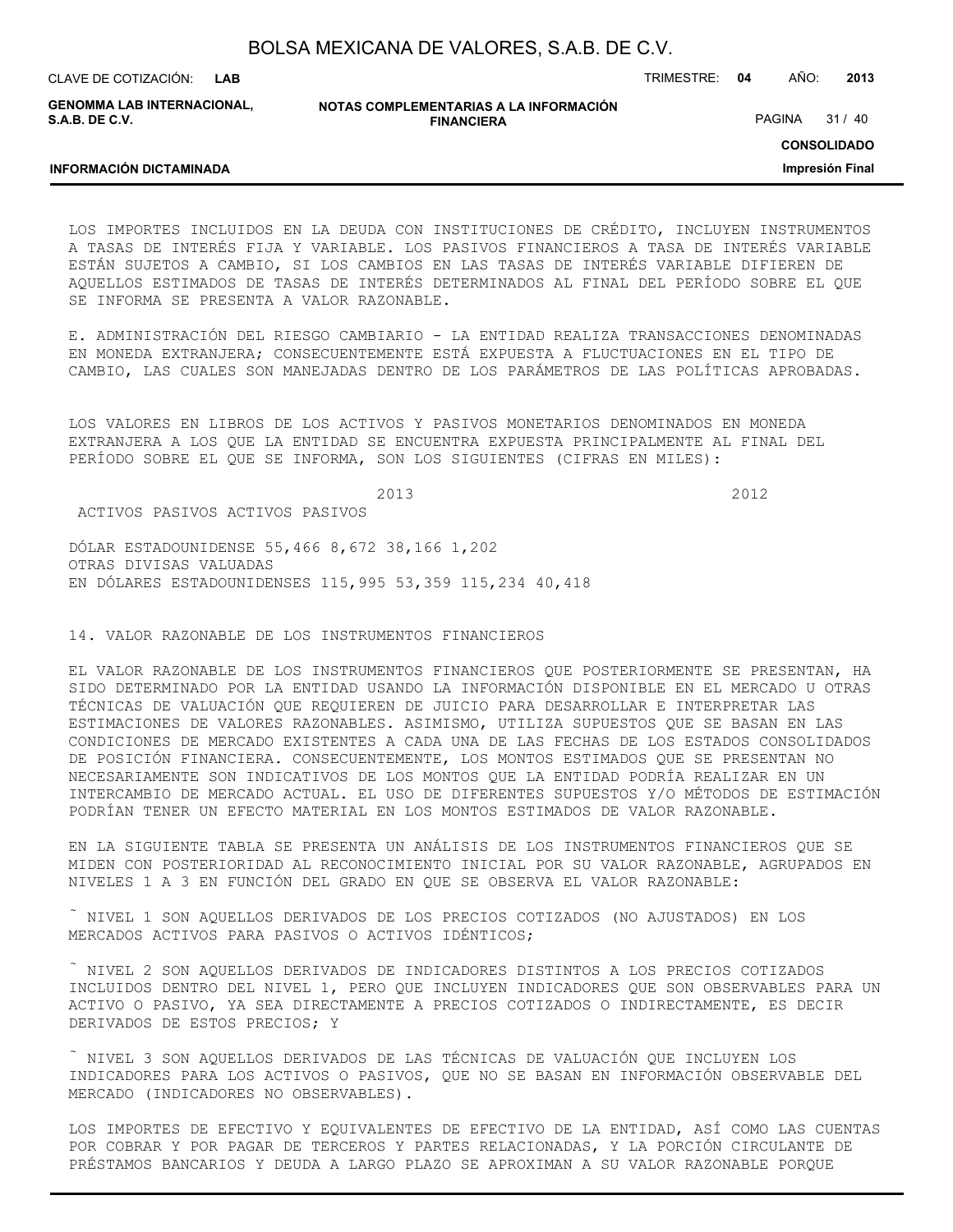LOS IMPORTES INCLUIDOS EN LA DEUDA CON INSTITUCIONES DE CRÉDITO, INCLUYEN INSTRUMENTOS A TASAS DE INTERÉS FIJA Y VARIABLE. LOS PASIVOS FINANCIEROS A TASA DE INTERÉS VARIABLE ESTÁN SUJETOS A CAMBIO, SI LOS CAMBIOS EN LAS TASAS DE INTERÉS VARIABLE DIFIEREN DE AQUELLOS ESTIMADOS DE TASAS DE INTERÉS DETERMINADOS AL FINAL DEL PERÍODO SOBRE EL QUE SE INFORMA SE PRESENTA A VALOR RAZONABLE.

E. ADMINISTRACIÓN DEL RIESGO CAMBIARIO - LA ENTIDAD REALIZA TRANSACCIONES DENOMINADAS EN MONEDA EXTRANJERA; CONSECUENTEMENTE ESTÁ EXPUESTA A FLUCTUACIONES EN EL TIPO DE CAMBIO, LAS CUALES SON MANEJADAS DENTRO DE LOS PARÁMETROS DE LAS POLÍTICAS APROBADAS.

LOS VALORES EN LIBROS DE LOS ACTIVOS Y PASIVOS MONETARIOS DENOMINADOS EN MONEDA EXTRANJERA A LOS QUE LA ENTIDAD SE ENCUENTRA EXPUESTA PRINCIPALMENTE AL FINAL DEL PERÍODO SOBRE EL QUE SE INFORMA, SON LOS SIGUIENTES (CIFRAS EN MILES):

| | 2013 | | 2012 | |
|---|---|---|---|---|
| | ACTIVOS | PASIVOS | ACTIVOS | PASIVOS |
| DÓLAR ESTADOUNIDENSE | 55,466 | 8,672 | 38,166 | 1,202 |
| OTRAS DIVISAS VALUADAS EN DÓLARES ESTADOUNIDENSES | 115,995 | 53,359 | 115,234 | 40,418 |

14. VALOR RAZONABLE DE LOS INSTRUMENTOS FINANCIEROS

EL VALOR RAZONABLE DE LOS INSTRUMENTOS FINANCIEROS QUE POSTERIORMENTE SE PRESENTAN, HA SIDO DETERMINADO POR LA ENTIDAD USANDO LA INFORMACIÓN DISPONIBLE EN EL MERCADO U OTRAS TÉCNICAS DE VALUACIÓN QUE REQUIEREN DE JUICIO PARA DESARROLLAR E INTERPRETAR LAS ESTIMACIONES DE VALORES RAZONABLES. ASIMISMO, UTILIZA SUPUESTOS QUE SE BASAN EN LAS CONDICIONES DE MERCADO EXISTENTES A CADA UNA DE LAS FECHAS DE LOS ESTADOS CONSOLIDADOS DE POSICIÓN FINANCIERA. CONSECUENTEMENTE, LOS MONTOS ESTIMADOS QUE SE PRESENTAN NO NECESARIAMENTE SON INDICATIVOS DE LOS MONTOS QUE LA ENTIDAD PODRÍA REALIZAR EN UN INTERCAMBIO DE MERCADO ACTUAL. EL USO DE DIFERENTES SUPUESTOS Y/O MÉTODOS DE ESTIMACIÓN PODRÍAN TENER UN EFECTO MATERIAL EN LOS MONTOS ESTIMADOS DE VALOR RAZONABLE.

EN LA SIGUIENTE TABLA SE PRESENTA UN ANÁLISIS DE LOS INSTRUMENTOS FINANCIEROS QUE SE MIDEN CON POSTERIORIDAD AL RECONOCIMIENTO INICIAL POR SU VALOR RAZONABLE, AGRUPADOS EN NIVELES 1 A 3 EN FUNCIÓN DEL GRADO EN QUE SE OBSERVA EL VALOR RAZONABLE:

˜ NIVEL 1 SON AQUELLOS DERIVADOS DE LOS PRECIOS COTIZADOS (NO AJUSTADOS) EN LOS MERCADOS ACTIVOS PARA PASIVOS O ACTIVOS IDÉNTICOS;

˜ NIVEL 2 SON AQUELLOS DERIVADOS DE INDICADORES DISTINTOS A LOS PRECIOS COTIZADOS INCLUIDOS DENTRO DEL NIVEL 1, PERO QUE INCLUYEN INDICADORES QUE SON OBSERVABLES PARA UN ACTIVO O PASIVO, YA SEA DIRECTAMENTE A PRECIOS COTIZADOS O INDIRECTAMENTE, ES DECIR DERIVADOS DE ESTOS PRECIOS; Y

˜ NIVEL 3 SON AQUELLOS DERIVADOS DE LAS TÉCNICAS DE VALUACIÓN QUE INCLUYEN LOS INDICADORES PARA LOS ACTIVOS O PASIVOS, QUE NO SE BASAN EN INFORMACIÓN OBSERVABLE DEL MERCADO (INDICADORES NO OBSERVABLES).

LOS IMPORTES DE EFECTIVO Y EQUIVALENTES DE EFECTIVO DE LA ENTIDAD, ASÍ COMO LAS CUENTAS POR COBRAR Y POR PAGAR DE TERCEROS Y PARTES RELACIONADAS, Y LA PORCIÓN CIRCULANTE DE PRÉSTAMOS BANCARIOS Y DEUDA A LARGO PLAZO SE APROXIMAN A SU VALOR RAZONABLE PORQUE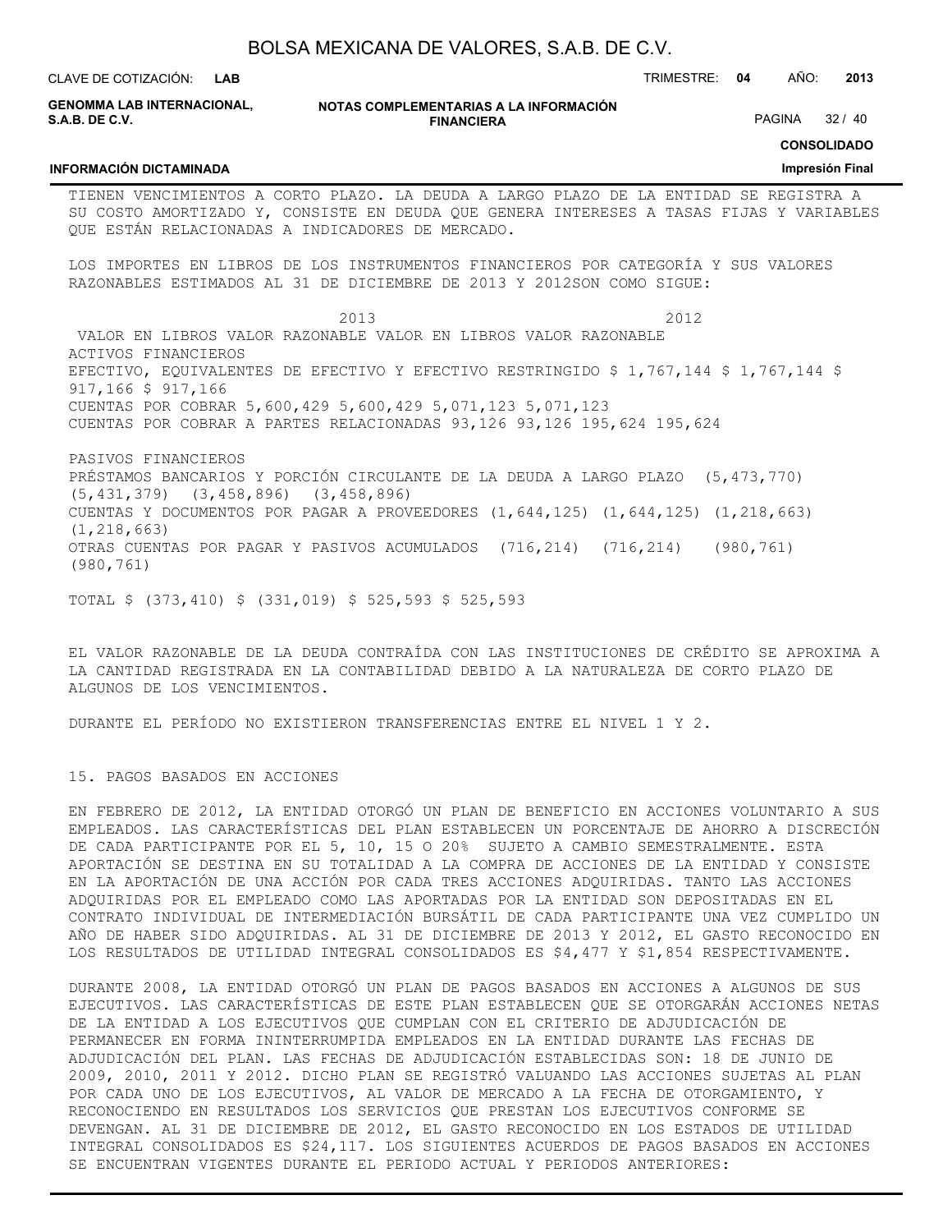TIENEN VENCIMIENTOS A CORTO PLAZO. LA DEUDA A LARGO PLAZO DE LA ENTIDAD SE REGISTRA A SU COSTO AMORTIZADO Y, CONSISTE EN DEUDA QUE GENERA INTERESES A TASAS FIJAS Y VARIABLES QUE ESTÁN RELACIONADAS A INDICADORES DE MERCADO.

LOS IMPORTES EN LIBROS DE LOS INSTRUMENTOS FINANCIEROS POR CATEGORÍA Y SUS VALORES RAZONABLES ESTIMADOS AL 31 DE DICIEMBRE DE 2013 Y 2012SON COMO SIGUE:

| | 2013 | | 2012 | |
|---|---|---|---|---|
| | VALOR EN LIBROS | VALOR RAZONABLE | VALOR EN LIBROS | VALOR RAZONABLE |
| ACTIVOS FINANCIEROS | | | | |
| EFECTIVO, EQUIVALENTES DE EFECTIVO Y EFECTIVO RESTRINGIDO | $ 1,767,144 | $ 1,767,144 | $ 917,166 | $ 917,166 |
| CUENTAS POR COBRAR | 5,600,429 | 5,600,429 | 5,071,123 | 5,071,123 |
| CUENTAS POR COBRAR A PARTES RELACIONADAS | 93,126 | 93,126 | 195,624 | 195,624 |
| PASIVOS FINANCIEROS | | | | |
| PRÉSTAMOS BANCARIOS Y PORCIÓN CIRCULANTE DE LA DEUDA A LARGO PLAZO | (5,473,770) | (5,431,379) | (3,458,896) | (3,458,896) |
| CUENTAS Y DOCUMENTOS POR PAGAR A PROVEEDORES | (1,644,125) | (1,644,125) | (1,218,663) | (1,218,663) |
| OTRAS CUENTAS POR PAGAR Y PASIVOS ACUMULADOS | (716,214) | (716,214) | (980,761) | (980,761) |
| TOTAL | $ (373,410) | $ (331,019) | $ 525,593 | $ 525,593 |

EL VALOR RAZONABLE DE LA DEUDA CONTRAÍDA CON LAS INSTITUCIONES DE CRÉDITO SE APROXIMA A LA CANTIDAD REGISTRADA EN LA CONTABILIDAD DEBIDO A LA NATURALEZA DE CORTO PLAZO DE ALGUNOS DE LOS VENCIMIENTOS.

DURANTE EL PERÍODO NO EXISTIERON TRANSFERENCIAS ENTRE EL NIVEL 1 Y 2.

## 15. PAGOS BASADOS EN ACCIONES

EN FEBRERO DE 2012, LA ENTIDAD OTORGÓ UN PLAN DE BENEFICIO EN ACCIONES VOLUNTARIO A SUS EMPLEADOS. LAS CARACTERÍSTICAS DEL PLAN ESTABLECEN UN PORCENTAJE DE AHORRO A DISCRECIÓN DE CADA PARTICIPANTE POR EL 5, 10, 15 O 20% SUJETO A CAMBIO SEMESTRALMENTE. ESTA APORTACIÓN SE DESTINA EN SU TOTALIDAD A LA COMPRA DE ACCIONES DE LA ENTIDAD Y CONSISTE EN LA APORTACIÓN DE UNA ACCIÓN POR CADA TRES ACCIONES ADQUIRIDAS. TANTO LAS ACCIONES ADQUIRIDAS POR EL EMPLEADO COMO LAS APORTADAS POR LA ENTIDAD SON DEPOSITADAS EN EL CONTRATO INDIVIDUAL DE INTERMEDIACIÓN BURSÁTIL DE CADA PARTICIPANTE UNA VEZ CUMPLIDO UN AÑO DE HABER SIDO ADQUIRIDAS. AL 31 DE DICIEMBRE DE 2013 Y 2012, EL GASTO RECONOCIDO EN LOS RESULTADOS DE UTILIDAD INTEGRAL CONSOLIDADOS ES $4,477 Y $1,854 RESPECTIVAMENTE.

DURANTE 2008, LA ENTIDAD OTORGÓ UN PLAN DE PAGOS BASADOS EN ACCIONES A ALGUNOS DE SUS EJECUTIVOS. LAS CARACTERÍSTICAS DE ESTE PLAN ESTABLECEN QUE SE OTORGARÁN ACCIONES NETAS DE LA ENTIDAD A LOS EJECUTIVOS QUE CUMPLAN CON EL CRITERIO DE ADJUDICACIÓN DE PERMANECER EN FORMA ININTERRUMPIDA EMPLEADOS EN LA ENTIDAD DURANTE LAS FECHAS DE ADJUDICACIÓN DEL PLAN. LAS FECHAS DE ADJUDICACIÓN ESTABLECIDAS SON: 18 DE JUNIO DE 2009, 2010, 2011 Y 2012. DICHO PLAN SE REGISTRÓ VALUANDO LAS ACCIONES SUJETAS AL PLAN POR CADA UNO DE LOS EJECUTIVOS, AL VALOR DE MERCADO A LA FECHA DE OTORGAMIENTO, Y RECONOCIENDO EN RESULTADOS LOS SERVICIOS QUE PRESTAN LOS EJECUTIVOS CONFORME SE DEVENGAN. AL 31 DE DICIEMBRE DE 2012, EL GASTO RECONOCIDO EN LOS ESTADOS DE UTILIDAD INTEGRAL CONSOLIDADOS ES $24,117. LOS SIGUIENTES ACUERDOS DE PAGOS BASADOS EN ACCIONES SE ENCUENTRAN VIGENTES DURANTE EL PERIODO ACTUAL Y PERIODOS ANTERIORES: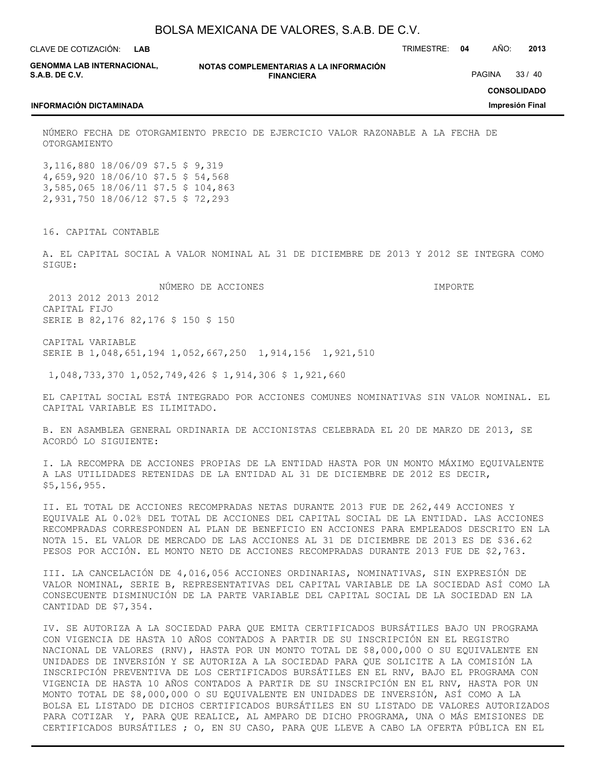| NÚMERO | FECHA DE OTORGAMIENTO | PRECIO DE EJERCICIO | VALOR RAZONABLE A LA FECHA DE OTORGAMIENTO |
|---|---|---|---|
| 3,116,880 | 18/06/09 | $7.5 | $ 9,319 |
| 4,659,920 | 18/06/10 | $7.5 | $ 54,568 |
| 3,585,065 | 18/06/11 | $7.5 | $ 104,863 |
| 2,931,750 | 18/06/12 | $7.5 | $ 72,293 |

16. CAPITAL CONTABLE

A. EL CAPITAL SOCIAL A VALOR NOMINAL AL 31 DE DICIEMBRE DE 2013 Y 2012 SE INTEGRA COMO SIGUE:

| | NÚMERO DE ACCIONES | | IMPORTE | |
|---|---|---|---|---|
| | 2013 | 2012 | 2013 | 2012 |
| CAPITAL FIJO | | | | |
| SERIE B | 82,176 | 82,176 | $ 150 | $ 150 |
| CAPITAL VARIABLE | | | | |
| SERIE B | 1,048,651,194 | 1,052,667,250 | 1,914,156 | 1,921,510 |
| | 1,048,733,370 | 1,052,749,426 | $ 1,914,306 | $ 1,921,660 |

EL CAPITAL SOCIAL ESTÁ INTEGRADO POR ACCIONES COMUNES NOMINATIVAS SIN VALOR NOMINAL. EL CAPITAL VARIABLE ES ILIMITADO.

B. EN ASAMBLEA GENERAL ORDINARIA DE ACCIONISTAS CELEBRADA EL 20 DE MARZO DE 2013, SE ACORDÓ LO SIGUIENTE:

I. LA RECOMPRA DE ACCIONES PROPIAS DE LA ENTIDAD HASTA POR UN MONTO MÁXIMO EQUIVALENTE A LAS UTILIDADES RETENIDAS DE LA ENTIDAD AL 31 DE DICIEMBRE DE 2012 ES DECIR, $5,156,955.

II. EL TOTAL DE ACCIONES RECOMPRADAS NETAS DURANTE 2013 FUE DE 262,449 ACCIONES Y EQUIVALE AL 0.02% DEL TOTAL DE ACCIONES DEL CAPITAL SOCIAL DE LA ENTIDAD. LAS ACCIONES RECOMPRADAS CORRESPONDEN AL PLAN DE BENEFICIO EN ACCIONES PARA EMPLEADOS DESCRITO EN LA NOTA 15. EL VALOR DE MERCADO DE LAS ACCIONES AL 31 DE DICIEMBRE DE 2013 ES DE $36.62 PESOS POR ACCIÓN. EL MONTO NETO DE ACCIONES RECOMPRADAS DURANTE 2013 FUE DE $2,763.

III. LA CANCELACIÓN DE 4,016,056 ACCIONES ORDINARIAS, NOMINATIVAS, SIN EXPRESIÓN DE VALOR NOMINAL, SERIE B, REPRESENTATIVAS DEL CAPITAL VARIABLE DE LA SOCIEDAD ASÍ COMO LA CONSECUENTE DISMINUCIÓN DE LA PARTE VARIABLE DEL CAPITAL SOCIAL DE LA SOCIEDAD EN LA CANTIDAD DE $7,354.

IV. SE AUTORIZA A LA SOCIEDAD PARA QUE EMITA CERTIFICADOS BURSÁTILES BAJO UN PROGRAMA CON VIGENCIA DE HASTA 10 AÑOS CONTADOS A PARTIR DE SU INSCRIPCIÓN EN EL REGISTRO NACIONAL DE VALORES (RNV), HASTA POR UN MONTO TOTAL DE $8,000,000 O SU EQUIVALENTE EN UNIDADES DE INVERSIÓN Y SE AUTORIZA A LA SOCIEDAD PARA QUE SOLICITE A LA COMISIÓN LA INSCRIPCIÓN PREVENTIVA DE LOS CERTIFICADOS BURSÁTILES EN EL RNV, BAJO EL PROGRAMA CON VIGENCIA DE HASTA 10 AÑOS CONTADOS A PARTIR DE SU INSCRIPCIÓN EN EL RNV, HASTA POR UN MONTO TOTAL DE $8,000,000 O SU EQUIVALENTE EN UNIDADES DE INVERSIÓN, ASÍ COMO A LA BOLSA EL LISTADO DE DICHOS CERTIFICADOS BURSÁTILES EN SU LISTADO DE VALORES AUTORIZADOS PARA COTIZAR Y, PARA QUE REALICE, AL AMPARO DE DICHO PROGRAMA, UNA O MÁS EMISIONES DE CERTIFICADOS BURSÁTILES ; O, EN SU CASO, PARA QUE LLEVE A CABO LA OFERTA PÚBLICA EN EL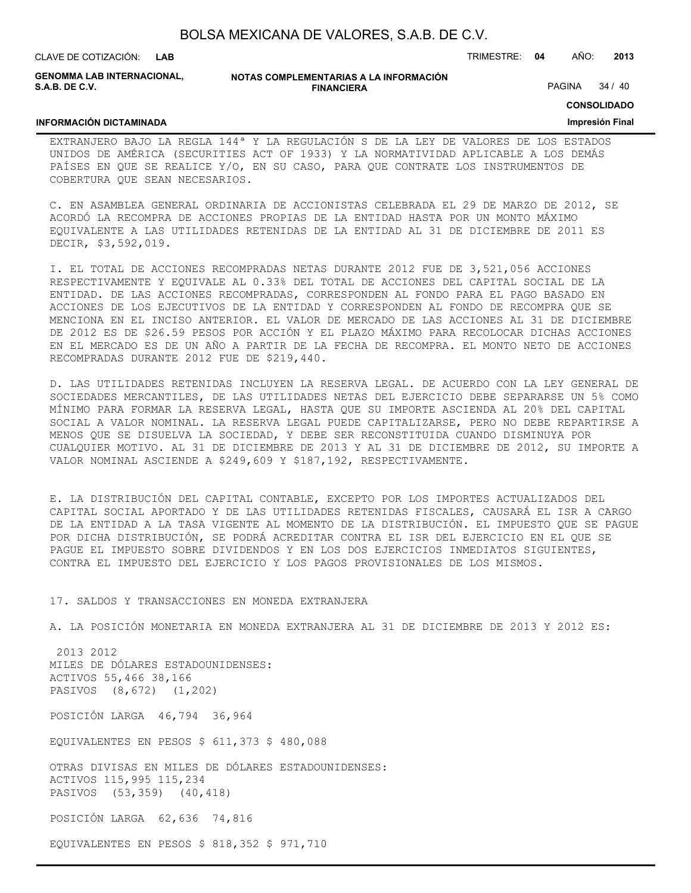EXTRANJERO BAJO LA REGLA 144ª Y LA REGULACIÓN S DE LA LEY DE VALORES DE LOS ESTADOS UNIDOS DE AMÉRICA (SECURITIES ACT OF 1933) Y LA NORMATIVIDAD APLICABLE A LOS DEMÁS PAÍSES EN QUE SE REALICE Y/O, EN SU CASO, PARA QUE CONTRATE LOS INSTRUMENTOS DE COBERTURA QUE SEAN NECESARIOS.

C. EN ASAMBLEA GENERAL ORDINARIA DE ACCIONISTAS CELEBRADA EL 29 DE MARZO DE 2012, SE ACORDÓ LA RECOMPRA DE ACCIONES PROPIAS DE LA ENTIDAD HASTA POR UN MONTO MÁXIMO EQUIVALENTE A LAS UTILIDADES RETENIDAS DE LA ENTIDAD AL 31 DE DICIEMBRE DE 2011 ES DECIR, $3,592,019.

I. EL TOTAL DE ACCIONES RECOMPRADAS NETAS DURANTE 2012 FUE DE 3,521,056 ACCIONES RESPECTIVAMENTE Y EQUIVALE AL 0.33% DEL TOTAL DE ACCIONES DEL CAPITAL SOCIAL DE LA ENTIDAD. DE LAS ACCIONES RECOMPRADAS, CORRESPONDEN AL FONDO PARA EL PAGO BASADO EN ACCIONES DE LOS EJECUTIVOS DE LA ENTIDAD Y CORRESPONDEN AL FONDO DE RECOMPRA QUE SE MENCIONA EN EL INCISO ANTERIOR. EL VALOR DE MERCADO DE LAS ACCIONES AL 31 DE DICIEMBRE DE 2012 ES DE $26.59 PESOS POR ACCIÓN Y EL PLAZO MÁXIMO PARA RECOLOCAR DICHAS ACCIONES EN EL MERCADO ES DE UN AÑO A PARTIR DE LA FECHA DE RECOMPRA. EL MONTO NETO DE ACCIONES RECOMPRADAS DURANTE 2012 FUE DE $219,440.

D. LAS UTILIDADES RETENIDAS INCLUYEN LA RESERVA LEGAL. DE ACUERDO CON LA LEY GENERAL DE SOCIEDADES MERCANTILES, DE LAS UTILIDADES NETAS DEL EJERCICIO DEBE SEPARARSE UN 5% COMO MÍNIMO PARA FORMAR LA RESERVA LEGAL, HASTA QUE SU IMPORTE ASCIENDA AL 20% DEL CAPITAL SOCIAL A VALOR NOMINAL. LA RESERVA LEGAL PUEDE CAPITALIZARSE, PERO NO DEBE REPARTIRSE A MENOS QUE SE DISUELVA LA SOCIEDAD, Y DEBE SER RECONSTITUIDA CUANDO DISMINUYA POR CUALQUIER MOTIVO. AL 31 DE DICIEMBRE DE 2013 Y AL 31 DE DICIEMBRE DE 2012, SU IMPORTE A VALOR NOMINAL ASCIENDE A $249,609 Y $187,192, RESPECTIVAMENTE.

E. LA DISTRIBUCIÓN DEL CAPITAL CONTABLE, EXCEPTO POR LOS IMPORTES ACTUALIZADOS DEL CAPITAL SOCIAL APORTADO Y DE LAS UTILIDADES RETENIDAS FISCALES, CAUSARÁ EL ISR A CARGO DE LA ENTIDAD A LA TASA VIGENTE AL MOMENTO DE LA DISTRIBUCIÓN. EL IMPUESTO QUE SE PAGUE POR DICHA DISTRIBUCIÓN, SE PODRÁ ACREDITAR CONTRA EL ISR DEL EJERCICIO EN EL QUE SE PAGUE EL IMPUESTO SOBRE DIVIDENDOS Y EN LOS DOS EJERCICIOS INMEDIATOS SIGUIENTES, CONTRA EL IMPUESTO DEL EJERCICIO Y LOS PAGOS PROVISIONALES DE LOS MISMOS.

## 17. SALDOS Y TRANSACCIONES EN MONEDA EXTRANJERA

A. LA POSICIÓN MONETARIA EN MONEDA EXTRANJERA AL 31 DE DICIEMBRE DE 2013 Y 2012 ES:

| | 2013 | 2012 |
|---|---|---|
| MILES DE DÓLARES ESTADOUNIDENSES: | | |
| ACTIVOS | 55,466 | 38,166 |
| PASIVOS | (8,672) | (1,202) |
| POSICIÓN LARGA | 46,794 | 36,964 |
| EQUIVALENTES EN PESOS | $ 611,373 | $ 480,088 |
| OTRAS DIVISAS EN MILES DE DÓLARES ESTADOUNIDENSES: | | |
| ACTIVOS | 115,995 | 115,234 |
| PASIVOS | (53,359) | (40,418) |
| POSICIÓN LARGA | 62,636 | 74,816 |
| EQUIVALENTES EN PESOS | $ 818,352 | $ 971,710 |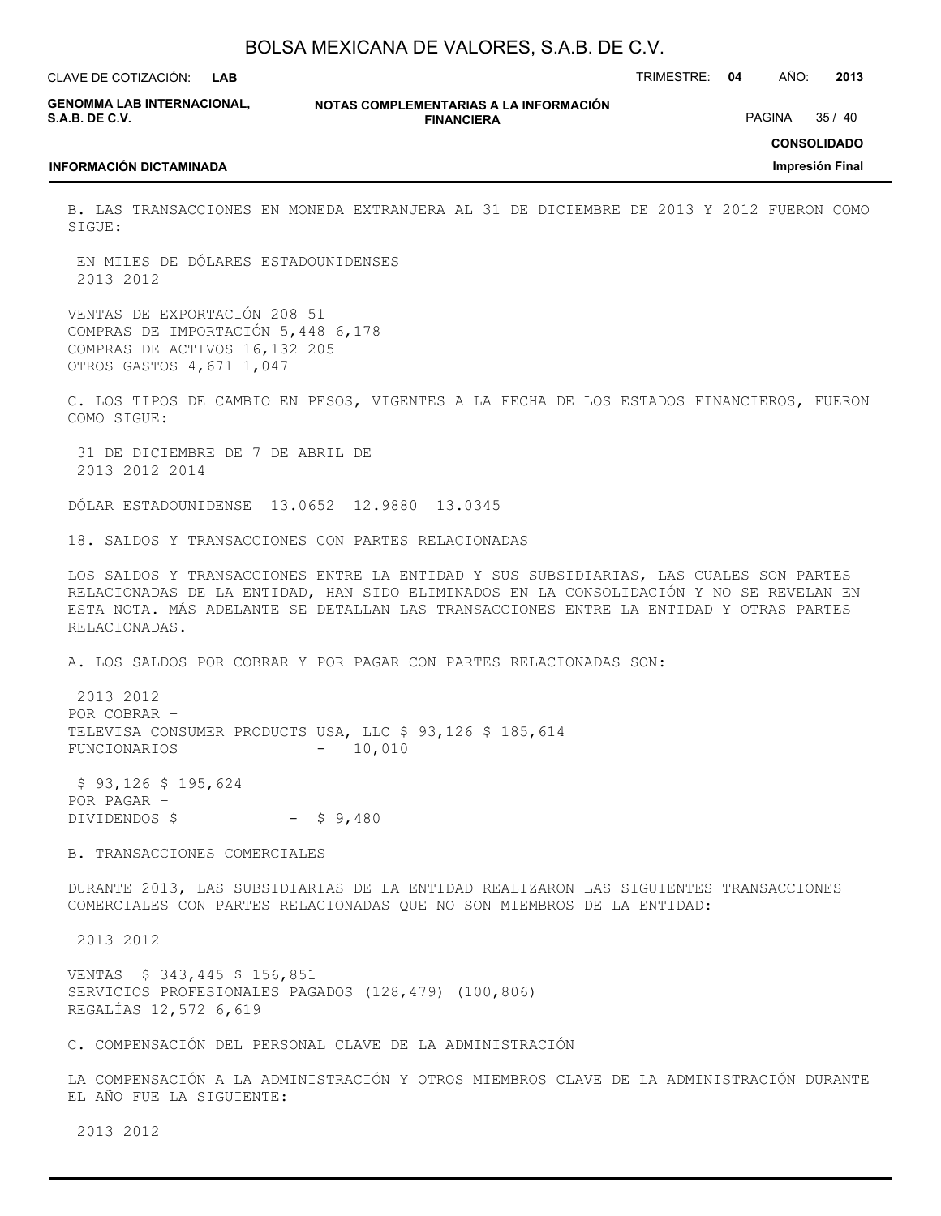B. LAS TRANSACCIONES EN MONEDA EXTRANJERA AL 31 DE DICIEMBRE DE 2013 Y 2012 FUERON COMO SIGUE:

| EN MILES DE DÓLARES ESTADOUNIDENSES | 2013 | 2012 |
|---|---|---|
| VENTAS DE EXPORTACIÓN | 208 | 51 |
| COMPRAS DE IMPORTACIÓN | 5,448 | 6,178 |
| COMPRAS DE ACTIVOS | 16,132 | 205 |
| OTROS GASTOS | 4,671 | 1,047 |

C. LOS TIPOS DE CAMBIO EN PESOS, VIGENTES A LA FECHA DE LOS ESTADOS FINANCIEROS, FUERON COMO SIGUE:

| | 31 DE DICIEMBRE DE 2013 | 31 DE DICIEMBRE DE 2012 | 7 DE ABRIL DE 2014 |
|---|---|---|---|
| DÓLAR ESTADOUNIDENSE | 13.0652 | 12.9880 | 13.0345 |

18. SALDOS Y TRANSACCIONES CON PARTES RELACIONADAS

LOS SALDOS Y TRANSACCIONES ENTRE LA ENTIDAD Y SUS SUBSIDIARIAS, LAS CUALES SON PARTES RELACIONADAS DE LA ENTIDAD, HAN SIDO ELIMINADOS EN LA CONSOLIDACIÓN Y NO SE REVELAN EN ESTA NOTA. MÁS ADELANTE SE DETALLAN LAS TRANSACCIONES ENTRE LA ENTIDAD Y OTRAS PARTES RELACIONADAS.

A. LOS SALDOS POR COBRAR Y POR PAGAR CON PARTES RELACIONADAS SON:

| | 2013 | 2012 |
|---|---|---|
| POR COBRAR – | | |
| TELEVISA CONSUMER PRODUCTS USA, LLC | $ 93,126 | $ 185,614 |
| FUNCIONARIOS | - | 10,010 |
| | $ 93,126 | $ 195,624 |
| POR PAGAR – | | |
| DIVIDENDOS | $ - | $ 9,480 |

B. TRANSACCIONES COMERCIALES

DURANTE 2013, LAS SUBSIDIARIAS DE LA ENTIDAD REALIZARON LAS SIGUIENTES TRANSACCIONES COMERCIALES CON PARTES RELACIONADAS QUE NO SON MIEMBROS DE LA ENTIDAD:

| | 2013 | 2012 |
|---|---|---|
| VENTAS | $ 343,445 | $ 156,851 |
| SERVICIOS PROFESIONALES PAGADOS | (128,479) | (100,806) |
| REGALÍAS | 12,572 | 6,619 |

C. COMPENSACIÓN DEL PERSONAL CLAVE DE LA ADMINISTRACIÓN

LA COMPENSACIÓN A LA ADMINISTRACIÓN Y OTROS MIEMBROS CLAVE DE LA ADMINISTRACIÓN DURANTE EL AÑO FUE LA SIGUIENTE:

2013 2012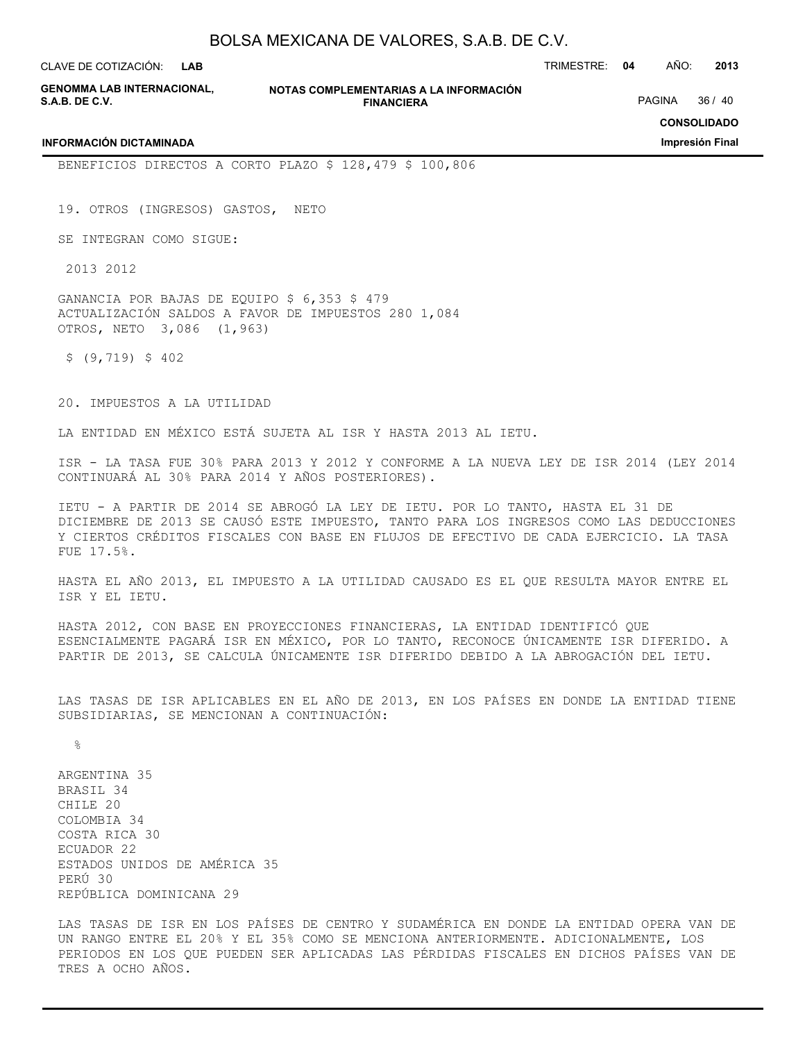BENEFICIOS DIRECTOS A CORTO PLAZO $ 128,479 $ 100,806

19. OTROS (INGRESOS) GASTOS, NETO

SE INTEGRAN COMO SIGUE:

| | 2013 | 2012 |
|---|---|---|
| GANANCIA POR BAJAS DE EQUIPO | $ 6,353 | $ 479 |
| ACTUALIZACIÓN SALDOS A FAVOR DE IMPUESTOS | 280 | 1,084 |
| OTROS, NETO | 3,086 | (1,963) |
| | $ (9,719) | $ 402 |

20. IMPUESTOS A LA UTILIDAD

LA ENTIDAD EN MÉXICO ESTÁ SUJETA AL ISR Y HASTA 2013 AL IETU.

ISR - LA TASA FUE 30% PARA 2013 Y 2012 Y CONFORME A LA NUEVA LEY DE ISR 2014 (LEY 2014 CONTINUARÁ AL 30% PARA 2014 Y AÑOS POSTERIORES).

IETU - A PARTIR DE 2014 SE ABROGÓ LA LEY DE IETU. POR LO TANTO, HASTA EL 31 DE DICIEMBRE DE 2013 SE CAUSÓ ESTE IMPUESTO, TANTO PARA LOS INGRESOS COMO LAS DEDUCCIONES Y CIERTOS CRÉDITOS FISCALES CON BASE EN FLUJOS DE EFECTIVO DE CADA EJERCICIO. LA TASA FUE 17.5%.

HASTA EL AÑO 2013, EL IMPUESTO A LA UTILIDAD CAUSADO ES EL QUE RESULTA MAYOR ENTRE EL ISR Y EL IETU.

HASTA 2012, CON BASE EN PROYECCIONES FINANCIERAS, LA ENTIDAD IDENTIFICÓ QUE ESENCIALMENTE PAGARÁ ISR EN MÉXICO, POR LO TANTO, RECONOCE ÚNICAMENTE ISR DIFERIDO. A PARTIR DE 2013, SE CALCULA ÚNICAMENTE ISR DIFERIDO DEBIDO A LA ABROGACIÓN DEL IETU.

LAS TASAS DE ISR APLICABLES EN EL AÑO DE 2013, EN LOS PAÍSES EN DONDE LA ENTIDAD TIENE SUBSIDIARIAS, SE MENCIONAN A CONTINUACIÓN:

| | % |
|---|---|
| ARGENTINA | 35 |
| BRASIL | 34 |
| CHILE | 20 |
| COLOMBIA | 34 |
| COSTA RICA | 30 |
| ECUADOR | 22 |
| ESTADOS UNIDOS DE AMÉRICA | 35 |
| PERÚ | 30 |
| REPÚBLICA DOMINICANA | 29 |

LAS TASAS DE ISR EN LOS PAÍSES DE CENTRO Y SUDAMÉRICA EN DONDE LA ENTIDAD OPERA VAN DE UN RANGO ENTRE EL 20% Y EL 35% COMO SE MENCIONA ANTERIORMENTE. ADICIONALMENTE, LOS PERIODOS EN LOS QUE PUEDEN SER APLICADAS LAS PÉRDIDAS FISCALES EN DICHOS PAÍSES VAN DE TRES A OCHO AÑOS.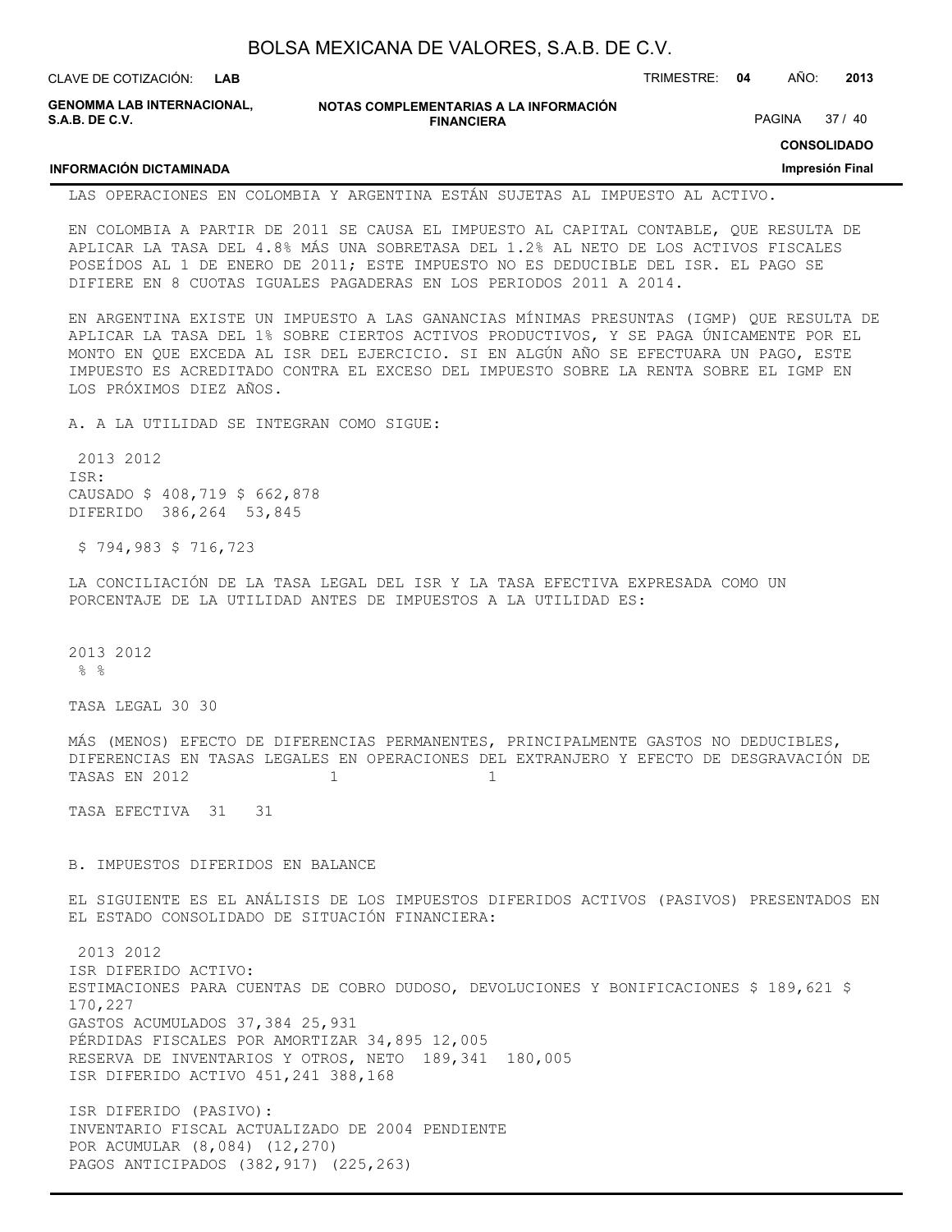LAS OPERACIONES EN COLOMBIA Y ARGENTINA ESTÁN SUJETAS AL IMPUESTO AL ACTIVO.

EN COLOMBIA A PARTIR DE 2011 SE CAUSA EL IMPUESTO AL CAPITAL CONTABLE, QUE RESULTA DE APLICAR LA TASA DEL 4.8% MÁS UNA SOBRETASA DEL 1.2% AL NETO DE LOS ACTIVOS FISCALES POSEÍDOS AL 1 DE ENERO DE 2011; ESTE IMPUESTO NO ES DEDUCIBLE DEL ISR. EL PAGO SE DIFIERE EN 8 CUOTAS IGUALES PAGADERAS EN LOS PERIODOS 2011 A 2014.

EN ARGENTINA EXISTE UN IMPUESTO A LAS GANANCIAS MÍNIMAS PRESUNTAS (IGMP) QUE RESULTA DE APLICAR LA TASA DEL 1% SOBRE CIERTOS ACTIVOS PRODUCTIVOS, Y SE PAGA ÚNICAMENTE POR EL MONTO EN QUE EXCEDA AL ISR DEL EJERCICIO. SI EN ALGÚN AÑO SE EFECTUARA UN PAGO, ESTE IMPUESTO ES ACREDITADO CONTRA EL EXCESO DEL IMPUESTO SOBRE LA RENTA SOBRE EL IGMP EN LOS PRÓXIMOS DIEZ AÑOS.

A. A LA UTILIDAD SE INTEGRAN COMO SIGUE:

| | 2013 | 2012 |
|---|---|---|
| ISR: | | |
| CAUSADO | $ 408,719 | $ 662,878 |
| DIFERIDO | 386,264 | 53,845 |
| | $ 794,983 | $ 716,723 |

LA CONCILIACIÓN DE LA TASA LEGAL DEL ISR Y LA TASA EFECTIVA EXPRESADA COMO UN PORCENTAJE DE LA UTILIDAD ANTES DE IMPUESTOS A LA UTILIDAD ES:

| | 2013 | 2012 |
|---|---|---|
| | % | % |
| TASA LEGAL | 30 | 30 |
| MÁS (MENOS) EFECTO DE DIFERENCIAS PERMANENTES, PRINCIPALMENTE GASTOS NO DEDUCIBLES, DIFERENCIAS EN TASAS LEGALES EN OPERACIONES DEL EXTRANJERO Y EFECTO DE DESGRAVACIÓN DE TASAS EN 2012 | 1 | 1 |
| TASA EFECTIVA | 31 | 31 |

B. IMPUESTOS DIFERIDOS EN BALANCE

EL SIGUIENTE ES EL ANÁLISIS DE LOS IMPUESTOS DIFERIDOS ACTIVOS (PASIVOS) PRESENTADOS EN EL ESTADO CONSOLIDADO DE SITUACIÓN FINANCIERA:

| | 2013 | 2012 |
|---|---|---|
| ISR DIFERIDO ACTIVO: | | |
| ESTIMACIONES PARA CUENTAS DE COBRO DUDOSO, DEVOLUCIONES Y BONIFICACIONES | $ 189,621 | $ 170,227 |
| GASTOS ACUMULADOS | 37,384 | 25,931 |
| PÉRDIDAS FISCALES POR AMORTIZAR | 34,895 | 12,005 |
| RESERVA DE INVENTARIOS Y OTROS, NETO | 189,341 | 180,005 |
| ISR DIFERIDO ACTIVO | 451,241 | 388,168 |
| ISR DIFERIDO (PASIVO): | | |
| INVENTARIO FISCAL ACTUALIZADO DE 2004 PENDIENTE POR ACUMULAR | (8,084) | (12,270) |
| PAGOS ANTICIPADOS | (382,917) | (225,263) |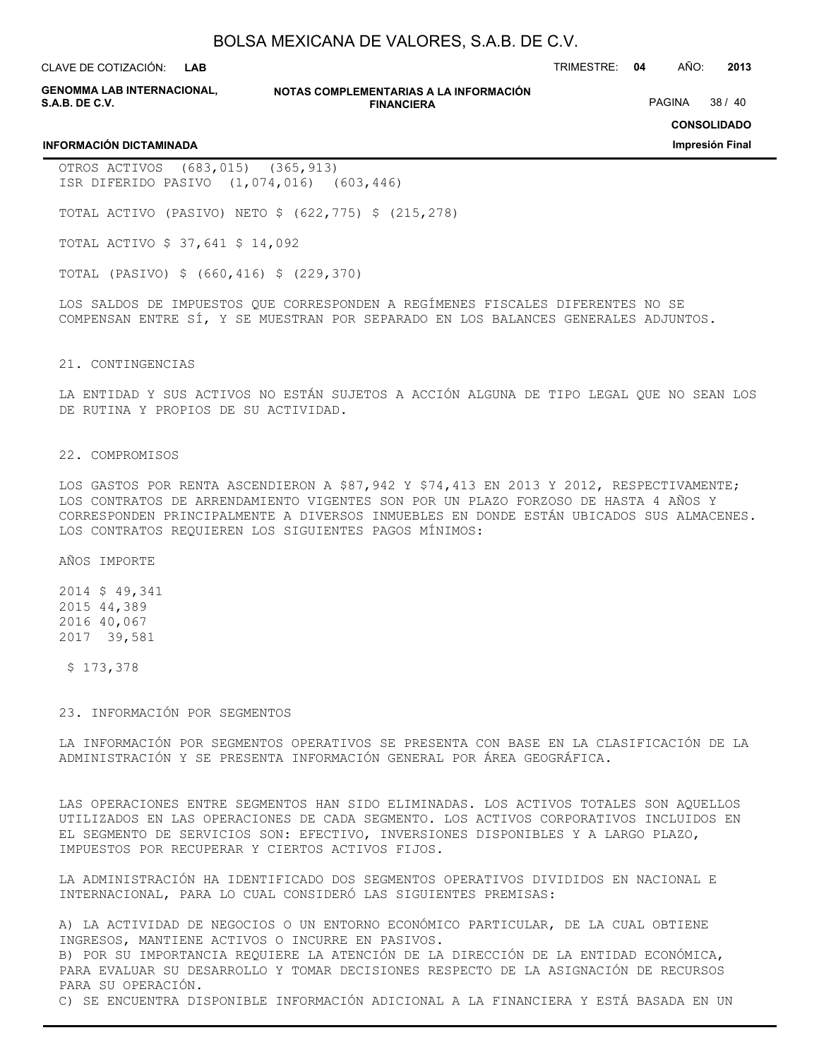| | | |
|---|---|---|
| OTROS ACTIVOS | (683,015) | (365,913) |
| ISR DIFERIDO PASIVO | (1,074,016) | (603,446) |
| TOTAL ACTIVO (PASIVO) NETO | $ (622,775) | $ (215,278) |
| TOTAL ACTIVO | $ 37,641 | $ 14,092 |
| TOTAL (PASIVO) | $ (660,416) | $ (229,370) |

LOS SALDOS DE IMPUESTOS QUE CORRESPONDEN A REGÍMENES FISCALES DIFERENTES NO SE COMPENSAN ENTRE SÍ, Y SE MUESTRAN POR SEPARADO EN LOS BALANCES GENERALES ADJUNTOS.

## 21. CONTINGENCIAS

LA ENTIDAD Y SUS ACTIVOS NO ESTÁN SUJETOS A ACCIÓN ALGUNA DE TIPO LEGAL QUE NO SEAN LOS DE RUTINA Y PROPIOS DE SU ACTIVIDAD.

## 22. COMPROMISOS

LOS GASTOS POR RENTA ASCENDIERON A $87,942 Y $74,413 EN 2013 Y 2012, RESPECTIVAMENTE; LOS CONTRATOS DE ARRENDAMIENTO VIGENTES SON POR UN PLAZO FORZOSO DE HASTA 4 AÑOS Y CORRESPONDEN PRINCIPALMENTE A DIVERSOS INMUEBLES EN DONDE ESTÁN UBICADOS SUS ALMACENES. LOS CONTRATOS REQUIEREN LOS SIGUIENTES PAGOS MÍNIMOS:

| AÑOS | IMPORTE |
|---|---|
| 2014 | $ 49,341 |
| 2015 | 44,389 |
| 2016 | 40,067 |
| 2017 | 39,581 |
| | $ 173,378 |

## 23. INFORMACIÓN POR SEGMENTOS

LA INFORMACIÓN POR SEGMENTOS OPERATIVOS SE PRESENTA CON BASE EN LA CLASIFICACIÓN DE LA ADMINISTRACIÓN Y SE PRESENTA INFORMACIÓN GENERAL POR ÁREA GEOGRÁFICA.

LAS OPERACIONES ENTRE SEGMENTOS HAN SIDO ELIMINADAS. LOS ACTIVOS TOTALES SON AQUELLOS UTILIZADOS EN LAS OPERACIONES DE CADA SEGMENTO. LOS ACTIVOS CORPORATIVOS INCLUIDOS EN EL SEGMENTO DE SERVICIOS SON: EFECTIVO, INVERSIONES DISPONIBLES Y A LARGO PLAZO, IMPUESTOS POR RECUPERAR Y CIERTOS ACTIVOS FIJOS.

LA ADMINISTRACIÓN HA IDENTIFICADO DOS SEGMENTOS OPERATIVOS DIVIDIDOS EN NACIONAL E INTERNACIONAL, PARA LO CUAL CONSIDERÓ LAS SIGUIENTES PREMISAS:

A) LA ACTIVIDAD DE NEGOCIOS O UN ENTORNO ECONÓMICO PARTICULAR, DE LA CUAL OBTIENE INGRESOS, MANTIENE ACTIVOS O INCURRE EN PASIVOS.
B) POR SU IMPORTANCIA REQUIERE LA ATENCIÓN DE LA DIRECCIÓN DE LA ENTIDAD ECONÓMICA, PARA EVALUAR SU DESARROLLO Y TOMAR DECISIONES RESPECTO DE LA ASIGNACIÓN DE RECURSOS PARA SU OPERACIÓN.
C) SE ENCUENTRA DISPONIBLE INFORMACIÓN ADICIONAL A LA FINANCIERA Y ESTÁ BASADA EN UN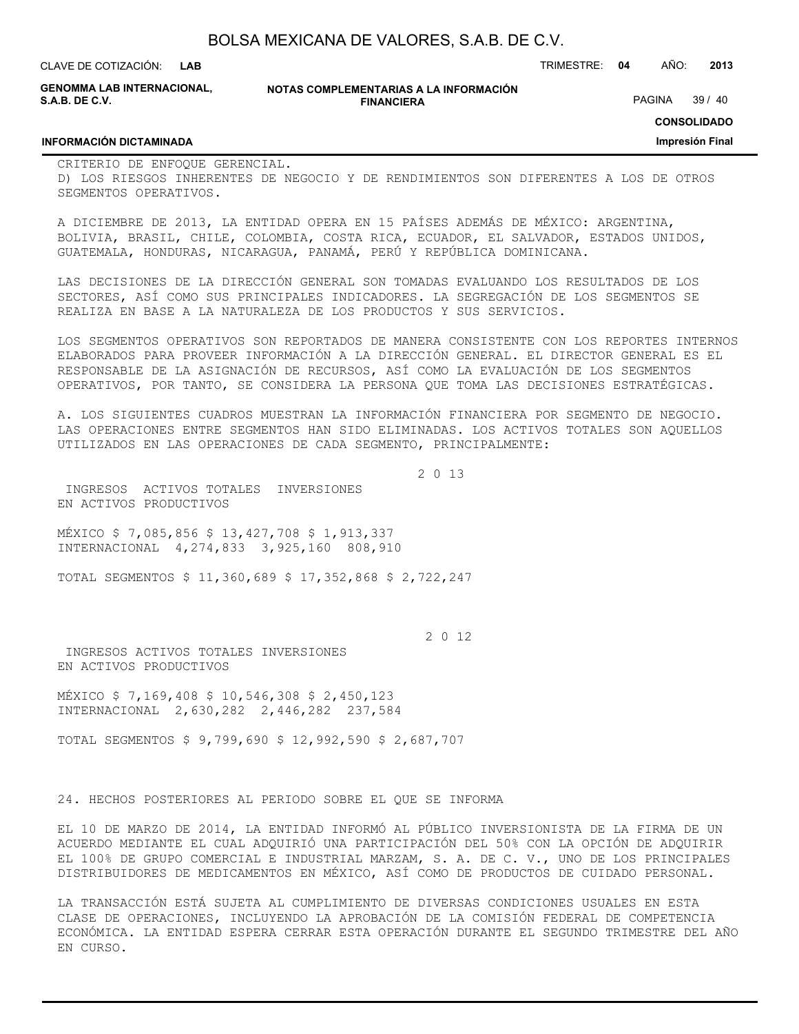CRITERIO DE ENFOQUE GERENCIAL.
D) LOS RIESGOS INHERENTES DE NEGOCIO Y DE RENDIMIENTOS SON DIFERENTES A LOS DE OTROS SEGMENTOS OPERATIVOS.

A DICIEMBRE DE 2013, LA ENTIDAD OPERA EN 15 PAÍSES ADEMÁS DE MÉXICO: ARGENTINA, BOLIVIA, BRASIL, CHILE, COLOMBIA, COSTA RICA, ECUADOR, EL SALVADOR, ESTADOS UNIDOS, GUATEMALA, HONDURAS, NICARAGUA, PANAMÁ, PERÚ Y REPÚBLICA DOMINICANA.

LAS DECISIONES DE LA DIRECCIÓN GENERAL SON TOMADAS EVALUANDO LOS RESULTADOS DE LOS SECTORES, ASÍ COMO SUS PRINCIPALES INDICADORES. LA SEGREGACIÓN DE LOS SEGMENTOS SE REALIZA EN BASE A LA NATURALEZA DE LOS PRODUCTOS Y SUS SERVICIOS.

LOS SEGMENTOS OPERATIVOS SON REPORTADOS DE MANERA CONSISTENTE CON LOS REPORTES INTERNOS ELABORADOS PARA PROVEER INFORMACIÓN A LA DIRECCIÓN GENERAL. EL DIRECTOR GENERAL ES EL RESPONSABLE DE LA ASIGNACIÓN DE RECURSOS, ASÍ COMO LA EVALUACIÓN DE LOS SEGMENTOS OPERATIVOS, POR TANTO, SE CONSIDERA LA PERSONA QUE TOMA LAS DECISIONES ESTRATÉGICAS.

A. LOS SIGUIENTES CUADROS MUESTRAN LA INFORMACIÓN FINANCIERA POR SEGMENTO DE NEGOCIO. LAS OPERACIONES ENTRE SEGMENTOS HAN SIDO ELIMINADAS. LOS ACTIVOS TOTALES SON AQUELLOS UTILIZADOS EN LAS OPERACIONES DE CADA SEGMENTO, PRINCIPALMENTE:

**2 0 13**

| | INGRESOS | ACTIVOS TOTALES | INVERSIONES EN ACTIVOS PRODUCTIVOS |
|---|---|---|---|
| MÉXICO | $ 7,085,856 | $ 13,427,708 | $ 1,913,337 |
| INTERNACIONAL | 4,274,833 | 3,925,160 | 808,910 |
| TOTAL SEGMENTOS | $ 11,360,689 | $ 17,352,868 | $ 2,722,247 |

**2 0 12**

| | INGRESOS | ACTIVOS TOTALES | INVERSIONES EN ACTIVOS PRODUCTIVOS |
|---|---|---|---|
| MÉXICO | $ 7,169,408 | $ 10,546,308 | $ 2,450,123 |
| INTERNACIONAL | 2,630,282 | 2,446,282 | 237,584 |
| TOTAL SEGMENTOS | $ 9,799,690 | $ 12,992,590 | $ 2,687,707 |

## 24. HECHOS POSTERIORES AL PERIODO SOBRE EL QUE SE INFORMA

EL 10 DE MARZO DE 2014, LA ENTIDAD INFORMÓ AL PÚBLICO INVERSIONISTA DE LA FIRMA DE UN ACUERDO MEDIANTE EL CUAL ADQUIRIÓ UNA PARTICIPACIÓN DEL 50% CON LA OPCIÓN DE ADQUIRIR EL 100% DE GRUPO COMERCIAL E INDUSTRIAL MARZAM, S. A. DE C. V., UNO DE LOS PRINCIPALES DISTRIBUIDORES DE MEDICAMENTOS EN MÉXICO, ASÍ COMO DE PRODUCTOS DE CUIDADO PERSONAL.

LA TRANSACCIÓN ESTÁ SUJETA AL CUMPLIMIENTO DE DIVERSAS CONDICIONES USUALES EN ESTA CLASE DE OPERACIONES, INCLUYENDO LA APROBACIÓN DE LA COMISIÓN FEDERAL DE COMPETENCIA ECONÓMICA. LA ENTIDAD ESPERA CERRAR ESTA OPERACIÓN DURANTE EL SEGUNDO TRIMESTRE DEL AÑO EN CURSO.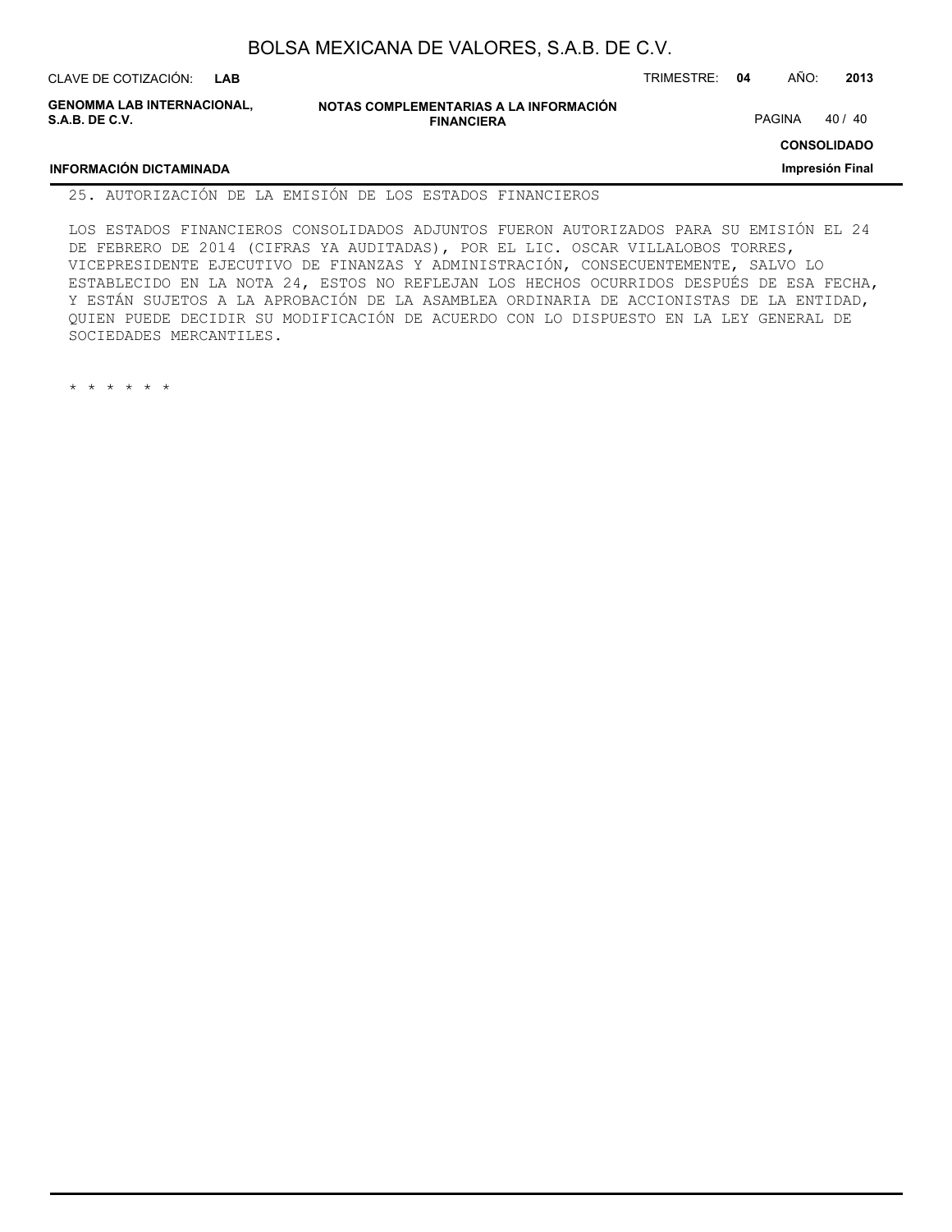## 25. AUTORIZACIÓN DE LA EMISIÓN DE LOS ESTADOS FINANCIEROS

LOS ESTADOS FINANCIEROS CONSOLIDADOS ADJUNTOS FUERON AUTORIZADOS PARA SU EMISIÓN EL 24 DE FEBRERO DE 2014 (CIFRAS YA AUDITADAS), POR EL LIC. OSCAR VILLALOBOS TORRES, VICEPRESIDENTE EJECUTIVO DE FINANZAS Y ADMINISTRACIÓN, CONSECUENTEMENTE, SALVO LO ESTABLECIDO EN LA NOTA 24, ESTOS NO REFLEJAN LOS HECHOS OCURRIDOS DESPUÉS DE ESA FECHA, Y ESTÁN SUJETOS A LA APROBACIÓN DE LA ASAMBLEA ORDINARIA DE ACCIONISTAS DE LA ENTIDAD, QUIEN PUEDE DECIDIR SU MODIFICACIÓN DE ACUERDO CON LO DISPUESTO EN LA LEY GENERAL DE SOCIEDADES MERCANTILES.

* * * * * *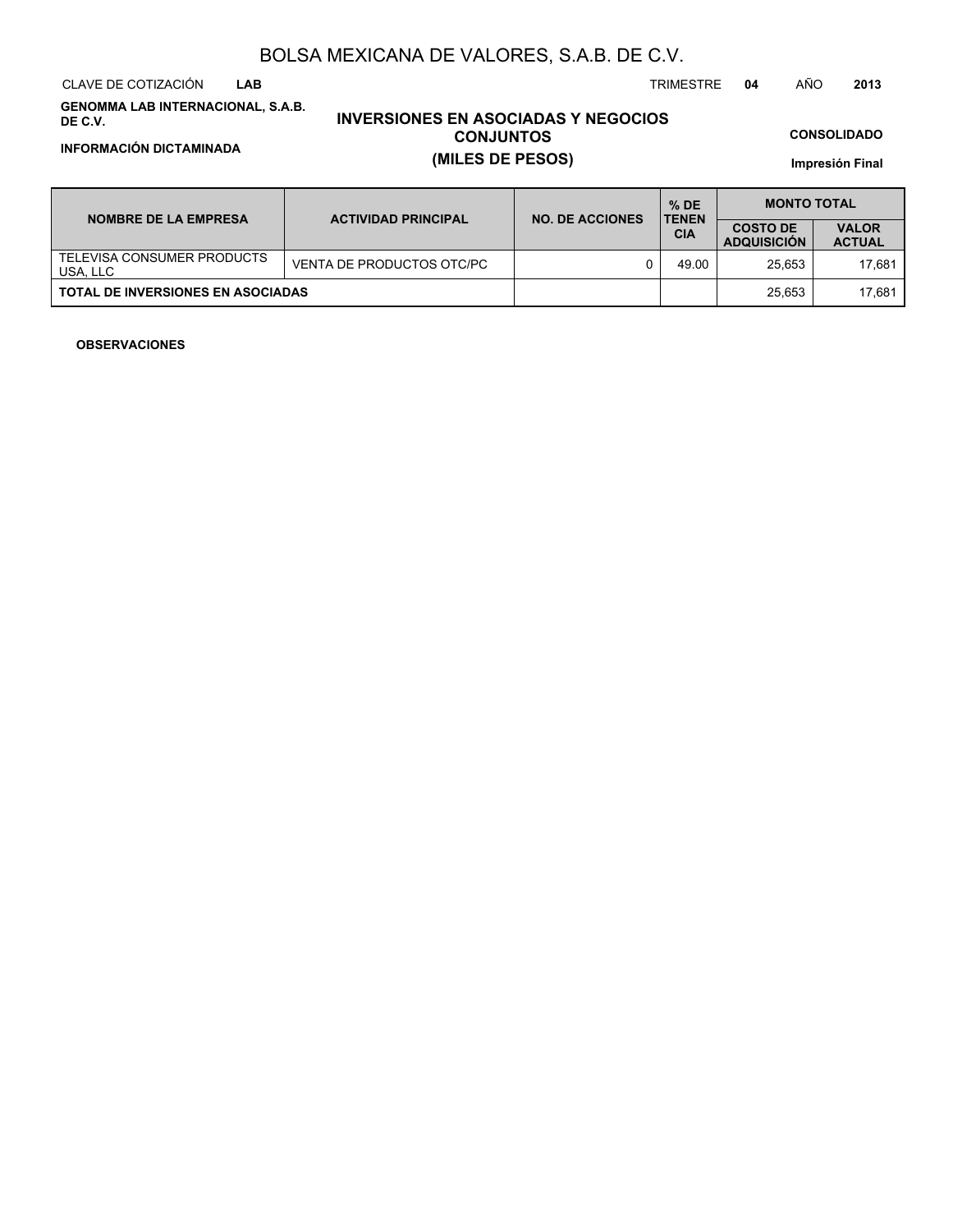# BOLSA MEXICANA DE VALORES, S.A.B. DE C.V.

CLAVE DE COTIZACIÓN **LAB** TRIMESTRE **04** AÑO **2013**

**GENOMMA LAB INTERNACIONAL, S.A.B. DE C.V.**

**INFORMACIÓN DICTAMINADA**

## INVERSIONES EN ASOCIADAS Y NEGOCIOS CONJUNTOS
## (MILES DE PESOS)

**CONSOLIDADO**

**Impresión Final**

| NOMBRE DE LA EMPRESA | ACTIVIDAD PRINCIPAL | NO. DE ACCIONES | % DE TENENCIA | MONTO TOTAL | |
|---|---|---|---|---|---|
| | | | | COSTO DE ADQUISICIÓN | VALOR ACTUAL |
| TELEVISA CONSUMER PRODUCTS USA, LLC | VENTA DE PRODUCTOS OTC/PC | 0 | 49.00 | 25,653 | 17,681 |
| **TOTAL DE INVERSIONES EN ASOCIADAS** | | | | 25,653 | 17,681 |

**OBSERVACIONES**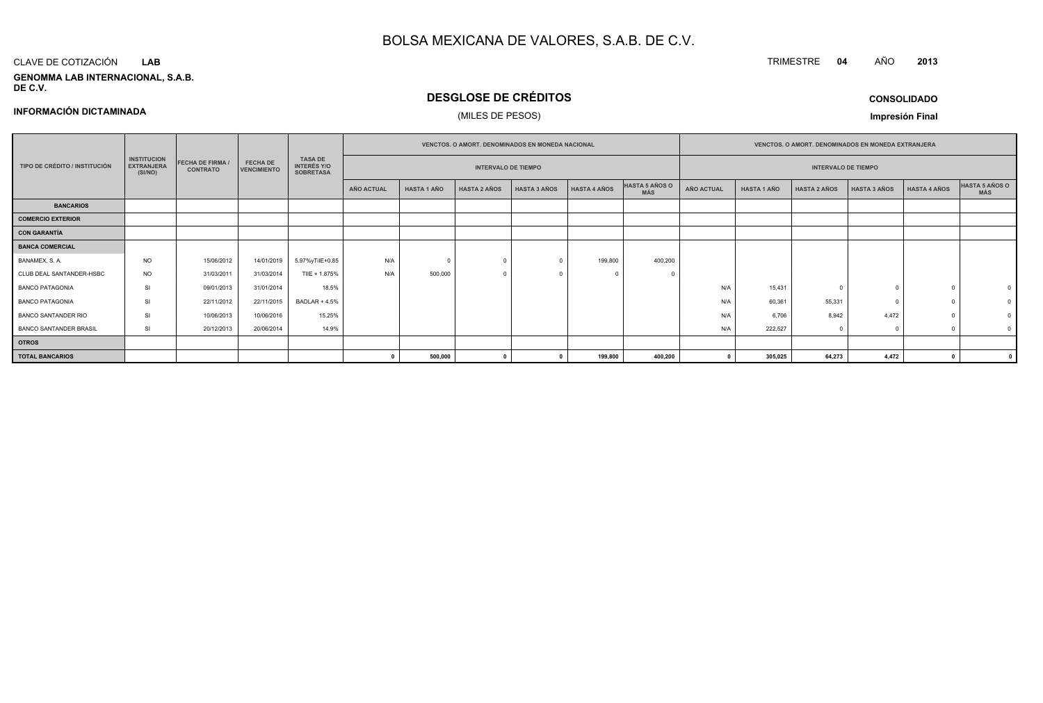# BOLSA MEXICANA DE VALORES, S.A.B. DE C.V.

CLAVE DE COTIZACIÓN **LAB**

TRIMESTRE **04** AÑO **2013**

**GENOMMA LAB INTERNACIONAL, S.A.B. DE C.V.**

## DESGLOSE DE CRÉDITOS

(MILES DE PESOS)

**CONSOLIDADO**

**INFORMACIÓN DICTAMINADA**

**Impresión Final**

| TIPO DE CRÉDITO / INSTITUCIÓN | INSTITUCION EXTRANJERA (SI/NO) | FECHA DE FIRMA / CONTRATO | FECHA DE VENCIMIENTO | TASA DE INTERÉS Y/O SOBRETASA | VENCTOS. O AMORT. DENOMINADOS EN MONEDA NACIONAL | | | | | | VENCTOS. O AMORT. DENOMINADOS EN MONEDA EXTRANJERA | | | | | |
|---|---|---|---|---|---|---|---|---|---|---|---|---|---|---|---|---|
| | | | | | INTERVALO DE TIEMPO | | | | | | INTERVALO DE TIEMPO | | | | | |
| | | | | | AÑO ACTUAL | HASTA 1 AÑO | HASTA 2 AÑOS | HASTA 3 AÑOS | HASTA 4 AÑOS | HASTA 5 AÑOS O MÁS | AÑO ACTUAL | HASTA 1 AÑO | HASTA 2 AÑOS | HASTA 3 AÑOS | HASTA 4 AÑOS | HASTA 5 AÑOS O MÁS |
| **BANCARIOS** | | | | | | | | | | | | | | | | |
| **COMERCIO EXTERIOR** | | | | | | | | | | | | | | | | |
| **CON GARANTÍA** | | | | | | | | | | | | | | | | |
| **BANCA COMERCIAL** | | | | | | | | | | | | | | | | |
| BANAMEX, S. A. | NO | 15/06/2012 | 14/01/2019 | 5.97%yTIIE+0.85 | N/A | 0 | 0 | 0 | 199,800 | 400,200 | | | | | | |
| CLUB DEAL SANTANDER-HSBC | NO | 31/03/2011 | 31/03/2014 | TIIE + 1.875% | N/A | 500,000 | 0 | 0 | 0 | 0 | | | | | | |
| BANCO PATAGONIA | SI | 09/01/2013 | 31/01/2014 | 18.5% | | | | | | | N/A | 15,431 | 0 | 0 | 0 | 0 |
| BANCO PATAGONIA | SI | 22/11/2012 | 22/11/2015 | BADLAR + 4.5% | | | | | | | N/A | 60,361 | 55,331 | 0 | 0 | 0 |
| BANCO SANTANDER RIO | SI | 10/06/2013 | 10/06/2016 | 15.25% | | | | | | | N/A | 6,706 | 8,942 | 4,472 | 0 | 0 |
| BANCO SANTANDER BRASIL | SI | 20/12/2013 | 20/06/2014 | 14.9% | | | | | | | N/A | 222,527 | 0 | 0 | 0 | 0 |
| **OTROS** | | | | | | | | | | | | | | | | |
| **TOTAL BANCARIOS** | | | | | **0** | **500,000** | **0** | **0** | **199,800** | **400,200** | **0** | **305,025** | **64,273** | **4,472** | **0** | **0** |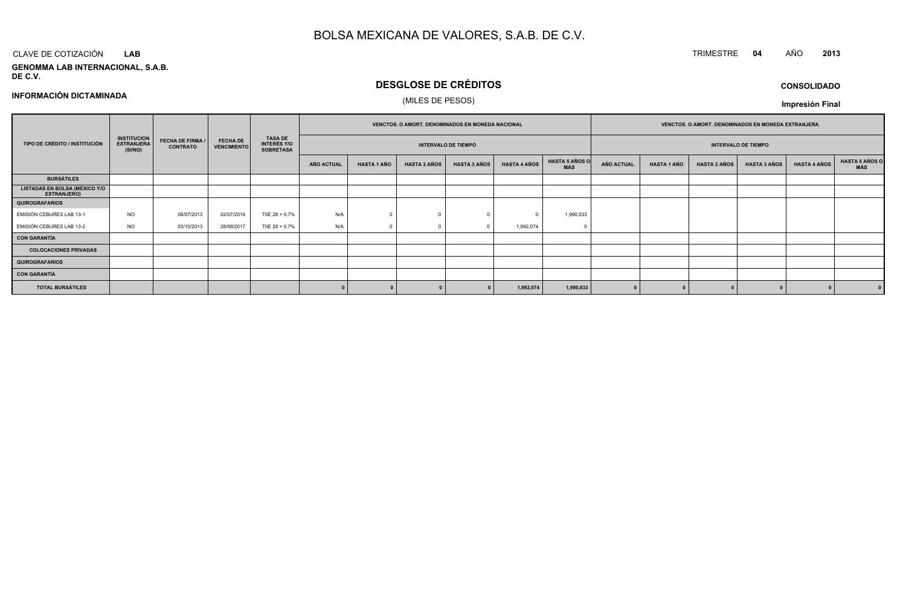# BOLSA MEXICANA DE VALORES, S.A.B. DE C.V.

CLAVE DE COTIZACIÓN **LAB**

TRIMESTRE **04** AÑO **2013**

**GENOMMA LAB INTERNACIONAL, S.A.B. DE C.V.**

## DESGLOSE DE CRÉDITOS

(MILES DE PESOS)

**CONSOLIDADO**

**INFORMACIÓN DICTAMINADA**

**Impresión Final**

| TIPO DE CRÉDITO / INSTITUCIÓN | INSTITUCION EXTRANJERA (SI/NO) | FECHA DE FIRMA / CONTRATO | FECHA DE VENCIMIENTO | TASA DE INTERÉS Y/O SOBRETASA | VENCTOS. O AMORT. DENOMINADOS EN MONEDA NACIONAL | | | | | | VENCTOS. O AMORT. DENOMINADOS EN MONEDA EXTRANJERA | | | | | |
|---|---|---|---|---|---|---|---|---|---|---|---|---|---|---|---|---|
| | | | | | INTERVALO DE TIEMPO | | | | | | INTERVALO DE TIEMPO | | | | | |
| | | | | | AÑO ACTUAL | HASTA 1 AÑO | HASTA 2 AÑOS | HASTA 3 AÑOS | HASTA 4 AÑOS | HASTA 5 AÑOS O MÁS | AÑO ACTUAL | HASTA 1 AÑO | HASTA 2 AÑOS | HASTA 3 AÑOS | HASTA 4 AÑOS | HASTA 5 AÑOS O MÁS |
| **BURSÁTILES** | | | | | | | | | | | | | | | | |
| **LISTADAS EN BOLSA (MÉXICO Y/O EXTRANJERO)** | | | | | | | | | | | | | | | | |
| **QUIROGRAFARIOS** | | | | | | | | | | | | | | | | |
| EMISIÓN CEBURES LAB 13-1 | NO | 08/07/2013 | 02/07/2018 | TIIE 28 + 0.7% | N/A | 0 | 0 | 0 | 0 | 1,990,033 | | | | | | |
| EMISIÓN CEBURES LAB 13-2 | NO | 03/10/2013 | 28/09/2017 | TIIE 28 + 0.7% | N/A | 0 | 0 | 0 | 1,992,074 | 0 | | | | | | |
| **CON GARANTÍA** | | | | | | | | | | | | | | | | |
| **COLOCACIONES PRIVADAS** | | | | | | | | | | | | | | | | |
| **QUIROGRAFARIOS** | | | | | | | | | | | | | | | | |
| **CON GARANTÍA** | | | | | | | | | | | | | | | | |
| **TOTAL BURSÁTILES** | | | | | **0** | **0** | **0** | **0** | **1,992,074** | **1,990,033** | **0** | **0** | **0** | **0** | **0** | **0** |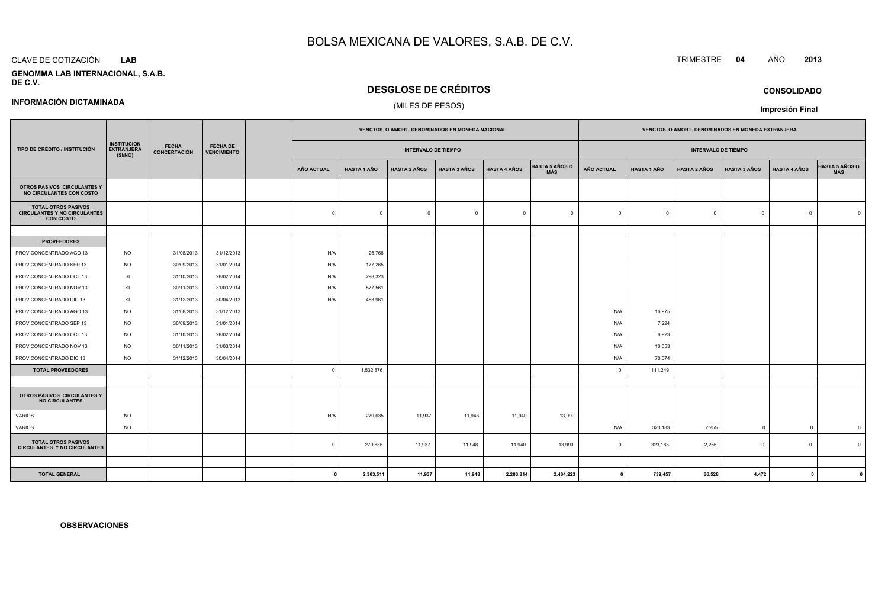# BOLSA MEXICANA DE VALORES, S.A.B. DE C.V.

CLAVE DE COTIZACIÓN **LAB**

TRIMESTRE **04** AÑO **2013**

**GENOMMA LAB INTERNACIONAL, S.A.B. DE C.V.**

## DESGLOSE DE CRÉDITOS

(MILES DE PESOS)

**CONSOLIDADO**

**INFORMACIÓN DICTAMINADA**

**Impresión Final**

| TIPO DE CRÉDITO / INSTITUCIÓN | INSTITUCION EXTRANJERA (SI/NO) | FECHA CONCERTACIÓN | FECHA DE VENCIMIENTO | | VENCTOS. O AMORT. DENOMINADOS EN MONEDA NACIONAL | | | | | | VENCTOS. O AMORT. DENOMINADOS EN MONEDA EXTRANJERA | | | | | |
|---|---|---|---|---|---|---|---|---|---|---|---|---|---|---|---|---|
| | | | | | INTERVALO DE TIEMPO | | | | | | INTERVALO DE TIEMPO | | | | | |
| | | | | | AÑO ACTUAL | HASTA 1 AÑO | HASTA 2 AÑOS | HASTA 3 AÑOS | HASTA 4 AÑOS | HASTA 5 AÑOS O MÁS | AÑO ACTUAL | HASTA 1 AÑO | HASTA 2 AÑOS | HASTA 3 AÑOS | HASTA 4 AÑOS | HASTA 5 AÑOS O MÁS |
| **OTROS PASIVOS CIRCULANTES Y NO CIRCULANTES CON COSTO** | | | | | | | | | | | | | | | | |
| **TOTAL OTROS PASIVOS CIRCULANTES Y NO CIRCULANTES CON COSTO** | | | | | 0 | 0 | 0 | 0 | 0 | 0 | 0 | 0 | 0 | 0 | 0 | 0 |
| | | | | | | | | | | | | | | | | |
| **PROVEEDORES** | | | | | | | | | | | | | | | | |
| PROV CONCENTRADO AGO 13 | NO | 31/08/2013 | 31/12/2013 | | N/A | 25,766 | | | | | | | | | | |
| PROV CONCENTRADO SEP 13 | NO | 30/09/2013 | 31/01/2014 | | N/A | 177,265 | | | | | | | | | | |
| PROV CONCENTRADO OCT 13 | SI | 31/10/2013 | 28/02/2014 | | N/A | 298,323 | | | | | | | | | | |
| PROV CONCENTRADO NOV 13 | SI | 30/11/2013 | 31/03/2014 | | N/A | 577,561 | | | | | | | | | | |
| PROV CONCENTRADO DIC 13 | SI | 31/12/2013 | 30/04/2013 | | N/A | 453,961 | | | | | | | | | | |
| PROV CONCENTRADO AGO 13 | NO | 31/08/2013 | 31/12/2013 | | | | | | | | N/A | 16,975 | | | | |
| PROV CONCENTRADO SEP 13 | NO | 30/09/2013 | 31/01/2014 | | | | | | | | N/A | 7,224 | | | | |
| PROV CONCENTRADO OCT 13 | NO | 31/10/2013 | 28/02/2014 | | | | | | | | N/A | 6,923 | | | | |
| PROV CONCENTRADO NOV 13 | NO | 30/11/2013 | 31/03/2014 | | | | | | | | N/A | 10,053 | | | | |
| PROV CONCENTRADO DIC 13 | NO | 31/12/2013 | 30/04/2014 | | | | | | | | N/A | 70,074 | | | | |
| **TOTAL PROVEEDORES** | | | | | 0 | 1,532,876 | | | | | 0 | 111,249 | | | | |
| | | | | | | | | | | | | | | | | |
| **OTROS PASIVOS CIRCULANTES Y NO CIRCULANTES** | | | | | | | | | | | | | | | | |
| VARIOS | NO | | | | N/A | 270,635 | 11,937 | 11,948 | 11,940 | 13,990 | | | | | | |
| VARIOS | NO | | | | | | | | | | N/A | 323,183 | 2,255 | 0 | 0 | 0 |
| **TOTAL OTROS PASIVOS CIRCULANTES Y NO CIRCULANTES** | | | | | 0 | 270,635 | 11,937 | 11,948 | 11,940 | 13,990 | 0 | 323,183 | 2,255 | 0 | 0 | 0 |
| | | | | | | | | | | | | | | | | |
| **TOTAL GENERAL** | | | | | **0** | **2,303,511** | **11,937** | **11,948** | **2,203,814** | **2,404,223** | **0** | **739,457** | **66,528** | **4,472** | **0** | **0** |

**OBSERVACIONES**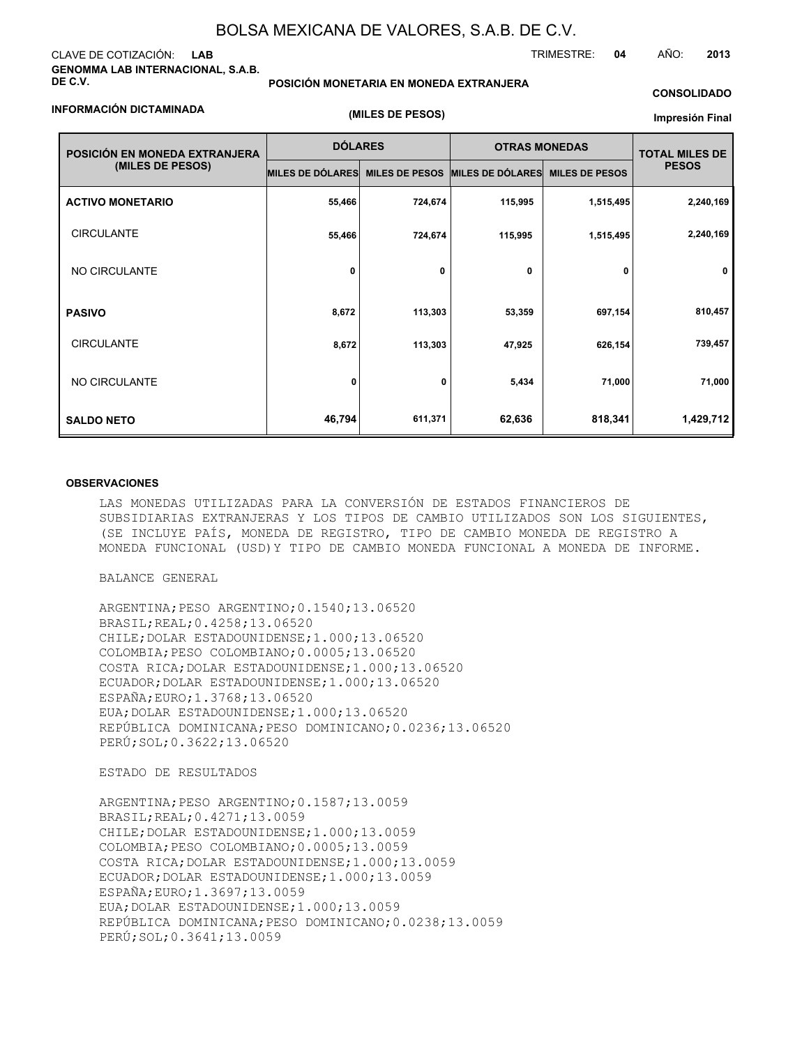# BOLSA MEXICANA DE VALORES, S.A.B. DE C.V.

CLAVE DE COTIZACIÓN: **LAB**

TRIMESTRE: **04** AÑO: **2013**

**GENOMMA LAB INTERNACIONAL, S.A.B. DE C.V.**

**POSICIÓN MONETARIA EN MONEDA EXTRANJERA**

**CONSOLIDADO**

**INFORMACIÓN DICTAMINADA**

**(MILES DE PESOS)**

**Impresión Final**

| POSICIÓN EN MONEDA EXTRANJERA (MILES DE PESOS) | DÓLARES | | OTRAS MONEDAS | | TOTAL MILES DE PESOS |
|---|---|---|---|---|---|
| | MILES DE DÓLARES | MILES DE PESOS | MILES DE DÓLARES | MILES DE PESOS | |
| **ACTIVO MONETARIO** | 55,466 | 724,674 | 115,995 | 1,515,495 | 2,240,169 |
| CIRCULANTE | 55,466 | 724,674 | 115,995 | 1,515,495 | 2,240,169 |
| NO CIRCULANTE | 0 | 0 | 0 | 0 | 0 |
| **PASIVO** | 8,672 | 113,303 | 53,359 | 697,154 | 810,457 |
| CIRCULANTE | 8,672 | 113,303 | 47,925 | 626,154 | 739,457 |
| NO CIRCULANTE | 0 | 0 | 5,434 | 71,000 | 71,000 |
| **SALDO NETO** | 46,794 | 611,371 | 62,636 | 818,341 | 1,429,712 |

**OBSERVACIONES**

LAS MONEDAS UTILIZADAS PARA LA CONVERSIÓN DE ESTADOS FINANCIEROS DE SUBSIDIARIAS EXTRANJERAS Y LOS TIPOS DE CAMBIO UTILIZADOS SON LOS SIGUIENTES, (SE INCLUYE PAÍS, MONEDA DE REGISTRO, TIPO DE CAMBIO MONEDA DE REGISTRO A MONEDA FUNCIONAL (USD)Y TIPO DE CAMBIO MONEDA FUNCIONAL A MONEDA DE INFORME.

BALANCE GENERAL

ARGENTINA;PESO ARGENTINO;0.1540;13.06520
BRASIL;REAL;0.4258;13.06520
CHILE;DOLAR ESTADOUNIDENSE;1.000;13.06520
COLOMBIA;PESO COLOMBIANO;0.0005;13.06520
COSTA RICA;DOLAR ESTADOUNIDENSE;1.000;13.06520
ECUADOR;DOLAR ESTADOUNIDENSE;1.000;13.06520
ESPAÑA;EURO;1.3768;13.06520
EUA;DOLAR ESTADOUNIDENSE;1.000;13.06520
REPÚBLICA DOMINICANA;PESO DOMINICANO;0.0236;13.06520
PERÚ;SOL;0.3622;13.06520

ESTADO DE RESULTADOS

ARGENTINA;PESO ARGENTINO;0.1587;13.0059
BRASIL;REAL;0.4271;13.0059
CHILE;DOLAR ESTADOUNIDENSE;1.000;13.0059
COLOMBIA;PESO COLOMBIANO;0.0005;13.0059
COSTA RICA;DOLAR ESTADOUNIDENSE;1.000;13.0059
ECUADOR;DOLAR ESTADOUNIDENSE;1.000;13.0059
ESPAÑA;EURO;1.3697;13.0059
EUA;DOLAR ESTADOUNIDENSE;1.000;13.0059
REPÚBLICA DOMINICANA;PESO DOMINICANO;0.0238;13.0059
PERÚ;SOL;0.3641;13.0059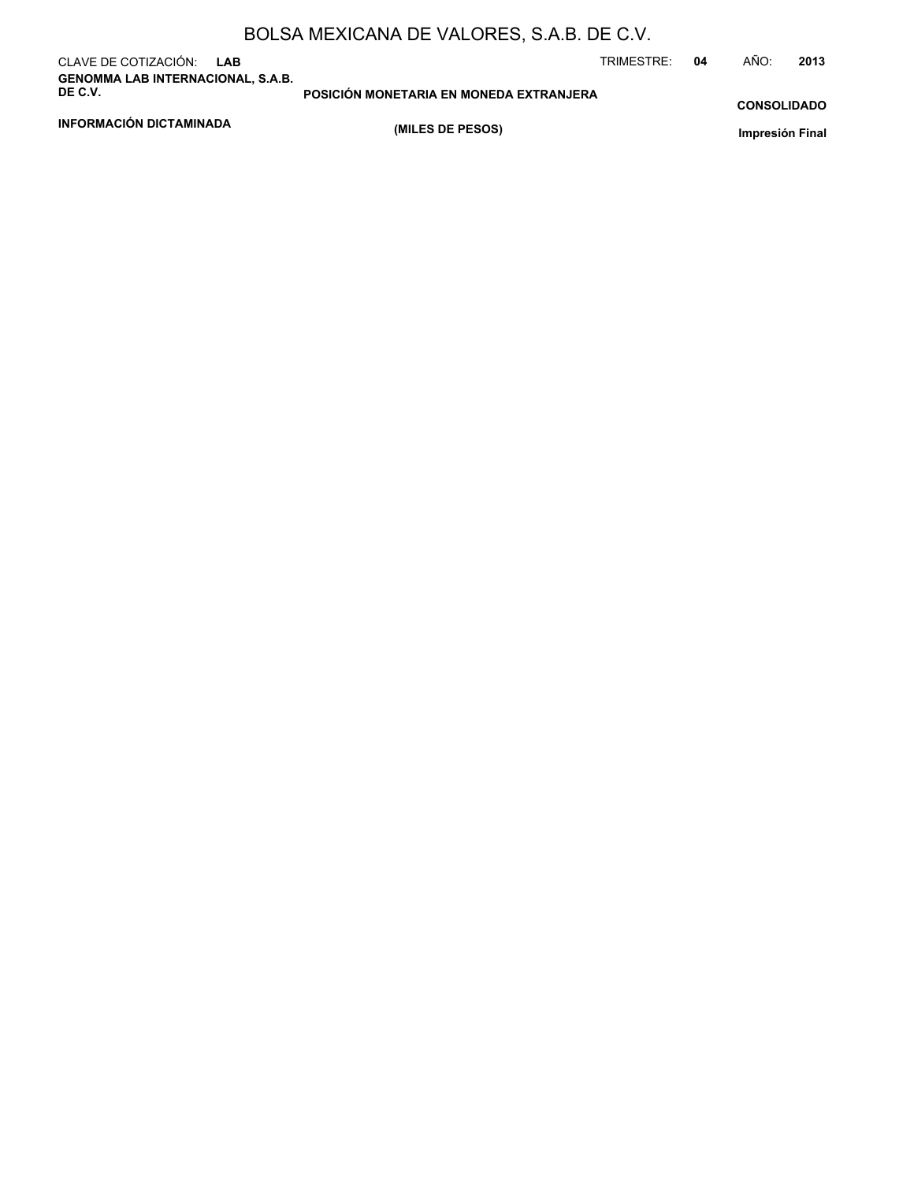## POSICIÓN MONETARIA EN MONEDA EXTRANJERA

**(MILES DE PESOS)**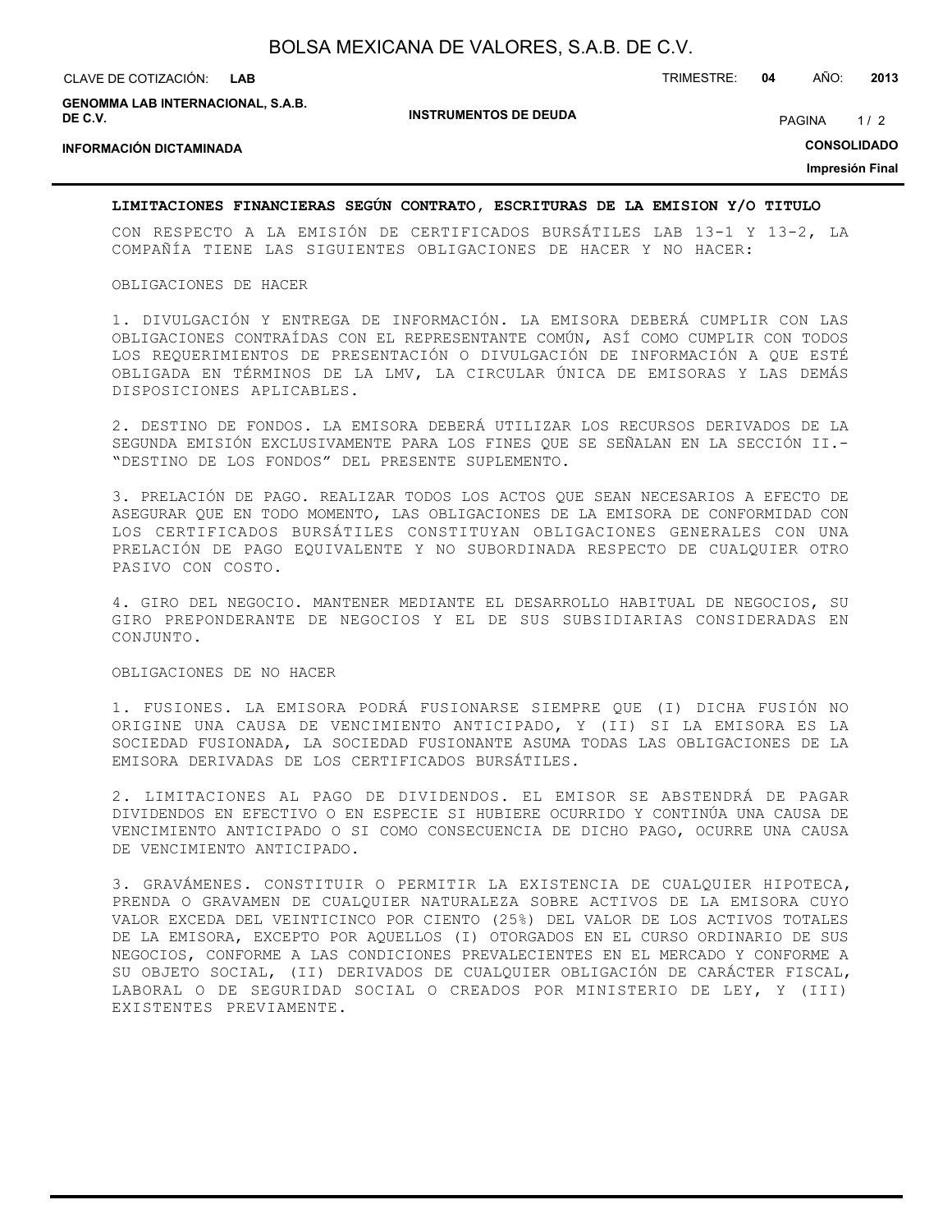**LIMITACIONES FINANCIERAS SEGÚN CONTRATO, ESCRITURAS DE LA EMISION Y/O TITULO**

CON RESPECTO A LA EMISIÓN DE CERTIFICADOS BURSÁTILES LAB 13-1 Y 13-2, LA COMPAÑÍA TIENE LAS SIGUIENTES OBLIGACIONES DE HACER Y NO HACER:

OBLIGACIONES DE HACER

1. DIVULGACIÓN Y ENTREGA DE INFORMACIÓN. LA EMISORA DEBERÁ CUMPLIR CON LAS OBLIGACIONES CONTRAÍDAS CON EL REPRESENTANTE COMÚN, ASÍ COMO CUMPLIR CON TODOS LOS REQUERIMIENTOS DE PRESENTACIÓN O DIVULGACIÓN DE INFORMACIÓN A QUE ESTÉ OBLIGADA EN TÉRMINOS DE LA LMV, LA CIRCULAR ÚNICA DE EMISORAS Y LAS DEMÁS DISPOSICIONES APLICABLES.

2. DESTINO DE FONDOS. LA EMISORA DEBERÁ UTILIZAR LOS RECURSOS DERIVADOS DE LA SEGUNDA EMISIÓN EXCLUSIVAMENTE PARA LOS FINES QUE SE SEÑALAN EN LA SECCIÓN II.- "DESTINO DE LOS FONDOS" DEL PRESENTE SUPLEMENTO.

3. PRELACIÓN DE PAGO. REALIZAR TODOS LOS ACTOS QUE SEAN NECESARIOS A EFECTO DE ASEGURAR QUE EN TODO MOMENTO, LAS OBLIGACIONES DE LA EMISORA DE CONFORMIDAD CON LOS CERTIFICADOS BURSÁTILES CONSTITUYAN OBLIGACIONES GENERALES CON UNA PRELACIÓN DE PAGO EQUIVALENTE Y NO SUBORDINADA RESPECTO DE CUALQUIER OTRO PASIVO CON COSTO.

4. GIRO DEL NEGOCIO. MANTENER MEDIANTE EL DESARROLLO HABITUAL DE NEGOCIOS, SU GIRO PREPONDERANTE DE NEGOCIOS Y EL DE SUS SUBSIDIARIAS CONSIDERADAS EN CONJUNTO.

OBLIGACIONES DE NO HACER

1. FUSIONES. LA EMISORA PODRÁ FUSIONARSE SIEMPRE QUE (I) DICHA FUSIÓN NO ORIGINE UNA CAUSA DE VENCIMIENTO ANTICIPADO, Y (II) SI LA EMISORA ES LA SOCIEDAD FUSIONADA, LA SOCIEDAD FUSIONANTE ASUMA TODAS LAS OBLIGACIONES DE LA EMISORA DERIVADAS DE LOS CERTIFICADOS BURSÁTILES.

2. LIMITACIONES AL PAGO DE DIVIDENDOS. EL EMISOR SE ABSTENDRÁ DE PAGAR DIVIDENDOS EN EFECTIVO O EN ESPECIE SI HUBIERE OCURRIDO Y CONTINÚA UNA CAUSA DE VENCIMIENTO ANTICIPADO O SI COMO CONSECUENCIA DE DICHO PAGO, OCURRE UNA CAUSA DE VENCIMIENTO ANTICIPADO.

3. GRAVÁMENES. CONSTITUIR O PERMITIR LA EXISTENCIA DE CUALQUIER HIPOTECA, PRENDA O GRAVAMEN DE CUALQUIER NATURALEZA SOBRE ACTIVOS DE LA EMISORA CUYO VALOR EXCEDA DEL VEINTICINCO POR CIENTO (25%) DEL VALOR DE LOS ACTIVOS TOTALES DE LA EMISORA, EXCEPTO POR AQUELLOS (I) OTORGADOS EN EL CURSO ORDINARIO DE SUS NEGOCIOS, CONFORME A LAS CONDICIONES PREVALECIENTES EN EL MERCADO Y CONFORME A SU OBJETO SOCIAL, (II) DERIVADOS DE CUALQUIER OBLIGACIÓN DE CARÁCTER FISCAL, LABORAL O DE SEGURIDAD SOCIAL O CREADOS POR MINISTERIO DE LEY, Y (III) EXISTENTES PREVIAMENTE.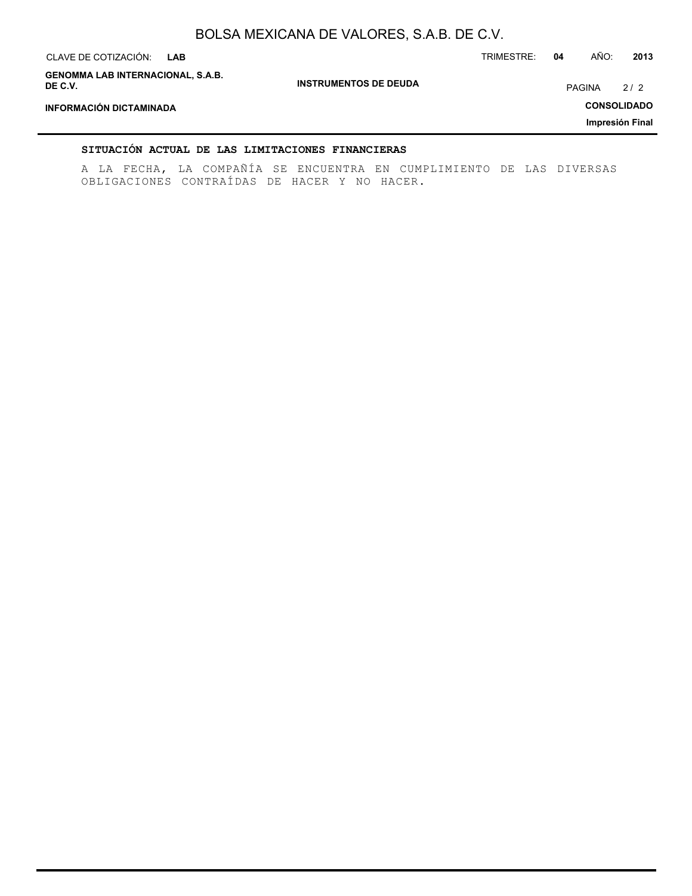## SITUACIÓN ACTUAL DE LAS LIMITACIONES FINANCIERAS

A LA FECHA, LA COMPAÑÍA SE ENCUENTRA EN CUMPLIMIENTO DE LAS DIVERSAS OBLIGACIONES CONTRAÍDAS DE HACER Y NO HACER.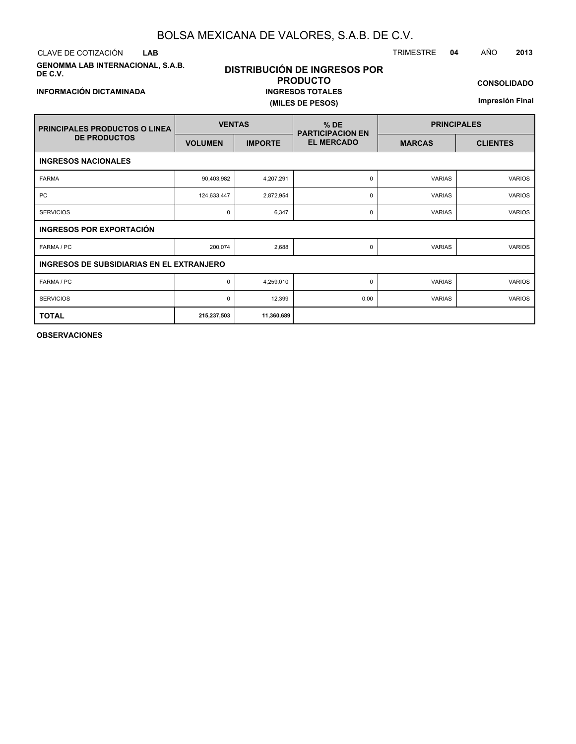# BOLSA MEXICANA DE VALORES, S.A.B. DE C.V.

CLAVE DE COTIZACIÓN **LAB**

TRIMESTRE **04** AÑO **2013**

**GENOMMA LAB INTERNACIONAL, S.A.B. DE C.V.**

**INFORMACIÓN DICTAMINADA**

## DISTRIBUCIÓN DE INGRESOS POR PRODUCTO

**INGRESOS TOTALES**

**(MILES DE PESOS)**

**CONSOLIDADO**

**Impresión Final**

| PRINCIPALES PRODUCTOS O LINEA DE PRODUCTOS | VENTAS | | % DE PARTICIPACION EN EL MERCADO | PRINCIPALES | |
|---|---|---|---|---|---|
| | VOLUMEN | IMPORTE | | MARCAS | CLIENTES |
| **INGRESOS NACIONALES** | | | | | |
| FARMA | 90,403,982 | 4,207,291 | 0 | VARIAS | VARIOS |
| PC | 124,633,447 | 2,872,954 | 0 | VARIAS | VARIOS |
| SERVICIOS | 0 | 6,347 | 0 | VARIAS | VARIOS |
| **INGRESOS POR EXPORTACIÓN** | | | | | |
| FARMA / PC | 200,074 | 2,688 | 0 | VARIAS | VARIOS |
| **INGRESOS DE SUBSIDIARIAS EN EL EXTRANJERO** | | | | | |
| FARMA / PC | 0 | 4,259,010 | 0 | VARIAS | VARIOS |
| SERVICIOS | 0 | 12,399 | 0.00 | VARIAS | VARIOS |
| **TOTAL** | **215,237,503** | **11,360,689** | | | |

**OBSERVACIONES**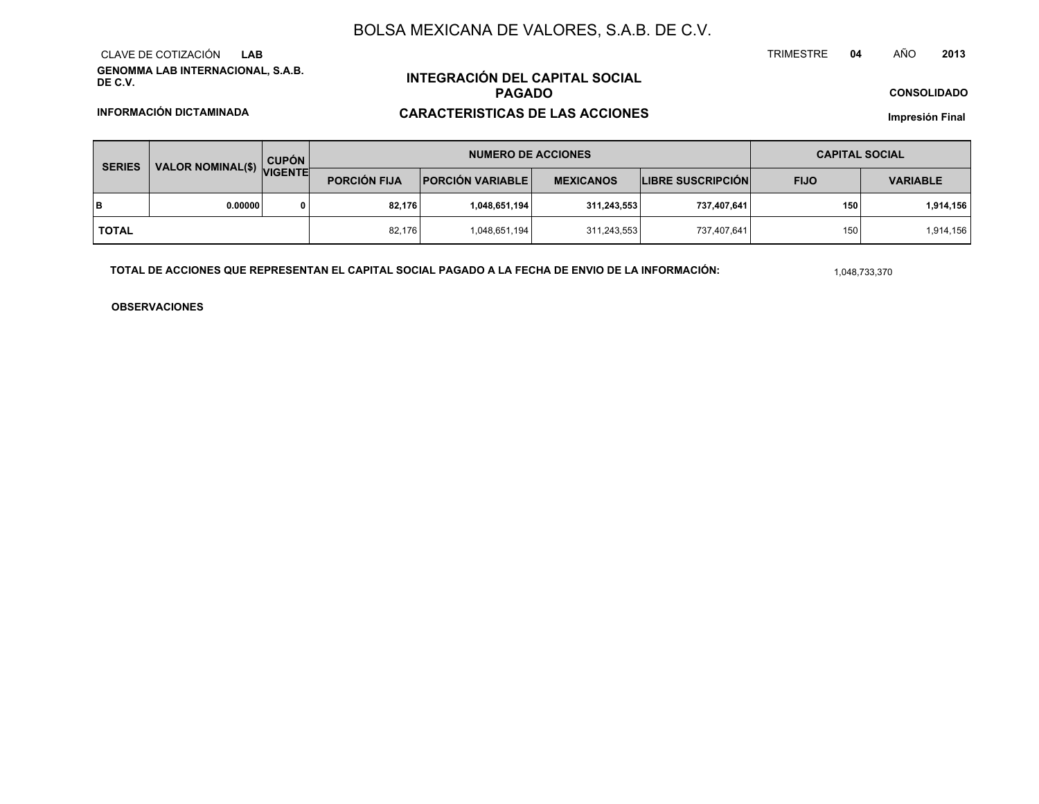# BOLSA MEXICANA DE VALORES, S.A.B. DE C.V.

CLAVE DE COTIZACIÓN **LAB**

TRIMESTRE **04** AÑO **2013**

**GENOMMA LAB INTERNACIONAL, S.A.B. DE C.V.**

## INTEGRACIÓN DEL CAPITAL SOCIAL PAGADO

**CONSOLIDADO**

**INFORMACIÓN DICTAMINADA**

## CARACTERISTICAS DE LAS ACCIONES

**Impresión Final**

| SERIES | VALOR NOMINAL($) | CUPÓN VIGENTE | NUMERO DE ACCIONES | | | | CAPITAL SOCIAL | |
|---|---|---|---|---|---|---|---|---|
| | | | PORCIÓN FIJA | PORCIÓN VARIABLE | MEXICANOS | LIBRE SUSCRIPCIÓN | FIJO | VARIABLE |
| **B** | **0.00000** | **0** | **82,176** | **1,048,651,194** | **311,243,553** | **737,407,641** | **150** | **1,914,156** |
| **TOTAL** | | | 82,176 | 1,048,651,194 | 311,243,553 | 737,407,641 | 150 | 1,914,156 |

**TOTAL DE ACCIONES QUE REPRESENTAN EL CAPITAL SOCIAL PAGADO A LA FECHA DE ENVIO DE LA INFORMACIÓN:** 1,048,733,370

**OBSERVACIONES**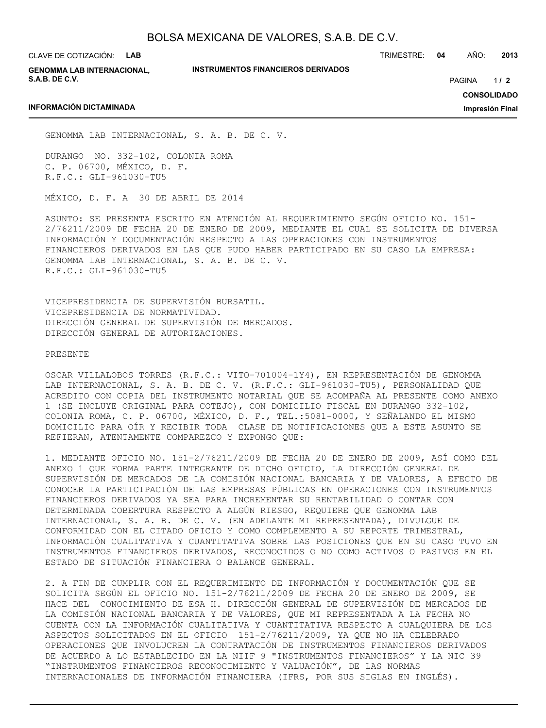GENOMMA LAB INTERNACIONAL, S. A. B. DE C. V.

DURANGO NO. 332-102, COLONIA ROMA
C. P. 06700, MÉXICO, D. F.
R.F.C.: GLI-961030-TU5

MÉXICO, D. F. A 30 DE ABRIL DE 2014

ASUNTO: SE PRESENTA ESCRITO EN ATENCIÓN AL REQUERIMIENTO SEGÚN OFICIO NO. 151-2/76211/2009 DE FECHA 20 DE ENERO DE 2009, MEDIANTE EL CUAL SE SOLICITA DE DIVERSA INFORMACIÓN Y DOCUMENTACIÓN RESPECTO A LAS OPERACIONES CON INSTRUMENTOS FINANCIEROS DERIVADOS EN LAS QUE PUDO HABER PARTICIPADO EN SU CASO LA EMPRESA: GENOMMA LAB INTERNACIONAL, S. A. B. DE C. V.
R.F.C.: GLI-961030-TU5

VICEPRESIDENCIA DE SUPERVISIÓN BURSATIL.
VICEPRESIDENCIA DE NORMATIVIDAD.
DIRECCIÓN GENERAL DE SUPERVISIÓN DE MERCADOS.
DIRECCIÓN GENERAL DE AUTORIZACIONES.

PRESENTE

OSCAR VILLALOBOS TORRES (R.F.C.: VITO-701004-1Y4), EN REPRESENTACIÓN DE GENOMMA LAB INTERNACIONAL, S. A. B. DE C. V. (R.F.C.: GLI-961030-TU5), PERSONALIDAD QUE ACREDITO CON COPIA DEL INSTRUMENTO NOTARIAL QUE SE ACOMPAÑA AL PRESENTE COMO ANEXO 1 (SE INCLUYE ORIGINAL PARA COTEJO), CON DOMICILIO FISCAL EN DURANGO 332-102, COLONIA ROMA, C. P. 06700, MÉXICO, D. F., TEL.:5081-0000, Y SEÑALANDO EL MISMO DOMICILIO PARA OÍR Y RECIBIR TODA CLASE DE NOTIFICACIONES QUE A ESTE ASUNTO SE REFIERAN, ATENTAMENTE COMPAREZCO Y EXPONGO QUE:

1. MEDIANTE OFICIO NO. 151-2/76211/2009 DE FECHA 20 DE ENERO DE 2009, ASÍ COMO DEL ANEXO 1 QUE FORMA PARTE INTEGRANTE DE DICHO OFICIO, LA DIRECCIÓN GENERAL DE SUPERVISIÓN DE MERCADOS DE LA COMISIÓN NACIONAL BANCARIA Y DE VALORES, A EFECTO DE CONOCER LA PARTICIPACIÓN DE LAS EMPRESAS PÚBLICAS EN OPERACIONES CON INSTRUMENTOS FINANCIEROS DERIVADOS YA SEA PARA INCREMENTAR SU RENTABILIDAD O CONTAR CON DETERMINADA COBERTURA RESPECTO A ALGÚN RIESGO, REQUIERE QUE GENOMMA LAB INTERNACIONAL, S. A. B. DE C. V. (EN ADELANTE MI REPRESENTADA), DIVULGUE DE CONFORMIDAD CON EL CITADO OFICIO Y COMO COMPLEMENTO A SU REPORTE TRIMESTRAL, INFORMACIÓN CUALITATIVA Y CUANTITATIVA SOBRE LAS POSICIONES QUE EN SU CASO TUVO EN INSTRUMENTOS FINANCIEROS DERIVADOS, RECONOCIDOS O NO COMO ACTIVOS O PASIVOS EN EL ESTADO DE SITUACIÓN FINANCIERA O BALANCE GENERAL.

2. A FIN DE CUMPLIR CON EL REQUERIMIENTO DE INFORMACIÓN Y DOCUMENTACIÓN QUE SE SOLICITA SEGÚN EL OFICIO NO. 151-2/76211/2009 DE FECHA 20 DE ENERO DE 2009, SE HACE DEL CONOCIMIENTO DE ESA H. DIRECCIÓN GENERAL DE SUPERVISIÓN DE MERCADOS DE LA COMISIÓN NACIONAL BANCARIA Y DE VALORES, QUE MI REPRESENTADA A LA FECHA NO CUENTA CON LA INFORMACIÓN CUALITATIVA Y CUANTITATIVA RESPECTO A CUALQUIERA DE LOS ASPECTOS SOLICITADOS EN EL OFICIO 151-2/76211/2009, YA QUE NO HA CELEBRADO OPERACIONES QUE INVOLUCREN LA CONTRATACIÓN DE INSTRUMENTOS FINANCIEROS DERIVADOS DE ACUERDO A LO ESTABLECIDO EN LA NIIF 9 "INSTRUMENTOS FINANCIEROS" Y LA NIC 39 "INSTRUMENTOS FINANCIEROS RECONOCIMIENTO Y VALUACIÓN", DE LAS NORMAS INTERNACIONALES DE INFORMACIÓN FINANCIERA (IFRS, POR SUS SIGLAS EN INGLÉS).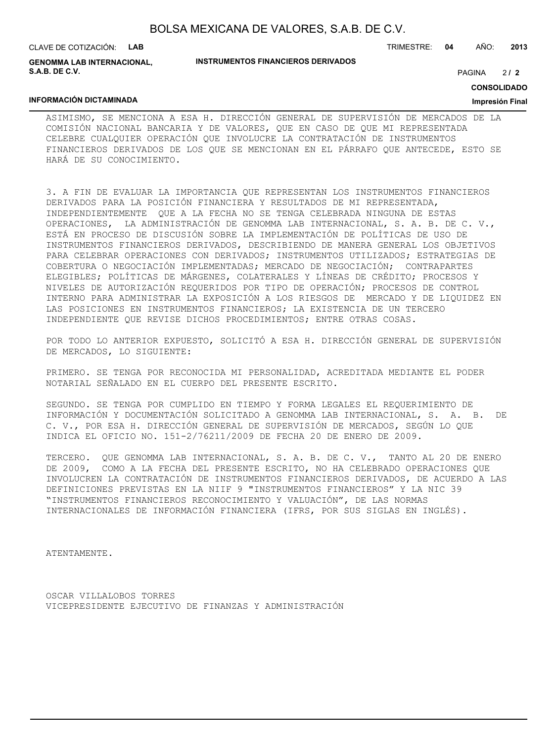ASIMISMO, SE MENCIONA A ESA H. DIRECCIÓN GENERAL DE SUPERVISIÓN DE MERCADOS DE LA COMISIÓN NACIONAL BANCARIA Y DE VALORES, QUE EN CASO DE QUE MI REPRESENTADA CELEBRE CUALQUIER OPERACIÓN QUE INVOLUCRE LA CONTRATACIÓN DE INSTRUMENTOS FINANCIEROS DERIVADOS DE LOS QUE SE MENCIONAN EN EL PÁRRAFO QUE ANTECEDE, ESTO SE HARÁ DE SU CONOCIMIENTO.

3. A FIN DE EVALUAR LA IMPORTANCIA QUE REPRESENTAN LOS INSTRUMENTOS FINANCIEROS DERIVADOS PARA LA POSICIÓN FINANCIERA Y RESULTADOS DE MI REPRESENTADA, INDEPENDIENTEMENTE QUE A LA FECHA NO SE TENGA CELEBRADA NINGUNA DE ESTAS OPERACIONES, LA ADMINISTRACIÓN DE GENOMMA LAB INTERNACIONAL, S. A. B. DE C. V., ESTÁ EN PROCESO DE DISCUSIÓN SOBRE LA IMPLEMENTACIÓN DE POLÍTICAS DE USO DE INSTRUMENTOS FINANCIEROS DERIVADOS, DESCRIBIENDO DE MANERA GENERAL LOS OBJETIVOS PARA CELEBRAR OPERACIONES CON DERIVADOS; INSTRUMENTOS UTILIZADOS; ESTRATEGIAS DE COBERTURA O NEGOCIACIÓN IMPLEMENTADAS; MERCADO DE NEGOCIACIÓN; CONTRAPARTES ELEGIBLES; POLÍTICAS DE MÁRGENES, COLATERALES Y LÍNEAS DE CRÉDITO; PROCESOS Y NIVELES DE AUTORIZACIÓN REQUERIDOS POR TIPO DE OPERACIÓN; PROCESOS DE CONTROL INTERNO PARA ADMINISTRAR LA EXPOSICIÓN A LOS RIESGOS DE MERCADO Y DE LIQUIDEZ EN LAS POSICIONES EN INSTRUMENTOS FINANCIEROS; LA EXISTENCIA DE UN TERCERO INDEPENDIENTE QUE REVISE DICHOS PROCEDIMIENTOS; ENTRE OTRAS COSAS.

POR TODO LO ANTERIOR EXPUESTO, SOLICITÓ A ESA H. DIRECCIÓN GENERAL DE SUPERVISIÓN DE MERCADOS, LO SIGUIENTE:

PRIMERO. SE TENGA POR RECONOCIDA MI PERSONALIDAD, ACREDITADA MEDIANTE EL PODER NOTARIAL SEÑALADO EN EL CUERPO DEL PRESENTE ESCRITO.

SEGUNDO. SE TENGA POR CUMPLIDO EN TIEMPO Y FORMA LEGALES EL REQUERIMIENTO DE INFORMACIÓN Y DOCUMENTACIÓN SOLICITADO A GENOMMA LAB INTERNACIONAL, S. A. B. DE C. V., POR ESA H. DIRECCIÓN GENERAL DE SUPERVISIÓN DE MERCADOS, SEGÚN LO QUE INDICA EL OFICIO NO. 151-2/76211/2009 DE FECHA 20 DE ENERO DE 2009.

TERCERO. QUE GENOMMA LAB INTERNACIONAL, S. A. B. DE C. V., TANTO AL 20 DE ENERO DE 2009, COMO A LA FECHA DEL PRESENTE ESCRITO, NO HA CELEBRADO OPERACIONES QUE INVOLUCREN LA CONTRATACIÓN DE INSTRUMENTOS FINANCIEROS DERIVADOS, DE ACUERDO A LAS DEFINICIONES PREVISTAS EN LA NIIF 9 "INSTRUMENTOS FINANCIEROS" Y LA NIC 39 "INSTRUMENTOS FINANCIEROS RECONOCIMIENTO Y VALUACIÓN", DE LAS NORMAS INTERNACIONALES DE INFORMACIÓN FINANCIERA (IFRS, POR SUS SIGLAS EN INGLÉS).

ATENTAMENTE.

OSCAR VILLALOBOS TORRES
VICEPRESIDENTE EJECUTIVO DE FINANZAS Y ADMINISTRACIÓN